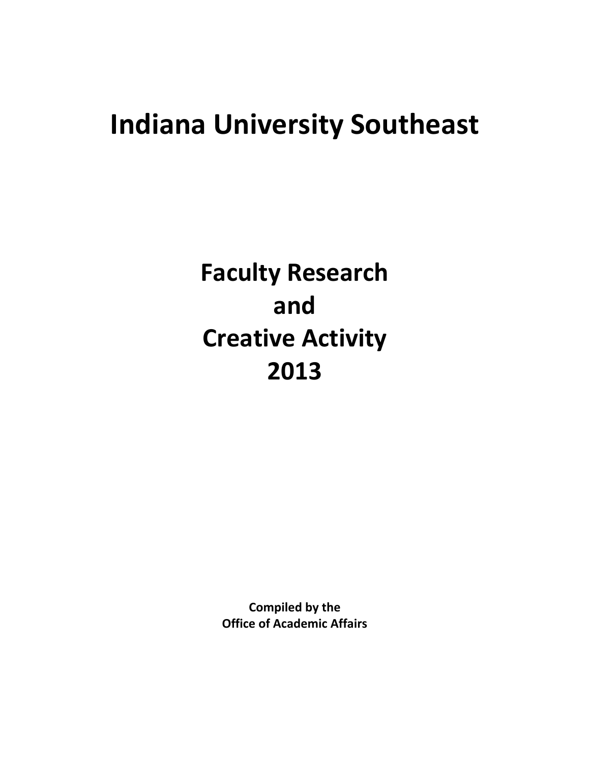# Indiana University Southeast

## Faculty Research
## and
## Creative Activity
## 2013

**Compiled by the**
**Office of Academic Affairs**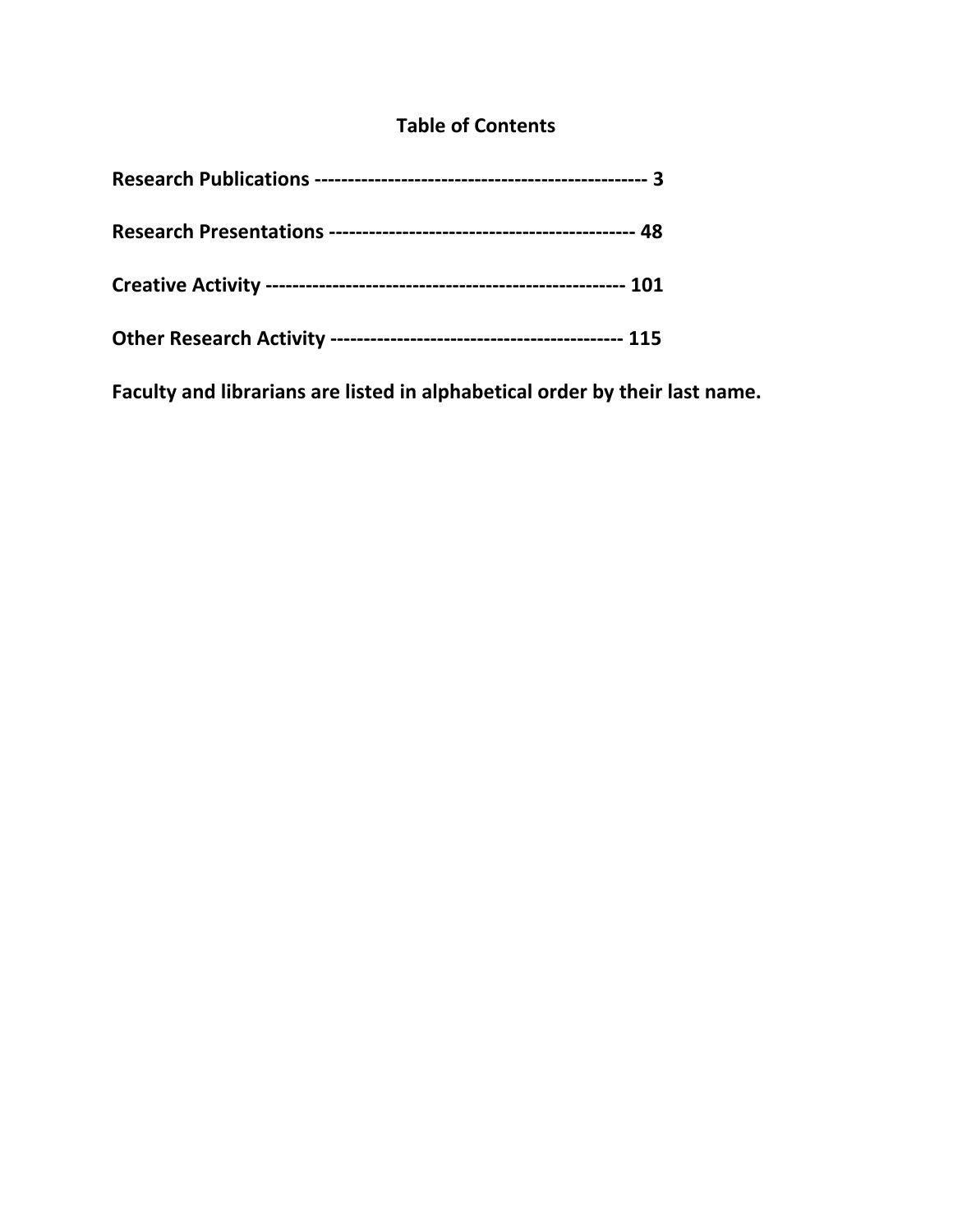## Table of Contents

**Research Publications -------------------------------------------------- 3**

**Research Presentations --------------------------------------------- 48**

**Creative Activity ----------------------------------------------------- 101**

**Other Research Activity ------------------------------------------- 115**

**Faculty and librarians are listed in alphabetical order by their last name.**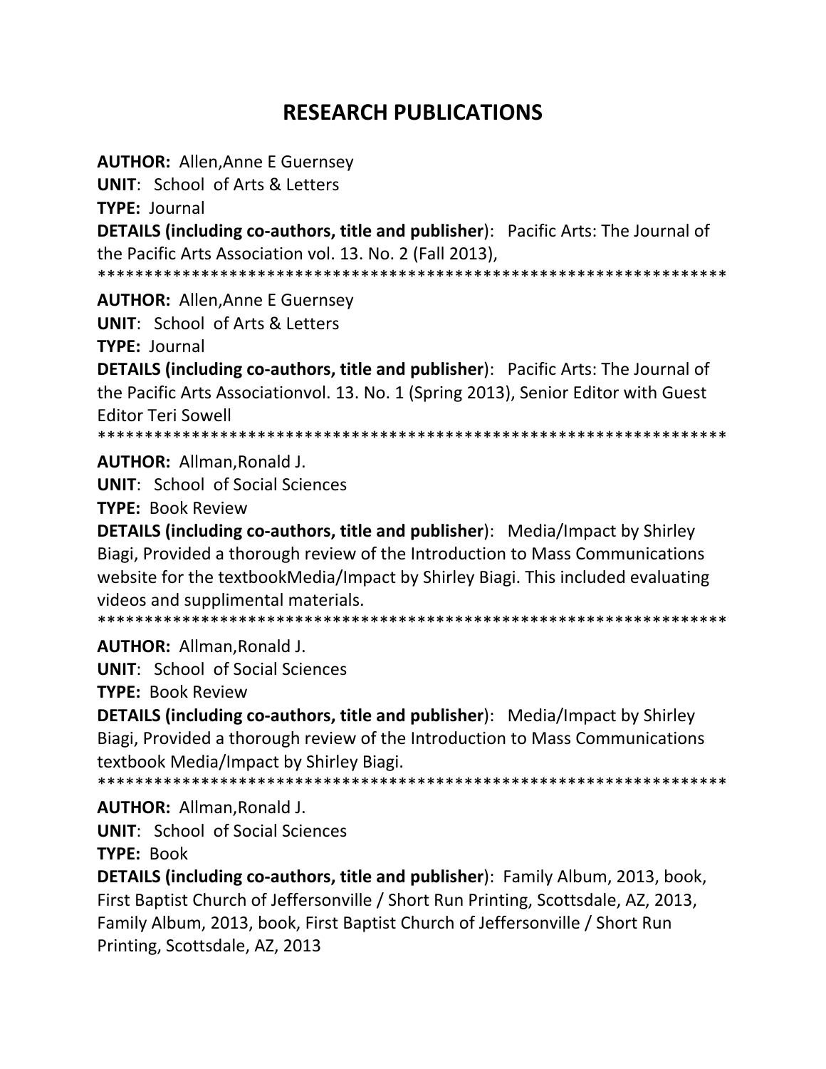# RESEARCH PUBLICATIONS

**AUTHOR:** Allen,Anne E Guernsey
**UNIT**: School of Arts & Letters
**TYPE:** Journal
**DETAILS (including co-authors, title and publisher**): Pacific Arts: The Journal of the Pacific Arts Association vol. 13. No. 2 (Fall 2013),
******************************************************************

**AUTHOR:** Allen,Anne E Guernsey
**UNIT**: School of Arts & Letters
**TYPE:** Journal
**DETAILS (including co-authors, title and publisher**): Pacific Arts: The Journal of the Pacific Arts Associationvol. 13. No. 1 (Spring 2013), Senior Editor with Guest Editor Teri Sowell
******************************************************************

**AUTHOR:** Allman,Ronald J.
**UNIT**: School of Social Sciences
**TYPE:** Book Review
**DETAILS (including co-authors, title and publisher**): Media/Impact by Shirley Biagi, Provided a thorough review of the Introduction to Mass Communications website for the textbookMedia/Impact by Shirley Biagi. This included evaluating videos and supplimental materials.
******************************************************************

**AUTHOR:** Allman,Ronald J.
**UNIT**: School of Social Sciences
**TYPE:** Book Review
**DETAILS (including co-authors, title and publisher**): Media/Impact by Shirley Biagi, Provided a thorough review of the Introduction to Mass Communications textbook Media/Impact by Shirley Biagi.
******************************************************************

**AUTHOR:** Allman,Ronald J.
**UNIT**: School of Social Sciences
**TYPE:** Book
**DETAILS (including co-authors, title and publisher**): Family Album, 2013, book, First Baptist Church of Jeffersonville / Short Run Printing, Scottsdale, AZ, 2013, Family Album, 2013, book, First Baptist Church of Jeffersonville / Short Run Printing, Scottsdale, AZ, 2013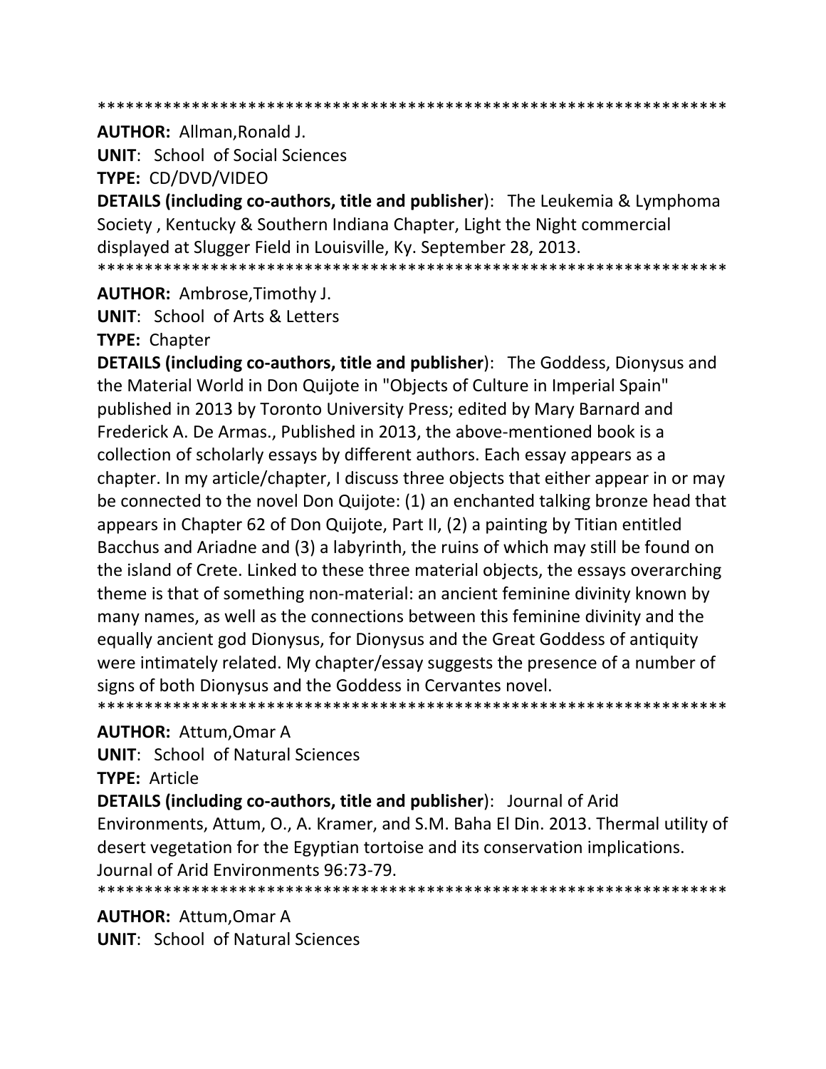*******************************************************************

**AUTHOR:** Allman,Ronald J.
**UNIT**: School of Social Sciences
**TYPE:** CD/DVD/VIDEO
**DETAILS (including co-authors, title and publisher**): The Leukemia & Lymphoma Society , Kentucky & Southern Indiana Chapter, Light the Night commercial displayed at Slugger Field in Louisville, Ky. September 28, 2013.

*******************************************************************

**AUTHOR:** Ambrose,Timothy J.
**UNIT**: School of Arts & Letters
**TYPE:** Chapter
**DETAILS (including co-authors, title and publisher**): The Goddess, Dionysus and the Material World in Don Quijote in "Objects of Culture in Imperial Spain" published in 2013 by Toronto University Press; edited by Mary Barnard and Frederick A. De Armas., Published in 2013, the above-mentioned book is a collection of scholarly essays by different authors. Each essay appears as a chapter. In my article/chapter, I discuss three objects that either appear in or may be connected to the novel Don Quijote: (1) an enchanted talking bronze head that appears in Chapter 62 of Don Quijote, Part II, (2) a painting by Titian entitled Bacchus and Ariadne and (3) a labyrinth, the ruins of which may still be found on the island of Crete. Linked to these three material objects, the essays overarching theme is that of something non-material: an ancient feminine divinity known by many names, as well as the connections between this feminine divinity and the equally ancient god Dionysus, for Dionysus and the Great Goddess of antiquity were intimately related. My chapter/essay suggests the presence of a number of signs of both Dionysus and the Goddess in Cervantes novel.

*******************************************************************

**AUTHOR:** Attum,Omar A
**UNIT**: School of Natural Sciences
**TYPE:** Article
**DETAILS (including co-authors, title and publisher**): Journal of Arid Environments, Attum, O., A. Kramer, and S.M. Baha El Din. 2013. Thermal utility of desert vegetation for the Egyptian tortoise and its conservation implications. Journal of Arid Environments 96:73-79.

*******************************************************************

**AUTHOR:** Attum,Omar A
**UNIT**: School of Natural Sciences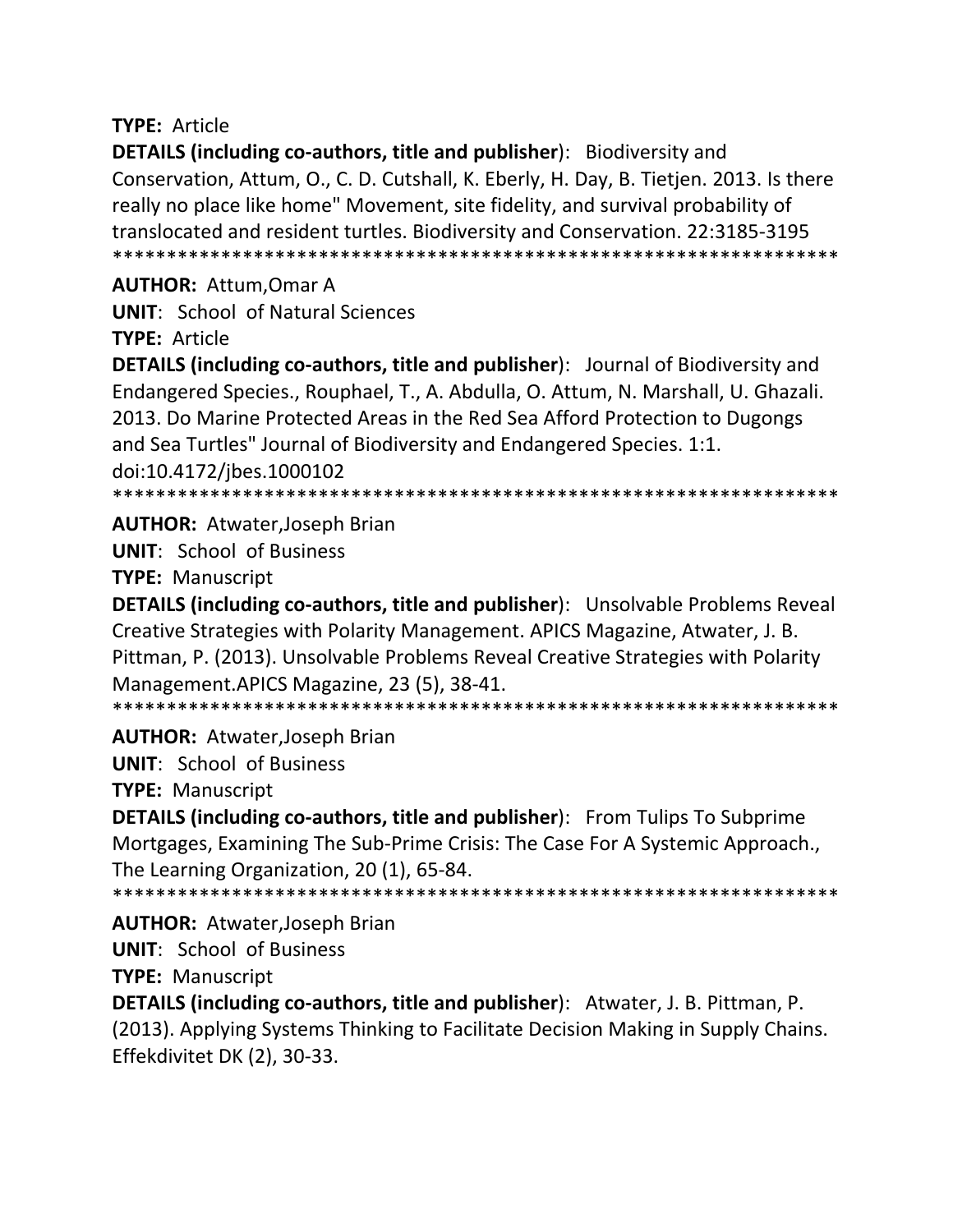**TYPE:** Article

**DETAILS (including co-authors, title and publisher)**: Biodiversity and Conservation, Attum, O., C. D. Cutshall, K. Eberly, H. Day, B. Tietjen. 2013. Is there really no place like home" Movement, site fidelity, and survival probability of translocated and resident turtles. Biodiversity and Conservation. 22:3185-3195

*******************************************************************

**AUTHOR:** Attum,Omar A

**UNIT**: School of Natural Sciences

**TYPE:** Article

**DETAILS (including co-authors, title and publisher)**: Journal of Biodiversity and Endangered Species., Rouphael, T., A. Abdulla, O. Attum, N. Marshall, U. Ghazali. 2013. Do Marine Protected Areas in the Red Sea Afford Protection to Dugongs and Sea Turtles" Journal of Biodiversity and Endangered Species. 1:1. doi:10.4172/jbes.1000102

*******************************************************************

**AUTHOR:** Atwater,Joseph Brian

**UNIT**: School of Business

**TYPE:** Manuscript

**DETAILS (including co-authors, title and publisher)**: Unsolvable Problems Reveal Creative Strategies with Polarity Management. APICS Magazine, Atwater, J. B. Pittman, P. (2013). Unsolvable Problems Reveal Creative Strategies with Polarity Management.APICS Magazine, 23 (5), 38-41.

*******************************************************************

**AUTHOR:** Atwater,Joseph Brian

**UNIT**: School of Business

**TYPE:** Manuscript

**DETAILS (including co-authors, title and publisher)**: From Tulips To Subprime Mortgages, Examining The Sub-Prime Crisis: The Case For A Systemic Approach., The Learning Organization, 20 (1), 65-84.

*******************************************************************

**AUTHOR:** Atwater,Joseph Brian

**UNIT**: School of Business

**TYPE:** Manuscript

**DETAILS (including co-authors, title and publisher)**: Atwater, J. B. Pittman, P. (2013). Applying Systems Thinking to Facilitate Decision Making in Supply Chains. Effekdivitet DK (2), 30-33.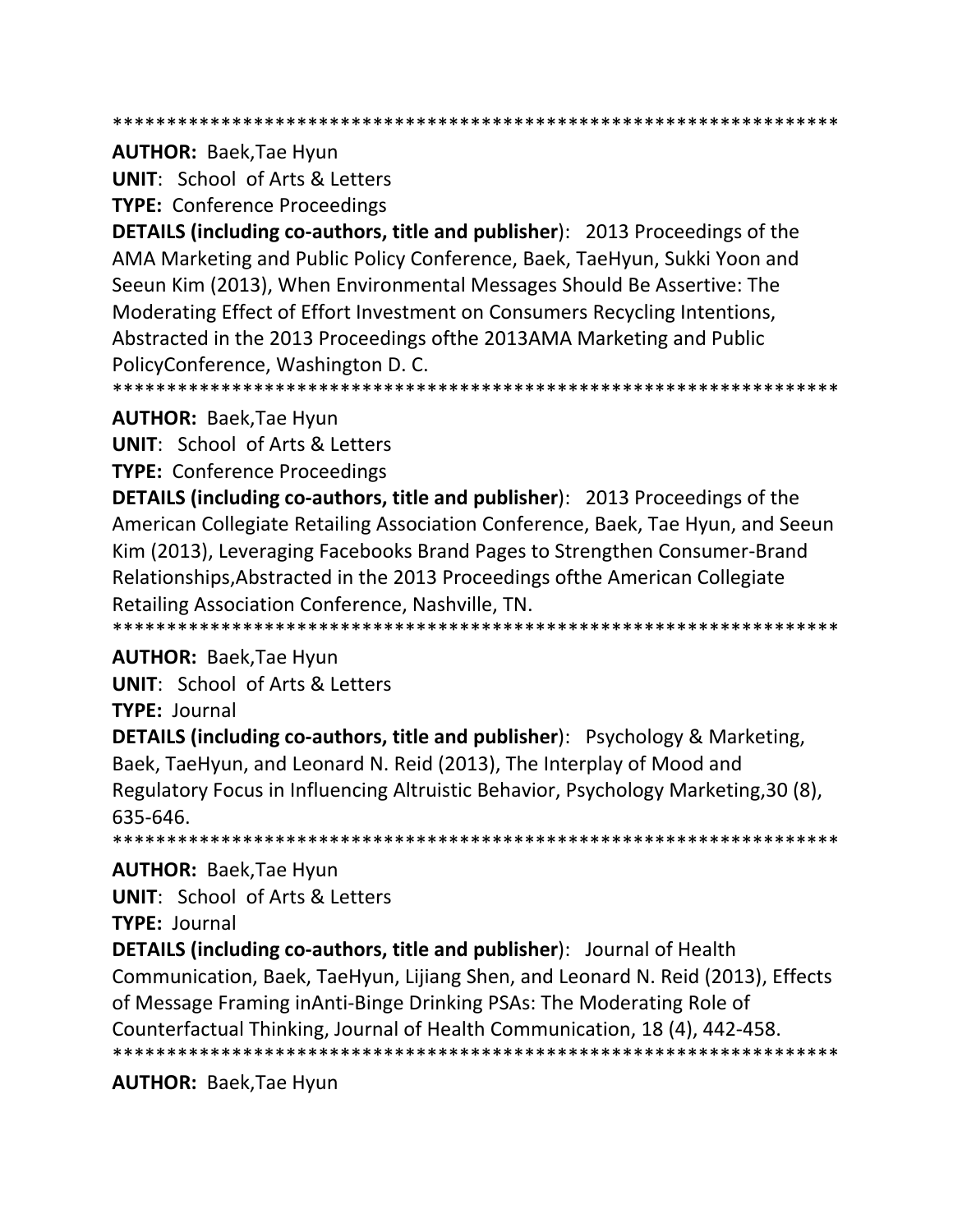*******************************************************************

**AUTHOR:** Baek,Tae Hyun

**UNIT**: School of Arts & Letters

**TYPE:** Conference Proceedings

**DETAILS (including co-authors, title and publisher**): 2013 Proceedings of the AMA Marketing and Public Policy Conference, Baek, TaeHyun, Sukki Yoon and Seeun Kim (2013), When Environmental Messages Should Be Assertive: The Moderating Effect of Effort Investment on Consumers Recycling Intentions, Abstracted in the 2013 Proceedings ofthe 2013AMA Marketing and Public PolicyConference, Washington D. C.

*******************************************************************

**AUTHOR:** Baek,Tae Hyun

**UNIT**: School of Arts & Letters

**TYPE:** Conference Proceedings

**DETAILS (including co-authors, title and publisher**): 2013 Proceedings of the American Collegiate Retailing Association Conference, Baek, Tae Hyun, and Seeun Kim (2013), Leveraging Facebooks Brand Pages to Strengthen Consumer-Brand Relationships,Abstracted in the 2013 Proceedings ofthe American Collegiate Retailing Association Conference, Nashville, TN.

*******************************************************************

**AUTHOR:** Baek,Tae Hyun

**UNIT**: School of Arts & Letters

**TYPE:** Journal

**DETAILS (including co-authors, title and publisher**): Psychology & Marketing, Baek, TaeHyun, and Leonard N. Reid (2013), The Interplay of Mood and Regulatory Focus in Influencing Altruistic Behavior, Psychology Marketing,30 (8), 635-646.

*******************************************************************

**AUTHOR:** Baek,Tae Hyun

**UNIT**: School of Arts & Letters

**TYPE:** Journal

**DETAILS (including co-authors, title and publisher**): Journal of Health Communication, Baek, TaeHyun, Lijiang Shen, and Leonard N. Reid (2013), Effects of Message Framing inAnti-Binge Drinking PSAs: The Moderating Role of Counterfactual Thinking, Journal of Health Communication, 18 (4), 442-458.

*******************************************************************

**AUTHOR:** Baek,Tae Hyun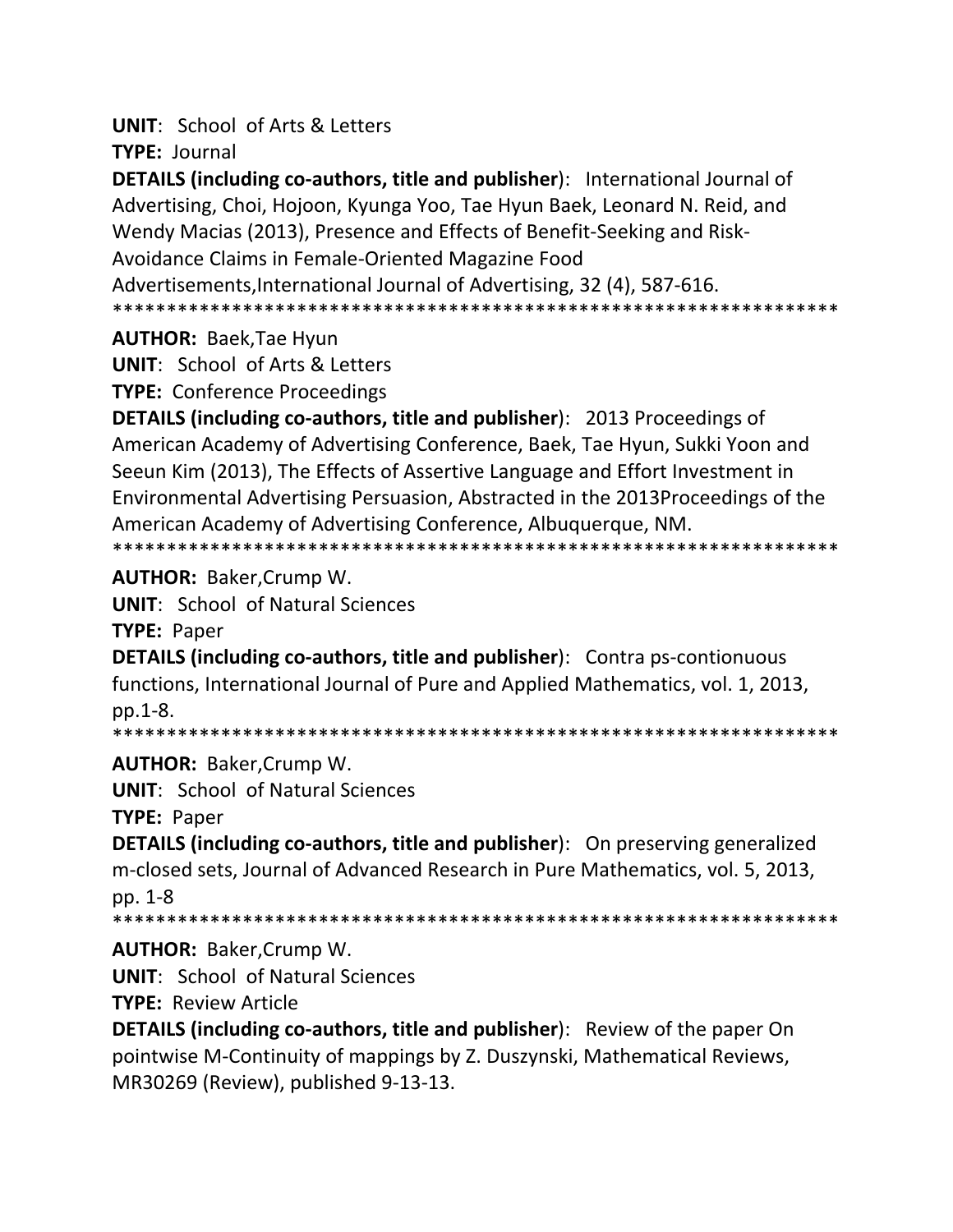**UNIT**: School of Arts & Letters

**TYPE:** Journal

**DETAILS (including co-authors, title and publisher**): International Journal of Advertising, Choi, Hojoon, Kyunga Yoo, Tae Hyun Baek, Leonard N. Reid, and Wendy Macias (2013), Presence and Effects of Benefit-Seeking and Risk-Avoidance Claims in Female-Oriented Magazine Food Advertisements,International Journal of Advertising, 32 (4), 587-616.

*******************************************************************

**AUTHOR:** Baek,Tae Hyun

**UNIT**: School of Arts & Letters

**TYPE:** Conference Proceedings

**DETAILS (including co-authors, title and publisher**): 2013 Proceedings of American Academy of Advertising Conference, Baek, Tae Hyun, Sukki Yoon and Seeun Kim (2013), The Effects of Assertive Language and Effort Investment in Environmental Advertising Persuasion, Abstracted in the 2013Proceedings of the American Academy of Advertising Conference, Albuquerque, NM.

*******************************************************************

**AUTHOR:** Baker,Crump W.

**UNIT**: School of Natural Sciences

**TYPE:** Paper

**DETAILS (including co-authors, title and publisher**): Contra ps-contionuous functions, International Journal of Pure and Applied Mathematics, vol. 1, 2013, pp.1-8.

*******************************************************************

**AUTHOR:** Baker,Crump W.

**UNIT**: School of Natural Sciences

**TYPE:** Paper

**DETAILS (including co-authors, title and publisher**): On preserving generalized m-closed sets, Journal of Advanced Research in Pure Mathematics, vol. 5, 2013, pp. 1-8

*******************************************************************

**AUTHOR:** Baker,Crump W.

**UNIT**: School of Natural Sciences

**TYPE:** Review Article

**DETAILS (including co-authors, title and publisher**): Review of the paper On pointwise M-Continuity of mappings by Z. Duszynski, Mathematical Reviews, MR30269 (Review), published 9-13-13.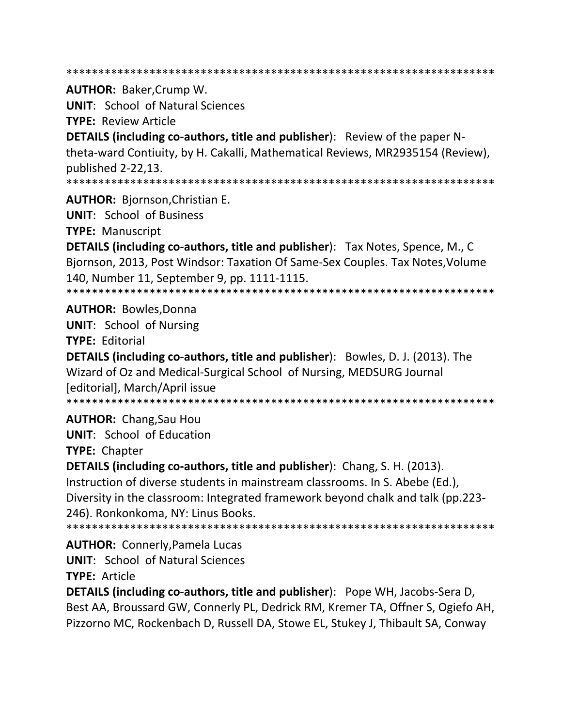*******************************************************************

**AUTHOR:** Baker,Crump W.

**UNIT**: School of Natural Sciences

**TYPE:** Review Article

**DETAILS (including co-authors, title and publisher**): Review of the paper N-theta-ward Contiuity, by H. Cakalli, Mathematical Reviews, MR2935154 (Review), published 2-22,13.

*******************************************************************

**AUTHOR:** Bjornson,Christian E.

**UNIT**: School of Business

**TYPE:** Manuscript

**DETAILS (including co-authors, title and publisher**): Tax Notes, Spence, M., C Bjornson, 2013, Post Windsor: Taxation Of Same-Sex Couples. Tax Notes,Volume 140, Number 11, September 9, pp. 1111-1115.

*******************************************************************

**AUTHOR:** Bowles,Donna

**UNIT**: School of Nursing

**TYPE:** Editorial

**DETAILS (including co-authors, title and publisher**): Bowles, D. J. (2013). The Wizard of Oz and Medical-Surgical School of Nursing, MEDSURG Journal [editorial], March/April issue

*******************************************************************

**AUTHOR:** Chang,Sau Hou

**UNIT**: School of Education

**TYPE:** Chapter

**DETAILS (including co-authors, title and publisher**): Chang, S. H. (2013). Instruction of diverse students in mainstream classrooms. In S. Abebe (Ed.), Diversity in the classroom: Integrated framework beyond chalk and talk (pp.223-246). Ronkonkoma, NY: Linus Books.

*******************************************************************

**AUTHOR:** Connerly,Pamela Lucas

**UNIT**: School of Natural Sciences

**TYPE:** Article

**DETAILS (including co-authors, title and publisher**): Pope WH, Jacobs-Sera D, Best AA, Broussard GW, Connerly PL, Dedrick RM, Kremer TA, Offner S, Ogiefo AH, Pizzorno MC, Rockenbach D, Russell DA, Stowe EL, Stukey J, Thibault SA, Conway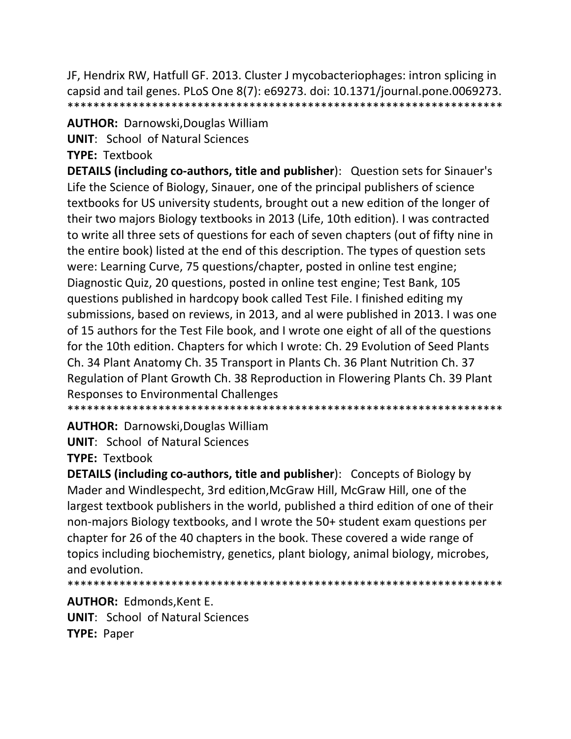JF, Hendrix RW, Hatfull GF. 2013. Cluster J mycobacteriophages: intron splicing in capsid and tail genes. PLoS One 8(7): e69273. doi: 10.1371/journal.pone.0069273.
*******************************************************************

**AUTHOR:** Darnowski,Douglas William

**UNIT**: School of Natural Sciences

**TYPE:** Textbook

**DETAILS (including co-authors, title and publisher**): Question sets for Sinauer's Life the Science of Biology, Sinauer, one of the principal publishers of science textbooks for US university students, brought out a new edition of the longer of their two majors Biology textbooks in 2013 (Life, 10th edition). I was contracted to write all three sets of questions for each of seven chapters (out of fifty nine in the entire book) listed at the end of this description. The types of question sets were: Learning Curve, 75 questions/chapter, posted in online test engine; Diagnostic Quiz, 20 questions, posted in online test engine; Test Bank, 105 questions published in hardcopy book called Test File. I finished editing my submissions, based on reviews, in 2013, and al were published in 2013. I was one of 15 authors for the Test File book, and I wrote one eight of all of the questions for the 10th edition. Chapters for which I wrote: Ch. 29 Evolution of Seed Plants Ch. 34 Plant Anatomy Ch. 35 Transport in Plants Ch. 36 Plant Nutrition Ch. 37 Regulation of Plant Growth Ch. 38 Reproduction in Flowering Plants Ch. 39 Plant Responses to Environmental Challenges
*******************************************************************

**AUTHOR:** Darnowski,Douglas William

**UNIT**: School of Natural Sciences

**TYPE:** Textbook

**DETAILS (including co-authors, title and publisher**): Concepts of Biology by Mader and Windlespecht, 3rd edition,McGraw Hill, McGraw Hill, one of the largest textbook publishers in the world, published a third edition of one of their non-majors Biology textbooks, and I wrote the 50+ student exam questions per chapter for 26 of the 40 chapters in the book. These covered a wide range of topics including biochemistry, genetics, plant biology, animal biology, microbes, and evolution.
*******************************************************************

**AUTHOR:** Edmonds,Kent E.

**UNIT**: School of Natural Sciences

**TYPE:** Paper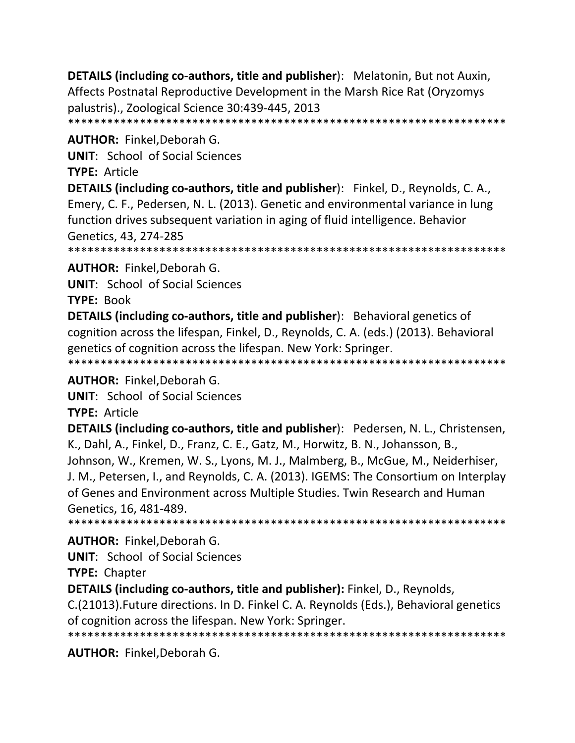**DETAILS (including co-authors, title and publisher**): Melatonin, But not Auxin, Affects Postnatal Reproductive Development in the Marsh Rice Rat (Oryzomys palustris)., Zoological Science 30:439-445, 2013

*******************************************************************

**AUTHOR:** Finkel,Deborah G.

**UNIT**: School of Social Sciences

**TYPE:** Article

**DETAILS (including co-authors, title and publisher**): Finkel, D., Reynolds, C. A., Emery, C. F., Pedersen, N. L. (2013). Genetic and environmental variance in lung function drives subsequent variation in aging of fluid intelligence. Behavior Genetics, 43, 274-285

*******************************************************************

**AUTHOR:** Finkel,Deborah G.

**UNIT**: School of Social Sciences

**TYPE:** Book

**DETAILS (including co-authors, title and publisher**): Behavioral genetics of cognition across the lifespan, Finkel, D., Reynolds, C. A. (eds.) (2013). Behavioral genetics of cognition across the lifespan. New York: Springer.

*******************************************************************

**AUTHOR:** Finkel,Deborah G.

**UNIT**: School of Social Sciences

**TYPE:** Article

**DETAILS (including co-authors, title and publisher**): Pedersen, N. L., Christensen, K., Dahl, A., Finkel, D., Franz, C. E., Gatz, M., Horwitz, B. N., Johansson, B., Johnson, W., Kremen, W. S., Lyons, M. J., Malmberg, B., McGue, M., Neiderhiser, J. M., Petersen, I., and Reynolds, C. A. (2013). IGEMS: The Consortium on Interplay of Genes and Environment across Multiple Studies. Twin Research and Human Genetics, 16, 481-489.

*******************************************************************

**AUTHOR:** Finkel,Deborah G.

**UNIT**: School of Social Sciences

**TYPE:** Chapter

**DETAILS (including co-authors, title and publisher):** Finkel, D., Reynolds, C.(21013).Future directions. In D. Finkel C. A. Reynolds (Eds.), Behavioral genetics of cognition across the lifespan. New York: Springer.

*******************************************************************

**AUTHOR:** Finkel,Deborah G.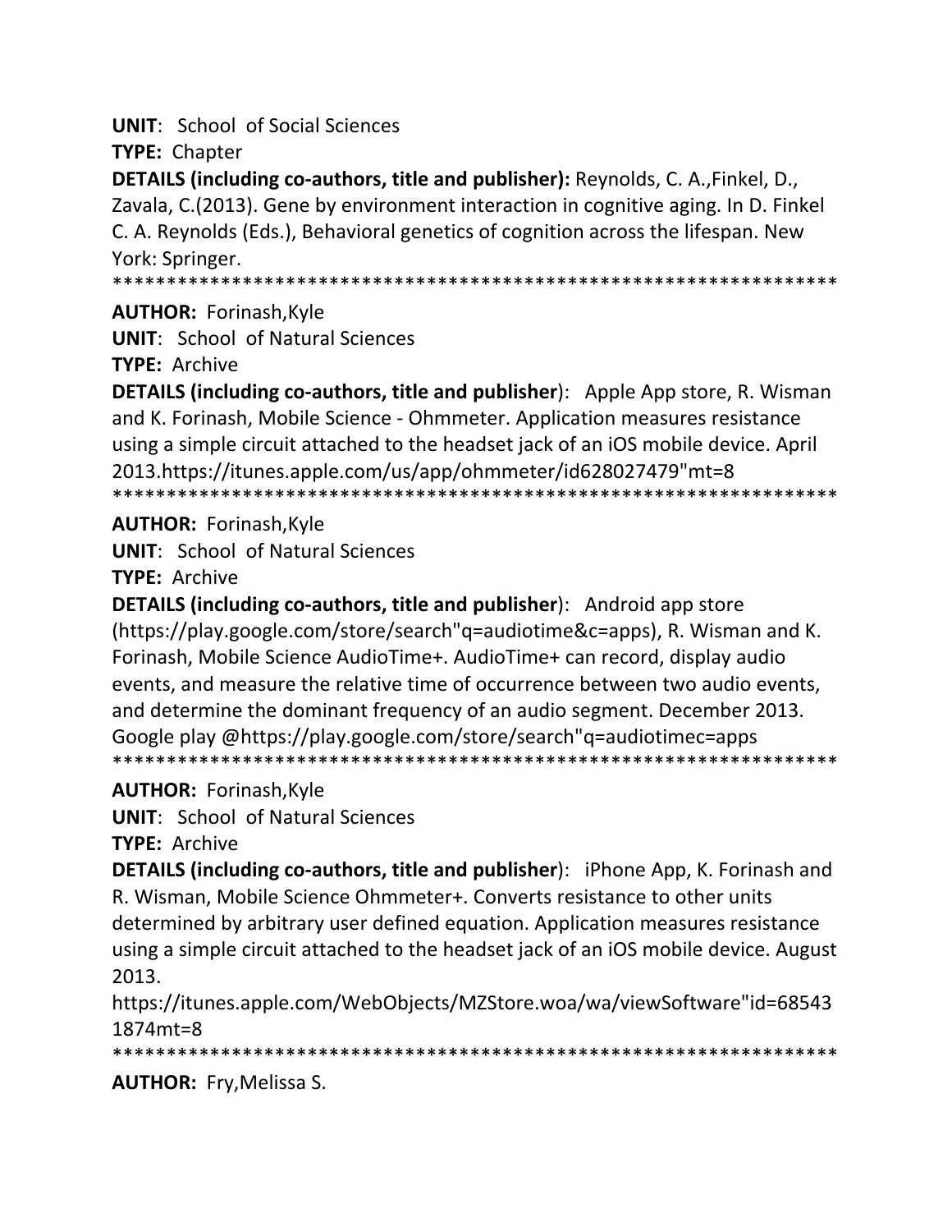**UNIT**: School of Social Sciences

**TYPE:** Chapter

**DETAILS (including co-authors, title and publisher):** Reynolds, C. A.,Finkel, D., Zavala, C.(2013). Gene by environment interaction in cognitive aging. In D. Finkel C. A. Reynolds (Eds.), Behavioral genetics of cognition across the lifespan. New York: Springer.

*******************************************************************

**AUTHOR:** Forinash,Kyle

**UNIT**: School of Natural Sciences

**TYPE:** Archive

**DETAILS (including co-authors, title and publisher**): Apple App store, R. Wisman and K. Forinash, Mobile Science - Ohmmeter. Application measures resistance using a simple circuit attached to the headset jack of an iOS mobile device. April 2013.https://itunes.apple.com/us/app/ohmmeter/id628027479"mt=8

*******************************************************************

**AUTHOR:** Forinash,Kyle

**UNIT**: School of Natural Sciences

**TYPE:** Archive

**DETAILS (including co-authors, title and publisher**): Android app store (https://play.google.com/store/search"q=audiotime&c=apps), R. Wisman and K. Forinash, Mobile Science AudioTime+. AudioTime+ can record, display audio events, and measure the relative time of occurrence between two audio events, and determine the dominant frequency of an audio segment. December 2013. Google play @https://play.google.com/store/search"q=audiotimec=apps

*******************************************************************

**AUTHOR:** Forinash,Kyle

**UNIT**: School of Natural Sciences

**TYPE:** Archive

**DETAILS (including co-authors, title and publisher**): iPhone App, K. Forinash and R. Wisman, Mobile Science Ohmmeter+. Converts resistance to other units determined by arbitrary user defined equation. Application measures resistance using a simple circuit attached to the headset jack of an iOS mobile device. August 2013.
https://itunes.apple.com/WebObjects/MZStore.woa/wa/viewSoftware"id=685431874mt=8

*******************************************************************

**AUTHOR:** Fry,Melissa S.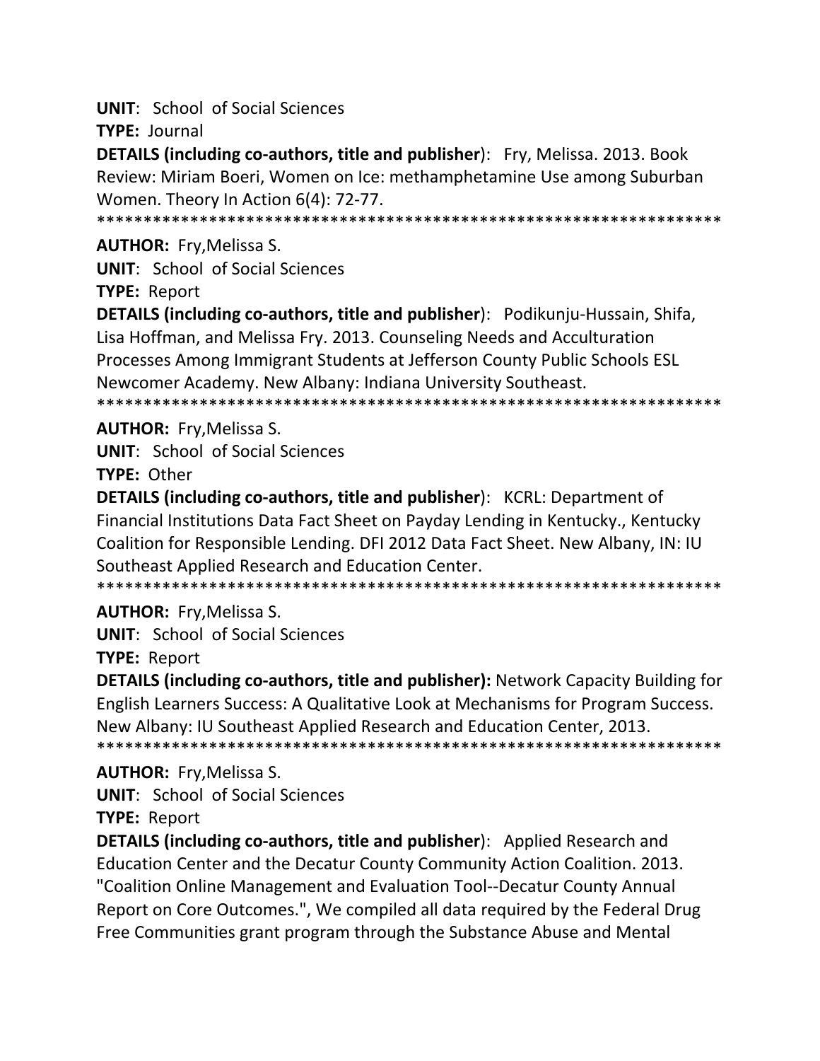**UNIT**: School of Social Sciences

**TYPE:** Journal

**DETAILS (including co-authors, title and publisher)**: Fry, Melissa. 2013. Book Review: Miriam Boeri, Women on Ice: methamphetamine Use among Suburban Women. Theory In Action 6(4): 72-77.

*******************************************************************

**AUTHOR:** Fry,Melissa S.

**UNIT**: School of Social Sciences

**TYPE:** Report

**DETAILS (including co-authors, title and publisher)**: Podikunju-Hussain, Shifa, Lisa Hoffman, and Melissa Fry. 2013. Counseling Needs and Acculturation Processes Among Immigrant Students at Jefferson County Public Schools ESL Newcomer Academy. New Albany: Indiana University Southeast.

*******************************************************************

**AUTHOR:** Fry,Melissa S.

**UNIT**: School of Social Sciences

**TYPE:** Other

**DETAILS (including co-authors, title and publisher)**: KCRL: Department of Financial Institutions Data Fact Sheet on Payday Lending in Kentucky., Kentucky Coalition for Responsible Lending. DFI 2012 Data Fact Sheet. New Albany, IN: IU Southeast Applied Research and Education Center.

*******************************************************************

**AUTHOR:** Fry,Melissa S.

**UNIT**: School of Social Sciences

**TYPE:** Report

**DETAILS (including co-authors, title and publisher):** Network Capacity Building for English Learners Success: A Qualitative Look at Mechanisms for Program Success. New Albany: IU Southeast Applied Research and Education Center, 2013.

*******************************************************************

**AUTHOR:** Fry,Melissa S.

**UNIT**: School of Social Sciences

**TYPE:** Report

**DETAILS (including co-authors, title and publisher)**: Applied Research and Education Center and the Decatur County Community Action Coalition. 2013. "Coalition Online Management and Evaluation Tool--Decatur County Annual Report on Core Outcomes.", We compiled all data required by the Federal Drug Free Communities grant program through the Substance Abuse and Mental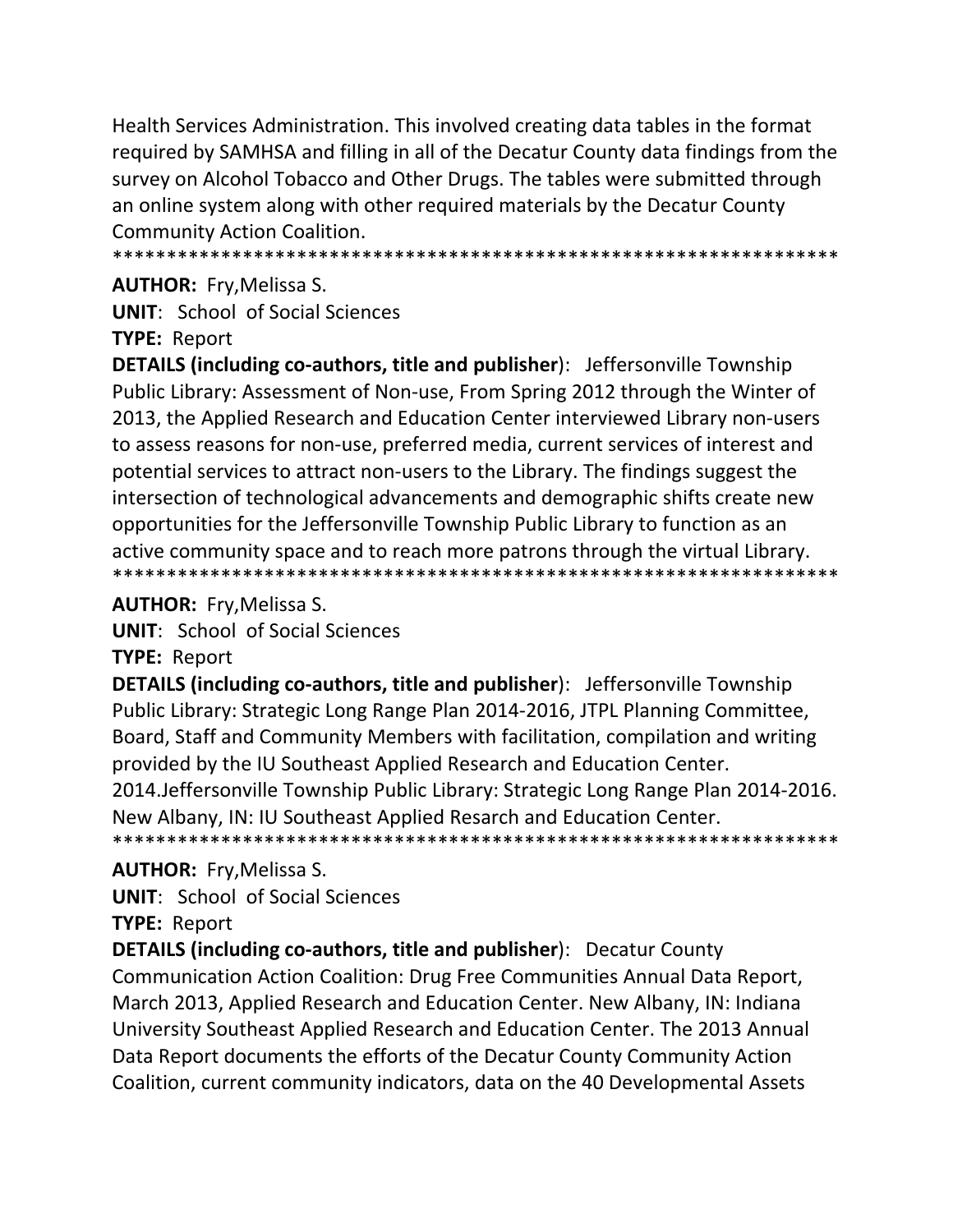Health Services Administration. This involved creating data tables in the format required by SAMHSA and filling in all of the Decatur County data findings from the survey on Alcohol Tobacco and Other Drugs. The tables were submitted through an online system along with other required materials by the Decatur County Community Action Coalition.

*******************************************************************

**AUTHOR:** Fry,Melissa S.

**UNIT**: School of Social Sciences

**TYPE:** Report

**DETAILS (including co-authors, title and publisher**): Jeffersonville Township Public Library: Assessment of Non-use, From Spring 2012 through the Winter of 2013, the Applied Research and Education Center interviewed Library non-users to assess reasons for non-use, preferred media, current services of interest and potential services to attract non-users to the Library. The findings suggest the intersection of technological advancements and demographic shifts create new opportunities for the Jeffersonville Township Public Library to function as an active community space and to reach more patrons through the virtual Library.

*******************************************************************

**AUTHOR:** Fry,Melissa S.

**UNIT**: School of Social Sciences

**TYPE:** Report

**DETAILS (including co-authors, title and publisher**): Jeffersonville Township Public Library: Strategic Long Range Plan 2014-2016, JTPL Planning Committee, Board, Staff and Community Members with facilitation, compilation and writing provided by the IU Southeast Applied Research and Education Center. 2014.Jeffersonville Township Public Library: Strategic Long Range Plan 2014-2016. New Albany, IN: IU Southeast Applied Resarch and Education Center.

*******************************************************************

**AUTHOR:** Fry,Melissa S.

**UNIT**: School of Social Sciences

**TYPE:** Report

**DETAILS (including co-authors, title and publisher**): Decatur County Communication Action Coalition: Drug Free Communities Annual Data Report, March 2013, Applied Research and Education Center. New Albany, IN: Indiana University Southeast Applied Research and Education Center. The 2013 Annual Data Report documents the efforts of the Decatur County Community Action Coalition, current community indicators, data on the 40 Developmental Assets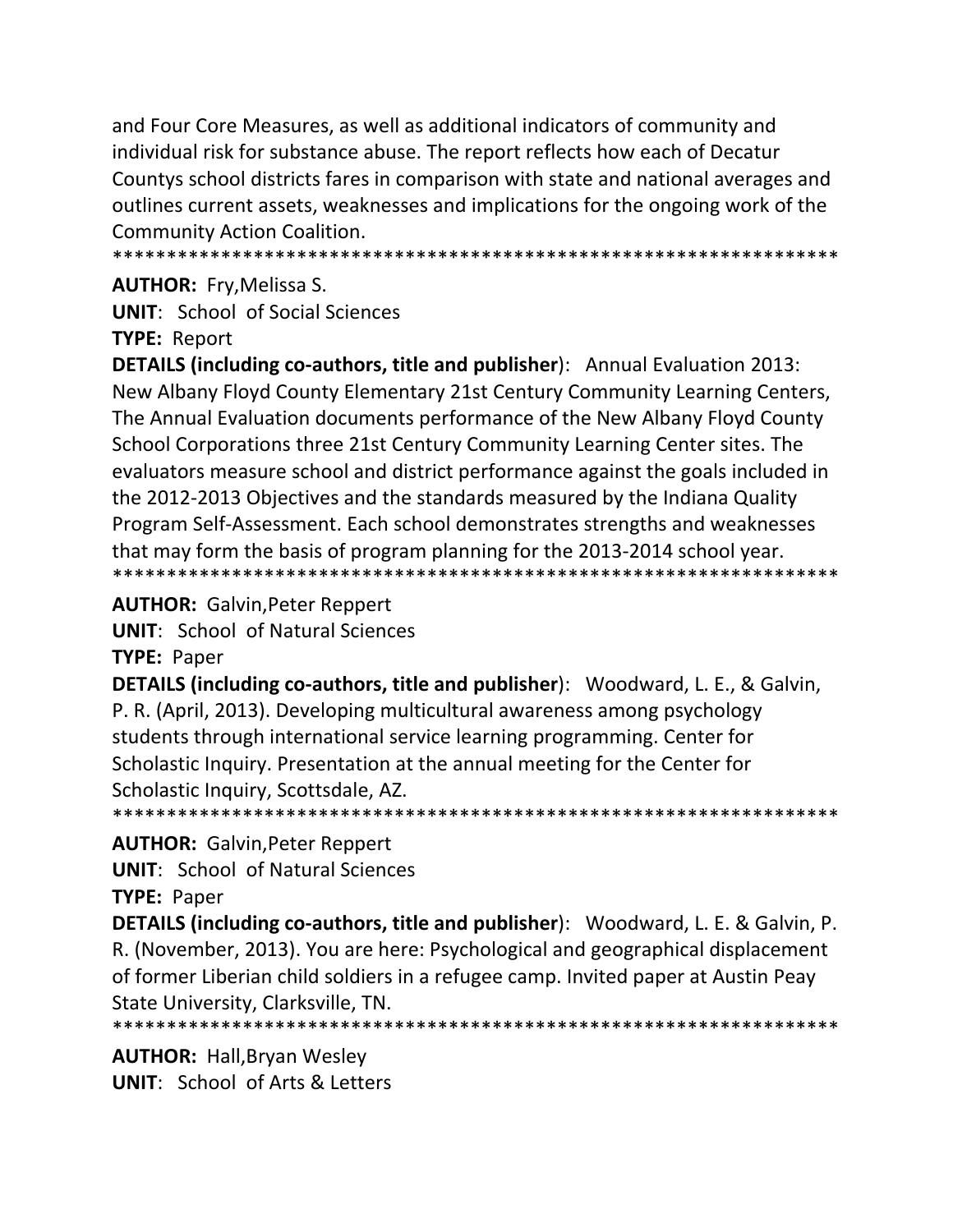and Four Core Measures, as well as additional indicators of community and individual risk for substance abuse. The report reflects how each of Decatur Countys school districts fares in comparison with state and national averages and outlines current assets, weaknesses and implications for the ongoing work of the Community Action Coalition.

*******************************************************************

**AUTHOR:** Fry,Melissa S.

**UNIT**: School of Social Sciences

**TYPE:** Report

**DETAILS (including co-authors, title and publisher**): Annual Evaluation 2013: New Albany Floyd County Elementary 21st Century Community Learning Centers, The Annual Evaluation documents performance of the New Albany Floyd County School Corporations three 21st Century Community Learning Center sites. The evaluators measure school and district performance against the goals included in the 2012-2013 Objectives and the standards measured by the Indiana Quality Program Self-Assessment. Each school demonstrates strengths and weaknesses that may form the basis of program planning for the 2013-2014 school year.

*******************************************************************

**AUTHOR:** Galvin,Peter Reppert

**UNIT**: School of Natural Sciences

**TYPE:** Paper

**DETAILS (including co-authors, title and publisher**): Woodward, L. E., & Galvin, P. R. (April, 2013). Developing multicultural awareness among psychology students through international service learning programming. Center for Scholastic Inquiry. Presentation at the annual meeting for the Center for Scholastic Inquiry, Scottsdale, AZ.

*******************************************************************

**AUTHOR:** Galvin,Peter Reppert

**UNIT**: School of Natural Sciences

**TYPE:** Paper

**DETAILS (including co-authors, title and publisher**): Woodward, L. E. & Galvin, P. R. (November, 2013). You are here: Psychological and geographical displacement of former Liberian child soldiers in a refugee camp. Invited paper at Austin Peay State University, Clarksville, TN.

*******************************************************************

**AUTHOR:** Hall,Bryan Wesley

**UNIT**: School of Arts & Letters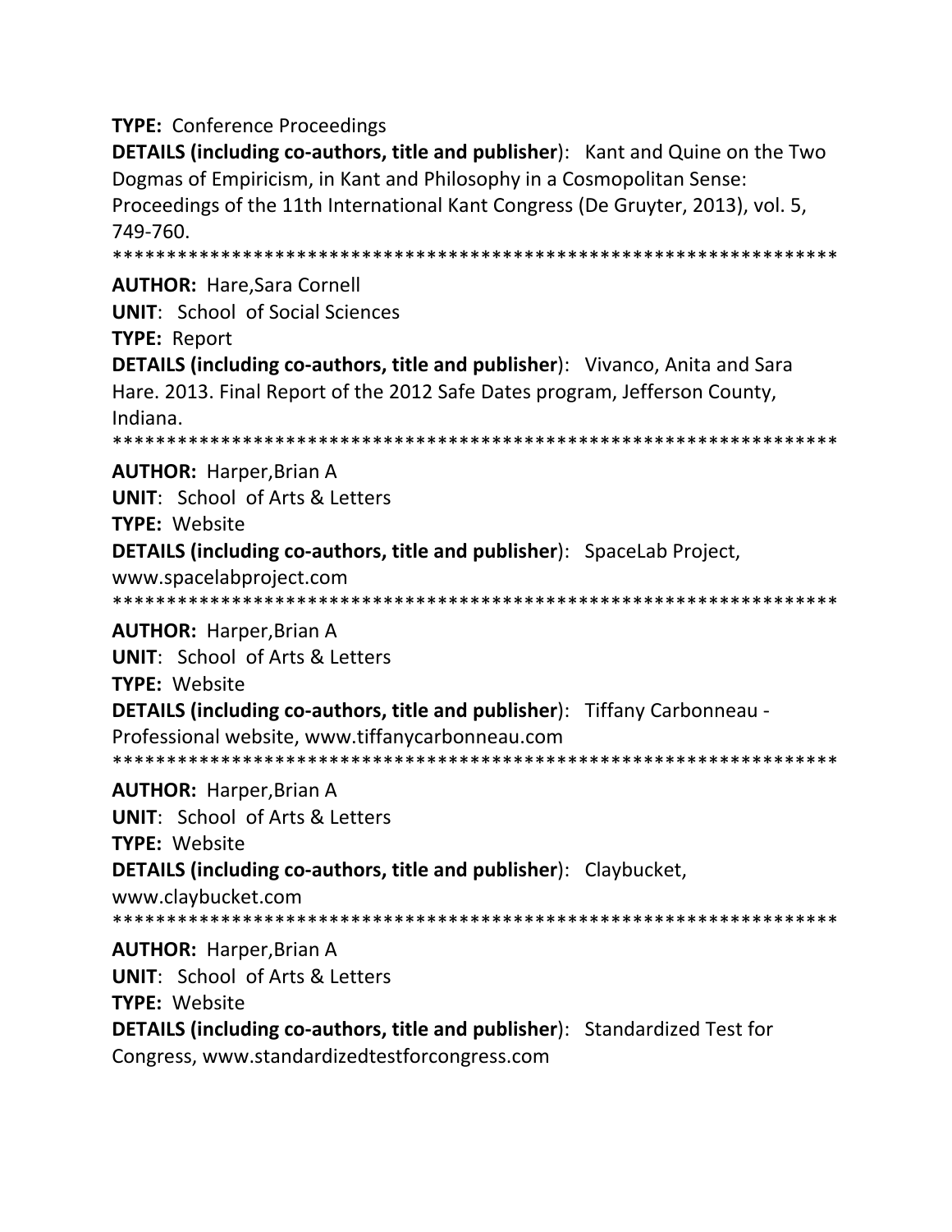**TYPE:** Conference Proceedings

**DETAILS (including co-authors, title and publisher)**: Kant and Quine on the Two Dogmas of Empiricism, in Kant and Philosophy in a Cosmopolitan Sense: Proceedings of the 11th International Kant Congress (De Gruyter, 2013), vol. 5, 749-760.

*******************************************************************

**AUTHOR:** Hare,Sara Cornell

**UNIT**: School of Social Sciences

**TYPE:** Report

**DETAILS (including co-authors, title and publisher)**: Vivanco, Anita and Sara Hare. 2013. Final Report of the 2012 Safe Dates program, Jefferson County, Indiana.

*******************************************************************

**AUTHOR:** Harper,Brian A

**UNIT**: School of Arts & Letters

**TYPE:** Website

**DETAILS (including co-authors, title and publisher)**: SpaceLab Project, www.spacelabproject.com

*******************************************************************

**AUTHOR:** Harper,Brian A

**UNIT**: School of Arts & Letters

**TYPE:** Website

**DETAILS (including co-authors, title and publisher)**: Tiffany Carbonneau - Professional website, www.tiffanycarbonneau.com

*******************************************************************

**AUTHOR:** Harper,Brian A

**UNIT**: School of Arts & Letters

**TYPE:** Website

**DETAILS (including co-authors, title and publisher)**: Claybucket, www.claybucket.com

*******************************************************************

**AUTHOR:** Harper,Brian A

**UNIT**: School of Arts & Letters

**TYPE:** Website

**DETAILS (including co-authors, title and publisher)**: Standardized Test for Congress, www.standardizedtestforcongress.com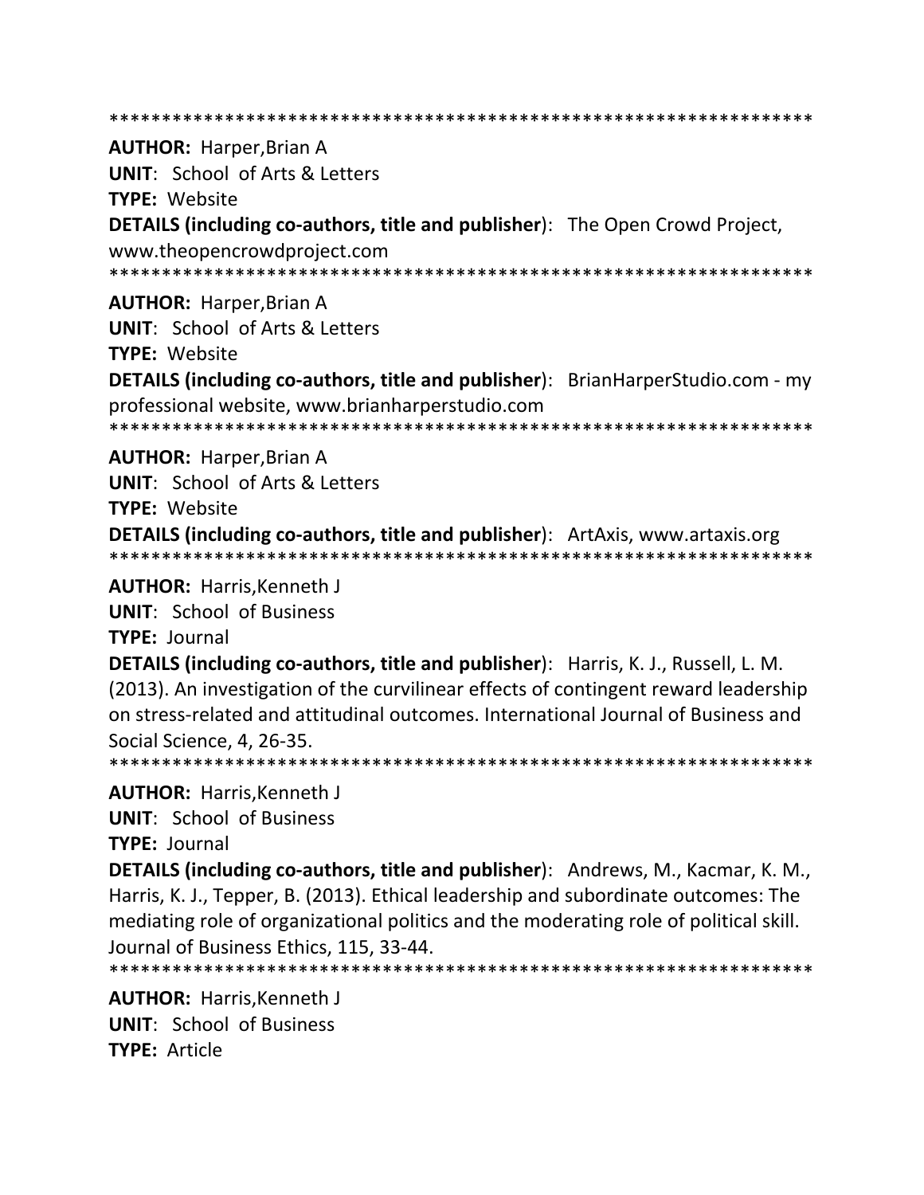*******************************************************************

**AUTHOR:** Harper,Brian A
**UNIT**: School of Arts & Letters
**TYPE:** Website
**DETAILS (including co-authors, title and publisher)**: The Open Crowd Project, www.theopencrowdproject.com

*******************************************************************

**AUTHOR:** Harper,Brian A
**UNIT**: School of Arts & Letters
**TYPE:** Website
**DETAILS (including co-authors, title and publisher)**: BrianHarperStudio.com - my professional website, www.brianharperstudio.com

*******************************************************************

**AUTHOR:** Harper,Brian A
**UNIT**: School of Arts & Letters
**TYPE:** Website
**DETAILS (including co-authors, title and publisher)**: ArtAxis, www.artaxis.org

*******************************************************************

**AUTHOR:** Harris,Kenneth J
**UNIT**: School of Business
**TYPE:** Journal
**DETAILS (including co-authors, title and publisher)**: Harris, K. J., Russell, L. M. (2013). An investigation of the curvilinear effects of contingent reward leadership on stress-related and attitudinal outcomes. International Journal of Business and Social Science, 4, 26-35.

*******************************************************************

**AUTHOR:** Harris,Kenneth J
**UNIT**: School of Business
**TYPE:** Journal
**DETAILS (including co-authors, title and publisher)**: Andrews, M., Kacmar, K. M., Harris, K. J., Tepper, B. (2013). Ethical leadership and subordinate outcomes: The mediating role of organizational politics and the moderating role of political skill. Journal of Business Ethics, 115, 33-44.

*******************************************************************

**AUTHOR:** Harris,Kenneth J
**UNIT**: School of Business
**TYPE:** Article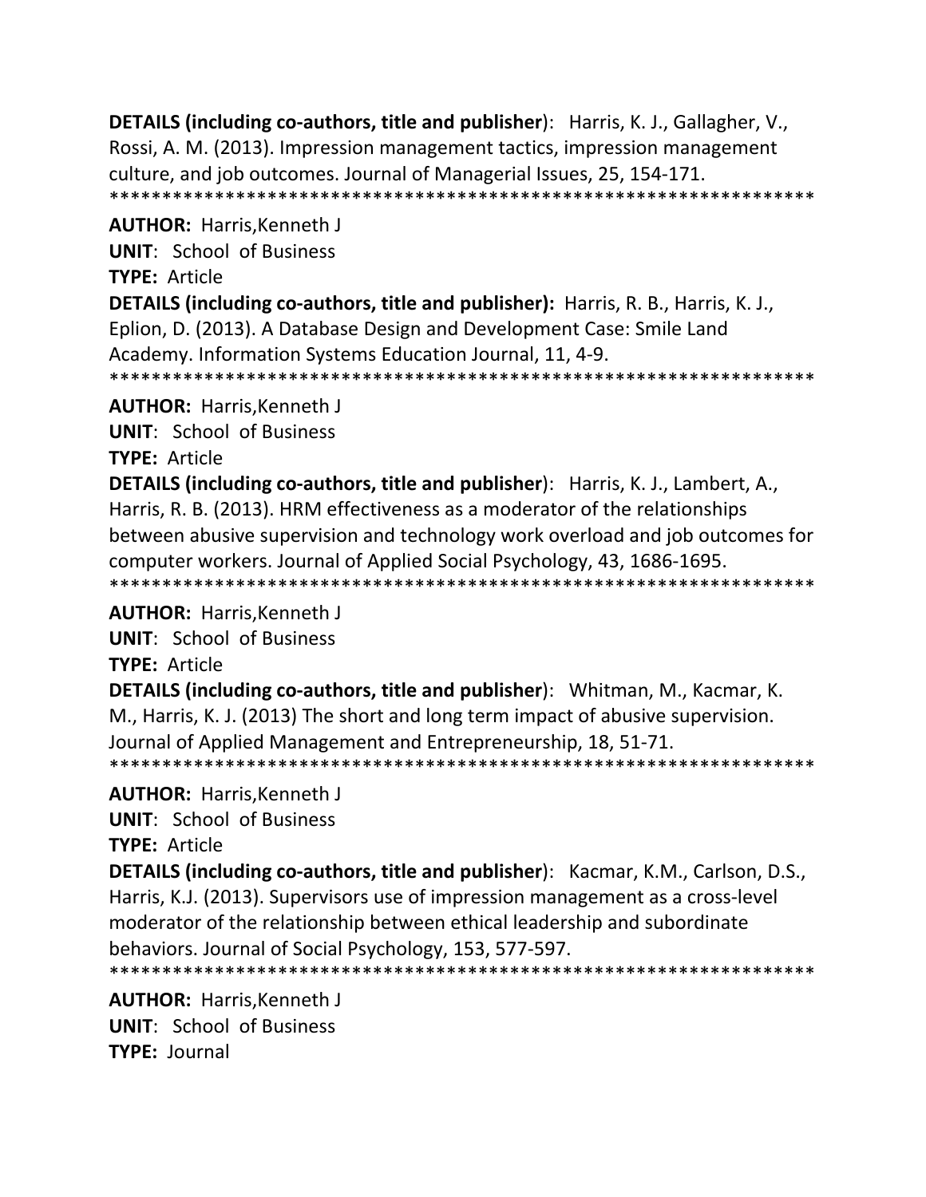**DETAILS (including co-authors, title and publisher**): Harris, K. J., Gallagher, V., Rossi, A. M. (2013). Impression management tactics, impression management culture, and job outcomes. Journal of Managerial Issues, 25, 154-171.
*******************************************************************

**AUTHOR:** Harris,Kenneth J
**UNIT**: School of Business
**TYPE:** Article
**DETAILS (including co-authors, title and publisher):** Harris, R. B., Harris, K. J., Eplion, D. (2013). A Database Design and Development Case: Smile Land Academy. Information Systems Education Journal, 11, 4-9.
*******************************************************************

**AUTHOR:** Harris,Kenneth J
**UNIT**: School of Business
**TYPE:** Article
**DETAILS (including co-authors, title and publisher**): Harris, K. J., Lambert, A., Harris, R. B. (2013). HRM effectiveness as a moderator of the relationships between abusive supervision and technology work overload and job outcomes for computer workers. Journal of Applied Social Psychology, 43, 1686-1695.
*******************************************************************

**AUTHOR:** Harris,Kenneth J
**UNIT**: School of Business
**TYPE:** Article
**DETAILS (including co-authors, title and publisher**): Whitman, M., Kacmar, K. M., Harris, K. J. (2013) The short and long term impact of abusive supervision. Journal of Applied Management and Entrepreneurship, 18, 51-71.
*******************************************************************

**AUTHOR:** Harris,Kenneth J
**UNIT**: School of Business
**TYPE:** Article
**DETAILS (including co-authors, title and publisher**): Kacmar, K.M., Carlson, D.S., Harris, K.J. (2013). Supervisors use of impression management as a cross-level moderator of the relationship between ethical leadership and subordinate behaviors. Journal of Social Psychology, 153, 577-597.
*******************************************************************

**AUTHOR:** Harris,Kenneth J
**UNIT**: School of Business
**TYPE:** Journal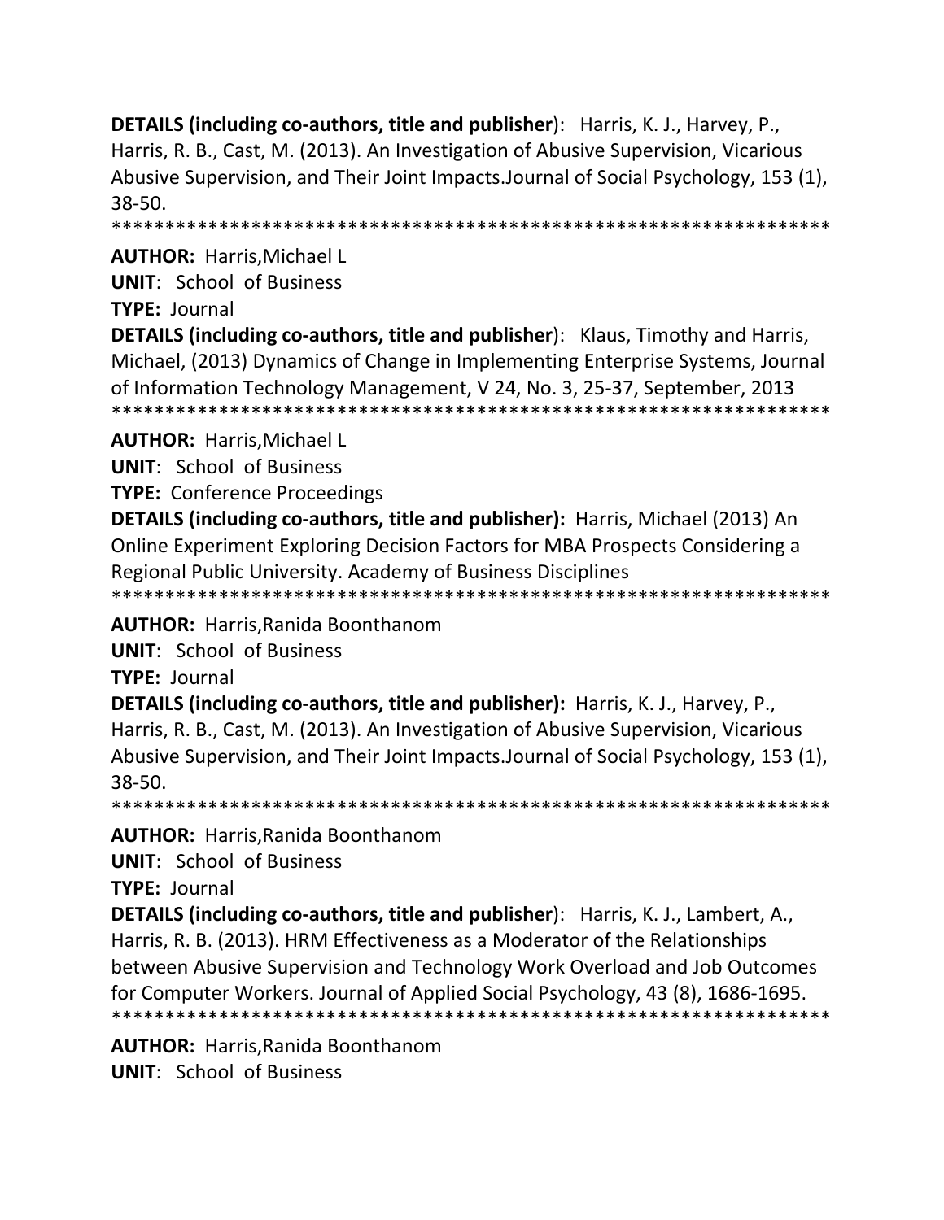**DETAILS (including co-authors, title and publisher**): Harris, K. J., Harvey, P., Harris, R. B., Cast, M. (2013). An Investigation of Abusive Supervision, Vicarious Abusive Supervision, and Their Joint Impacts.Journal of Social Psychology, 153 (1), 38-50.

******************************************************************

**AUTHOR:** Harris,Michael L

**UNIT**: School of Business

**TYPE:** Journal

**DETAILS (including co-authors, title and publisher**): Klaus, Timothy and Harris, Michael, (2013) Dynamics of Change in Implementing Enterprise Systems, Journal of Information Technology Management, V 24, No. 3, 25-37, September, 2013

******************************************************************

**AUTHOR:** Harris,Michael L

**UNIT**: School of Business

**TYPE:** Conference Proceedings

**DETAILS (including co-authors, title and publisher):** Harris, Michael (2013) An Online Experiment Exploring Decision Factors for MBA Prospects Considering a Regional Public University. Academy of Business Disciplines

******************************************************************

**AUTHOR:** Harris,Ranida Boonthanom

**UNIT**: School of Business

**TYPE:** Journal

**DETAILS (including co-authors, title and publisher):** Harris, K. J., Harvey, P., Harris, R. B., Cast, M. (2013). An Investigation of Abusive Supervision, Vicarious Abusive Supervision, and Their Joint Impacts.Journal of Social Psychology, 153 (1), 38-50.

******************************************************************

**AUTHOR:** Harris,Ranida Boonthanom

**UNIT**: School of Business

**TYPE:** Journal

**DETAILS (including co-authors, title and publisher**): Harris, K. J., Lambert, A., Harris, R. B. (2013). HRM Effectiveness as a Moderator of the Relationships between Abusive Supervision and Technology Work Overload and Job Outcomes for Computer Workers. Journal of Applied Social Psychology, 43 (8), 1686-1695.

******************************************************************

**AUTHOR:** Harris,Ranida Boonthanom

**UNIT**: School of Business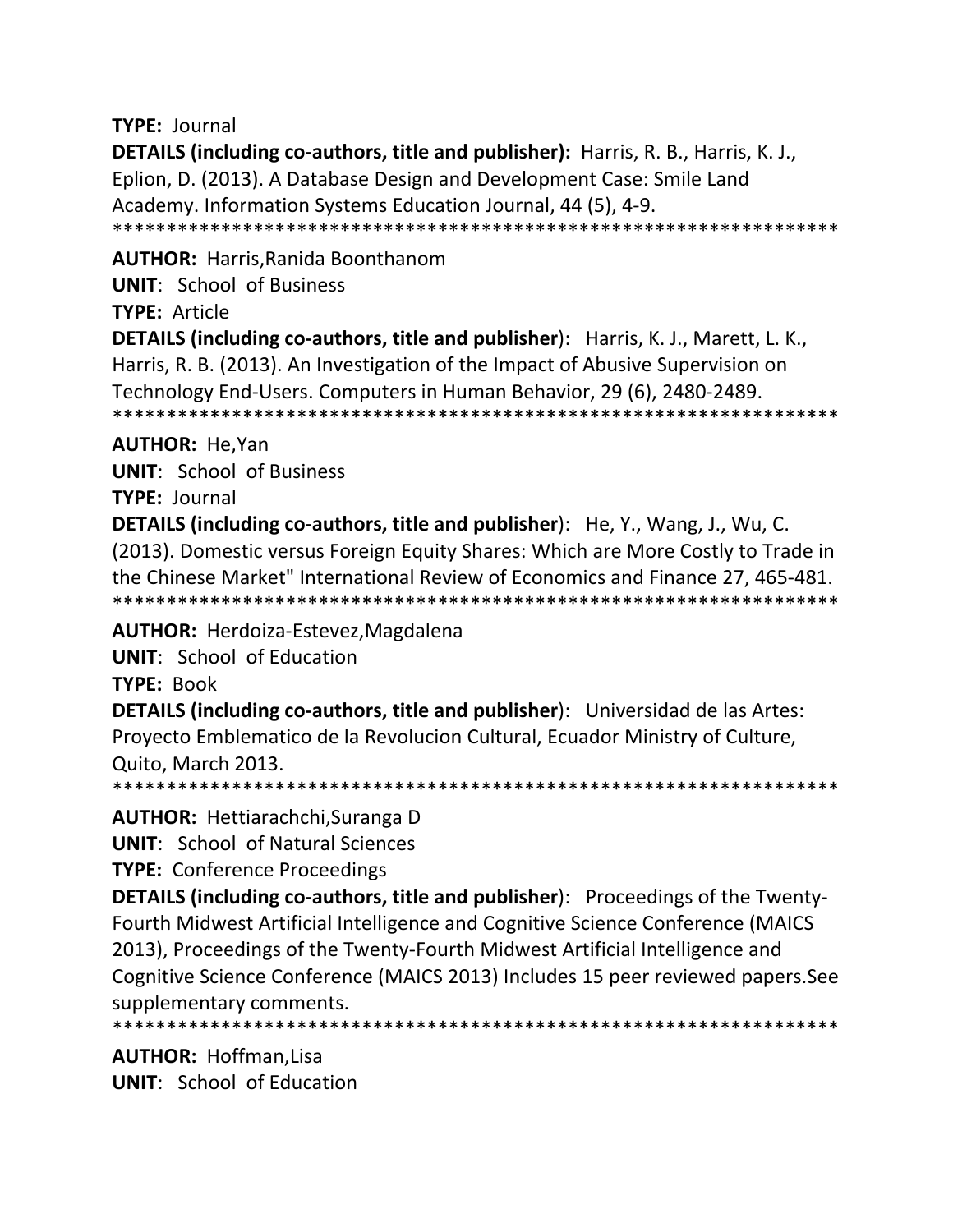**TYPE:** Journal

**DETAILS (including co-authors, title and publisher):** Harris, R. B., Harris, K. J., Eplion, D. (2013). A Database Design and Development Case: Smile Land Academy. Information Systems Education Journal, 44 (5), 4-9.

*******************************************************************

**AUTHOR:** Harris,Ranida Boonthanom

**UNIT**: School of Business

**TYPE:** Article

**DETAILS (including co-authors, title and publisher**): Harris, K. J., Marett, L. K., Harris, R. B. (2013). An Investigation of the Impact of Abusive Supervision on Technology End-Users. Computers in Human Behavior, 29 (6), 2480-2489.

*******************************************************************

**AUTHOR:** He,Yan

**UNIT**: School of Business

**TYPE:** Journal

**DETAILS (including co-authors, title and publisher**): He, Y., Wang, J., Wu, C. (2013). Domestic versus Foreign Equity Shares: Which are More Costly to Trade in the Chinese Market" International Review of Economics and Finance 27, 465-481.

*******************************************************************

**AUTHOR:** Herdoiza-Estevez,Magdalena

**UNIT**: School of Education

**TYPE:** Book

**DETAILS (including co-authors, title and publisher**): Universidad de las Artes: Proyecto Emblematico de la Revolucion Cultural, Ecuador Ministry of Culture, Quito, March 2013.

*******************************************************************

**AUTHOR:** Hettiarachchi,Suranga D

**UNIT**: School of Natural Sciences

**TYPE:** Conference Proceedings

**DETAILS (including co-authors, title and publisher**): Proceedings of the Twenty-Fourth Midwest Artificial Intelligence and Cognitive Science Conference (MAICS 2013), Proceedings of the Twenty-Fourth Midwest Artificial Intelligence and Cognitive Science Conference (MAICS 2013) Includes 15 peer reviewed papers.See supplementary comments.

*******************************************************************

**AUTHOR:** Hoffman,Lisa

**UNIT**: School of Education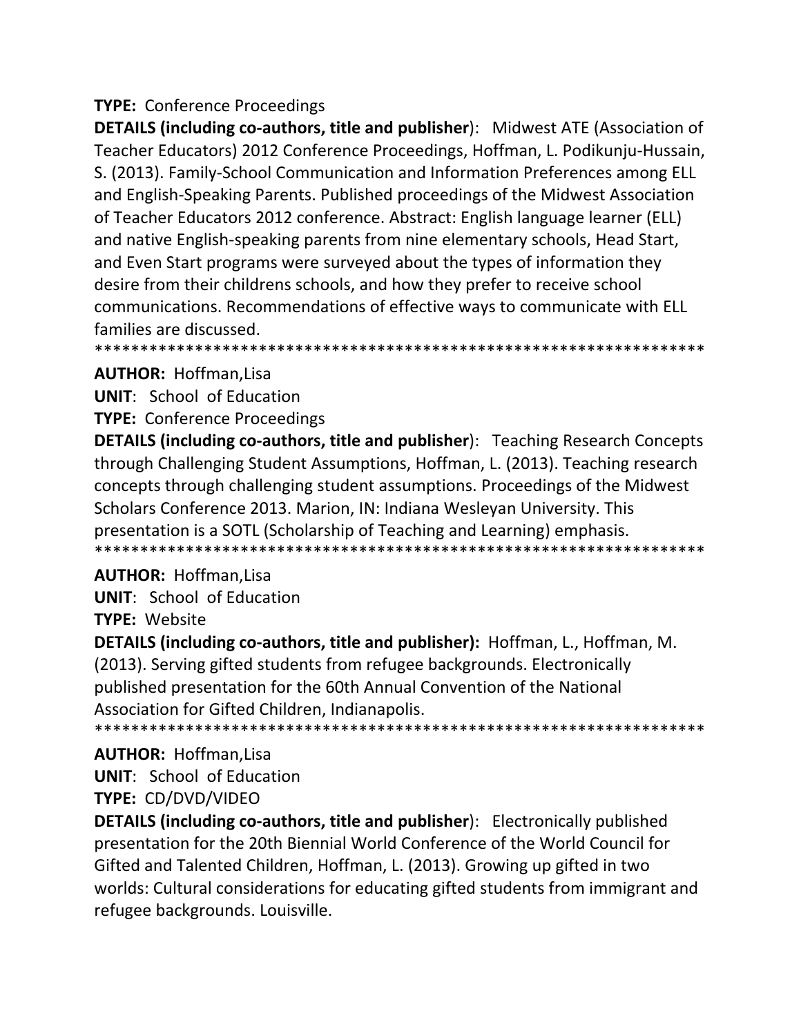**TYPE:** Conference Proceedings

**DETAILS (including co-authors, title and publisher**): Midwest ATE (Association of Teacher Educators) 2012 Conference Proceedings, Hoffman, L. Podikunju-Hussain, S. (2013). Family-School Communication and Information Preferences among ELL and English-Speaking Parents. Published proceedings of the Midwest Association of Teacher Educators 2012 conference. Abstract: English language learner (ELL) and native English-speaking parents from nine elementary schools, Head Start, and Even Start programs were surveyed about the types of information they desire from their childrens schools, and how they prefer to receive school communications. Recommendations of effective ways to communicate with ELL families are discussed.

******************************************************************

**AUTHOR:** Hoffman,Lisa

**UNIT**: School of Education

**TYPE:** Conference Proceedings

**DETAILS (including co-authors, title and publisher**): Teaching Research Concepts through Challenging Student Assumptions, Hoffman, L. (2013). Teaching research concepts through challenging student assumptions. Proceedings of the Midwest Scholars Conference 2013. Marion, IN: Indiana Wesleyan University. This presentation is a SOTL (Scholarship of Teaching and Learning) emphasis.

******************************************************************

**AUTHOR:** Hoffman,Lisa

**UNIT**: School of Education

**TYPE:** Website

**DETAILS (including co-authors, title and publisher):** Hoffman, L., Hoffman, M. (2013). Serving gifted students from refugee backgrounds. Electronically published presentation for the 60th Annual Convention of the National Association for Gifted Children, Indianapolis.

******************************************************************

**AUTHOR:** Hoffman,Lisa

**UNIT**: School of Education

**TYPE:** CD/DVD/VIDEO

**DETAILS (including co-authors, title and publisher**): Electronically published presentation for the 20th Biennial World Conference of the World Council for Gifted and Talented Children, Hoffman, L. (2013). Growing up gifted in two worlds: Cultural considerations for educating gifted students from immigrant and refugee backgrounds. Louisville.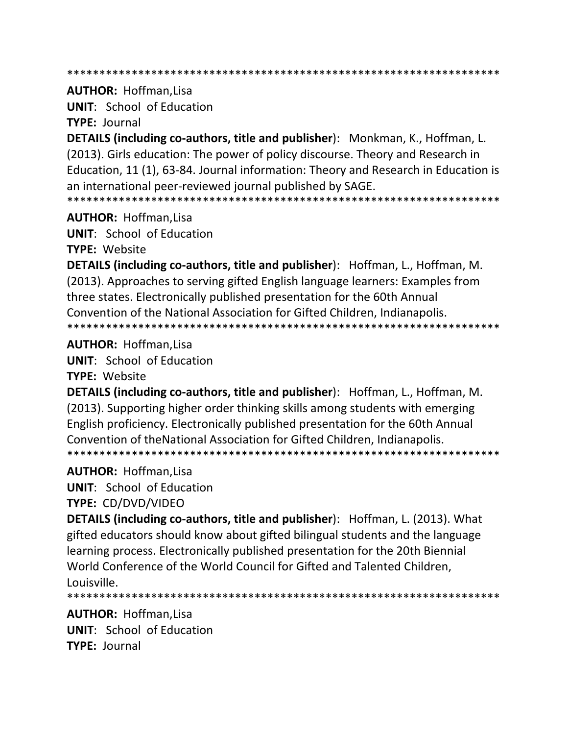********************************************************************

**AUTHOR:** Hoffman,Lisa

**UNIT**: School of Education

**TYPE:** Journal

**DETAILS (including co-authors, title and publisher**): Monkman, K., Hoffman, L. (2013). Girls education: The power of policy discourse. Theory and Research in Education, 11 (1), 63-84. Journal information: Theory and Research in Education is an international peer-reviewed journal published by SAGE.

********************************************************************

**AUTHOR:** Hoffman,Lisa

**UNIT**: School of Education

**TYPE:** Website

**DETAILS (including co-authors, title and publisher**): Hoffman, L., Hoffman, M. (2013). Approaches to serving gifted English language learners: Examples from three states. Electronically published presentation for the 60th Annual Convention of the National Association for Gifted Children, Indianapolis.

********************************************************************

**AUTHOR:** Hoffman,Lisa

**UNIT**: School of Education

**TYPE:** Website

**DETAILS (including co-authors, title and publisher**): Hoffman, L., Hoffman, M. (2013). Supporting higher order thinking skills among students with emerging English proficiency. Electronically published presentation for the 60th Annual Convention of theNational Association for Gifted Children, Indianapolis.

********************************************************************

**AUTHOR:** Hoffman,Lisa

**UNIT**: School of Education

**TYPE:** CD/DVD/VIDEO

**DETAILS (including co-authors, title and publisher**): Hoffman, L. (2013). What gifted educators should know about gifted bilingual students and the language learning process. Electronically published presentation for the 20th Biennial World Conference of the World Council for Gifted and Talented Children, Louisville.

********************************************************************

**AUTHOR:** Hoffman,Lisa

**UNIT**: School of Education

**TYPE:** Journal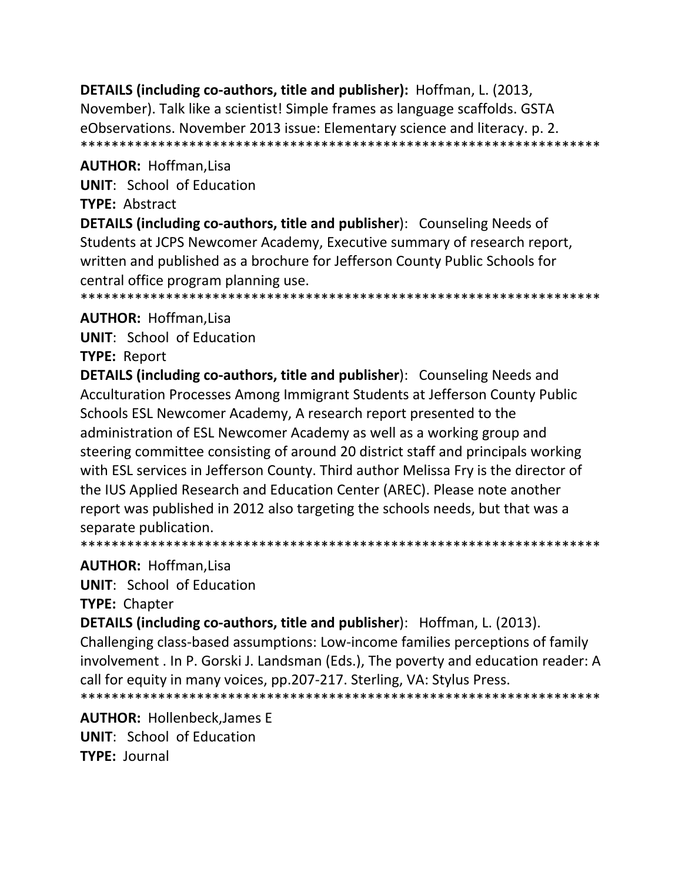**DETAILS (including co-authors, title and publisher):** Hoffman, L. (2013, November). Talk like a scientist! Simple frames as language scaffolds. GSTA eObservations. November 2013 issue: Elementary science and literacy. p. 2.
*******************************************************************

**AUTHOR:** Hoffman,Lisa
**UNIT**: School of Education
**TYPE:** Abstract
**DETAILS (including co-authors, title and publisher**): Counseling Needs of Students at JCPS Newcomer Academy, Executive summary of research report, written and published as a brochure for Jefferson County Public Schools for central office program planning use.
*******************************************************************

**AUTHOR:** Hoffman,Lisa
**UNIT**: School of Education
**TYPE:** Report
**DETAILS (including co-authors, title and publisher**): Counseling Needs and Acculturation Processes Among Immigrant Students at Jefferson County Public Schools ESL Newcomer Academy, A research report presented to the administration of ESL Newcomer Academy as well as a working group and steering committee consisting of around 20 district staff and principals working with ESL services in Jefferson County. Third author Melissa Fry is the director of the IUS Applied Research and Education Center (AREC). Please note another report was published in 2012 also targeting the schools needs, but that was a separate publication.
*******************************************************************

**AUTHOR:** Hoffman,Lisa
**UNIT**: School of Education
**TYPE:** Chapter
**DETAILS (including co-authors, title and publisher**): Hoffman, L. (2013). Challenging class-based assumptions: Low-income families perceptions of family involvement . In P. Gorski J. Landsman (Eds.), The poverty and education reader: A call for equity in many voices, pp.207-217. Sterling, VA: Stylus Press.
*******************************************************************

**AUTHOR:** Hollenbeck,James E
**UNIT**: School of Education
**TYPE:** Journal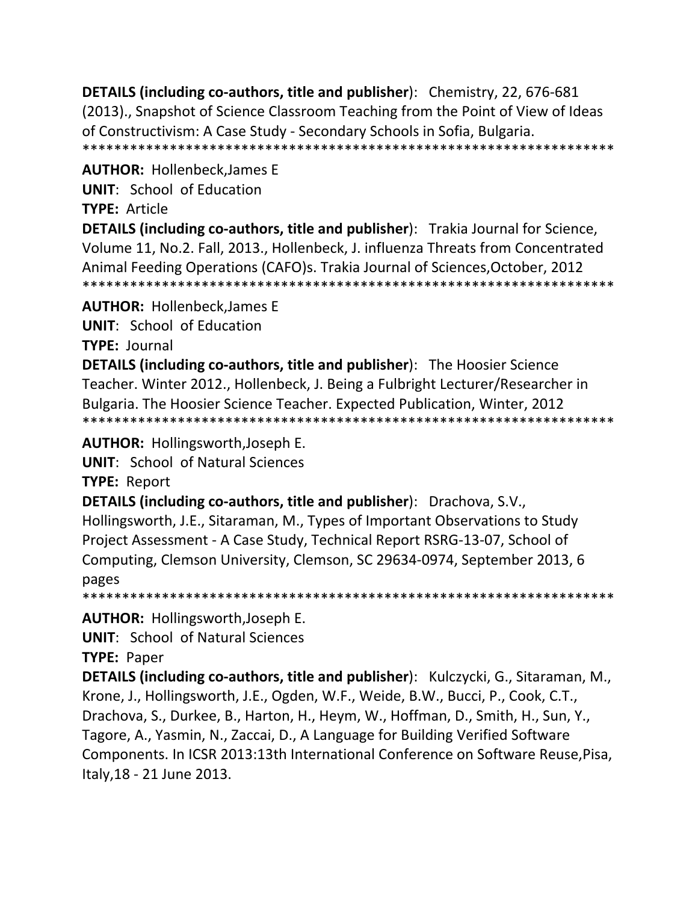**DETAILS (including co-authors, title and publisher)**: Chemistry, 22, 676-681 (2013)., Snapshot of Science Classroom Teaching from the Point of View of Ideas of Constructivism: A Case Study - Secondary Schools in Sofia, Bulgaria.
*******************************************************************

**AUTHOR:** Hollenbeck,James E

**UNIT**: School of Education

**TYPE:** Article

**DETAILS (including co-authors, title and publisher)**: Trakia Journal for Science, Volume 11, No.2. Fall, 2013., Hollenbeck, J. influenza Threats from Concentrated Animal Feeding Operations (CAFO)s. Trakia Journal of Sciences,October, 2012
*******************************************************************

**AUTHOR:** Hollenbeck,James E

**UNIT**: School of Education

**TYPE:** Journal

**DETAILS (including co-authors, title and publisher)**: The Hoosier Science Teacher. Winter 2012., Hollenbeck, J. Being a Fulbright Lecturer/Researcher in Bulgaria. The Hoosier Science Teacher. Expected Publication, Winter, 2012
*******************************************************************

**AUTHOR:** Hollingsworth,Joseph E.

**UNIT**: School of Natural Sciences

**TYPE:** Report

**DETAILS (including co-authors, title and publisher)**: Drachova, S.V., Hollingsworth, J.E., Sitaraman, M., Types of Important Observations to Study Project Assessment - A Case Study, Technical Report RSRG-13-07, School of Computing, Clemson University, Clemson, SC 29634-0974, September 2013, 6 pages
*******************************************************************

**AUTHOR:** Hollingsworth,Joseph E.

**UNIT**: School of Natural Sciences

**TYPE:** Paper

**DETAILS (including co-authors, title and publisher)**: Kulczycki, G., Sitaraman, M., Krone, J., Hollingsworth, J.E., Ogden, W.F., Weide, B.W., Bucci, P., Cook, C.T., Drachova, S., Durkee, B., Harton, H., Heym, W., Hoffman, D., Smith, H., Sun, Y., Tagore, A., Yasmin, N., Zaccai, D., A Language for Building Verified Software Components. In ICSR 2013:13th International Conference on Software Reuse,Pisa, Italy,18 - 21 June 2013.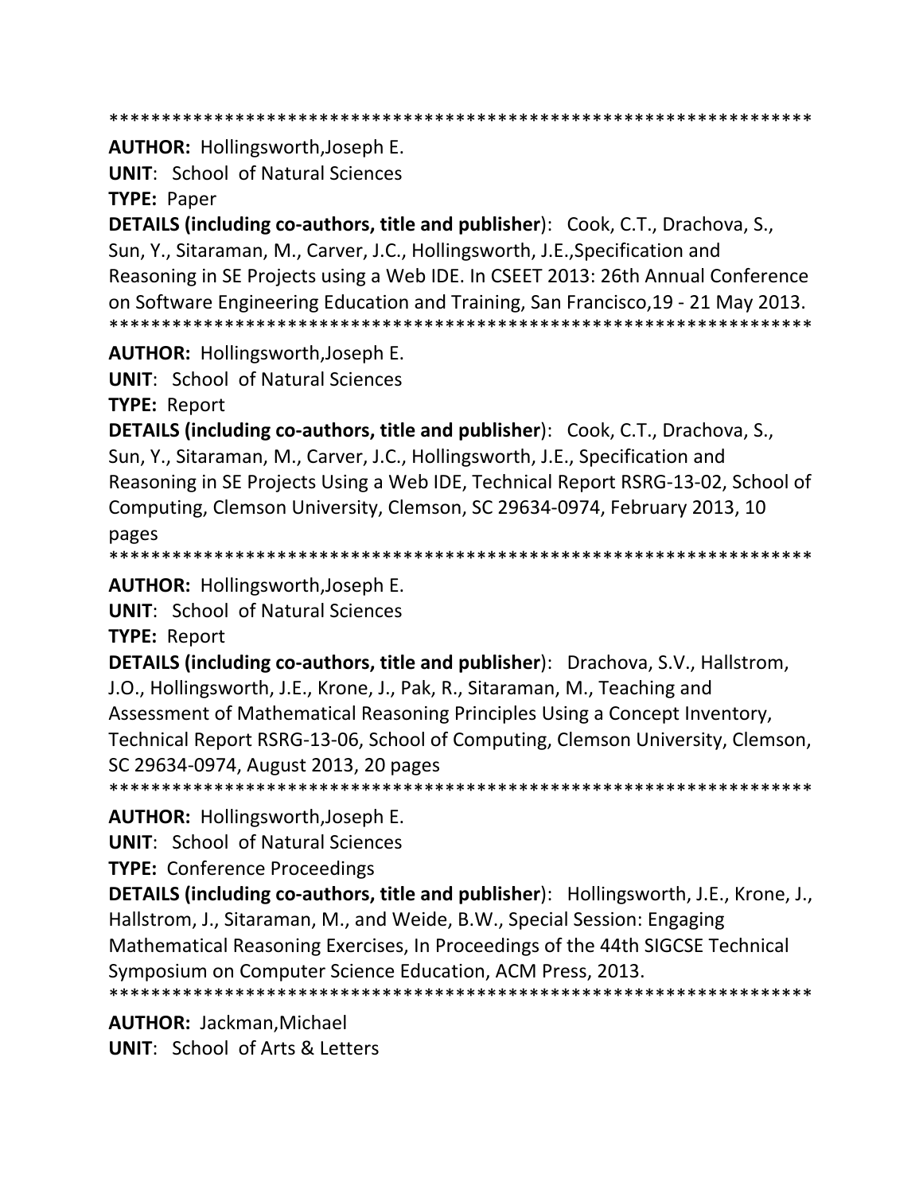*******************************************************************

**AUTHOR:** Hollingsworth,Joseph E.

**UNIT**: School of Natural Sciences

**TYPE:** Paper

**DETAILS (including co-authors, title and publisher**): Cook, C.T., Drachova, S., Sun, Y., Sitaraman, M., Carver, J.C., Hollingsworth, J.E.,Specification and Reasoning in SE Projects using a Web IDE. In CSEET 2013: 26th Annual Conference on Software Engineering Education and Training, San Francisco,19 - 21 May 2013.

*******************************************************************

**AUTHOR:** Hollingsworth,Joseph E.

**UNIT**: School of Natural Sciences

**TYPE:** Report

**DETAILS (including co-authors, title and publisher**): Cook, C.T., Drachova, S., Sun, Y., Sitaraman, M., Carver, J.C., Hollingsworth, J.E., Specification and Reasoning in SE Projects Using a Web IDE, Technical Report RSRG-13-02, School of Computing, Clemson University, Clemson, SC 29634-0974, February 2013, 10 pages

*******************************************************************

**AUTHOR:** Hollingsworth,Joseph E.

**UNIT**: School of Natural Sciences

**TYPE:** Report

**DETAILS (including co-authors, title and publisher**): Drachova, S.V., Hallstrom, J.O., Hollingsworth, J.E., Krone, J., Pak, R., Sitaraman, M., Teaching and Assessment of Mathematical Reasoning Principles Using a Concept Inventory, Technical Report RSRG-13-06, School of Computing, Clemson University, Clemson, SC 29634-0974, August 2013, 20 pages

*******************************************************************

**AUTHOR:** Hollingsworth,Joseph E.

**UNIT**: School of Natural Sciences

**TYPE:** Conference Proceedings

**DETAILS (including co-authors, title and publisher**): Hollingsworth, J.E., Krone, J., Hallstrom, J., Sitaraman, M., and Weide, B.W., Special Session: Engaging Mathematical Reasoning Exercises, In Proceedings of the 44th SIGCSE Technical Symposium on Computer Science Education, ACM Press, 2013.

*******************************************************************

**AUTHOR:** Jackman,Michael

**UNIT**: School of Arts & Letters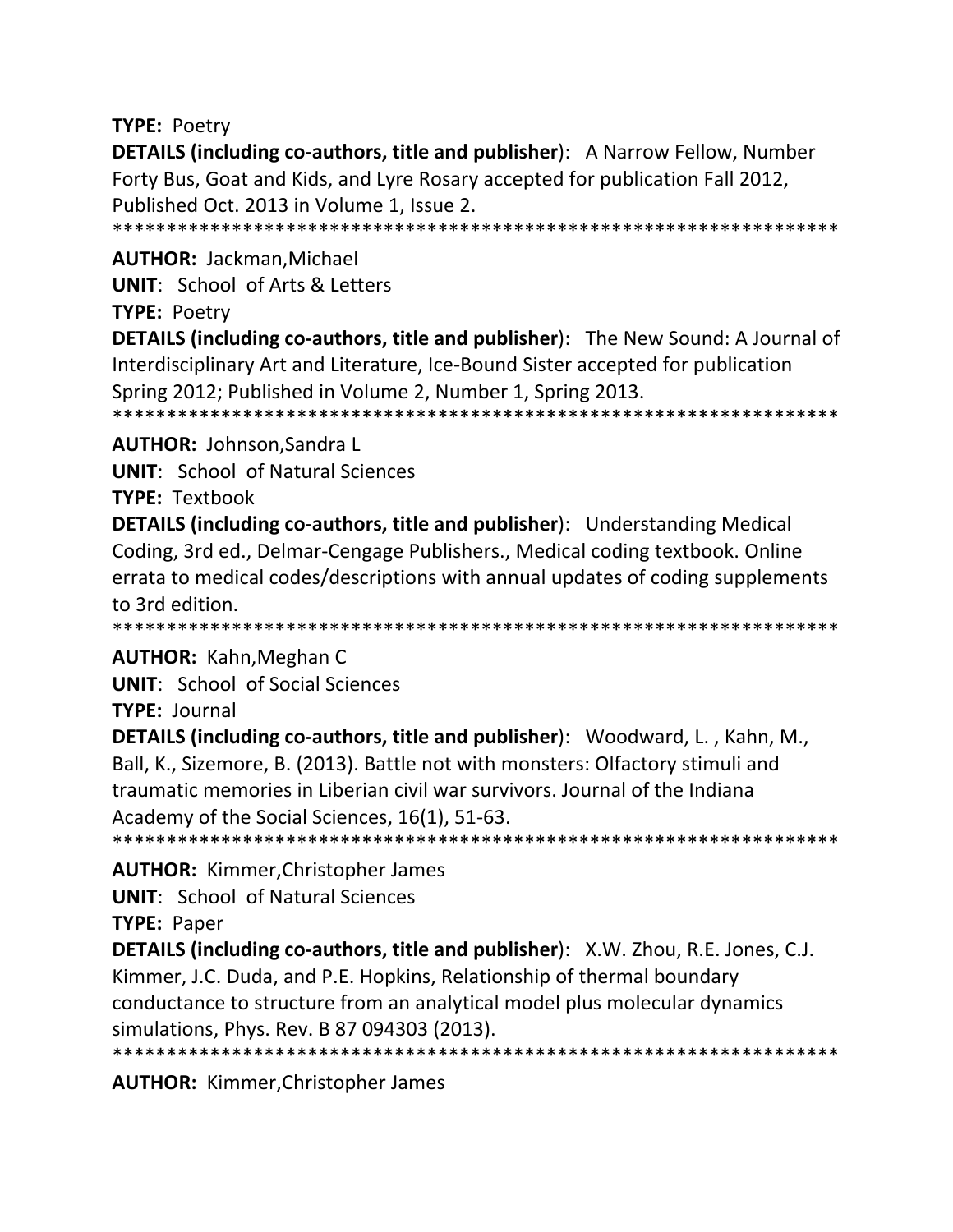**TYPE:** Poetry

**DETAILS (including co-authors, title and publisher)**: A Narrow Fellow, Number Forty Bus, Goat and Kids, and Lyre Rosary accepted for publication Fall 2012, Published Oct. 2013 in Volume 1, Issue 2.

*******************************************************************

**AUTHOR:** Jackman,Michael

**UNIT**: School of Arts & Letters

**TYPE:** Poetry

**DETAILS (including co-authors, title and publisher)**: The New Sound: A Journal of Interdisciplinary Art and Literature, Ice-Bound Sister accepted for publication Spring 2012; Published in Volume 2, Number 1, Spring 2013.

*******************************************************************

**AUTHOR:** Johnson,Sandra L

**UNIT**: School of Natural Sciences

**TYPE:** Textbook

**DETAILS (including co-authors, title and publisher)**: Understanding Medical Coding, 3rd ed., Delmar-Cengage Publishers., Medical coding textbook. Online errata to medical codes/descriptions with annual updates of coding supplements to 3rd edition.

*******************************************************************

**AUTHOR:** Kahn,Meghan C

**UNIT**: School of Social Sciences

**TYPE:** Journal

**DETAILS (including co-authors, title and publisher)**: Woodward, L. , Kahn, M., Ball, K., Sizemore, B. (2013). Battle not with monsters: Olfactory stimuli and traumatic memories in Liberian civil war survivors. Journal of the Indiana Academy of the Social Sciences, 16(1), 51-63.

*******************************************************************

**AUTHOR:** Kimmer,Christopher James

**UNIT**: School of Natural Sciences

**TYPE:** Paper

**DETAILS (including co-authors, title and publisher)**: X.W. Zhou, R.E. Jones, C.J. Kimmer, J.C. Duda, and P.E. Hopkins, Relationship of thermal boundary conductance to structure from an analytical model plus molecular dynamics simulations, Phys. Rev. B 87 094303 (2013).

*******************************************************************

**AUTHOR:** Kimmer,Christopher James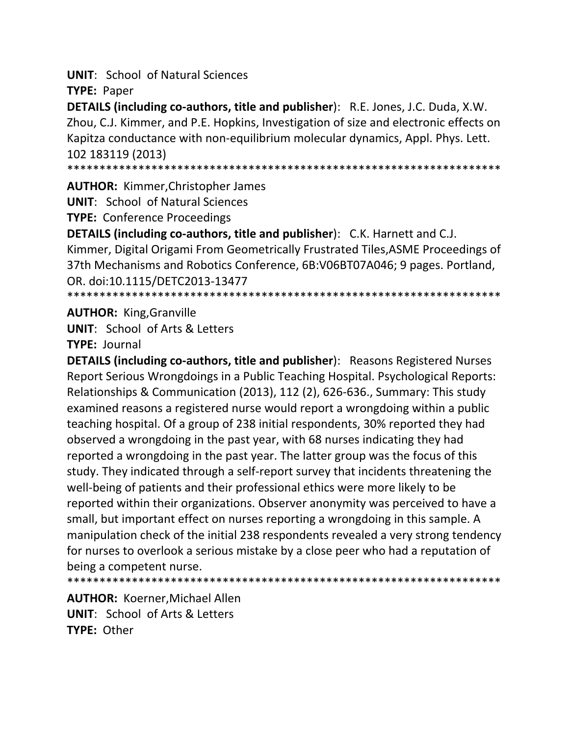**UNIT**: School of Natural Sciences

**TYPE:** Paper

**DETAILS (including co-authors, title and publisher**): R.E. Jones, J.C. Duda, X.W. Zhou, C.J. Kimmer, and P.E. Hopkins, Investigation of size and electronic effects on Kapitza conductance with non-equilibrium molecular dynamics, Appl. Phys. Lett. 102 183119 (2013)

*********************************************************************

**AUTHOR:** Kimmer,Christopher James

**UNIT**: School of Natural Sciences

**TYPE:** Conference Proceedings

**DETAILS (including co-authors, title and publisher**): C.K. Harnett and C.J. Kimmer, Digital Origami From Geometrically Frustrated Tiles,ASME Proceedings of 37th Mechanisms and Robotics Conference, 6B:V06BT07A046; 9 pages. Portland, OR. doi:10.1115/DETC2013-13477

*********************************************************************

**AUTHOR:** King,Granville

**UNIT**: School of Arts & Letters

**TYPE:** Journal

**DETAILS (including co-authors, title and publisher**): Reasons Registered Nurses Report Serious Wrongdoings in a Public Teaching Hospital. Psychological Reports: Relationships & Communication (2013), 112 (2), 626-636., Summary: This study examined reasons a registered nurse would report a wrongdoing within a public teaching hospital. Of a group of 238 initial respondents, 30% reported they had observed a wrongdoing in the past year, with 68 nurses indicating they had reported a wrongdoing in the past year. The latter group was the focus of this study. They indicated through a self-report survey that incidents threatening the well-being of patients and their professional ethics were more likely to be reported within their organizations. Observer anonymity was perceived to have a small, but important effect on nurses reporting a wrongdoing in this sample. A manipulation check of the initial 238 respondents revealed a very strong tendency for nurses to overlook a serious mistake by a close peer who had a reputation of being a competent nurse.

*********************************************************************

**AUTHOR:** Koerner,Michael Allen

**UNIT**: School of Arts & Letters

**TYPE:** Other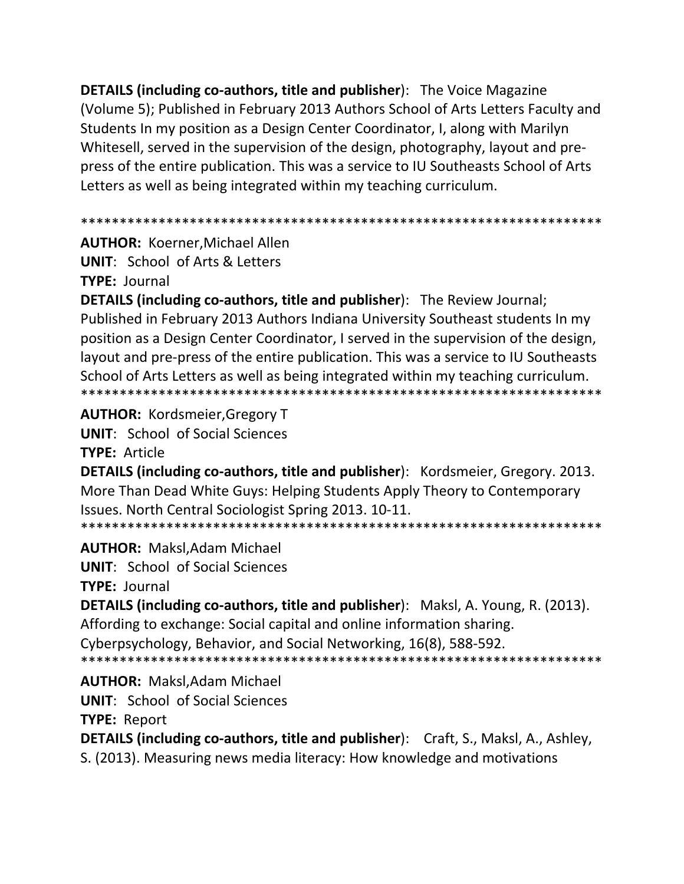**DETAILS (including co-authors, title and publisher)**: The Voice Magazine (Volume 5); Published in February 2013 Authors School of Arts Letters Faculty and Students In my position as a Design Center Coordinator, I, along with Marilyn Whitesell, served in the supervision of the design, photography, layout and pre-press of the entire publication. This was a service to IU Southeasts School of Arts Letters as well as being integrated within my teaching curriculum.

*******************************************************************

**AUTHOR:** Koerner,Michael Allen

**UNIT**: School of Arts & Letters

**TYPE:** Journal

**DETAILS (including co-authors, title and publisher)**: The Review Journal; Published in February 2013 Authors Indiana University Southeast students In my position as a Design Center Coordinator, I served in the supervision of the design, layout and pre-press of the entire publication. This was a service to IU Southeasts School of Arts Letters as well as being integrated within my teaching curriculum.

*******************************************************************

**AUTHOR:** Kordsmeier,Gregory T

**UNIT**: School of Social Sciences

**TYPE:** Article

**DETAILS (including co-authors, title and publisher)**: Kordsmeier, Gregory. 2013. More Than Dead White Guys: Helping Students Apply Theory to Contemporary Issues. North Central Sociologist Spring 2013. 10-11.

*******************************************************************

**AUTHOR:** Maksl,Adam Michael

**UNIT**: School of Social Sciences

**TYPE:** Journal

**DETAILS (including co-authors, title and publisher)**: Maksl, A. Young, R. (2013). Affording to exchange: Social capital and online information sharing. Cyberpsychology, Behavior, and Social Networking, 16(8), 588-592.

*******************************************************************

**AUTHOR:** Maksl,Adam Michael

**UNIT**: School of Social Sciences

**TYPE:** Report

**DETAILS (including co-authors, title and publisher)**: Craft, S., Maksl, A., Ashley, S. (2013). Measuring news media literacy: How knowledge and motivations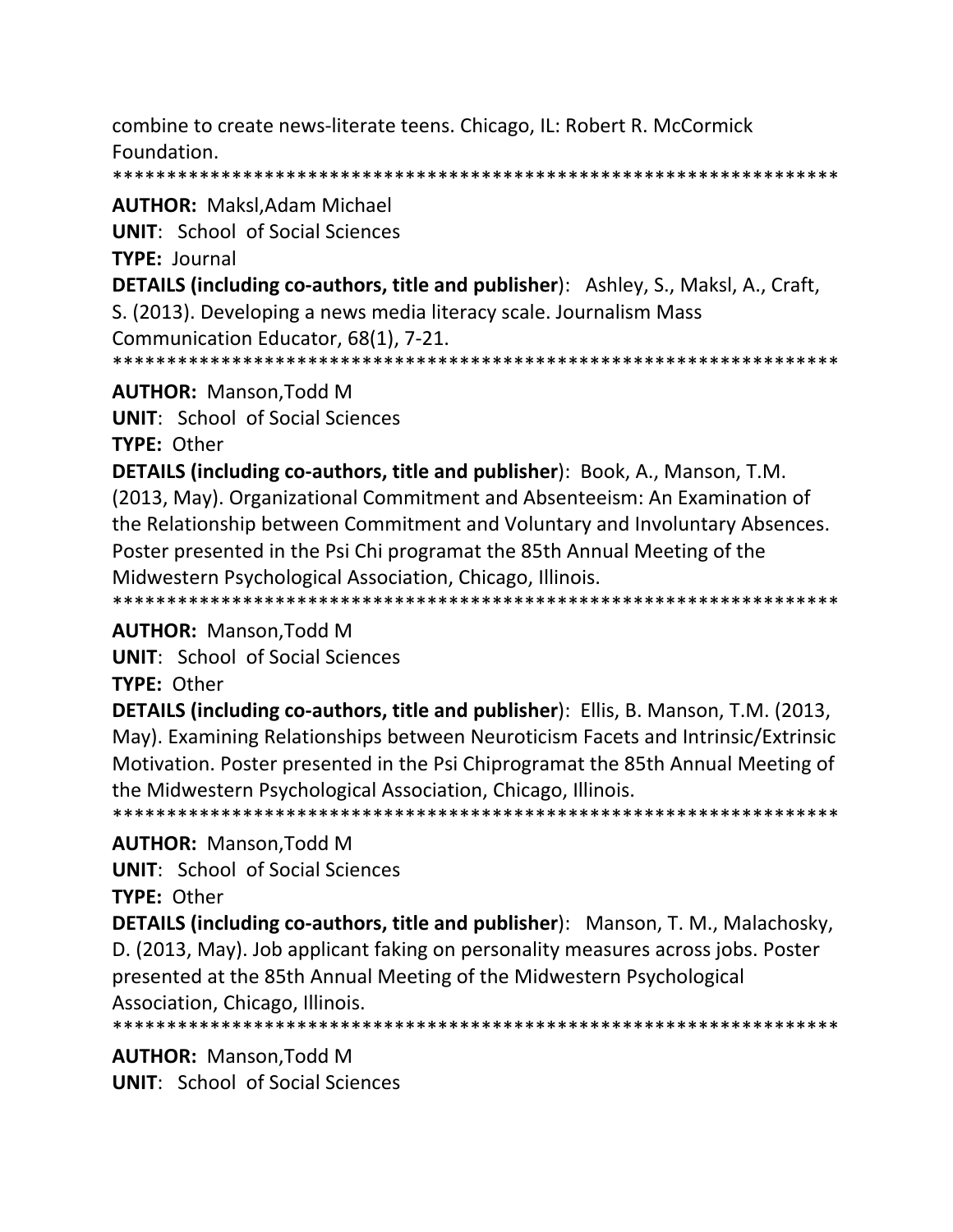combine to create news-literate teens. Chicago, IL: Robert R. McCormick Foundation.

*******************************************************************

**AUTHOR:** Maksl,Adam Michael

**UNIT**: School of Social Sciences

**TYPE:** Journal

**DETAILS (including co-authors, title and publisher**): Ashley, S., Maksl, A., Craft, S. (2013). Developing a news media literacy scale. Journalism Mass Communication Educator, 68(1), 7-21.

*******************************************************************

**AUTHOR:** Manson,Todd M

**UNIT**: School of Social Sciences

**TYPE:** Other

**DETAILS (including co-authors, title and publisher**): Book, A., Manson, T.M. (2013, May). Organizational Commitment and Absenteeism: An Examination of the Relationship between Commitment and Voluntary and Involuntary Absences. Poster presented in the Psi Chi programat the 85th Annual Meeting of the Midwestern Psychological Association, Chicago, Illinois.

*******************************************************************

**AUTHOR:** Manson,Todd M

**UNIT**: School of Social Sciences

**TYPE:** Other

**DETAILS (including co-authors, title and publisher**): Ellis, B. Manson, T.M. (2013, May). Examining Relationships between Neuroticism Facets and Intrinsic/Extrinsic Motivation. Poster presented in the Psi Chiprogramat the 85th Annual Meeting of the Midwestern Psychological Association, Chicago, Illinois.

*******************************************************************

**AUTHOR:** Manson,Todd M

**UNIT**: School of Social Sciences

**TYPE:** Other

**DETAILS (including co-authors, title and publisher**): Manson, T. M., Malachosky, D. (2013, May). Job applicant faking on personality measures across jobs. Poster presented at the 85th Annual Meeting of the Midwestern Psychological Association, Chicago, Illinois.

*******************************************************************

**AUTHOR:** Manson,Todd M

**UNIT**: School of Social Sciences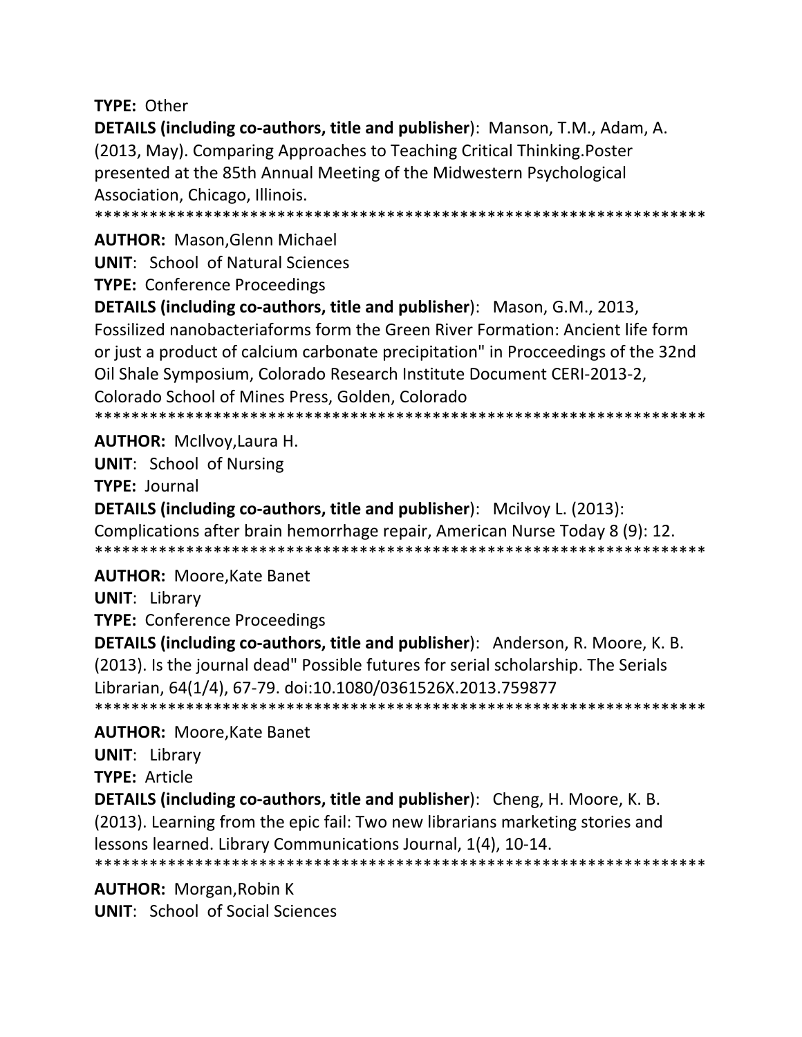**TYPE:** Other

**DETAILS (including co-authors, title and publisher**): Manson, T.M., Adam, A. (2013, May). Comparing Approaches to Teaching Critical Thinking.Poster presented at the 85th Annual Meeting of the Midwestern Psychological Association, Chicago, Illinois.

*******************************************************************

**AUTHOR:** Mason,Glenn Michael

**UNIT**: School of Natural Sciences

**TYPE:** Conference Proceedings

**DETAILS (including co-authors, title and publisher**): Mason, G.M., 2013, Fossilized nanobacteriaforms form the Green River Formation: Ancient life form or just a product of calcium carbonate precipitation" in Procceedings of the 32nd Oil Shale Symposium, Colorado Research Institute Document CERI-2013-2, Colorado School of Mines Press, Golden, Colorado

*******************************************************************

**AUTHOR:** McIlvoy,Laura H.

**UNIT**: School of Nursing

**TYPE:** Journal

**DETAILS (including co-authors, title and publisher**): Mcilvoy L. (2013): Complications after brain hemorrhage repair, American Nurse Today 8 (9): 12.

*******************************************************************

**AUTHOR:** Moore,Kate Banet

**UNIT**: Library

**TYPE:** Conference Proceedings

**DETAILS (including co-authors, title and publisher**): Anderson, R. Moore, K. B. (2013). Is the journal dead" Possible futures for serial scholarship. The Serials Librarian, 64(1/4), 67-79. doi:10.1080/0361526X.2013.759877

*******************************************************************

**AUTHOR:** Moore,Kate Banet

**UNIT**: Library

**TYPE:** Article

**DETAILS (including co-authors, title and publisher**): Cheng, H. Moore, K. B. (2013). Learning from the epic fail: Two new librarians marketing stories and lessons learned. Library Communications Journal, 1(4), 10-14.

*******************************************************************

**AUTHOR:** Morgan,Robin K

**UNIT**: School of Social Sciences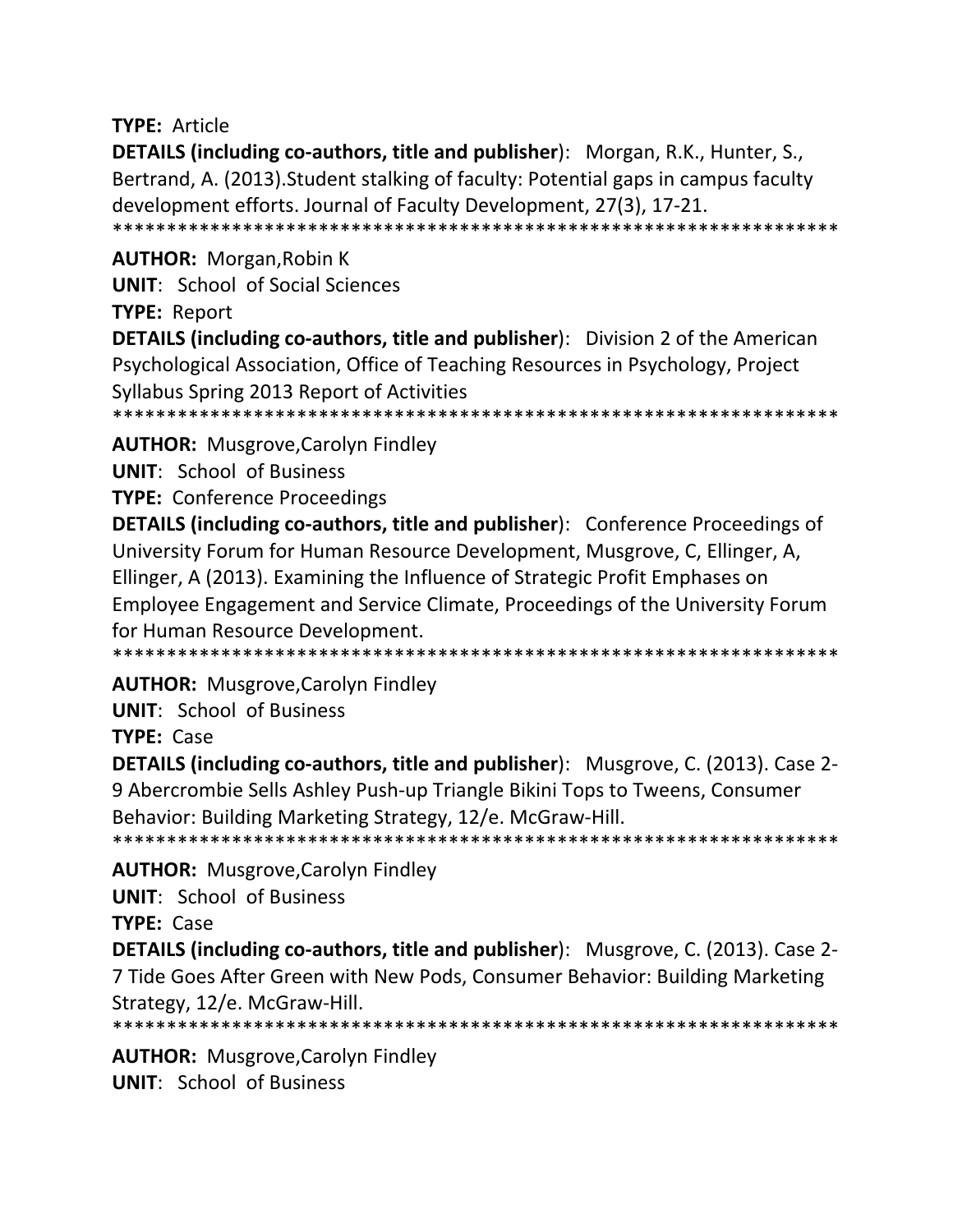**TYPE:** Article

**DETAILS (including co-authors, title and publisher**): Morgan, R.K., Hunter, S., Bertrand, A. (2013).Student stalking of faculty: Potential gaps in campus faculty development efforts. Journal of Faculty Development, 27(3), 17-21.

******************************************************************

**AUTHOR:** Morgan,Robin K

**UNIT**: School of Social Sciences

**TYPE:** Report

**DETAILS (including co-authors, title and publisher**): Division 2 of the American Psychological Association, Office of Teaching Resources in Psychology, Project Syllabus Spring 2013 Report of Activities

******************************************************************

**AUTHOR:** Musgrove,Carolyn Findley

**UNIT**: School of Business

**TYPE:** Conference Proceedings

**DETAILS (including co-authors, title and publisher**): Conference Proceedings of University Forum for Human Resource Development, Musgrove, C, Ellinger, A, Ellinger, A (2013). Examining the Influence of Strategic Profit Emphases on Employee Engagement and Service Climate, Proceedings of the University Forum for Human Resource Development.

******************************************************************

**AUTHOR:** Musgrove,Carolyn Findley

**UNIT**: School of Business

**TYPE:** Case

**DETAILS (including co-authors, title and publisher**): Musgrove, C. (2013). Case 2-9 Abercrombie Sells Ashley Push-up Triangle Bikini Tops to Tweens, Consumer Behavior: Building Marketing Strategy, 12/e. McGraw-Hill.

******************************************************************

**AUTHOR:** Musgrove,Carolyn Findley

**UNIT**: School of Business

**TYPE:** Case

**DETAILS (including co-authors, title and publisher**): Musgrove, C. (2013). Case 2-7 Tide Goes After Green with New Pods, Consumer Behavior: Building Marketing Strategy, 12/e. McGraw-Hill.

******************************************************************

**AUTHOR:** Musgrove,Carolyn Findley

**UNIT**: School of Business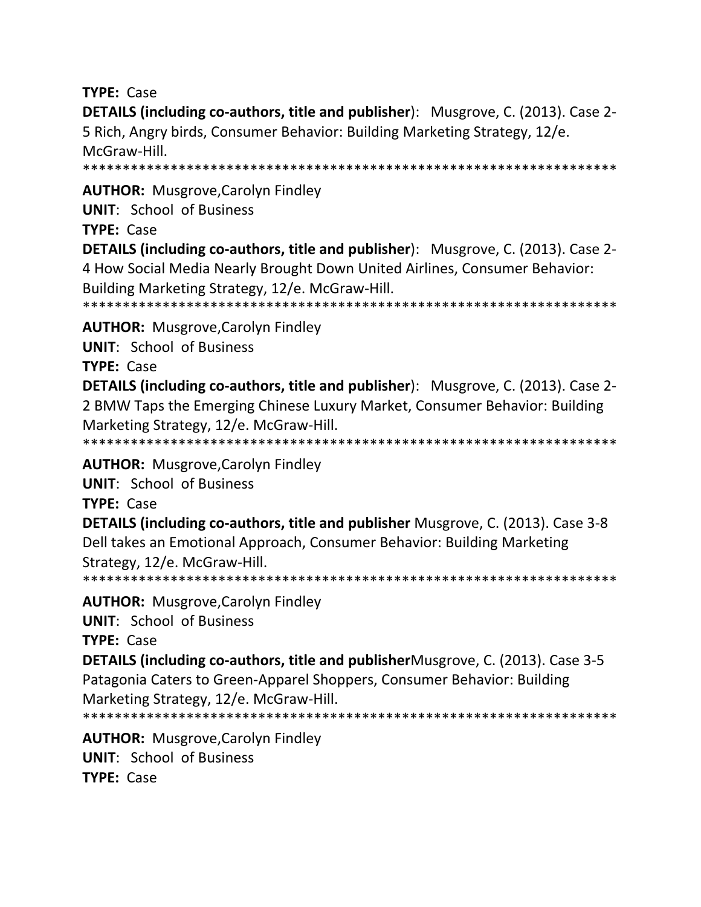**TYPE:** Case

**DETAILS (including co-authors, title and publisher**): Musgrove, C. (2013). Case 2-5 Rich, Angry birds, Consumer Behavior: Building Marketing Strategy, 12/e. McGraw-Hill.

*******************************************************************

**AUTHOR:** Musgrove,Carolyn Findley

**UNIT**: School of Business

**TYPE:** Case

**DETAILS (including co-authors, title and publisher**): Musgrove, C. (2013). Case 2-4 How Social Media Nearly Brought Down United Airlines, Consumer Behavior: Building Marketing Strategy, 12/e. McGraw-Hill.

*******************************************************************

**AUTHOR:** Musgrove,Carolyn Findley

**UNIT**: School of Business

**TYPE:** Case

**DETAILS (including co-authors, title and publisher**): Musgrove, C. (2013). Case 2-2 BMW Taps the Emerging Chinese Luxury Market, Consumer Behavior: Building Marketing Strategy, 12/e. McGraw-Hill.

*******************************************************************

**AUTHOR:** Musgrove,Carolyn Findley

**UNIT**: School of Business

**TYPE:** Case

**DETAILS (including co-authors, title and publisher** Musgrove, C. (2013). Case 3-8 Dell takes an Emotional Approach, Consumer Behavior: Building Marketing Strategy, 12/e. McGraw-Hill.

*******************************************************************

**AUTHOR:** Musgrove,Carolyn Findley

**UNIT**: School of Business

**TYPE:** Case

**DETAILS (including co-authors, title and publisher**Musgrove, C. (2013). Case 3-5 Patagonia Caters to Green-Apparel Shoppers, Consumer Behavior: Building Marketing Strategy, 12/e. McGraw-Hill.

*******************************************************************

**AUTHOR:** Musgrove,Carolyn Findley

**UNIT**: School of Business

**TYPE:** Case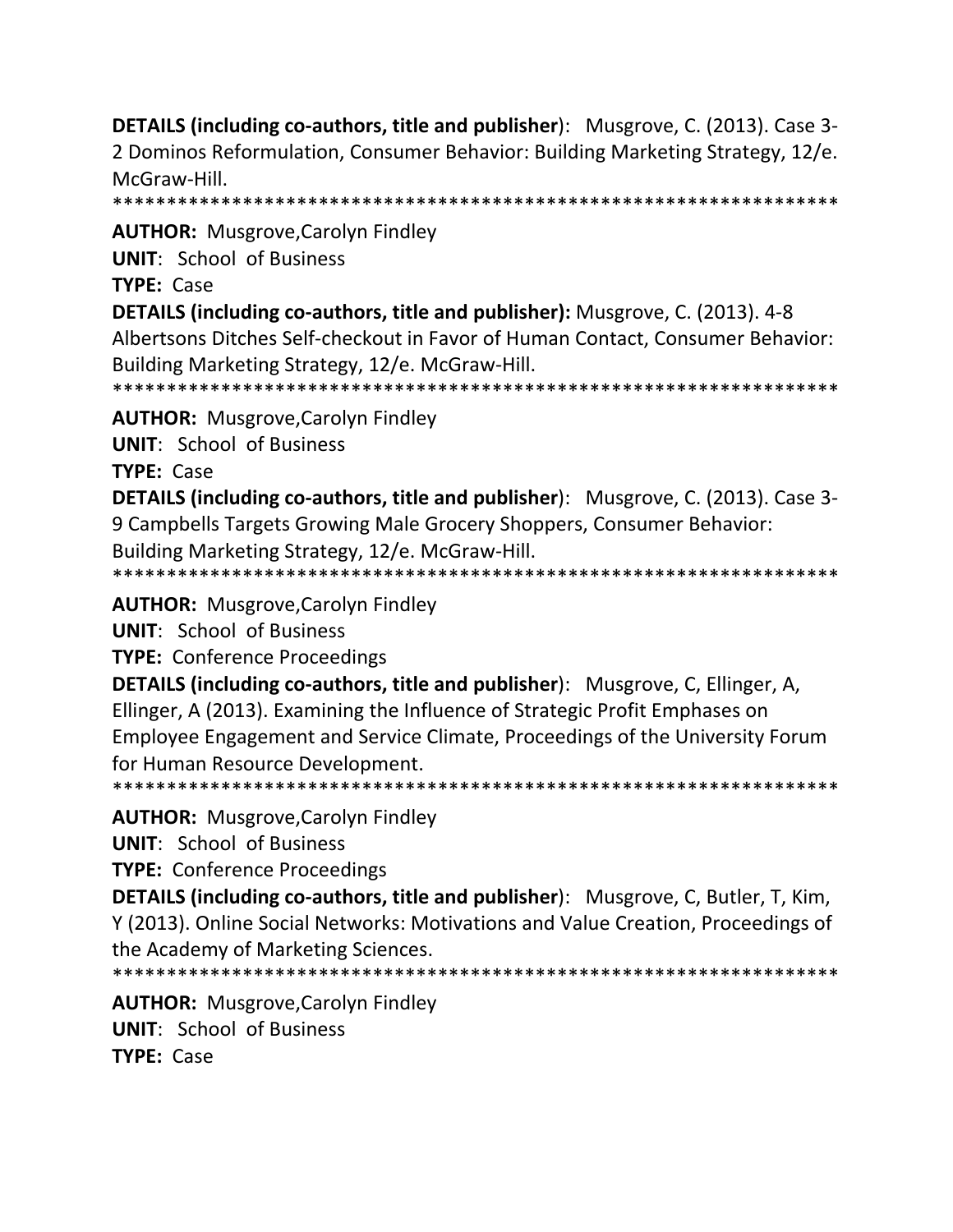**DETAILS (including co-authors, title and publisher**): Musgrove, C. (2013). Case 3-2 Dominos Reformulation, Consumer Behavior: Building Marketing Strategy, 12/e. McGraw-Hill.

*******************************************************************

**AUTHOR:** Musgrove,Carolyn Findley

**UNIT**: School of Business

**TYPE:** Case

**DETAILS (including co-authors, title and publisher):** Musgrove, C. (2013). 4-8 Albertsons Ditches Self-checkout in Favor of Human Contact, Consumer Behavior: Building Marketing Strategy, 12/e. McGraw-Hill.

*******************************************************************

**AUTHOR:** Musgrove,Carolyn Findley

**UNIT**: School of Business

**TYPE:** Case

**DETAILS (including co-authors, title and publisher**): Musgrove, C. (2013). Case 3-9 Campbells Targets Growing Male Grocery Shoppers, Consumer Behavior: Building Marketing Strategy, 12/e. McGraw-Hill.

*******************************************************************

**AUTHOR:** Musgrove,Carolyn Findley

**UNIT**: School of Business

**TYPE:** Conference Proceedings

**DETAILS (including co-authors, title and publisher**): Musgrove, C, Ellinger, A, Ellinger, A (2013). Examining the Influence of Strategic Profit Emphases on Employee Engagement and Service Climate, Proceedings of the University Forum for Human Resource Development.

*******************************************************************

**AUTHOR:** Musgrove,Carolyn Findley

**UNIT**: School of Business

**TYPE:** Conference Proceedings

**DETAILS (including co-authors, title and publisher**): Musgrove, C, Butler, T, Kim, Y (2013). Online Social Networks: Motivations and Value Creation, Proceedings of the Academy of Marketing Sciences.

*******************************************************************

**AUTHOR:** Musgrove,Carolyn Findley

**UNIT**: School of Business

**TYPE:** Case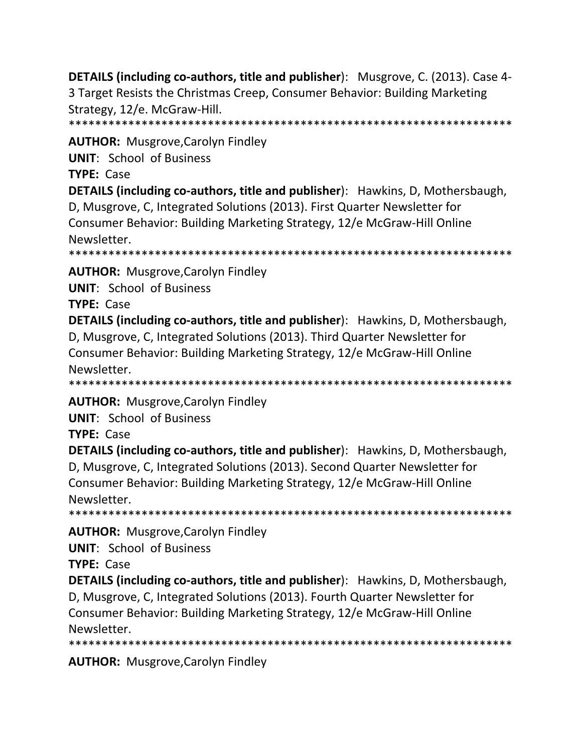**DETAILS (including co-authors, title and publisher)**: Musgrove, C. (2013). Case 4-3 Target Resists the Christmas Creep, Consumer Behavior: Building Marketing Strategy, 12/e. McGraw-Hill.

*******************************************************************

**AUTHOR:** Musgrove,Carolyn Findley

**UNIT**: School of Business

**TYPE:** Case

**DETAILS (including co-authors, title and publisher)**: Hawkins, D, Mothersbaugh, D, Musgrove, C, Integrated Solutions (2013). First Quarter Newsletter for Consumer Behavior: Building Marketing Strategy, 12/e McGraw-Hill Online Newsletter.

*******************************************************************

**AUTHOR:** Musgrove,Carolyn Findley

**UNIT**: School of Business

**TYPE:** Case

**DETAILS (including co-authors, title and publisher)**: Hawkins, D, Mothersbaugh, D, Musgrove, C, Integrated Solutions (2013). Third Quarter Newsletter for Consumer Behavior: Building Marketing Strategy, 12/e McGraw-Hill Online Newsletter.

*******************************************************************

**AUTHOR:** Musgrove,Carolyn Findley

**UNIT**: School of Business

**TYPE:** Case

**DETAILS (including co-authors, title and publisher)**: Hawkins, D, Mothersbaugh, D, Musgrove, C, Integrated Solutions (2013). Second Quarter Newsletter for Consumer Behavior: Building Marketing Strategy, 12/e McGraw-Hill Online Newsletter.

*******************************************************************

**AUTHOR:** Musgrove,Carolyn Findley

**UNIT**: School of Business

**TYPE:** Case

**DETAILS (including co-authors, title and publisher)**: Hawkins, D, Mothersbaugh, D, Musgrove, C, Integrated Solutions (2013). Fourth Quarter Newsletter for Consumer Behavior: Building Marketing Strategy, 12/e McGraw-Hill Online Newsletter.

*******************************************************************

**AUTHOR:** Musgrove,Carolyn Findley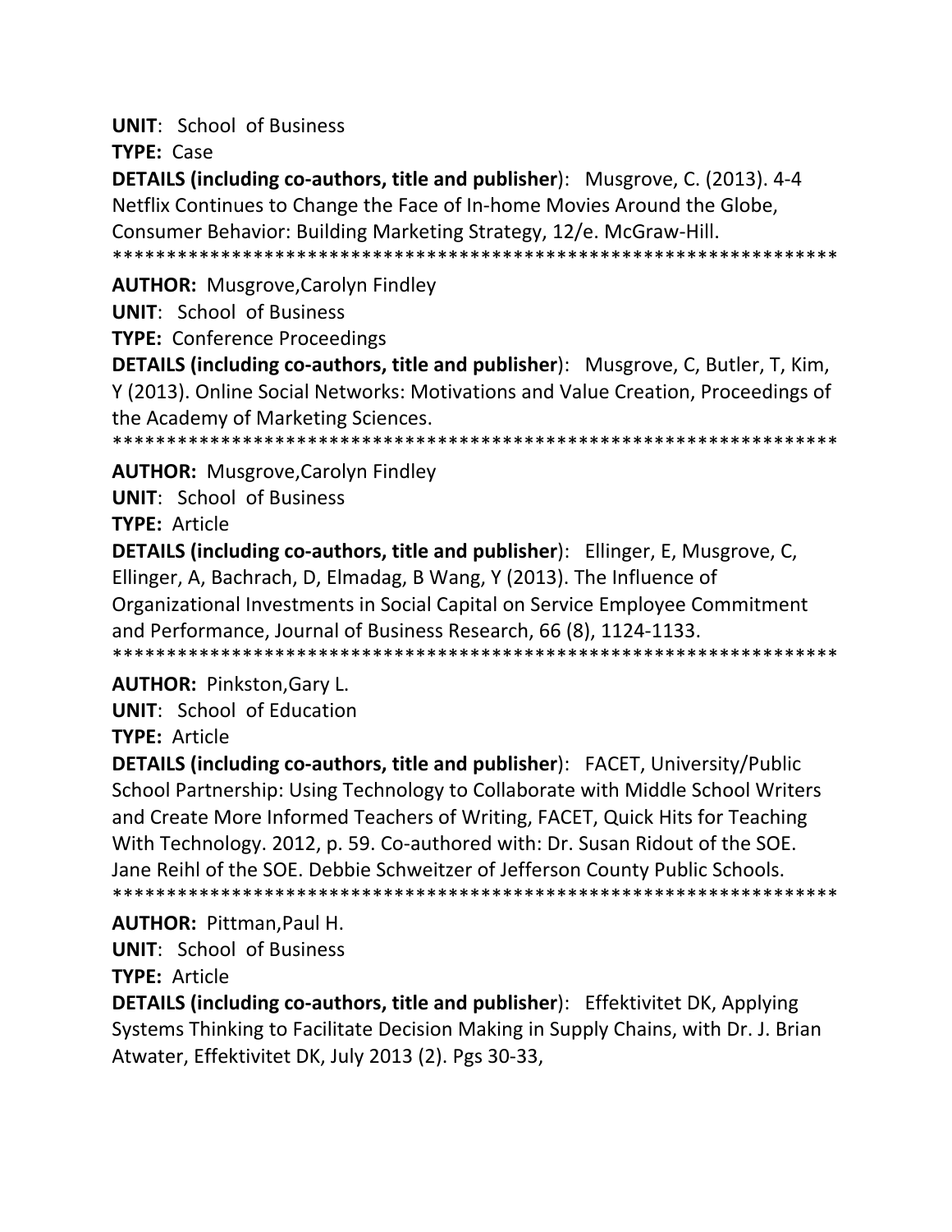**UNIT**: School of Business

**TYPE:** Case

**DETAILS (including co-authors, title and publisher)**: Musgrove, C. (2013). 4-4 Netflix Continues to Change the Face of In-home Movies Around the Globe, Consumer Behavior: Building Marketing Strategy, 12/e. McGraw-Hill.

******************************************************************

**AUTHOR:** Musgrove,Carolyn Findley

**UNIT**: School of Business

**TYPE:** Conference Proceedings

**DETAILS (including co-authors, title and publisher)**: Musgrove, C, Butler, T, Kim, Y (2013). Online Social Networks: Motivations and Value Creation, Proceedings of the Academy of Marketing Sciences.

******************************************************************

**AUTHOR:** Musgrove,Carolyn Findley

**UNIT**: School of Business

**TYPE:** Article

**DETAILS (including co-authors, title and publisher)**: Ellinger, E, Musgrove, C, Ellinger, A, Bachrach, D, Elmadag, B Wang, Y (2013). The Influence of Organizational Investments in Social Capital on Service Employee Commitment and Performance, Journal of Business Research, 66 (8), 1124-1133.

******************************************************************

**AUTHOR:** Pinkston,Gary L.

**UNIT**: School of Education

**TYPE:** Article

**DETAILS (including co-authors, title and publisher)**: FACET, University/Public School Partnership: Using Technology to Collaborate with Middle School Writers and Create More Informed Teachers of Writing, FACET, Quick Hits for Teaching With Technology. 2012, p. 59. Co-authored with: Dr. Susan Ridout of the SOE. Jane Reihl of the SOE. Debbie Schweitzer of Jefferson County Public Schools.

******************************************************************

**AUTHOR:** Pittman,Paul H.

**UNIT**: School of Business

**TYPE:** Article

**DETAILS (including co-authors, title and publisher)**: Effektivitet DK, Applying Systems Thinking to Facilitate Decision Making in Supply Chains, with Dr. J. Brian Atwater, Effektivitet DK, July 2013 (2). Pgs 30-33,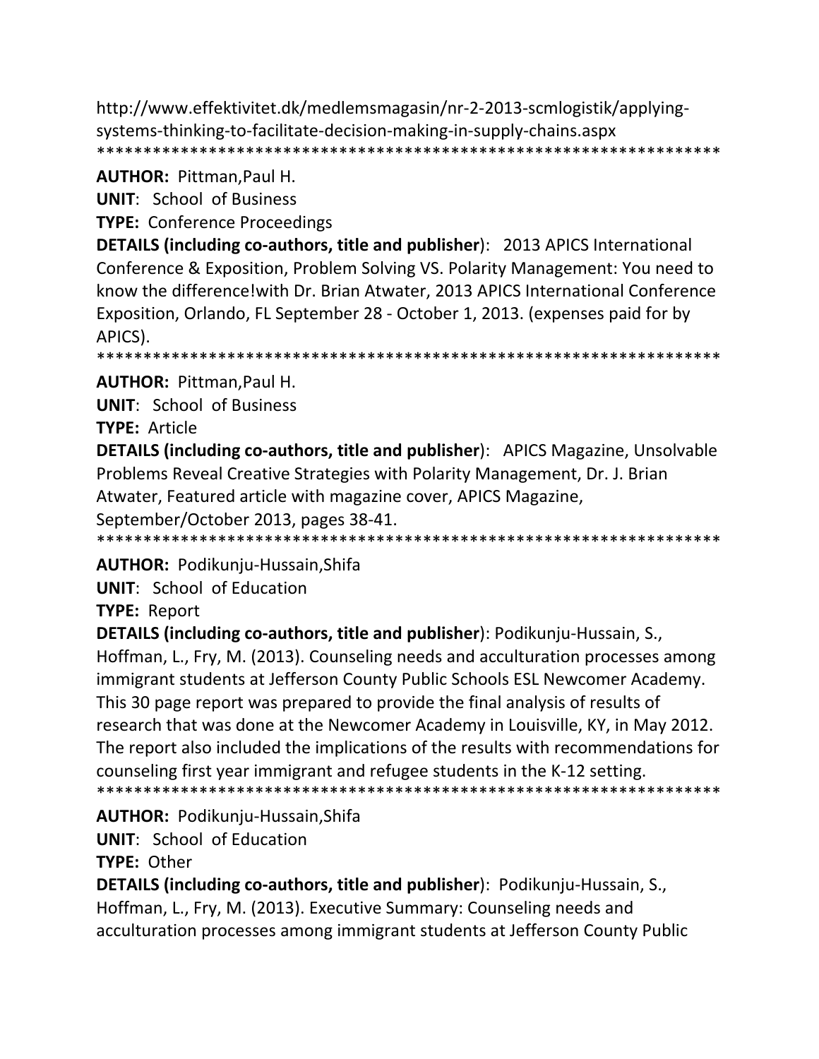http://www.effektivitet.dk/medlemsmagasin/nr-2-2013-scmlogistik/applying-systems-thinking-to-facilitate-decision-making-in-supply-chains.aspx
*******************************************************************

**AUTHOR:** Pittman,Paul H.

**UNIT**: School of Business

**TYPE:** Conference Proceedings

**DETAILS (including co-authors, title and publisher**): 2013 APICS International Conference & Exposition, Problem Solving VS. Polarity Management: You need to know the difference!with Dr. Brian Atwater, 2013 APICS International Conference Exposition, Orlando, FL September 28 - October 1, 2013. (expenses paid for by APICS).
*******************************************************************

**AUTHOR:** Pittman,Paul H.

**UNIT**: School of Business

**TYPE:** Article

**DETAILS (including co-authors, title and publisher**): APICS Magazine, Unsolvable Problems Reveal Creative Strategies with Polarity Management, Dr. J. Brian Atwater, Featured article with magazine cover, APICS Magazine, September/October 2013, pages 38-41.
*******************************************************************

**AUTHOR:** Podikunju-Hussain,Shifa

**UNIT**: School of Education

**TYPE:** Report

**DETAILS (including co-authors, title and publisher**): Podikunju-Hussain, S., Hoffman, L., Fry, M. (2013). Counseling needs and acculturation processes among immigrant students at Jefferson County Public Schools ESL Newcomer Academy. This 30 page report was prepared to provide the final analysis of results of research that was done at the Newcomer Academy in Louisville, KY, in May 2012. The report also included the implications of the results with recommendations for counseling first year immigrant and refugee students in the K-12 setting.
*******************************************************************

**AUTHOR:** Podikunju-Hussain,Shifa

**UNIT**: School of Education

**TYPE:** Other

**DETAILS (including co-authors, title and publisher**): Podikunju-Hussain, S., Hoffman, L., Fry, M. (2013). Executive Summary: Counseling needs and acculturation processes among immigrant students at Jefferson County Public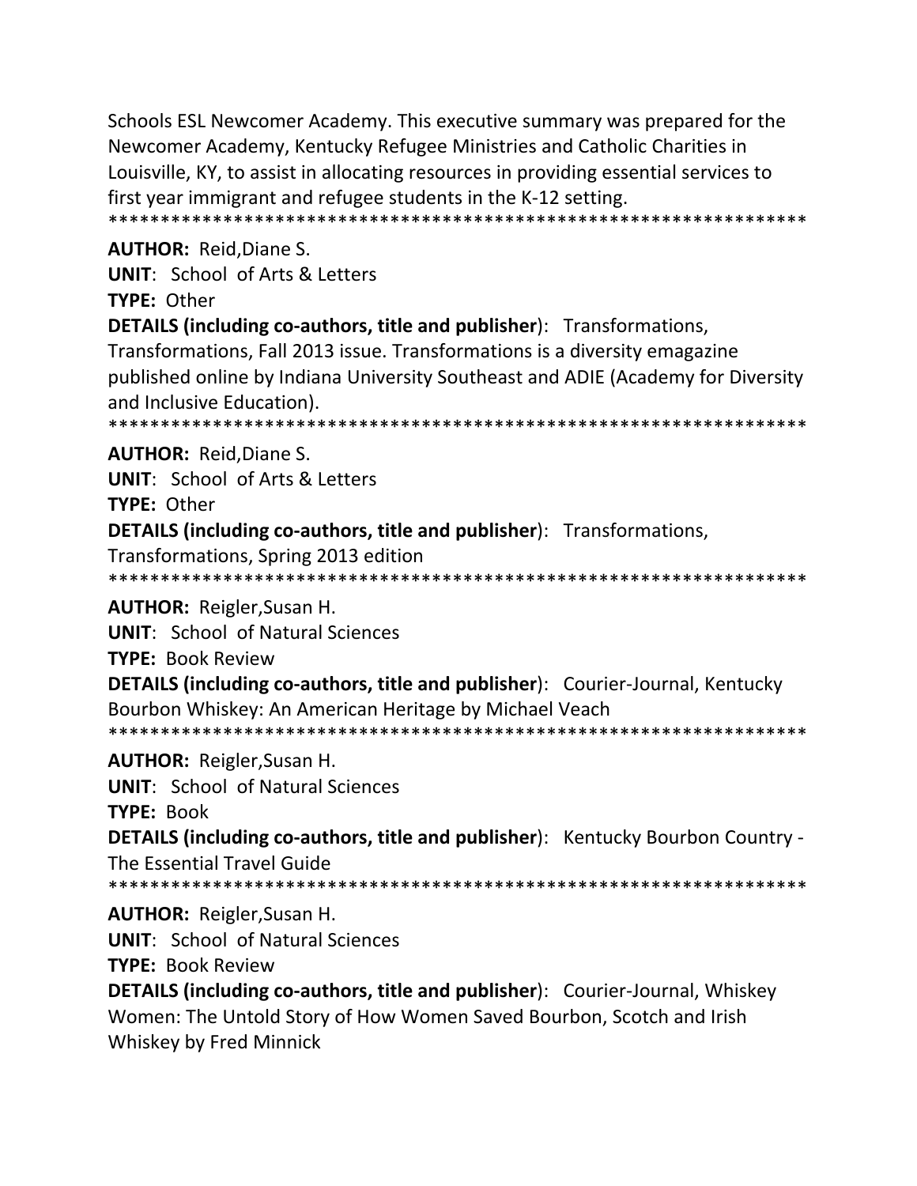Schools ESL Newcomer Academy. This executive summary was prepared for the Newcomer Academy, Kentucky Refugee Ministries and Catholic Charities in Louisville, KY, to assist in allocating resources in providing essential services to first year immigrant and refugee students in the K-12 setting.

*****************************************************************

**AUTHOR:** Reid,Diane S.

**UNIT**: School of Arts & Letters

**TYPE:** Other

**DETAILS (including co-authors, title and publisher**): Transformations, Transformations, Fall 2013 issue. Transformations is a diversity emagazine published online by Indiana University Southeast and ADIE (Academy for Diversity and Inclusive Education).

*****************************************************************

**AUTHOR:** Reid,Diane S.

**UNIT**: School of Arts & Letters

**TYPE:** Other

**DETAILS (including co-authors, title and publisher**): Transformations, Transformations, Spring 2013 edition

*****************************************************************

**AUTHOR:** Reigler,Susan H.

**UNIT**: School of Natural Sciences

**TYPE:** Book Review

**DETAILS (including co-authors, title and publisher**): Courier-Journal, Kentucky Bourbon Whiskey: An American Heritage by Michael Veach

*****************************************************************

**AUTHOR:** Reigler,Susan H.

**UNIT**: School of Natural Sciences

**TYPE:** Book

**DETAILS (including co-authors, title and publisher**): Kentucky Bourbon Country - The Essential Travel Guide

*****************************************************************

**AUTHOR:** Reigler,Susan H.

**UNIT**: School of Natural Sciences

**TYPE:** Book Review

**DETAILS (including co-authors, title and publisher**): Courier-Journal, Whiskey Women: The Untold Story of How Women Saved Bourbon, Scotch and Irish Whiskey by Fred Minnick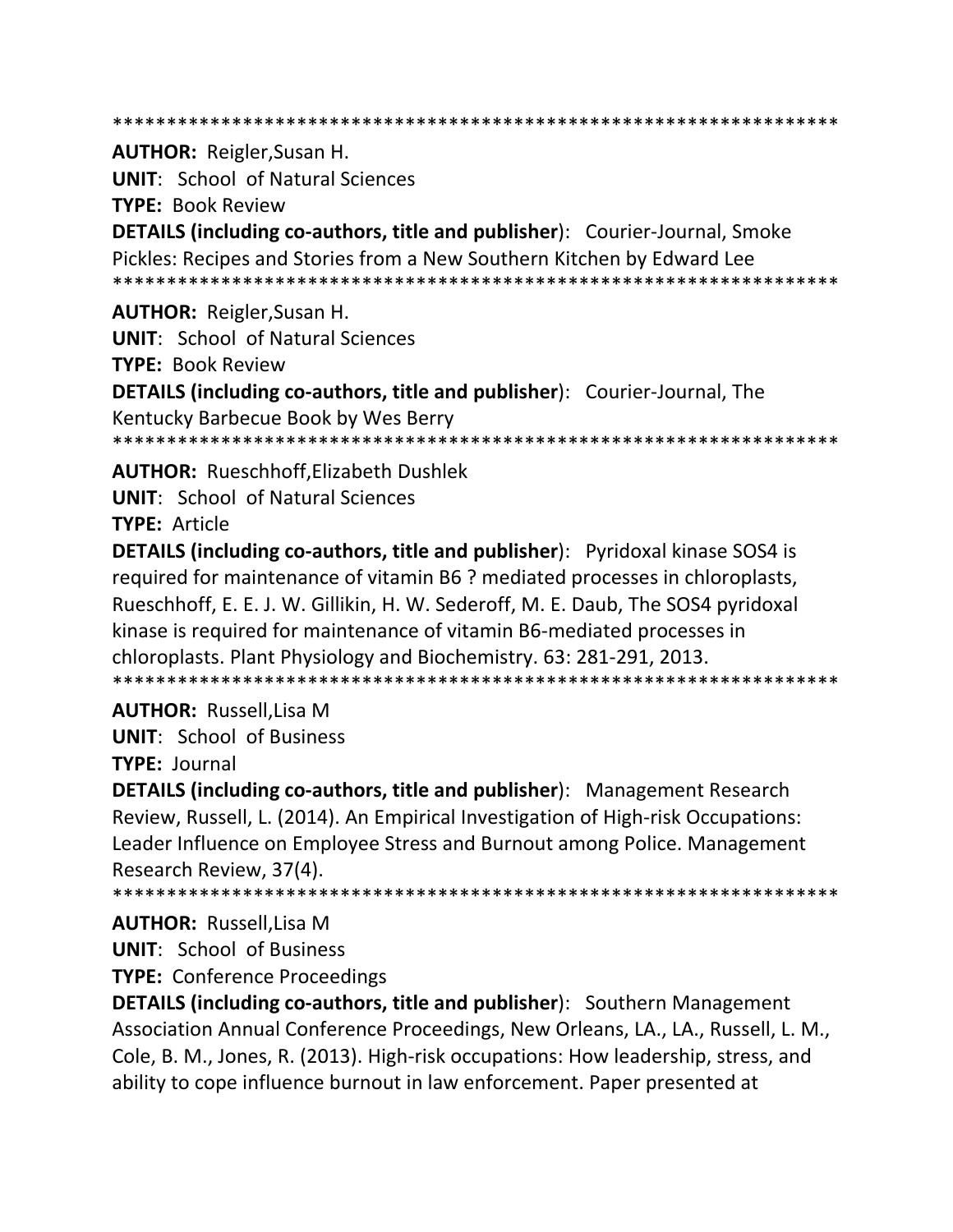*******************************************************************

**AUTHOR:** Reigler,Susan H.
**UNIT**: School of Natural Sciences
**TYPE:** Book Review
**DETAILS (including co-authors, title and publisher)**: Courier-Journal, Smoke Pickles: Recipes and Stories from a New Southern Kitchen by Edward Lee

*******************************************************************

**AUTHOR:** Reigler,Susan H.
**UNIT**: School of Natural Sciences
**TYPE:** Book Review
**DETAILS (including co-authors, title and publisher)**: Courier-Journal, The Kentucky Barbecue Book by Wes Berry

*******************************************************************

**AUTHOR:** Rueschhoff,Elizabeth Dushlek
**UNIT**: School of Natural Sciences
**TYPE:** Article
**DETAILS (including co-authors, title and publisher)**: Pyridoxal kinase SOS4 is required for maintenance of vitamin B6 ? mediated processes in chloroplasts, Rueschhoff, E. E. J. W. Gillikin, H. W. Sederoff, M. E. Daub, The SOS4 pyridoxal kinase is required for maintenance of vitamin B6-mediated processes in chloroplasts. Plant Physiology and Biochemistry. 63: 281-291, 2013.

*******************************************************************

**AUTHOR:** Russell,Lisa M
**UNIT**: School of Business
**TYPE:** Journal
**DETAILS (including co-authors, title and publisher)**: Management Research Review, Russell, L. (2014). An Empirical Investigation of High-risk Occupations: Leader Influence on Employee Stress and Burnout among Police. Management Research Review, 37(4).

*******************************************************************

**AUTHOR:** Russell,Lisa M
**UNIT**: School of Business
**TYPE:** Conference Proceedings
**DETAILS (including co-authors, title and publisher)**: Southern Management Association Annual Conference Proceedings, New Orleans, LA., LA., Russell, L. M., Cole, B. M., Jones, R. (2013). High-risk occupations: How leadership, stress, and ability to cope influence burnout in law enforcement. Paper presented at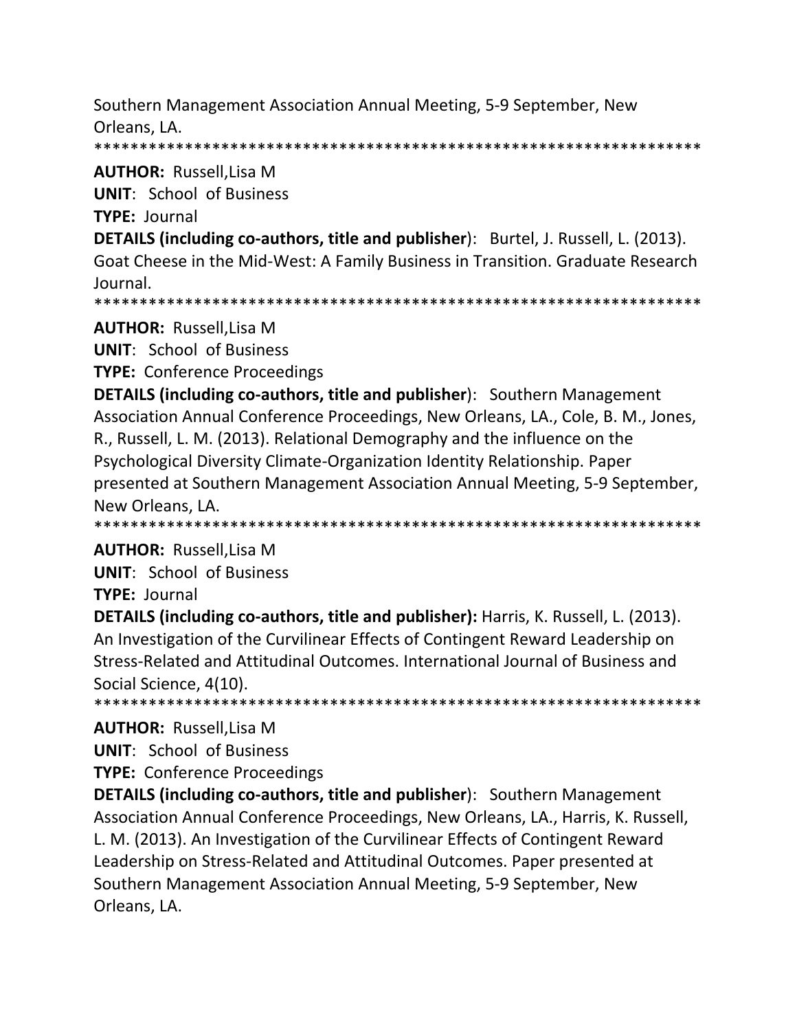Southern Management Association Annual Meeting, 5-9 September, New Orleans, LA.

*******************************************************************

**AUTHOR:** Russell,Lisa M

**UNIT**: School of Business

**TYPE:** Journal

**DETAILS (including co-authors, title and publisher**): Burtel, J. Russell, L. (2013). Goat Cheese in the Mid-West: A Family Business in Transition. Graduate Research Journal.

*******************************************************************

**AUTHOR:** Russell,Lisa M

**UNIT**: School of Business

**TYPE:** Conference Proceedings

**DETAILS (including co-authors, title and publisher**): Southern Management Association Annual Conference Proceedings, New Orleans, LA., Cole, B. M., Jones, R., Russell, L. M. (2013). Relational Demography and the influence on the Psychological Diversity Climate-Organization Identity Relationship. Paper presented at Southern Management Association Annual Meeting, 5-9 September, New Orleans, LA.

*******************************************************************

**AUTHOR:** Russell,Lisa M

**UNIT**: School of Business

**TYPE:** Journal

**DETAILS (including co-authors, title and publisher):** Harris, K. Russell, L. (2013). An Investigation of the Curvilinear Effects of Contingent Reward Leadership on Stress-Related and Attitudinal Outcomes. International Journal of Business and Social Science, 4(10).

*******************************************************************

**AUTHOR:** Russell,Lisa M

**UNIT**: School of Business

**TYPE:** Conference Proceedings

**DETAILS (including co-authors, title and publisher**): Southern Management Association Annual Conference Proceedings, New Orleans, LA., Harris, K. Russell, L. M. (2013). An Investigation of the Curvilinear Effects of Contingent Reward Leadership on Stress-Related and Attitudinal Outcomes. Paper presented at Southern Management Association Annual Meeting, 5-9 September, New Orleans, LA.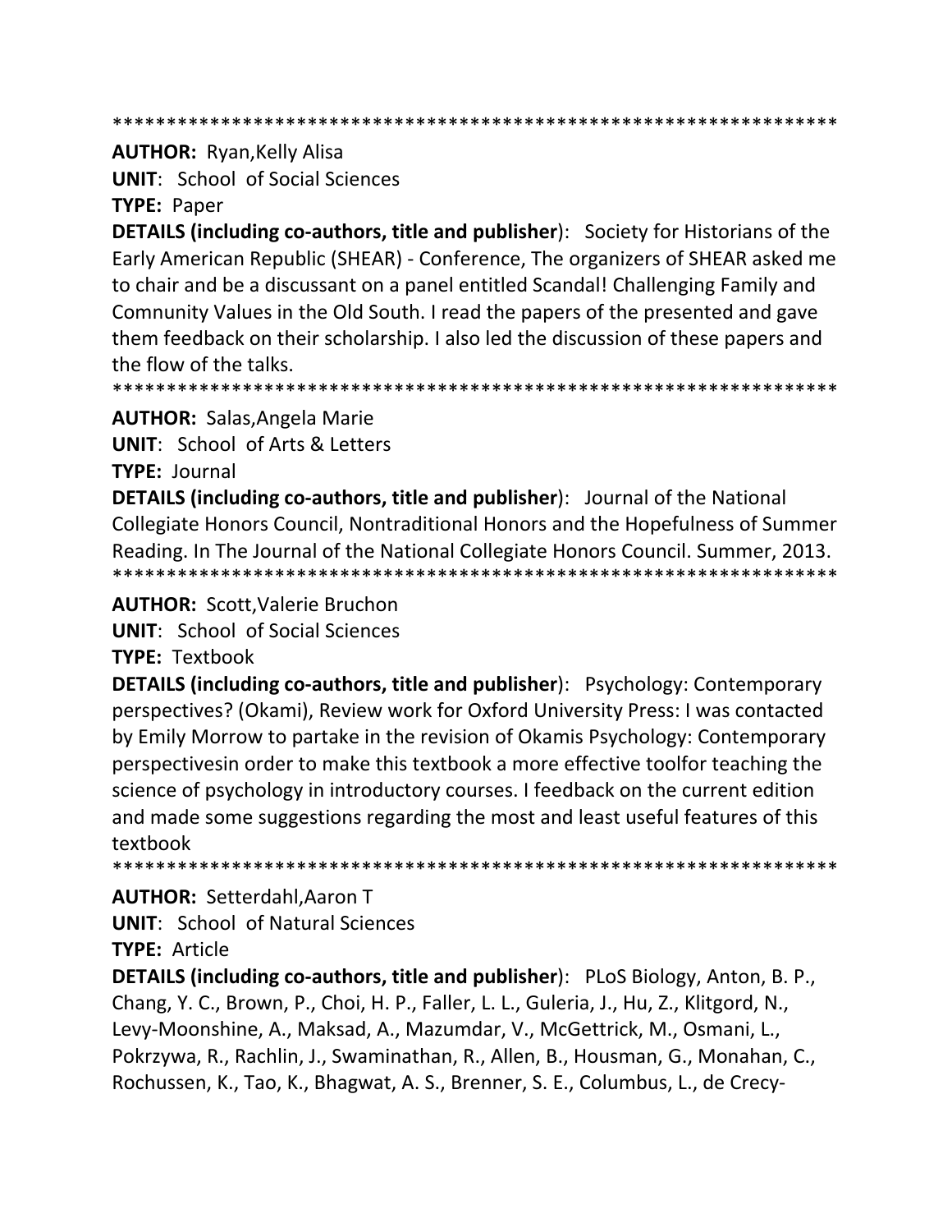*******************************************************************

**AUTHOR:** Ryan,Kelly Alisa

**UNIT**: School of Social Sciences

**TYPE:** Paper

**DETAILS (including co-authors, title and publisher**): Society for Historians of the Early American Republic (SHEAR) - Conference, The organizers of SHEAR asked me to chair and be a discussant on a panel entitled Scandal! Challenging Family and Comnunity Values in the Old South. I read the papers of the presented and gave them feedback on their scholarship. I also led the discussion of these papers and the flow of the talks.

*******************************************************************

**AUTHOR:** Salas,Angela Marie

**UNIT**: School of Arts & Letters

**TYPE:** Journal

**DETAILS (including co-authors, title and publisher**): Journal of the National Collegiate Honors Council, Nontraditional Honors and the Hopefulness of Summer Reading. In The Journal of the National Collegiate Honors Council. Summer, 2013.

*******************************************************************

**AUTHOR:** Scott,Valerie Bruchon

**UNIT**: School of Social Sciences

**TYPE:** Textbook

**DETAILS (including co-authors, title and publisher**): Psychology: Contemporary perspectives? (Okami), Review work for Oxford University Press: I was contacted by Emily Morrow to partake in the revision of Okamis Psychology: Contemporary perspectivesin order to make this textbook a more effective toolfor teaching the science of psychology in introductory courses. I feedback on the current edition and made some suggestions regarding the most and least useful features of this textbook

*******************************************************************

**AUTHOR:** Setterdahl,Aaron T

**UNIT**: School of Natural Sciences

**TYPE:** Article

**DETAILS (including co-authors, title and publisher**): PLoS Biology, Anton, B. P., Chang, Y. C., Brown, P., Choi, H. P., Faller, L. L., Guleria, J., Hu, Z., Klitgord, N., Levy-Moonshine, A., Maksad, A., Mazumdar, V., McGettrick, M., Osmani, L., Pokrzywa, R., Rachlin, J., Swaminathan, R., Allen, B., Housman, G., Monahan, C., Rochussen, K., Tao, K., Bhagwat, A. S., Brenner, S. E., Columbus, L., de Crecy-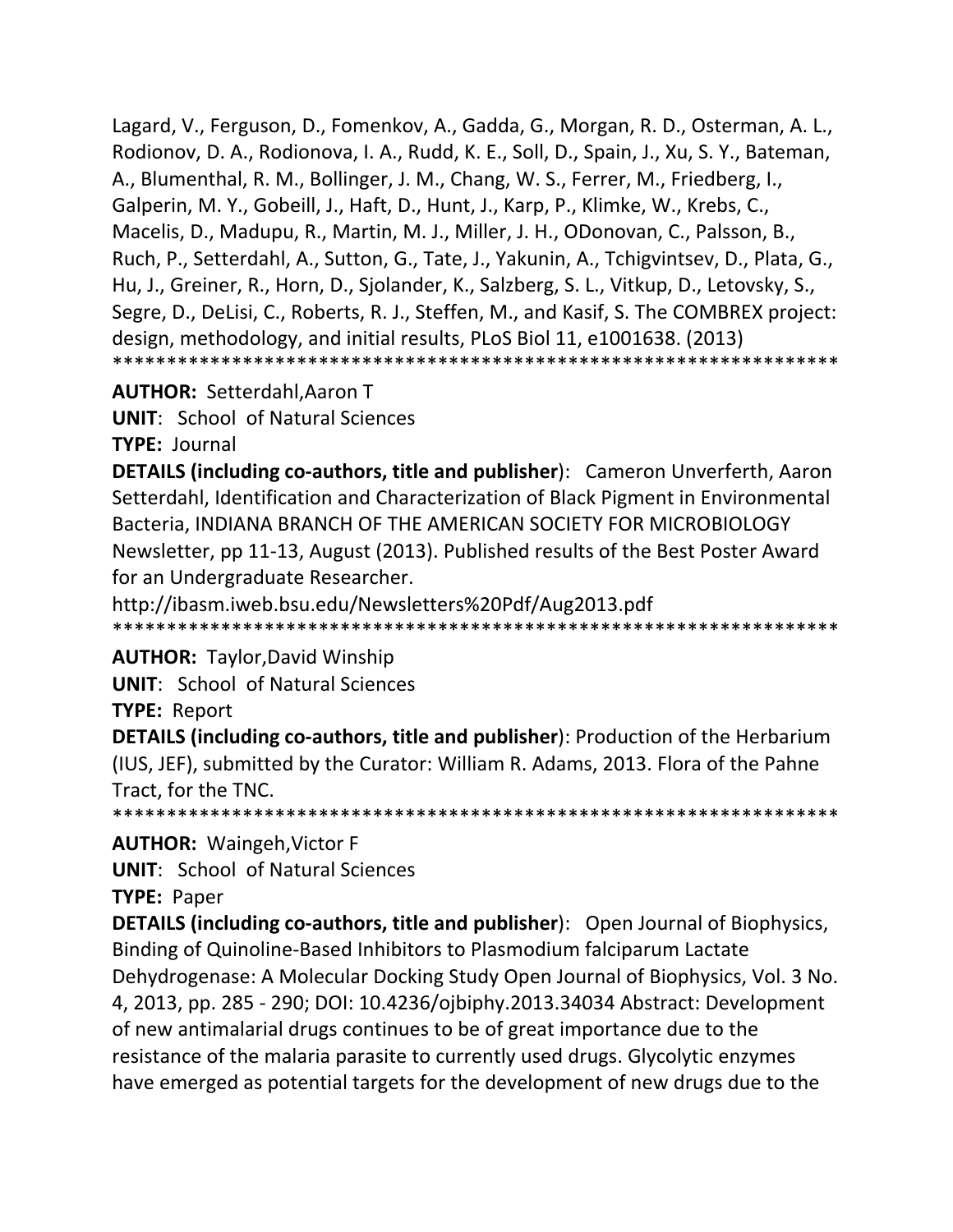Lagard, V., Ferguson, D., Fomenkov, A., Gadda, G., Morgan, R. D., Osterman, A. L., Rodionov, D. A., Rodionova, I. A., Rudd, K. E., Soll, D., Spain, J., Xu, S. Y., Bateman, A., Blumenthal, R. M., Bollinger, J. M., Chang, W. S., Ferrer, M., Friedberg, I., Galperin, M. Y., Gobeill, J., Haft, D., Hunt, J., Karp, P., Klimke, W., Krebs, C., Macelis, D., Madupu, R., Martin, M. J., Miller, J. H., ODonovan, C., Palsson, B., Ruch, P., Setterdahl, A., Sutton, G., Tate, J., Yakunin, A., Tchigvintsev, D., Plata, G., Hu, J., Greiner, R., Horn, D., Sjolander, K., Salzberg, S. L., Vitkup, D., Letovsky, S., Segre, D., DeLisi, C., Roberts, R. J., Steffen, M., and Kasif, S. The COMBREX project: design, methodology, and initial results, PLoS Biol 11, e1001638. (2013)
********************************************************************

**AUTHOR:** Setterdahl,Aaron T

**UNIT**: School of Natural Sciences

**TYPE:** Journal

**DETAILS (including co-authors, title and publisher)**: Cameron Unverferth, Aaron Setterdahl, Identification and Characterization of Black Pigment in Environmental Bacteria, INDIANA BRANCH OF THE AMERICAN SOCIETY FOR MICROBIOLOGY Newsletter, pp 11-13, August (2013). Published results of the Best Poster Award for an Undergraduate Researcher.
http://ibasm.iweb.bsu.edu/Newsletters%20Pdf/Aug2013.pdf
********************************************************************

**AUTHOR:** Taylor,David Winship

**UNIT**: School of Natural Sciences

**TYPE:** Report

**DETAILS (including co-authors, title and publisher)**: Production of the Herbarium (IUS, JEF), submitted by the Curator: William R. Adams, 2013. Flora of the Pahne Tract, for the TNC.
********************************************************************

**AUTHOR:** Waingeh,Victor F

**UNIT**: School of Natural Sciences

**TYPE:** Paper

**DETAILS (including co-authors, title and publisher)**: Open Journal of Biophysics, Binding of Quinoline-Based Inhibitors to Plasmodium falciparum Lactate Dehydrogenase: A Molecular Docking Study Open Journal of Biophysics, Vol. 3 No. 4, 2013, pp. 285 - 290; DOI: 10.4236/ojbiphy.2013.34034 Abstract: Development of new antimalarial drugs continues to be of great importance due to the resistance of the malaria parasite to currently used drugs. Glycolytic enzymes have emerged as potential targets for the development of new drugs due to the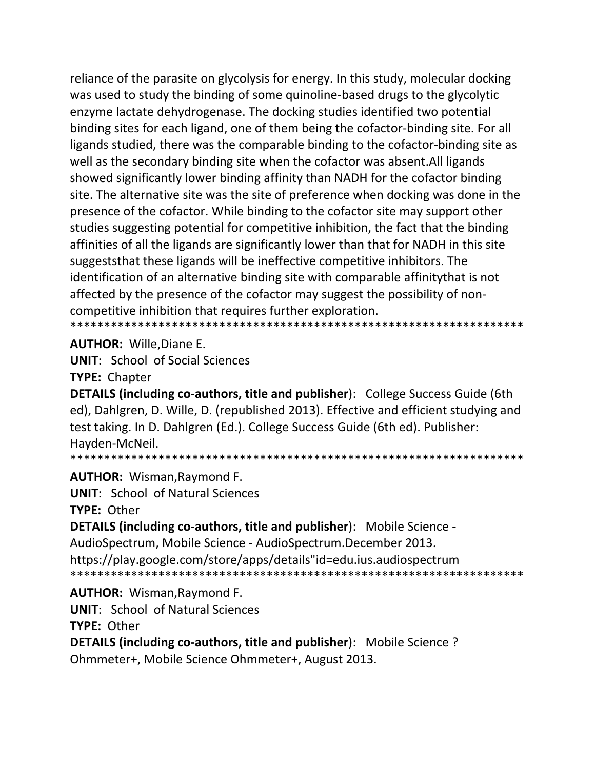reliance of the parasite on glycolysis for energy. In this study, molecular docking was used to study the binding of some quinoline-based drugs to the glycolytic enzyme lactate dehydrogenase. The docking studies identified two potential binding sites for each ligand, one of them being the cofactor-binding site. For all ligands studied, there was the comparable binding to the cofactor-binding site as well as the secondary binding site when the cofactor was absent.All ligands showed significantly lower binding affinity than NADH for the cofactor binding site. The alternative site was the site of preference when docking was done in the presence of the cofactor. While binding to the cofactor site may support other studies suggesting potential for competitive inhibition, the fact that the binding affinities of all the ligands are significantly lower than that for NADH in this site suggeststhat these ligands will be ineffective competitive inhibitors. The identification of an alternative binding site with comparable affinitythat is not affected by the presence of the cofactor may suggest the possibility of non-competitive inhibition that requires further exploration.
*********************************************************************

**AUTHOR:** Wille,Diane E.

**UNIT**: School of Social Sciences

**TYPE:** Chapter

**DETAILS (including co-authors, title and publisher**): College Success Guide (6th ed), Dahlgren, D. Wille, D. (republished 2013). Effective and efficient studying and test taking. In D. Dahlgren (Ed.). College Success Guide (6th ed). Publisher: Hayden-McNeil.
*********************************************************************

**AUTHOR:** Wisman,Raymond F.

**UNIT**: School of Natural Sciences

**TYPE:** Other

**DETAILS (including co-authors, title and publisher**): Mobile Science - AudioSpectrum, Mobile Science - AudioSpectrum.December 2013. https://play.google.com/store/apps/details"id=edu.ius.audiospectrum
*********************************************************************

**AUTHOR:** Wisman,Raymond F.

**UNIT**: School of Natural Sciences

**TYPE:** Other

**DETAILS (including co-authors, title and publisher**): Mobile Science ? Ohmmeter+, Mobile Science Ohmmeter+, August 2013.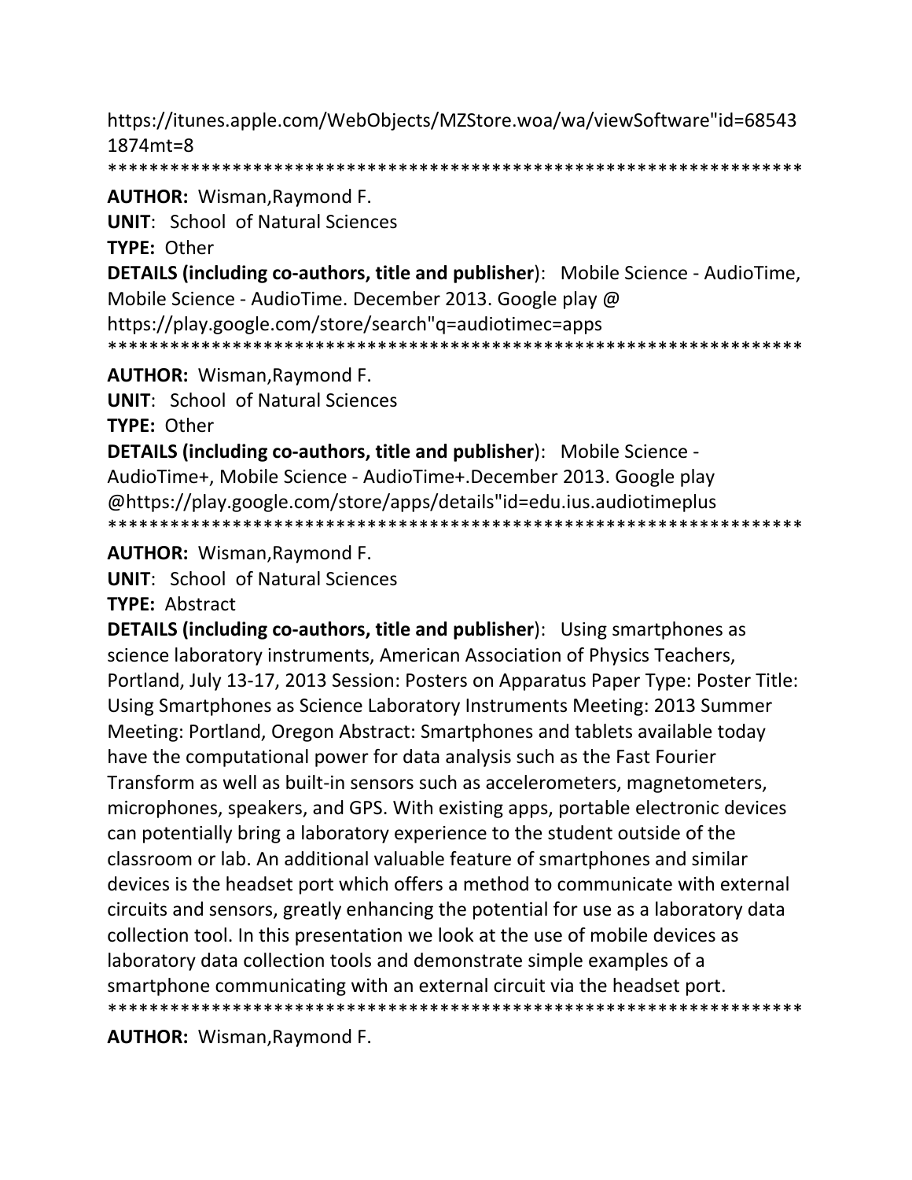https://itunes.apple.com/WebObjects/MZStore.woa/wa/viewSoftware"id=685431874mt=8
********************************************************************

**AUTHOR:** Wisman,Raymond F.
**UNIT**: School of Natural Sciences
**TYPE:** Other
**DETAILS (including co-authors, title and publisher**): Mobile Science - AudioTime, Mobile Science - AudioTime. December 2013. Google play @ https://play.google.com/store/search"q=audiotimec=apps
********************************************************************

**AUTHOR:** Wisman,Raymond F.
**UNIT**: School of Natural Sciences
**TYPE:** Other
**DETAILS (including co-authors, title and publisher**): Mobile Science - AudioTime+, Mobile Science - AudioTime+.December 2013. Google play @https://play.google.com/store/apps/details"id=edu.ius.audiotimeplus
********************************************************************

**AUTHOR:** Wisman,Raymond F.
**UNIT**: School of Natural Sciences
**TYPE:** Abstract
**DETAILS (including co-authors, title and publisher**): Using smartphones as science laboratory instruments, American Association of Physics Teachers, Portland, July 13-17, 2013 Session: Posters on Apparatus Paper Type: Poster Title: Using Smartphones as Science Laboratory Instruments Meeting: 2013 Summer Meeting: Portland, Oregon Abstract: Smartphones and tablets available today have the computational power for data analysis such as the Fast Fourier Transform as well as built-in sensors such as accelerometers, magnetometers, microphones, speakers, and GPS. With existing apps, portable electronic devices can potentially bring a laboratory experience to the student outside of the classroom or lab. An additional valuable feature of smartphones and similar devices is the headset port which offers a method to communicate with external circuits and sensors, greatly enhancing the potential for use as a laboratory data collection tool. In this presentation we look at the use of mobile devices as laboratory data collection tools and demonstrate simple examples of a smartphone communicating with an external circuit via the headset port.
********************************************************************

**AUTHOR:** Wisman,Raymond F.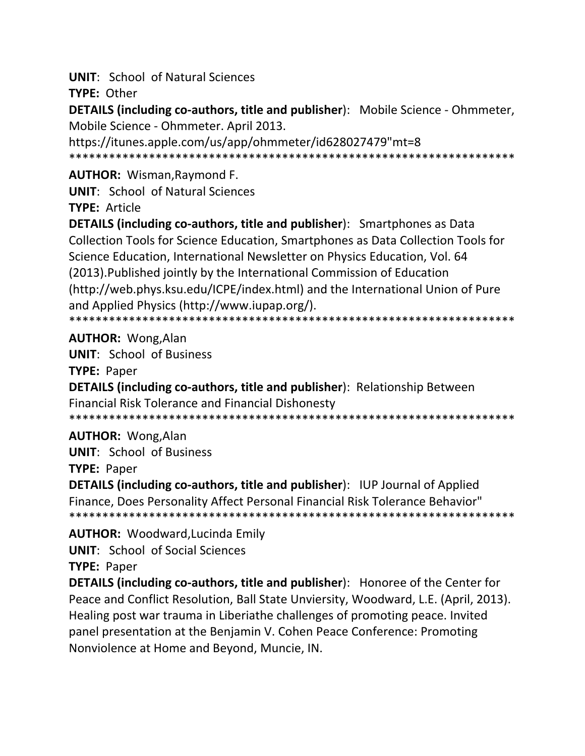**UNIT**: School of Natural Sciences

**TYPE:** Other

**DETAILS (including co-authors, title and publisher)**: Mobile Science - Ohmmeter, Mobile Science - Ohmmeter. April 2013. https://itunes.apple.com/us/app/ohmmeter/id628027479"mt=8

*******************************************************************

**AUTHOR:** Wisman,Raymond F.

**UNIT**: School of Natural Sciences

**TYPE:** Article

**DETAILS (including co-authors, title and publisher)**: Smartphones as Data Collection Tools for Science Education, Smartphones as Data Collection Tools for Science Education, International Newsletter on Physics Education, Vol. 64 (2013).Published jointly by the International Commission of Education (http://web.phys.ksu.edu/ICPE/index.html) and the International Union of Pure and Applied Physics (http://www.iupap.org/).

*******************************************************************

**AUTHOR:** Wong,Alan

**UNIT**: School of Business

**TYPE:** Paper

**DETAILS (including co-authors, title and publisher)**: Relationship Between Financial Risk Tolerance and Financial Dishonesty

*******************************************************************

**AUTHOR:** Wong,Alan

**UNIT**: School of Business

**TYPE:** Paper

**DETAILS (including co-authors, title and publisher)**: IUP Journal of Applied Finance, Does Personality Affect Personal Financial Risk Tolerance Behavior"

*******************************************************************

**AUTHOR:** Woodward,Lucinda Emily

**UNIT**: School of Social Sciences

**TYPE:** Paper

**DETAILS (including co-authors, title and publisher)**: Honoree of the Center for Peace and Conflict Resolution, Ball State Unviersity, Woodward, L.E. (April, 2013). Healing post war trauma in Liberiathe challenges of promoting peace. Invited panel presentation at the Benjamin V. Cohen Peace Conference: Promoting Nonviolence at Home and Beyond, Muncie, IN.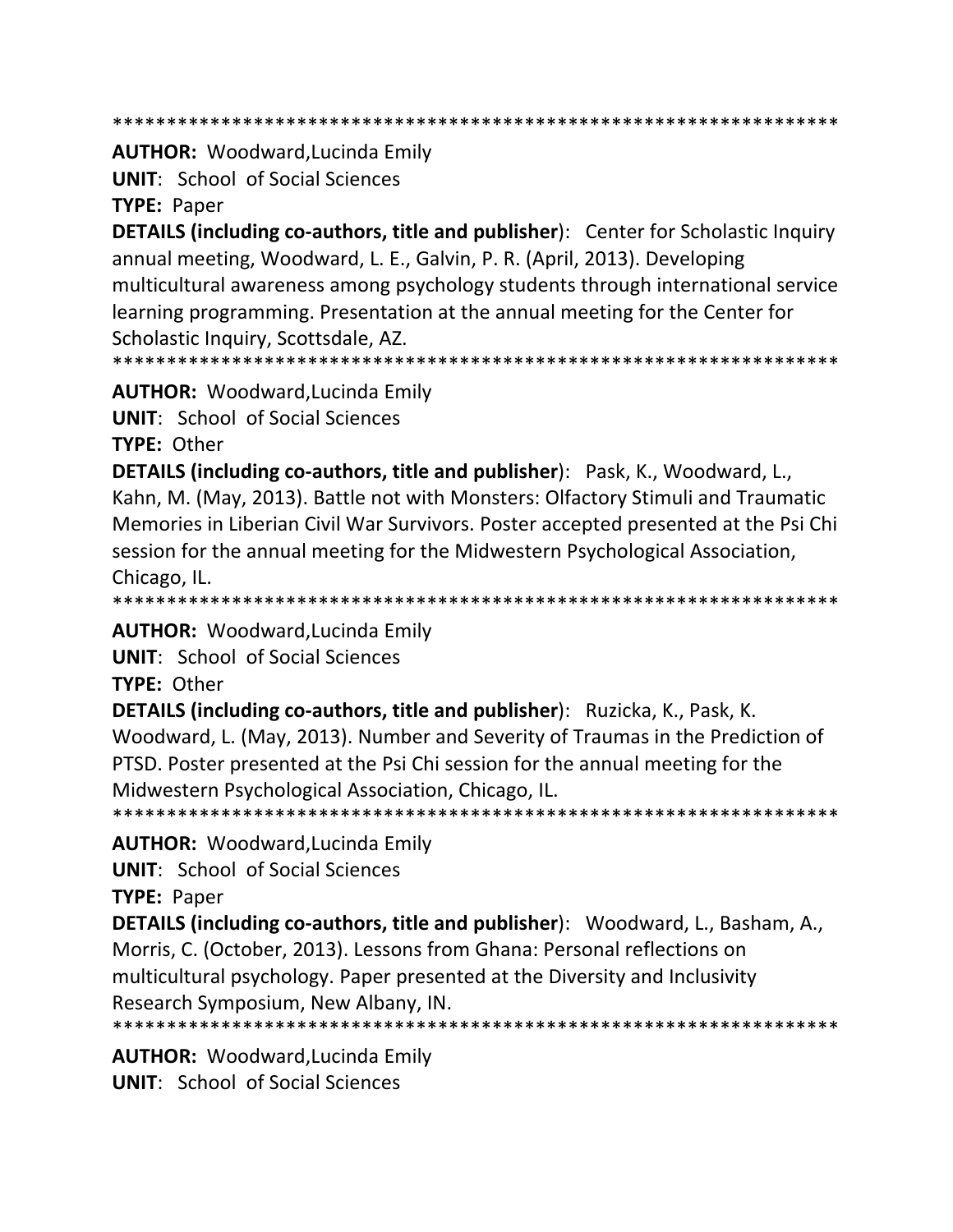*******************************************************************

**AUTHOR:** Woodward,Lucinda Emily
**UNIT**: School of Social Sciences
**TYPE:** Paper
**DETAILS (including co-authors, title and publisher**): Center for Scholastic Inquiry annual meeting, Woodward, L. E., Galvin, P. R. (April, 2013). Developing multicultural awareness among psychology students through international service learning programming. Presentation at the annual meeting for the Center for Scholastic Inquiry, Scottsdale, AZ.

*******************************************************************

**AUTHOR:** Woodward,Lucinda Emily
**UNIT**: School of Social Sciences
**TYPE:** Other
**DETAILS (including co-authors, title and publisher**): Pask, K., Woodward, L., Kahn, M. (May, 2013). Battle not with Monsters: Olfactory Stimuli and Traumatic Memories in Liberian Civil War Survivors. Poster accepted presented at the Psi Chi session for the annual meeting for the Midwestern Psychological Association, Chicago, IL.

*******************************************************************

**AUTHOR:** Woodward,Lucinda Emily
**UNIT**: School of Social Sciences
**TYPE:** Other
**DETAILS (including co-authors, title and publisher**): Ruzicka, K., Pask, K. Woodward, L. (May, 2013). Number and Severity of Traumas in the Prediction of PTSD. Poster presented at the Psi Chi session for the annual meeting for the Midwestern Psychological Association, Chicago, IL.

*******************************************************************

**AUTHOR:** Woodward,Lucinda Emily
**UNIT**: School of Social Sciences
**TYPE:** Paper
**DETAILS (including co-authors, title and publisher**): Woodward, L., Basham, A., Morris, C. (October, 2013). Lessons from Ghana: Personal reflections on multicultural psychology. Paper presented at the Diversity and Inclusivity Research Symposium, New Albany, IN.

*******************************************************************

**AUTHOR:** Woodward,Lucinda Emily
**UNIT**: School of Social Sciences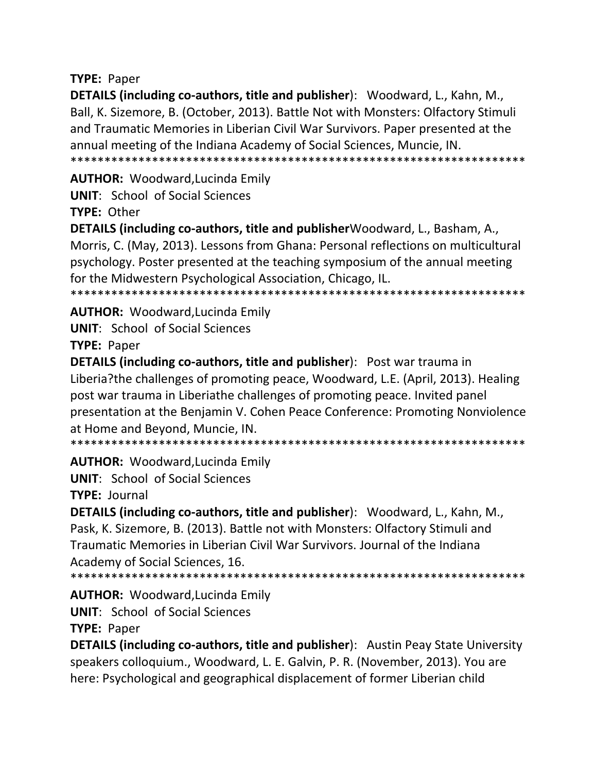**TYPE:** Paper

**DETAILS (including co-authors, title and publisher**): Woodward, L., Kahn, M., Ball, K. Sizemore, B. (October, 2013). Battle Not with Monsters: Olfactory Stimuli and Traumatic Memories in Liberian Civil War Survivors. Paper presented at the annual meeting of the Indiana Academy of Social Sciences, Muncie, IN.

******************************************************************

**AUTHOR:** Woodward,Lucinda Emily

**UNIT**: School of Social Sciences

**TYPE:** Other

**DETAILS (including co-authors, title and publisher**Woodward, L., Basham, A., Morris, C. (May, 2013). Lessons from Ghana: Personal reflections on multicultural psychology. Poster presented at the teaching symposium of the annual meeting for the Midwestern Psychological Association, Chicago, IL.

******************************************************************

**AUTHOR:** Woodward,Lucinda Emily

**UNIT**: School of Social Sciences

**TYPE:** Paper

**DETAILS (including co-authors, title and publisher**): Post war trauma in Liberia?the challenges of promoting peace, Woodward, L.E. (April, 2013). Healing post war trauma in Liberiathe challenges of promoting peace. Invited panel presentation at the Benjamin V. Cohen Peace Conference: Promoting Nonviolence at Home and Beyond, Muncie, IN.

******************************************************************

**AUTHOR:** Woodward,Lucinda Emily

**UNIT**: School of Social Sciences

**TYPE:** Journal

**DETAILS (including co-authors, title and publisher**): Woodward, L., Kahn, M., Pask, K. Sizemore, B. (2013). Battle not with Monsters: Olfactory Stimuli and Traumatic Memories in Liberian Civil War Survivors. Journal of the Indiana Academy of Social Sciences, 16.

******************************************************************

**AUTHOR:** Woodward,Lucinda Emily

**UNIT**: School of Social Sciences

**TYPE:** Paper

**DETAILS (including co-authors, title and publisher**): Austin Peay State University speakers colloquium., Woodward, L. E. Galvin, P. R. (November, 2013). You are here: Psychological and geographical displacement of former Liberian child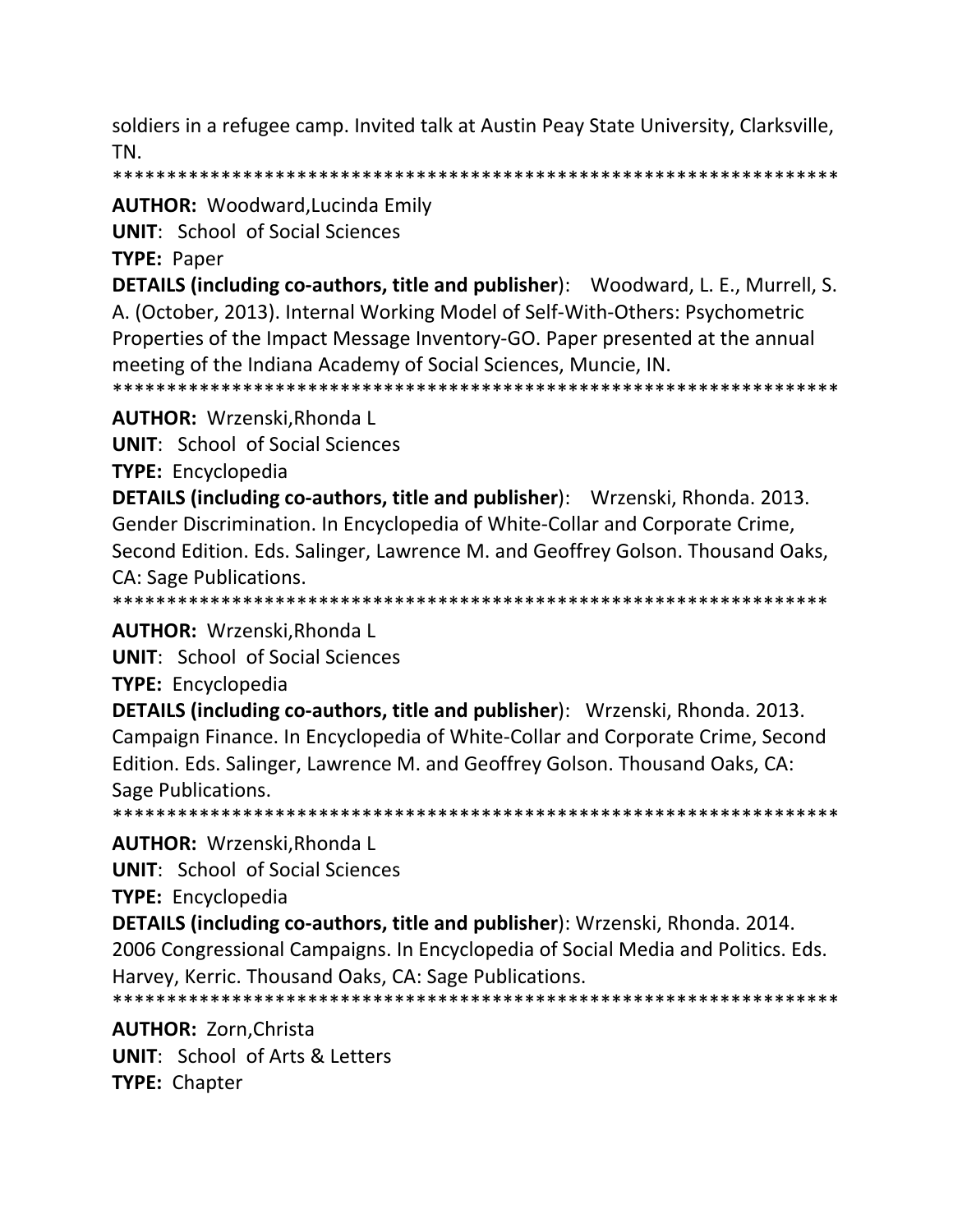soldiers in a refugee camp. Invited talk at Austin Peay State University, Clarksville, TN.

*******************************************************************

**AUTHOR:** Woodward,Lucinda Emily

**UNIT**: School of Social Sciences

**TYPE:** Paper

**DETAILS (including co-authors, title and publisher**): Woodward, L. E., Murrell, S. A. (October, 2013). Internal Working Model of Self-With-Others: Psychometric Properties of the Impact Message Inventory-GO. Paper presented at the annual meeting of the Indiana Academy of Social Sciences, Muncie, IN.

*******************************************************************

**AUTHOR:** Wrzenski,Rhonda L

**UNIT**: School of Social Sciences

**TYPE:** Encyclopedia

**DETAILS (including co-authors, title and publisher**): Wrzenski, Rhonda. 2013. Gender Discrimination. In Encyclopedia of White-Collar and Corporate Crime, Second Edition. Eds. Salinger, Lawrence M. and Geoffrey Golson. Thousand Oaks, CA: Sage Publications.

*******************************************************************

**AUTHOR:** Wrzenski,Rhonda L

**UNIT**: School of Social Sciences

**TYPE:** Encyclopedia

**DETAILS (including co-authors, title and publisher**): Wrzenski, Rhonda. 2013. Campaign Finance. In Encyclopedia of White-Collar and Corporate Crime, Second Edition. Eds. Salinger, Lawrence M. and Geoffrey Golson. Thousand Oaks, CA: Sage Publications.

*******************************************************************

**AUTHOR:** Wrzenski,Rhonda L

**UNIT**: School of Social Sciences

**TYPE:** Encyclopedia

**DETAILS (including co-authors, title and publisher**): Wrzenski, Rhonda. 2014. 2006 Congressional Campaigns. In Encyclopedia of Social Media and Politics. Eds. Harvey, Kerric. Thousand Oaks, CA: Sage Publications.

*******************************************************************

**AUTHOR:** Zorn,Christa

**UNIT**: School of Arts & Letters

**TYPE:** Chapter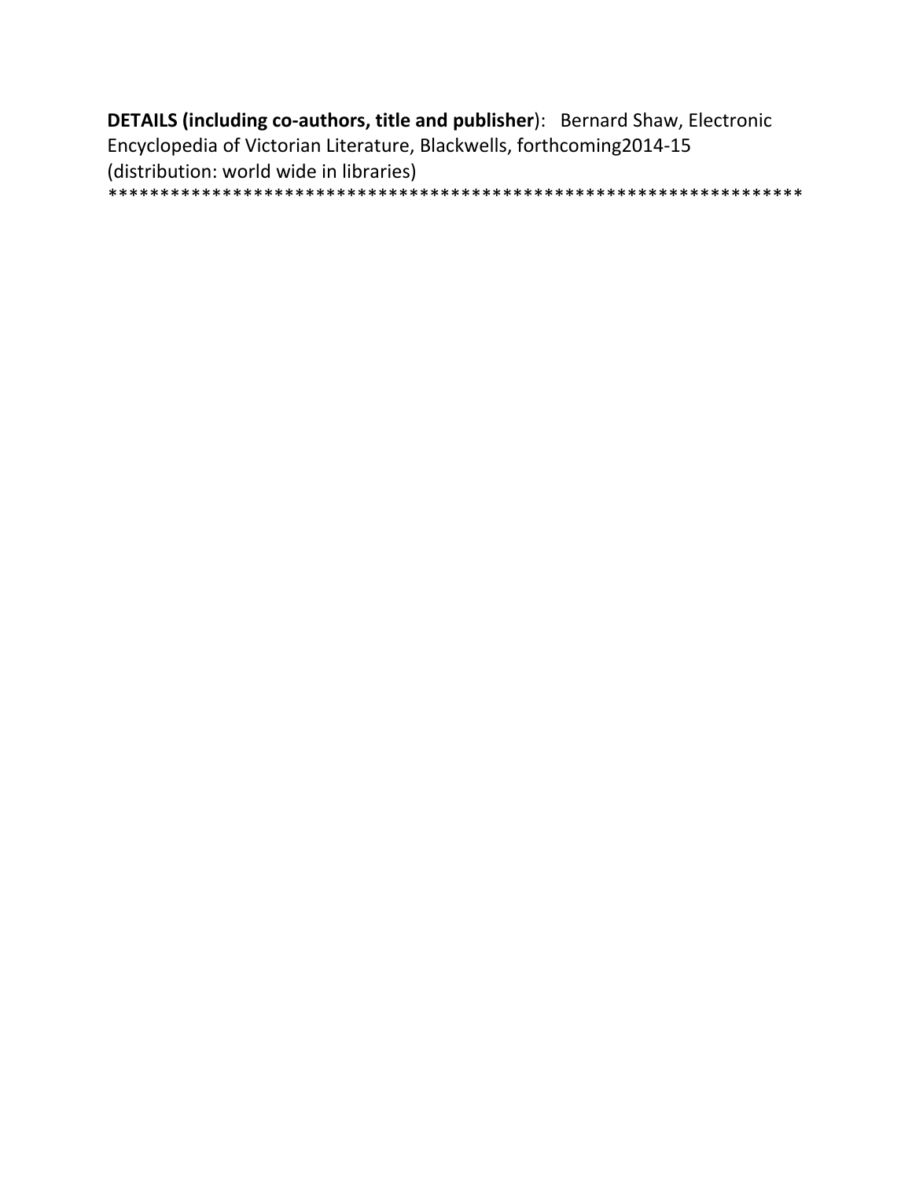**DETAILS (including co-authors, title and publisher**): Bernard Shaw, Electronic Encyclopedia of Victorian Literature, Blackwells, forthcoming2014-15 (distribution: world wide in libraries)

*******************************************************************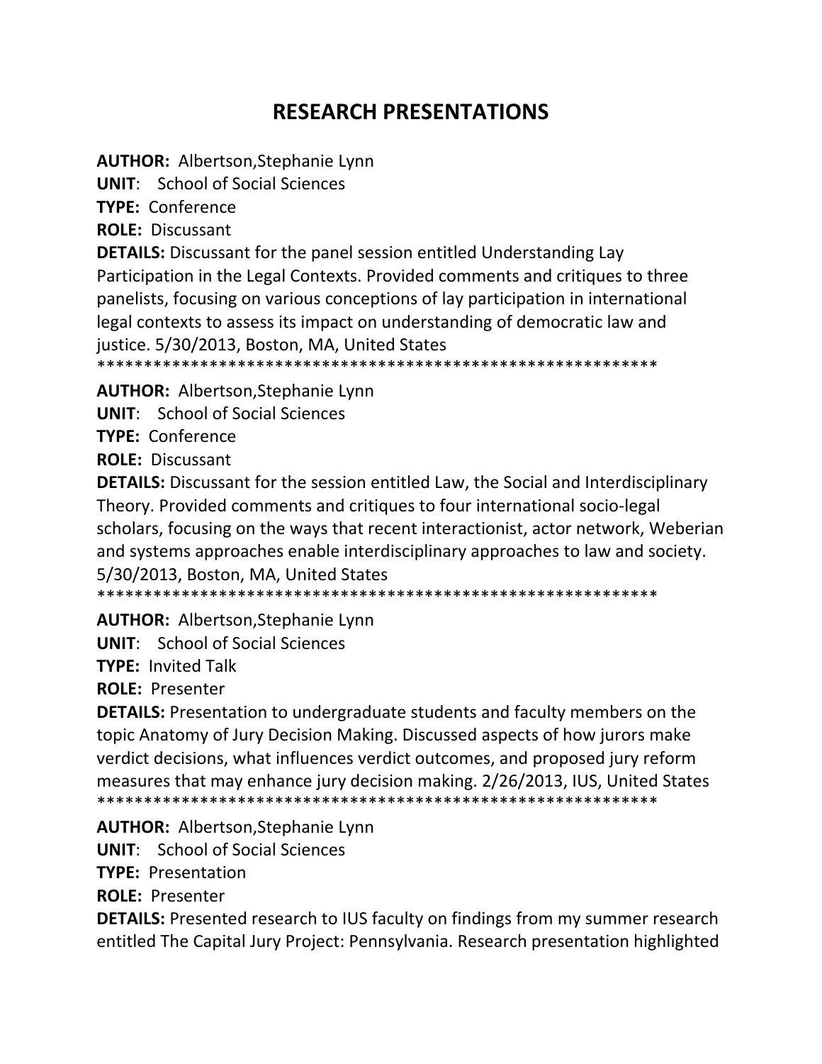# RESEARCH PRESENTATIONS

**AUTHOR:** Albertson,Stephanie Lynn
**UNIT**: School of Social Sciences
**TYPE:** Conference
**ROLE:** Discussant
**DETAILS:** Discussant for the panel session entitled Understanding Lay Participation in the Legal Contexts. Provided comments and critiques to three panelists, focusing on various conceptions of lay participation in international legal contexts to assess its impact on understanding of democratic law and justice. 5/30/2013, Boston, MA, United States
************************************************************

**AUTHOR:** Albertson,Stephanie Lynn
**UNIT**: School of Social Sciences
**TYPE:** Conference
**ROLE:** Discussant
**DETAILS:** Discussant for the session entitled Law, the Social and Interdisciplinary Theory. Provided comments and critiques to four international socio-legal scholars, focusing on the ways that recent interactionist, actor network, Weberian and systems approaches enable interdisciplinary approaches to law and society. 5/30/2013, Boston, MA, United States
************************************************************

**AUTHOR:** Albertson,Stephanie Lynn
**UNIT**: School of Social Sciences
**TYPE:** Invited Talk
**ROLE:** Presenter
**DETAILS:** Presentation to undergraduate students and faculty members on the topic Anatomy of Jury Decision Making. Discussed aspects of how jurors make verdict decisions, what influences verdict outcomes, and proposed jury reform measures that may enhance jury decision making. 2/26/2013, IUS, United States
************************************************************

**AUTHOR:** Albertson,Stephanie Lynn
**UNIT**: School of Social Sciences
**TYPE:** Presentation
**ROLE:** Presenter
**DETAILS:** Presented research to IUS faculty on findings from my summer research entitled The Capital Jury Project: Pennsylvania. Research presentation highlighted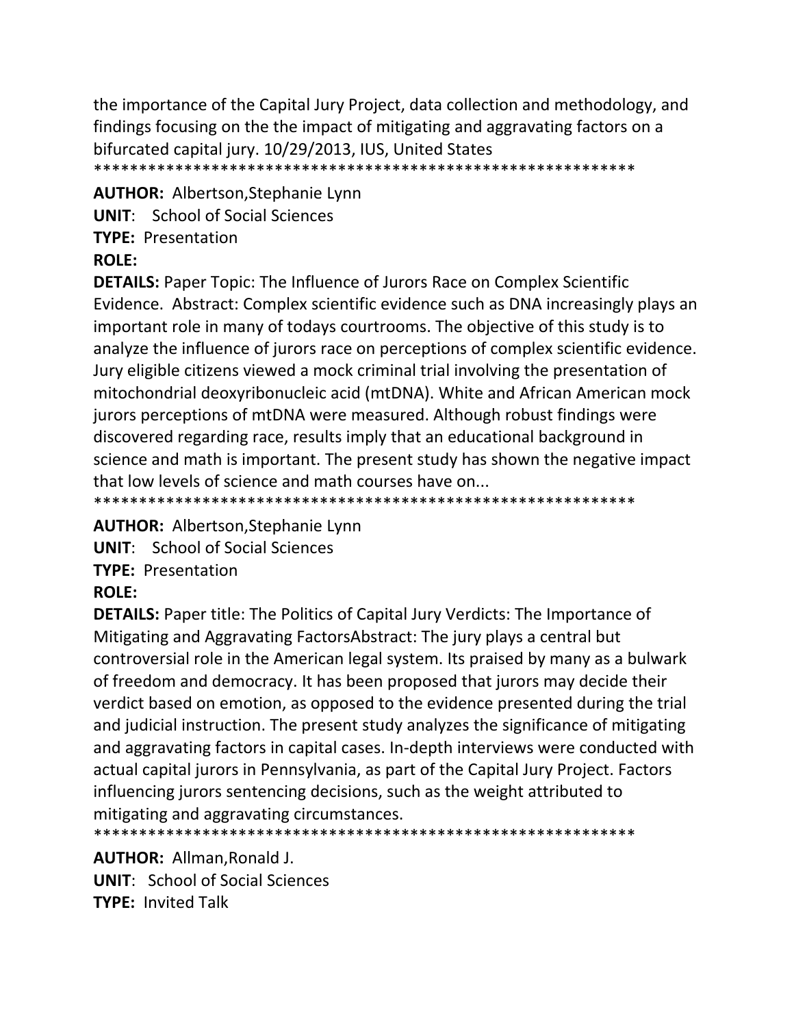the importance of the Capital Jury Project, data collection and methodology, and findings focusing on the the impact of mitigating and aggravating factors on a bifurcated capital jury. 10/29/2013, IUS, United States
************************************************************

**AUTHOR:** Albertson,Stephanie Lynn
**UNIT**: School of Social Sciences
**TYPE:** Presentation
**ROLE:**
**DETAILS:** Paper Topic: The Influence of Jurors Race on Complex Scientific Evidence. Abstract: Complex scientific evidence such as DNA increasingly plays an important role in many of todays courtrooms. The objective of this study is to analyze the influence of jurors race on perceptions of complex scientific evidence. Jury eligible citizens viewed a mock criminal trial involving the presentation of mitochondrial deoxyribonucleic acid (mtDNA). White and African American mock jurors perceptions of mtDNA were measured. Although robust findings were discovered regarding race, results imply that an educational background in science and math is important. The present study has shown the negative impact that low levels of science and math courses have on...
************************************************************

**AUTHOR:** Albertson,Stephanie Lynn
**UNIT**: School of Social Sciences
**TYPE:** Presentation
**ROLE:**
**DETAILS:** Paper title: The Politics of Capital Jury Verdicts: The Importance of Mitigating and Aggravating FactorsAbstract: The jury plays a central but controversial role in the American legal system. Its praised by many as a bulwark of freedom and democracy. It has been proposed that jurors may decide their verdict based on emotion, as opposed to the evidence presented during the trial and judicial instruction. The present study analyzes the significance of mitigating and aggravating factors in capital cases. In-depth interviews were conducted with actual capital jurors in Pennsylvania, as part of the Capital Jury Project. Factors influencing jurors sentencing decisions, such as the weight attributed to mitigating and aggravating circumstances.
************************************************************

**AUTHOR:** Allman,Ronald J.
**UNIT**: School of Social Sciences
**TYPE:** Invited Talk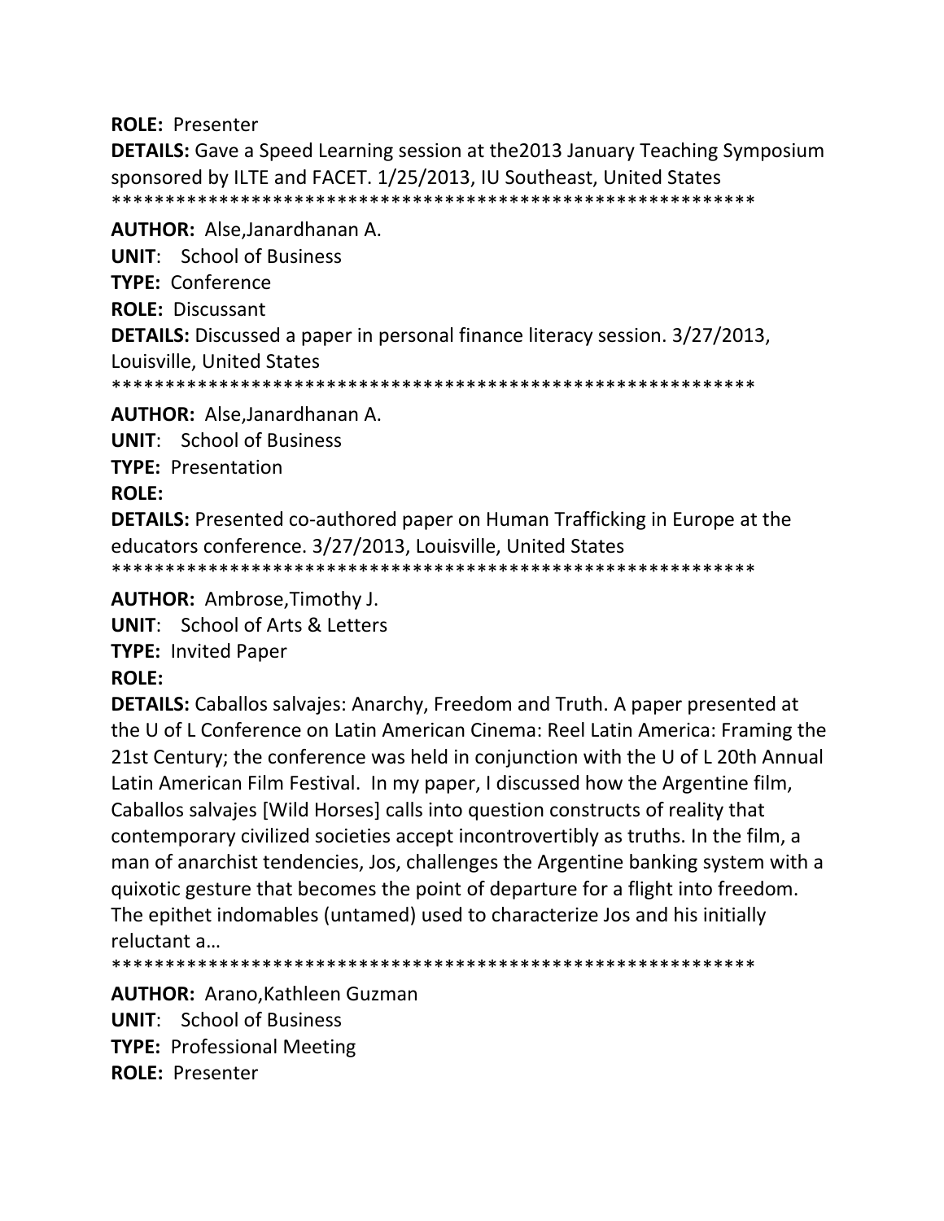**ROLE:** Presenter

**DETAILS:** Gave a Speed Learning session at the2013 January Teaching Symposium sponsored by ILTE and FACET. 1/25/2013, IU Southeast, United States

************************************************************

**AUTHOR:** Alse,Janardhanan A.

**UNIT**: School of Business

**TYPE:** Conference

**ROLE:** Discussant

**DETAILS:** Discussed a paper in personal finance literacy session. 3/27/2013, Louisville, United States

************************************************************

**AUTHOR:** Alse,Janardhanan A.

**UNIT**: School of Business

**TYPE:** Presentation

**ROLE:**

**DETAILS:** Presented co-authored paper on Human Trafficking in Europe at the educators conference. 3/27/2013, Louisville, United States

************************************************************

**AUTHOR:** Ambrose,Timothy J.

**UNIT**: School of Arts & Letters

**TYPE:** Invited Paper

**ROLE:**

**DETAILS:** Caballos salvajes: Anarchy, Freedom and Truth. A paper presented at the U of L Conference on Latin American Cinema: Reel Latin America: Framing the 21st Century; the conference was held in conjunction with the U of L 20th Annual Latin American Film Festival. In my paper, I discussed how the Argentine film, Caballos salvajes [Wild Horses] calls into question constructs of reality that contemporary civilized societies accept incontrovertibly as truths. In the film, a man of anarchist tendencies, Jos, challenges the Argentine banking system with a quixotic gesture that becomes the point of departure for a flight into freedom. The epithet indomables (untamed) used to characterize Jos and his initially reluctant a…

************************************************************

**AUTHOR:** Arano,Kathleen Guzman

**UNIT**: School of Business

**TYPE:** Professional Meeting

**ROLE:** Presenter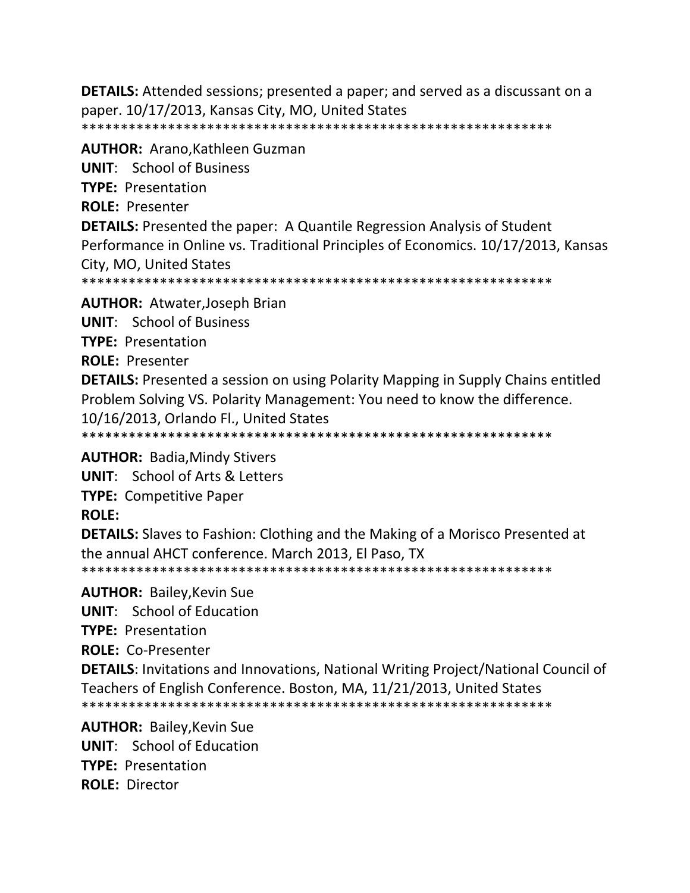**DETAILS:** Attended sessions; presented a paper; and served as a discussant on a paper. 10/17/2013, Kansas City, MO, United States
************************************************************

**AUTHOR:** Arano,Kathleen Guzman

**UNIT**: School of Business

**TYPE:** Presentation

**ROLE:** Presenter

**DETAILS:** Presented the paper: A Quantile Regression Analysis of Student Performance in Online vs. Traditional Principles of Economics. 10/17/2013, Kansas City, MO, United States
************************************************************

**AUTHOR:** Atwater,Joseph Brian

**UNIT**: School of Business

**TYPE:** Presentation

**ROLE:** Presenter

**DETAILS:** Presented a session on using Polarity Mapping in Supply Chains entitled Problem Solving VS. Polarity Management: You need to know the difference. 10/16/2013, Orlando Fl., United States
************************************************************

**AUTHOR:** Badia,Mindy Stivers

**UNIT**: School of Arts & Letters

**TYPE:** Competitive Paper

**ROLE:**

**DETAILS:** Slaves to Fashion: Clothing and the Making of a Morisco Presented at the annual AHCT conference. March 2013, El Paso, TX
************************************************************

**AUTHOR:** Bailey,Kevin Sue

**UNIT**: School of Education

**TYPE:** Presentation

**ROLE:** Co-Presenter

**DETAILS**: Invitations and Innovations, National Writing Project/National Council of Teachers of English Conference. Boston, MA, 11/21/2013, United States
************************************************************

**AUTHOR:** Bailey,Kevin Sue

**UNIT**: School of Education

**TYPE:** Presentation

**ROLE:** Director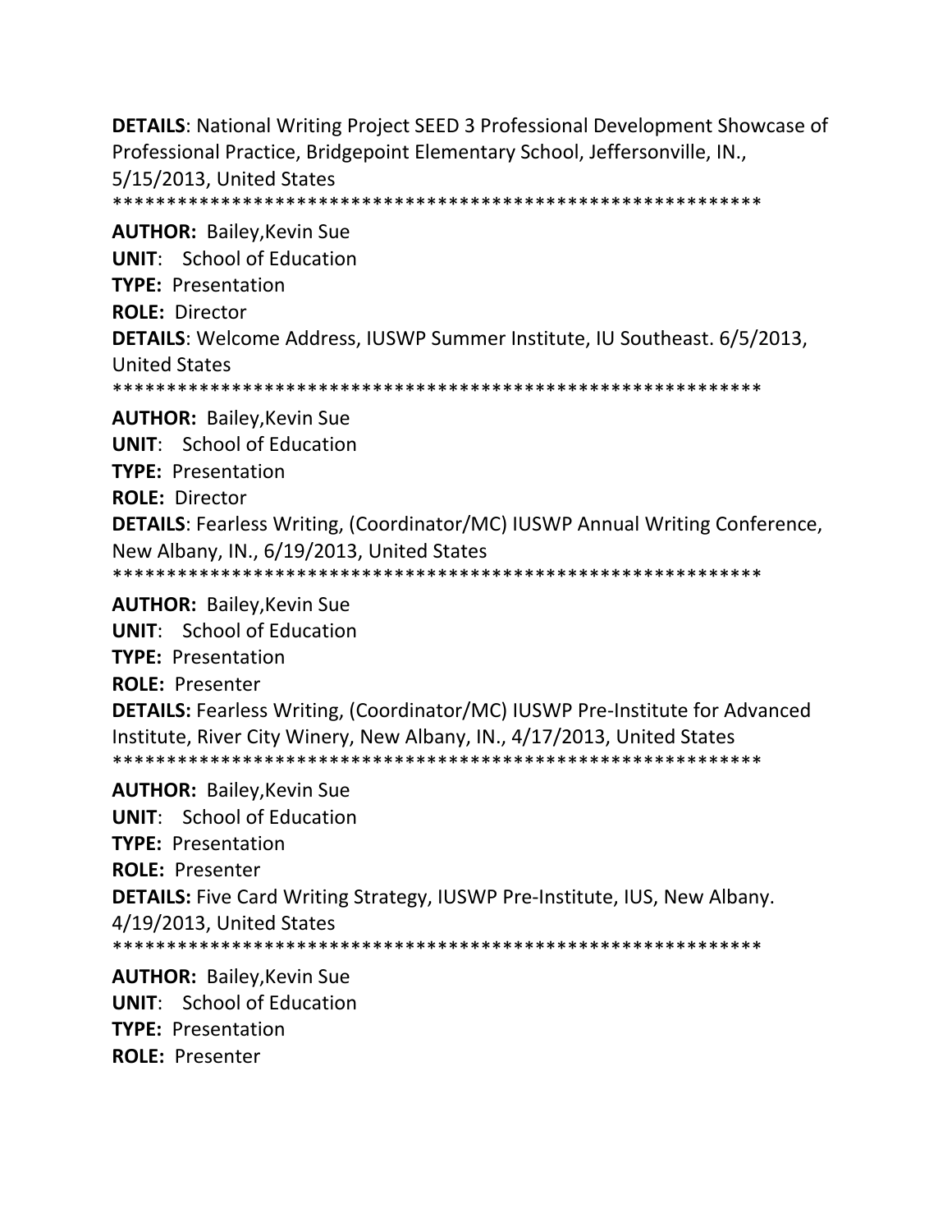**DETAILS**: National Writing Project SEED 3 Professional Development Showcase of Professional Practice, Bridgepoint Elementary School, Jeffersonville, IN., 5/15/2013, United States
************************************************************

**AUTHOR:** Bailey,Kevin Sue
**UNIT**: School of Education
**TYPE:** Presentation
**ROLE:** Director
**DETAILS**: Welcome Address, IUSWP Summer Institute, IU Southeast. 6/5/2013, United States
************************************************************

**AUTHOR:** Bailey,Kevin Sue
**UNIT**: School of Education
**TYPE:** Presentation
**ROLE:** Director
**DETAILS**: Fearless Writing, (Coordinator/MC) IUSWP Annual Writing Conference, New Albany, IN., 6/19/2013, United States
************************************************************

**AUTHOR:** Bailey,Kevin Sue
**UNIT**: School of Education
**TYPE:** Presentation
**ROLE:** Presenter
**DETAILS:** Fearless Writing, (Coordinator/MC) IUSWP Pre-Institute for Advanced Institute, River City Winery, New Albany, IN., 4/17/2013, United States
************************************************************

**AUTHOR:** Bailey,Kevin Sue
**UNIT**: School of Education
**TYPE:** Presentation
**ROLE:** Presenter
**DETAILS:** Five Card Writing Strategy, IUSWP Pre-Institute, IUS, New Albany. 4/19/2013, United States
************************************************************

**AUTHOR:** Bailey,Kevin Sue
**UNIT**: School of Education
**TYPE:** Presentation
**ROLE:** Presenter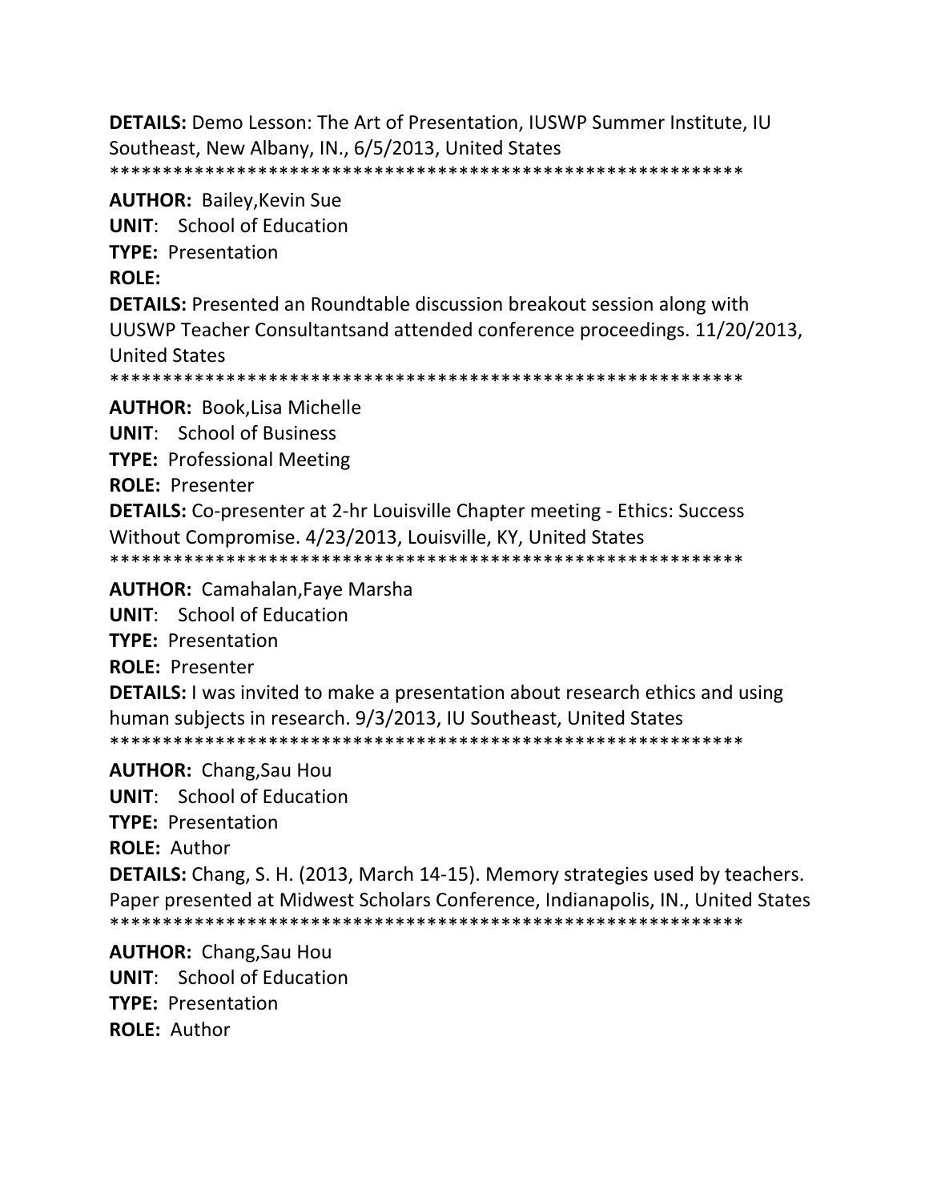**DETAILS:** Demo Lesson: The Art of Presentation, IUSWP Summer Institute, IU Southeast, New Albany, IN., 6/5/2013, United States

*************************************************************

**AUTHOR:** Bailey,Kevin Sue

**UNIT**: School of Education

**TYPE:** Presentation

**ROLE:**

**DETAILS:** Presented an Roundtable discussion breakout session along with UUSWP Teacher Consultantsand attended conference proceedings. 11/20/2013, United States

*************************************************************

**AUTHOR:** Book,Lisa Michelle

**UNIT**: School of Business

**TYPE:** Professional Meeting

**ROLE:** Presenter

**DETAILS:** Co-presenter at 2-hr Louisville Chapter meeting - Ethics: Success Without Compromise. 4/23/2013, Louisville, KY, United States

*************************************************************

**AUTHOR:** Camahalan,Faye Marsha

**UNIT**: School of Education

**TYPE:** Presentation

**ROLE:** Presenter

**DETAILS:** I was invited to make a presentation about research ethics and using human subjects in research. 9/3/2013, IU Southeast, United States

*************************************************************

**AUTHOR:** Chang,Sau Hou

**UNIT**: School of Education

**TYPE:** Presentation

**ROLE:** Author

**DETAILS:** Chang, S. H. (2013, March 14-15). Memory strategies used by teachers. Paper presented at Midwest Scholars Conference, Indianapolis, IN., United States

*************************************************************

**AUTHOR:** Chang,Sau Hou

**UNIT**: School of Education

**TYPE:** Presentation

**ROLE:** Author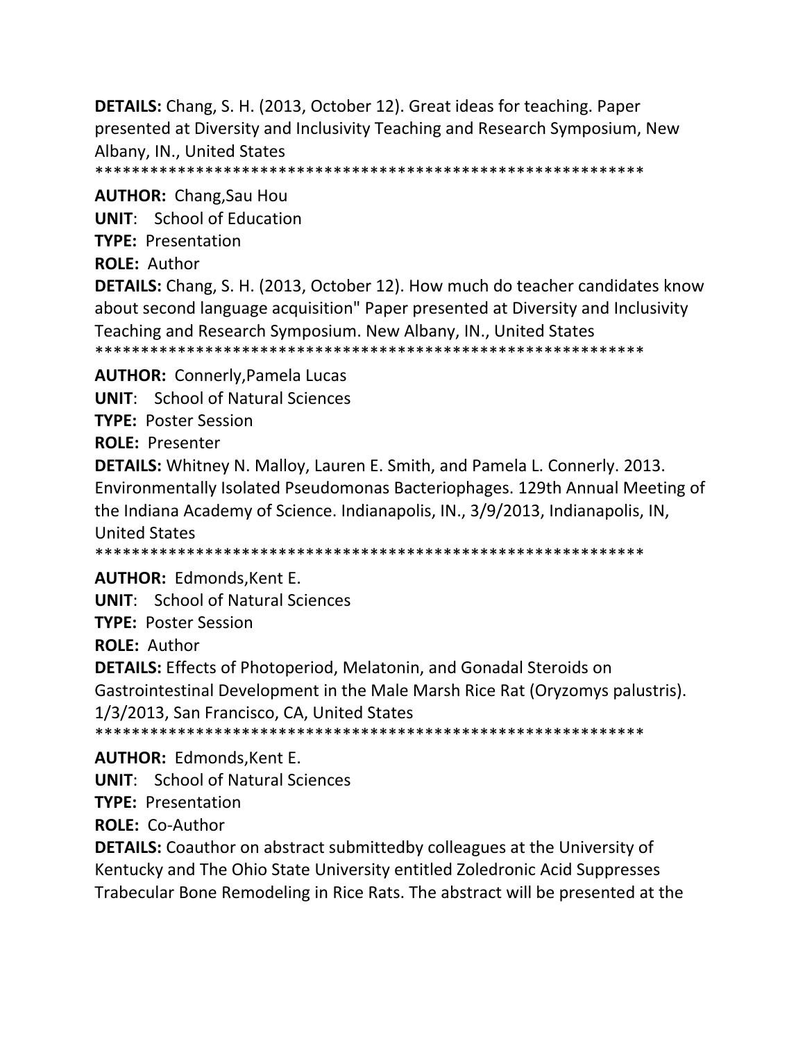**DETAILS:** Chang, S. H. (2013, October 12). Great ideas for teaching. Paper presented at Diversity and Inclusivity Teaching and Research Symposium, New Albany, IN., United States

*************************************************************

**AUTHOR:** Chang,Sau Hou

**UNIT**: School of Education

**TYPE:** Presentation

**ROLE:** Author

**DETAILS:** Chang, S. H. (2013, October 12). How much do teacher candidates know about second language acquisition" Paper presented at Diversity and Inclusivity Teaching and Research Symposium. New Albany, IN., United States

*************************************************************

**AUTHOR:** Connerly,Pamela Lucas

**UNIT**: School of Natural Sciences

**TYPE:** Poster Session

**ROLE:** Presenter

**DETAILS:** Whitney N. Malloy, Lauren E. Smith, and Pamela L. Connerly. 2013. Environmentally Isolated Pseudomonas Bacteriophages. 129th Annual Meeting of the Indiana Academy of Science. Indianapolis, IN., 3/9/2013, Indianapolis, IN, United States

*************************************************************

**AUTHOR:** Edmonds,Kent E.

**UNIT**: School of Natural Sciences

**TYPE:** Poster Session

**ROLE:** Author

**DETAILS:** Effects of Photoperiod, Melatonin, and Gonadal Steroids on Gastrointestinal Development in the Male Marsh Rice Rat (Oryzomys palustris). 1/3/2013, San Francisco, CA, United States

*************************************************************

**AUTHOR:** Edmonds,Kent E.

**UNIT**: School of Natural Sciences

**TYPE:** Presentation

**ROLE:** Co-Author

**DETAILS:** Coauthor on abstract submittedby colleagues at the University of Kentucky and The Ohio State University entitled Zoledronic Acid Suppresses Trabecular Bone Remodeling in Rice Rats. The abstract will be presented at the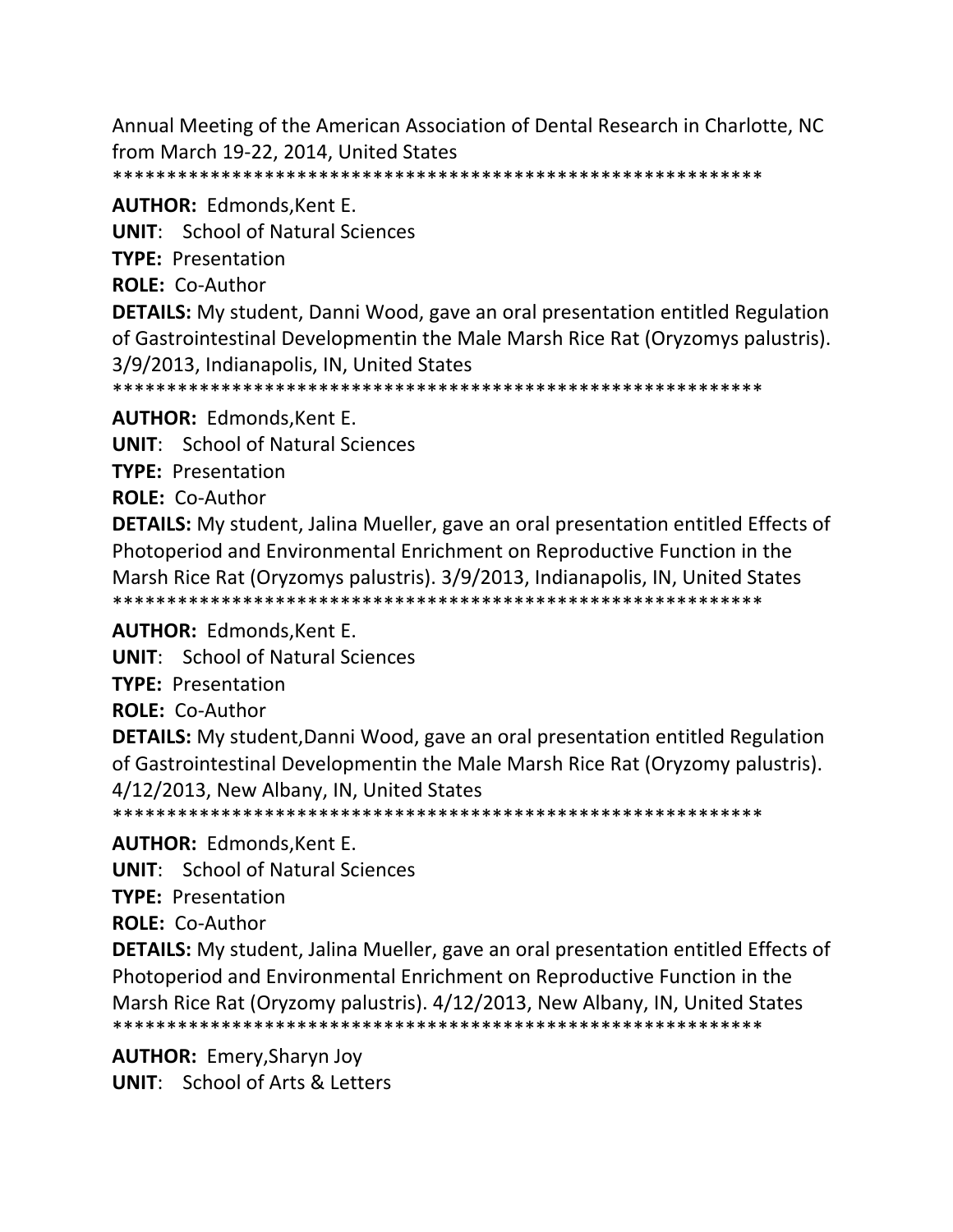Annual Meeting of the American Association of Dental Research in Charlotte, NC from March 19-22, 2014, United States
*************************************************************

**AUTHOR:** Edmonds,Kent E.
**UNIT**: School of Natural Sciences
**TYPE:** Presentation
**ROLE:** Co-Author
**DETAILS:** My student, Danni Wood, gave an oral presentation entitled Regulation of Gastrointestinal Developmentin the Male Marsh Rice Rat (Oryzomys palustris). 3/9/2013, Indianapolis, IN, United States
*************************************************************

**AUTHOR:** Edmonds,Kent E.
**UNIT**: School of Natural Sciences
**TYPE:** Presentation
**ROLE:** Co-Author
**DETAILS:** My student, Jalina Mueller, gave an oral presentation entitled Effects of Photoperiod and Environmental Enrichment on Reproductive Function in the Marsh Rice Rat (Oryzomys palustris). 3/9/2013, Indianapolis, IN, United States
*************************************************************

**AUTHOR:** Edmonds,Kent E.
**UNIT**: School of Natural Sciences
**TYPE:** Presentation
**ROLE:** Co-Author
**DETAILS:** My student,Danni Wood, gave an oral presentation entitled Regulation of Gastrointestinal Developmentin the Male Marsh Rice Rat (Oryzomy palustris). 4/12/2013, New Albany, IN, United States
*************************************************************

**AUTHOR:** Edmonds,Kent E.
**UNIT**: School of Natural Sciences
**TYPE:** Presentation
**ROLE:** Co-Author
**DETAILS:** My student, Jalina Mueller, gave an oral presentation entitled Effects of Photoperiod and Environmental Enrichment on Reproductive Function in the Marsh Rice Rat (Oryzomy palustris). 4/12/2013, New Albany, IN, United States
*************************************************************

**AUTHOR:** Emery,Sharyn Joy
**UNIT**: School of Arts & Letters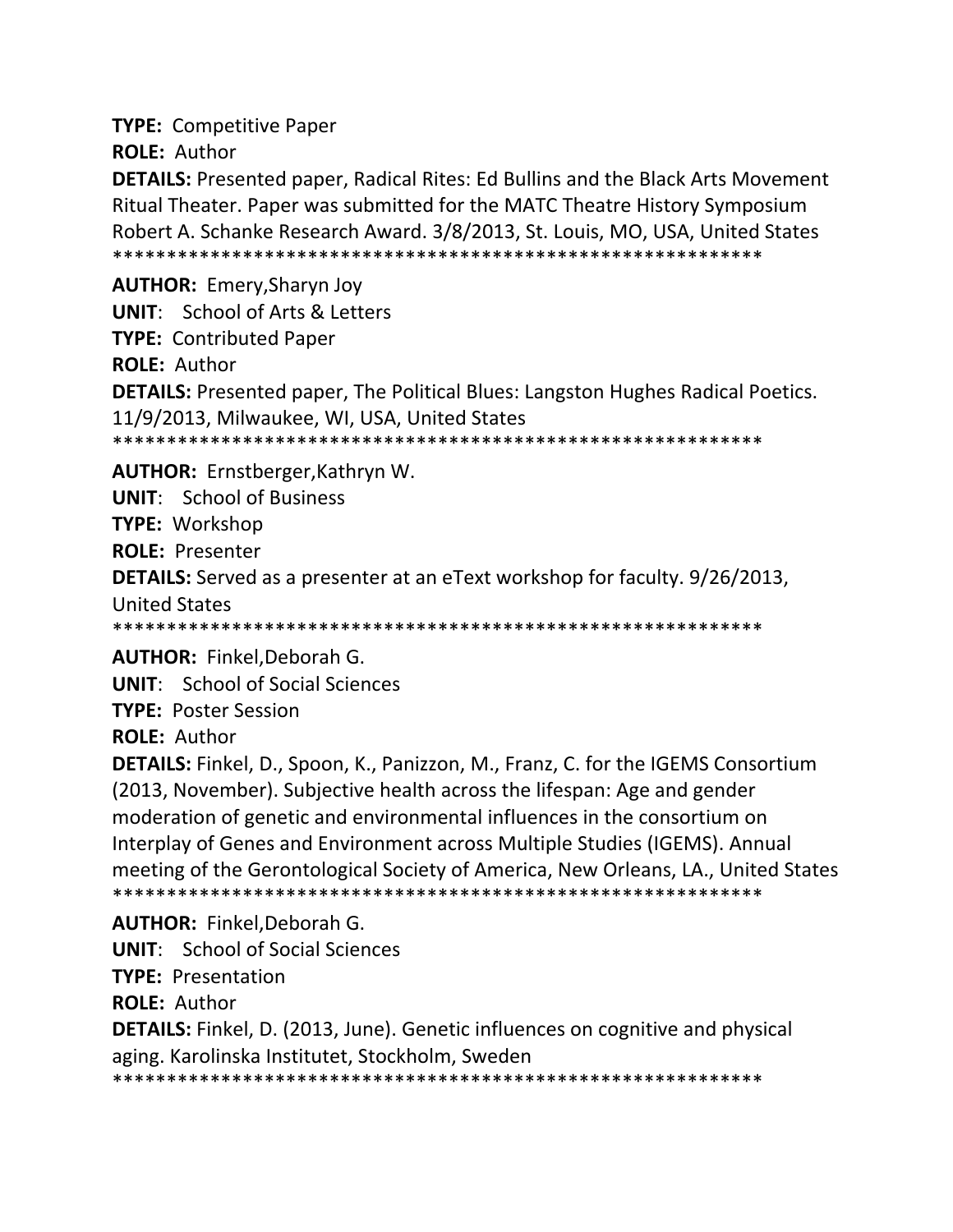**TYPE:** Competitive Paper

**ROLE:** Author

**DETAILS:** Presented paper, Radical Rites: Ed Bullins and the Black Arts Movement Ritual Theater. Paper was submitted for the MATC Theatre History Symposium Robert A. Schanke Research Award. 3/8/2013, St. Louis, MO, USA, United States

************************************************************

**AUTHOR:** Emery,Sharyn Joy

**UNIT**: School of Arts & Letters

**TYPE:** Contributed Paper

**ROLE:** Author

**DETAILS:** Presented paper, The Political Blues: Langston Hughes Radical Poetics. 11/9/2013, Milwaukee, WI, USA, United States

************************************************************

**AUTHOR:** Ernstberger,Kathryn W.

**UNIT**: School of Business

**TYPE:** Workshop

**ROLE:** Presenter

**DETAILS:** Served as a presenter at an eText workshop for faculty. 9/26/2013, United States

************************************************************

**AUTHOR:** Finkel,Deborah G.

**UNIT**: School of Social Sciences

**TYPE:** Poster Session

**ROLE:** Author

**DETAILS:** Finkel, D., Spoon, K., Panizzon, M., Franz, C. for the IGEMS Consortium (2013, November). Subjective health across the lifespan: Age and gender moderation of genetic and environmental influences in the consortium on Interplay of Genes and Environment across Multiple Studies (IGEMS). Annual meeting of the Gerontological Society of America, New Orleans, LA., United States

************************************************************

**AUTHOR:** Finkel,Deborah G.

**UNIT**: School of Social Sciences

**TYPE:** Presentation

**ROLE:** Author

**DETAILS:** Finkel, D. (2013, June). Genetic influences on cognitive and physical aging. Karolinska Institutet, Stockholm, Sweden

************************************************************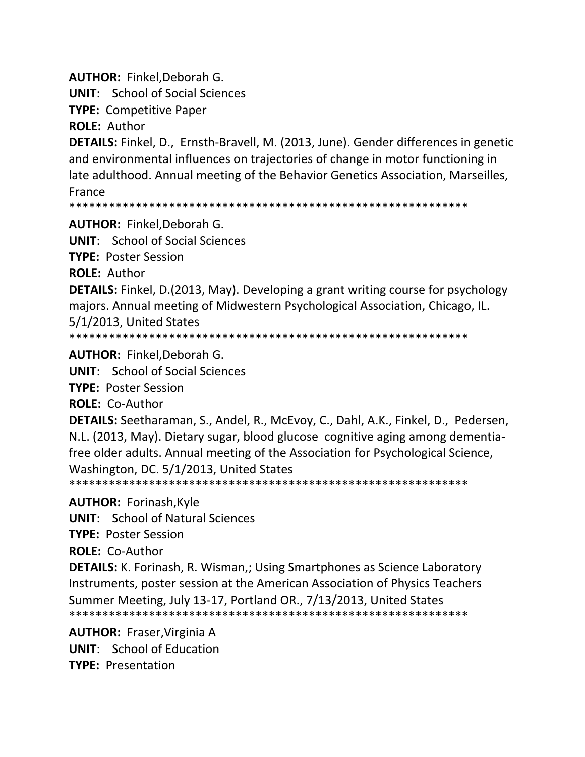**AUTHOR:** Finkel,Deborah G.
**UNIT**: School of Social Sciences
**TYPE:** Competitive Paper
**ROLE:** Author
**DETAILS:** Finkel, D., Ernsth-Bravell, M. (2013, June). Gender differences in genetic and environmental influences on trajectories of change in motor functioning in late adulthood. Annual meeting of the Behavior Genetics Association, Marseilles, France
************************************************************

**AUTHOR:** Finkel,Deborah G.
**UNIT**: School of Social Sciences
**TYPE:** Poster Session
**ROLE:** Author
**DETAILS:** Finkel, D.(2013, May). Developing a grant writing course for psychology majors. Annual meeting of Midwestern Psychological Association, Chicago, IL. 5/1/2013, United States
************************************************************

**AUTHOR:** Finkel,Deborah G.
**UNIT**: School of Social Sciences
**TYPE:** Poster Session
**ROLE:** Co-Author
**DETAILS:** Seetharaman, S., Andel, R., McEvoy, C., Dahl, A.K., Finkel, D., Pedersen, N.L. (2013, May). Dietary sugar, blood glucose cognitive aging among dementia-free older adults. Annual meeting of the Association for Psychological Science, Washington, DC. 5/1/2013, United States
************************************************************

**AUTHOR:** Forinash,Kyle
**UNIT**: School of Natural Sciences
**TYPE:** Poster Session
**ROLE:** Co-Author
**DETAILS:** K. Forinash, R. Wisman,; Using Smartphones as Science Laboratory Instruments, poster session at the American Association of Physics Teachers Summer Meeting, July 13-17, Portland OR., 7/13/2013, United States
************************************************************

**AUTHOR:** Fraser,Virginia A
**UNIT**: School of Education
**TYPE:** Presentation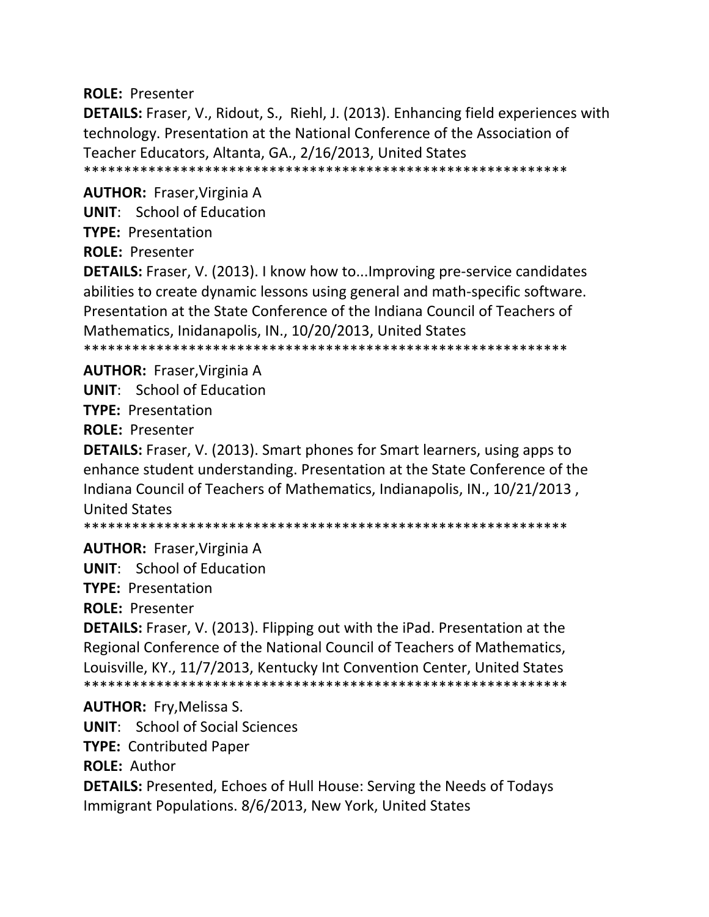**ROLE:** Presenter

**DETAILS:** Fraser, V., Ridout, S., Riehl, J. (2013). Enhancing field experiences with technology. Presentation at the National Conference of the Association of Teacher Educators, Altanta, GA., 2/16/2013, United States

************************************************************

**AUTHOR:** Fraser,Virginia A

**UNIT**: School of Education

**TYPE:** Presentation

**ROLE:** Presenter

**DETAILS:** Fraser, V. (2013). I know how to...Improving pre-service candidates abilities to create dynamic lessons using general and math-specific software. Presentation at the State Conference of the Indiana Council of Teachers of Mathematics, Inidanapolis, IN., 10/20/2013, United States

************************************************************

**AUTHOR:** Fraser,Virginia A

**UNIT**: School of Education

**TYPE:** Presentation

**ROLE:** Presenter

**DETAILS:** Fraser, V. (2013). Smart phones for Smart learners, using apps to enhance student understanding. Presentation at the State Conference of the Indiana Council of Teachers of Mathematics, Indianapolis, IN., 10/21/2013 , United States

************************************************************

**AUTHOR:** Fraser,Virginia A

**UNIT**: School of Education

**TYPE:** Presentation

**ROLE:** Presenter

**DETAILS:** Fraser, V. (2013). Flipping out with the iPad. Presentation at the Regional Conference of the National Council of Teachers of Mathematics, Louisville, KY., 11/7/2013, Kentucky Int Convention Center, United States

************************************************************

**AUTHOR:** Fry,Melissa S.

**UNIT**: School of Social Sciences

**TYPE:** Contributed Paper

**ROLE:** Author

**DETAILS:** Presented, Echoes of Hull House: Serving the Needs of Todays Immigrant Populations. 8/6/2013, New York, United States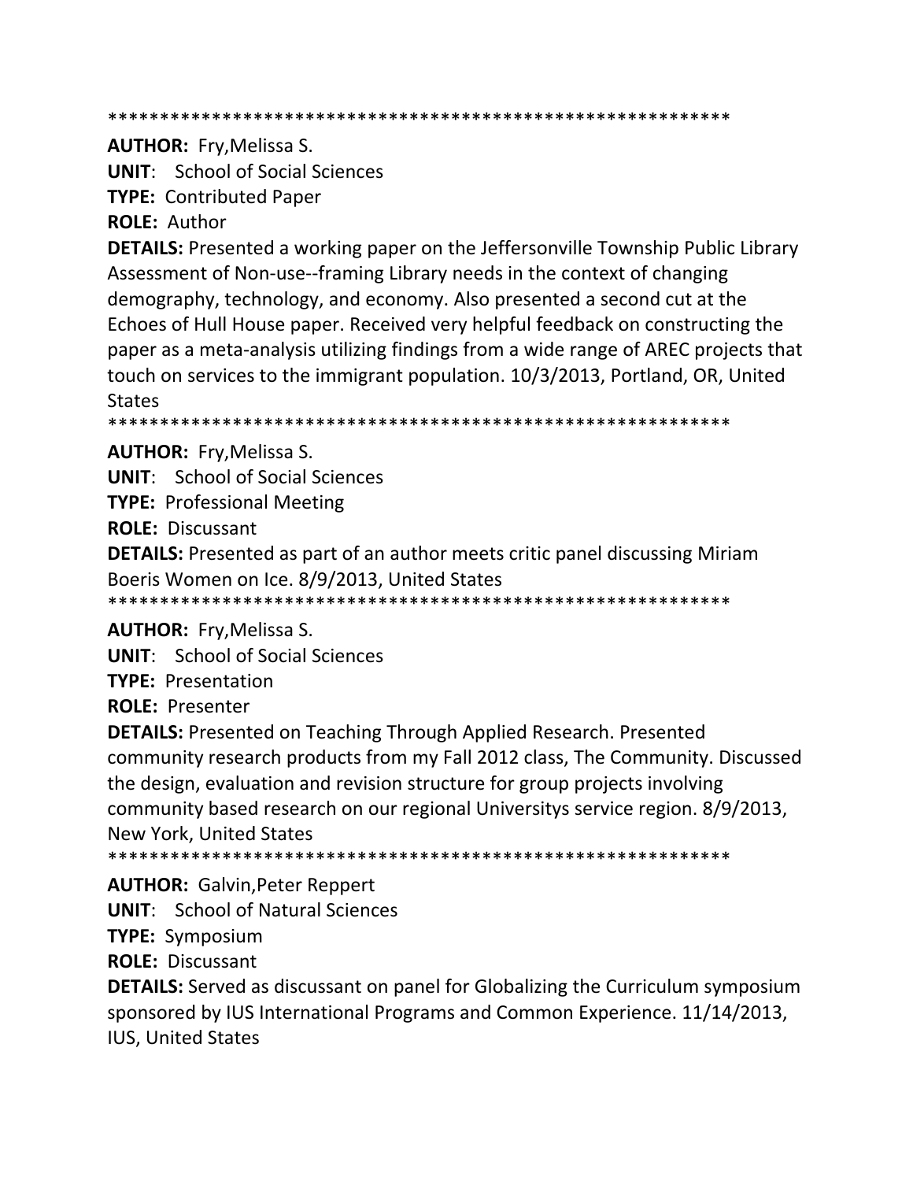************************************************************

**AUTHOR:** Fry,Melissa S.

**UNIT**: School of Social Sciences

**TYPE:** Contributed Paper

**ROLE:** Author

**DETAILS:** Presented a working paper on the Jeffersonville Township Public Library Assessment of Non-use--framing Library needs in the context of changing demography, technology, and economy. Also presented a second cut at the Echoes of Hull House paper. Received very helpful feedback on constructing the paper as a meta-analysis utilizing findings from a wide range of AREC projects that touch on services to the immigrant population. 10/3/2013, Portland, OR, United States

************************************************************

**AUTHOR:** Fry,Melissa S.

**UNIT**: School of Social Sciences

**TYPE:** Professional Meeting

**ROLE:** Discussant

**DETAILS:** Presented as part of an author meets critic panel discussing Miriam Boeris Women on Ice. 8/9/2013, United States

************************************************************

**AUTHOR:** Fry,Melissa S.

**UNIT**: School of Social Sciences

**TYPE:** Presentation

**ROLE:** Presenter

**DETAILS:** Presented on Teaching Through Applied Research. Presented community research products from my Fall 2012 class, The Community. Discussed the design, evaluation and revision structure for group projects involving community based research on our regional Universitys service region. 8/9/2013, New York, United States

************************************************************

**AUTHOR:** Galvin,Peter Reppert

**UNIT**: School of Natural Sciences

**TYPE:** Symposium

**ROLE:** Discussant

**DETAILS:** Served as discussant on panel for Globalizing the Curriculum symposium sponsored by IUS International Programs and Common Experience. 11/14/2013, IUS, United States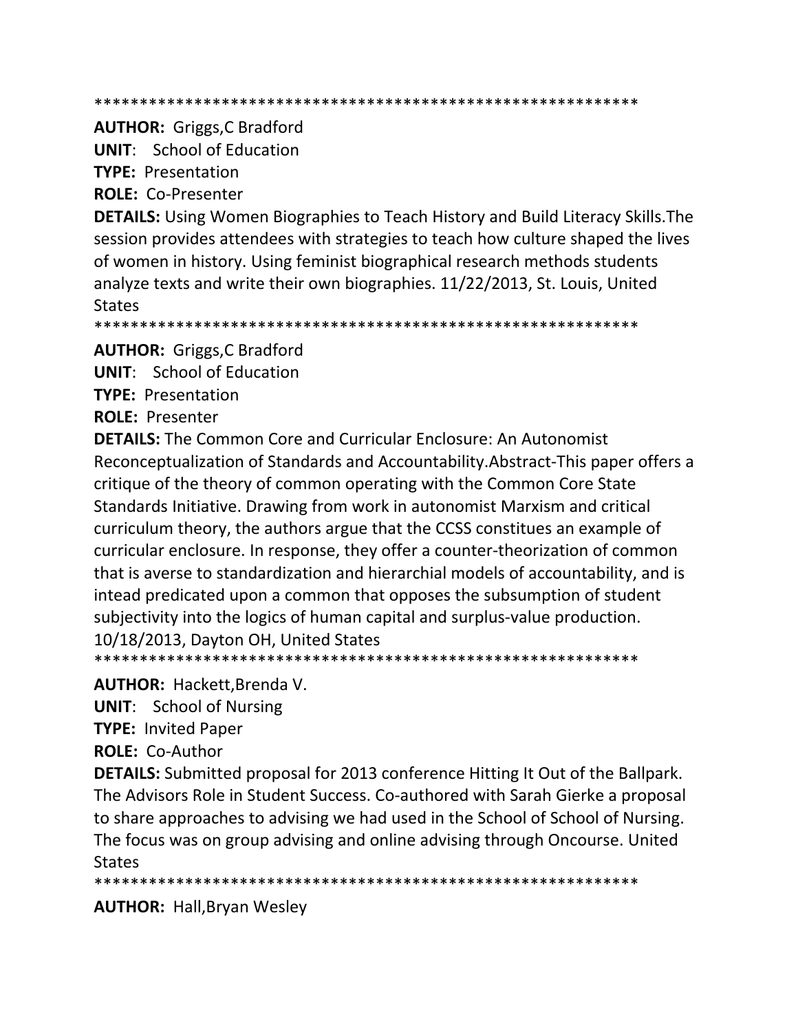************************************************************

**AUTHOR:** Griggs,C Bradford
**UNIT**: School of Education
**TYPE:** Presentation
**ROLE:** Co-Presenter
**DETAILS:** Using Women Biographies to Teach History and Build Literacy Skills.The session provides attendees with strategies to teach how culture shaped the lives of women in history. Using feminist biographical research methods students analyze texts and write their own biographies. 11/22/2013, St. Louis, United States

************************************************************

**AUTHOR:** Griggs,C Bradford
**UNIT**: School of Education
**TYPE:** Presentation
**ROLE:** Presenter
**DETAILS:** The Common Core and Curricular Enclosure: An Autonomist Reconceptualization of Standards and Accountability.Abstract-This paper offers a critique of the theory of common operating with the Common Core State Standards Initiative. Drawing from work in autonomist Marxism and critical curriculum theory, the authors argue that the CCSS constitues an example of curricular enclosure. In response, they offer a counter-theorization of common that is averse to standardization and hierarchial models of accountability, and is intead predicated upon a common that opposes the subsumption of student subjectivity into the logics of human capital and surplus-value production. 10/18/2013, Dayton OH, United States

************************************************************

**AUTHOR:** Hackett,Brenda V.
**UNIT**: School of Nursing
**TYPE:** Invited Paper
**ROLE:** Co-Author
**DETAILS:** Submitted proposal for 2013 conference Hitting It Out of the Ballpark. The Advisors Role in Student Success. Co-authored with Sarah Gierke a proposal to share approaches to advising we had used in the School of School of Nursing. The focus was on group advising and online advising through Oncourse. United States

************************************************************

**AUTHOR:** Hall,Bryan Wesley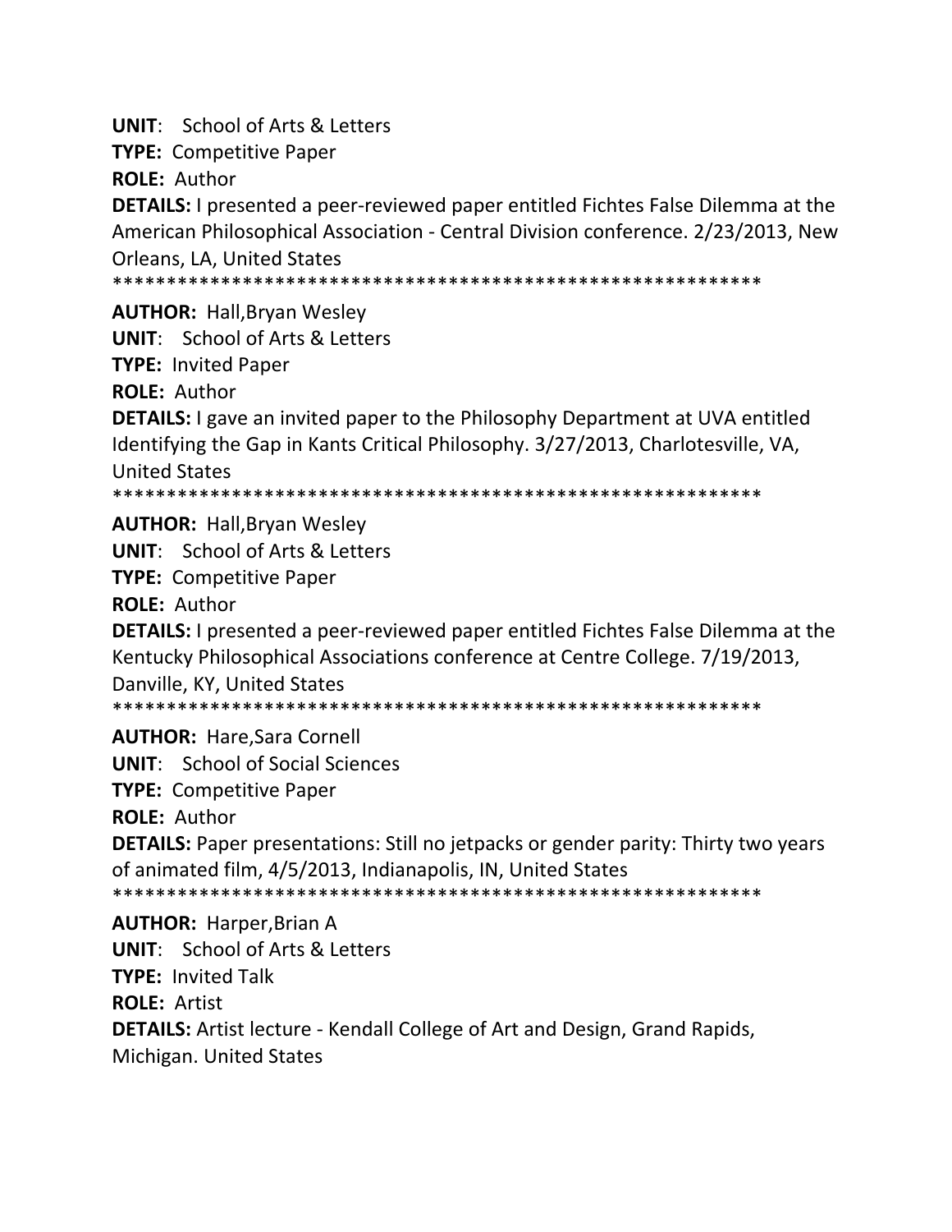**UNIT**: School of Arts & Letters

**TYPE:** Competitive Paper

**ROLE:** Author

**DETAILS:** I presented a peer-reviewed paper entitled Fichtes False Dilemma at the American Philosophical Association - Central Division conference. 2/23/2013, New Orleans, LA, United States

************************************************************

**AUTHOR:** Hall,Bryan Wesley

**UNIT**: School of Arts & Letters

**TYPE:** Invited Paper

**ROLE:** Author

**DETAILS:** I gave an invited paper to the Philosophy Department at UVA entitled Identifying the Gap in Kants Critical Philosophy. 3/27/2013, Charlotesville, VA, United States

************************************************************

**AUTHOR:** Hall,Bryan Wesley

**UNIT**: School of Arts & Letters

**TYPE:** Competitive Paper

**ROLE:** Author

**DETAILS:** I presented a peer-reviewed paper entitled Fichtes False Dilemma at the Kentucky Philosophical Associations conference at Centre College. 7/19/2013, Danville, KY, United States

************************************************************

**AUTHOR:** Hare,Sara Cornell

**UNIT**: School of Social Sciences

**TYPE:** Competitive Paper

**ROLE:** Author

**DETAILS:** Paper presentations: Still no jetpacks or gender parity: Thirty two years of animated film, 4/5/2013, Indianapolis, IN, United States

************************************************************

**AUTHOR:** Harper,Brian A

**UNIT**: School of Arts & Letters

**TYPE:** Invited Talk

**ROLE:** Artist

**DETAILS:** Artist lecture - Kendall College of Art and Design, Grand Rapids, Michigan. United States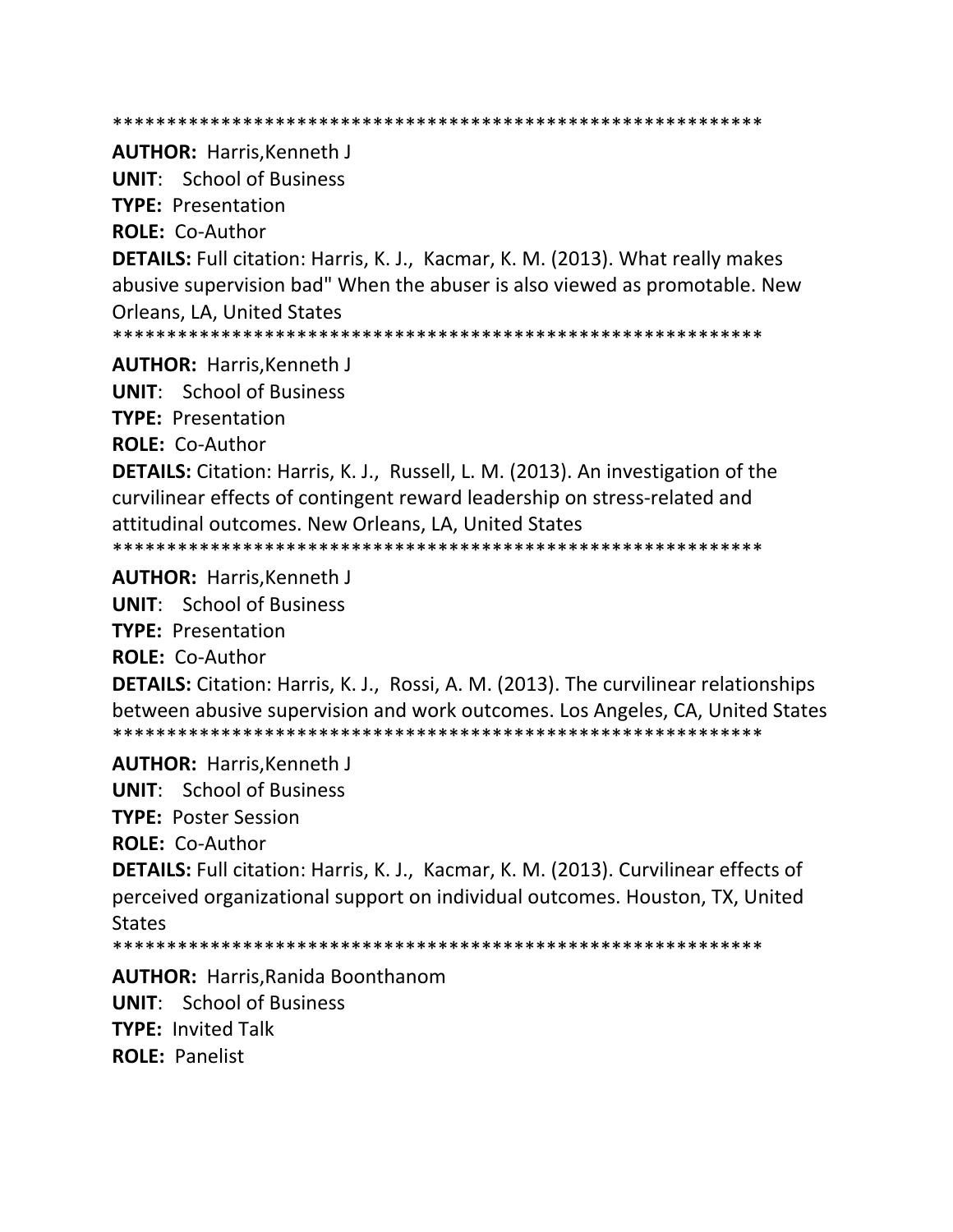************************************************************

**AUTHOR:** Harris,Kenneth J

**UNIT**: School of Business

**TYPE:** Presentation

**ROLE:** Co-Author

**DETAILS:** Full citation: Harris, K. J., Kacmar, K. M. (2013). What really makes abusive supervision bad" When the abuser is also viewed as promotable. New Orleans, LA, United States

************************************************************

**AUTHOR:** Harris,Kenneth J

**UNIT**: School of Business

**TYPE:** Presentation

**ROLE:** Co-Author

**DETAILS:** Citation: Harris, K. J., Russell, L. M. (2013). An investigation of the curvilinear effects of contingent reward leadership on stress-related and attitudinal outcomes. New Orleans, LA, United States

************************************************************

**AUTHOR:** Harris,Kenneth J

**UNIT**: School of Business

**TYPE:** Presentation

**ROLE:** Co-Author

**DETAILS:** Citation: Harris, K. J., Rossi, A. M. (2013). The curvilinear relationships between abusive supervision and work outcomes. Los Angeles, CA, United States

************************************************************

**AUTHOR:** Harris,Kenneth J

**UNIT**: School of Business

**TYPE:** Poster Session

**ROLE:** Co-Author

**DETAILS:** Full citation: Harris, K. J., Kacmar, K. M. (2013). Curvilinear effects of perceived organizational support on individual outcomes. Houston, TX, United States

************************************************************

**AUTHOR:** Harris,Ranida Boonthanom

**UNIT**: School of Business

**TYPE:** Invited Talk

**ROLE:** Panelist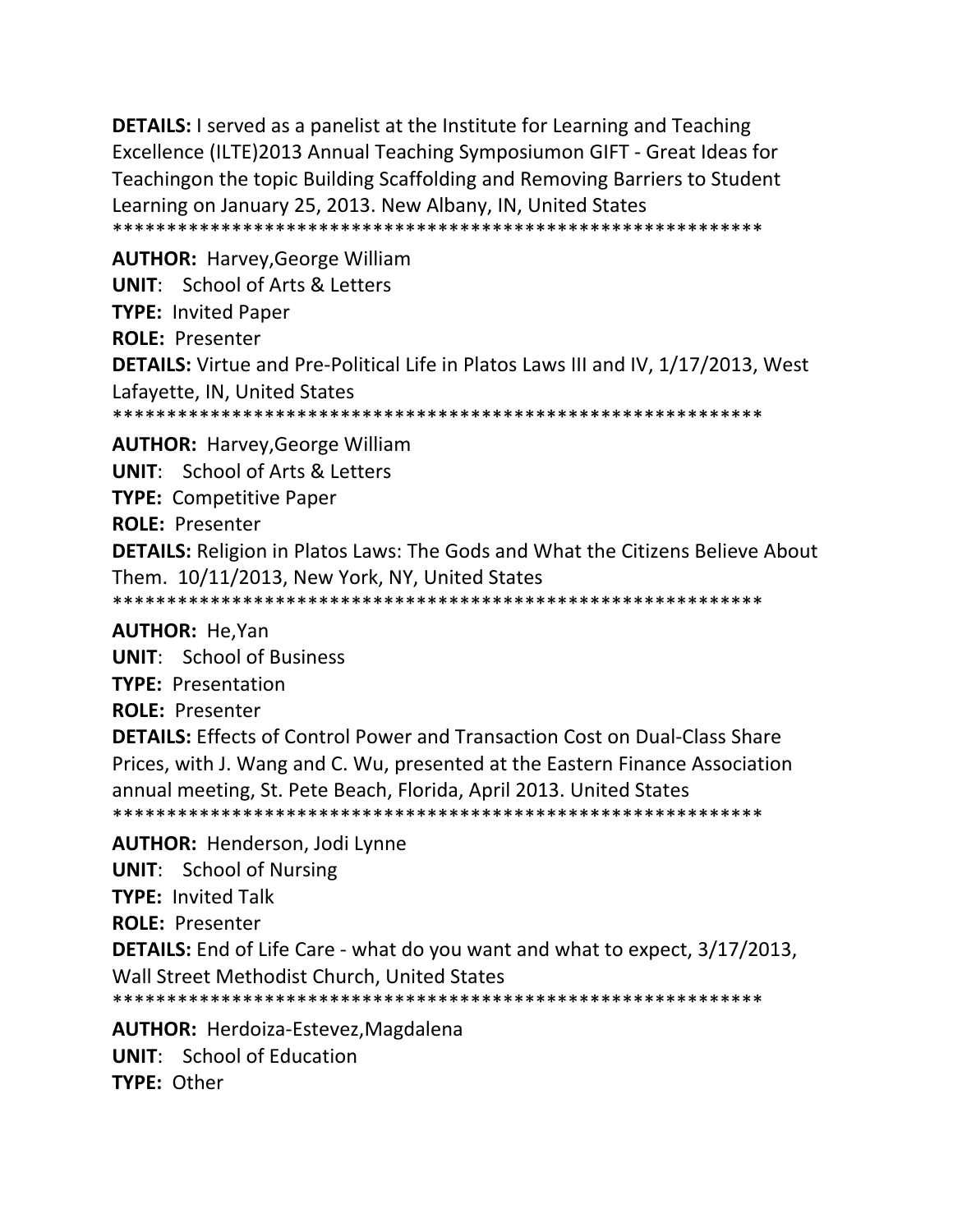**DETAILS:** I served as a panelist at the Institute for Learning and Teaching Excellence (ILTE)2013 Annual Teaching Symposiumon GIFT - Great Ideas for Teachingon the topic Building Scaffolding and Removing Barriers to Student Learning on January 25, 2013. New Albany, IN, United States
************************************************************

**AUTHOR:** Harvey,George William
**UNIT**: School of Arts & Letters
**TYPE:** Invited Paper
**ROLE:** Presenter
**DETAILS:** Virtue and Pre-Political Life in Platos Laws III and IV, 1/17/2013, West Lafayette, IN, United States
************************************************************

**AUTHOR:** Harvey,George William
**UNIT**: School of Arts & Letters
**TYPE:** Competitive Paper
**ROLE:** Presenter
**DETAILS:** Religion in Platos Laws: The Gods and What the Citizens Believe About Them. 10/11/2013, New York, NY, United States
************************************************************

**AUTHOR:** He,Yan
**UNIT**: School of Business
**TYPE:** Presentation
**ROLE:** Presenter
**DETAILS:** Effects of Control Power and Transaction Cost on Dual-Class Share Prices, with J. Wang and C. Wu, presented at the Eastern Finance Association annual meeting, St. Pete Beach, Florida, April 2013. United States
************************************************************

**AUTHOR:** Henderson, Jodi Lynne
**UNIT**: School of Nursing
**TYPE:** Invited Talk
**ROLE:** Presenter
**DETAILS:** End of Life Care - what do you want and what to expect, 3/17/2013, Wall Street Methodist Church, United States
************************************************************

**AUTHOR:** Herdoiza-Estevez,Magdalena
**UNIT**: School of Education
**TYPE:** Other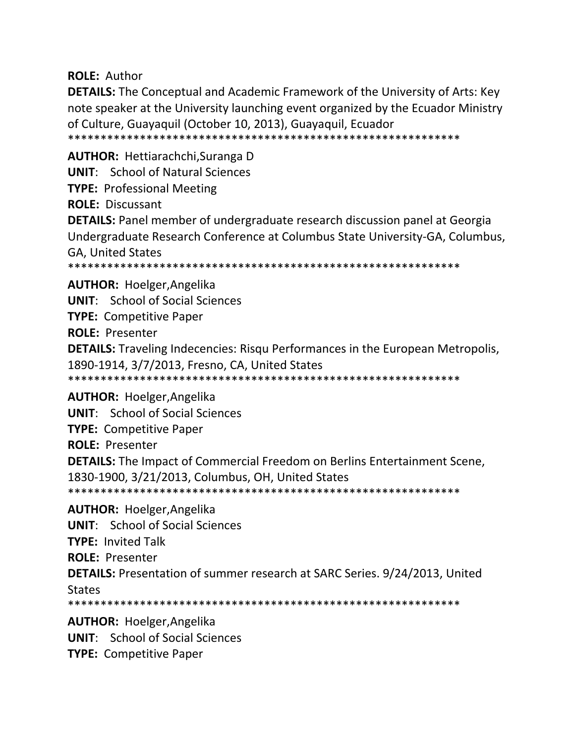**ROLE:** Author

**DETAILS:** The Conceptual and Academic Framework of the University of Arts: Key note speaker at the University launching event organized by the Ecuador Ministry of Culture, Guayaquil (October 10, 2013), Guayaquil, Ecuador

*************************************************************

**AUTHOR:** Hettiarachchi,Suranga D

**UNIT**: School of Natural Sciences

**TYPE:** Professional Meeting

**ROLE:** Discussant

**DETAILS:** Panel member of undergraduate research discussion panel at Georgia Undergraduate Research Conference at Columbus State University-GA, Columbus, GA, United States

*************************************************************

**AUTHOR:** Hoelger,Angelika

**UNIT**: School of Social Sciences

**TYPE:** Competitive Paper

**ROLE:** Presenter

**DETAILS:** Traveling Indecencies: Risqu Performances in the European Metropolis, 1890-1914, 3/7/2013, Fresno, CA, United States

*************************************************************

**AUTHOR:** Hoelger,Angelika

**UNIT**: School of Social Sciences

**TYPE:** Competitive Paper

**ROLE:** Presenter

**DETAILS:** The Impact of Commercial Freedom on Berlins Entertainment Scene, 1830-1900, 3/21/2013, Columbus, OH, United States

*************************************************************

**AUTHOR:** Hoelger,Angelika

**UNIT**: School of Social Sciences

**TYPE:** Invited Talk

**ROLE:** Presenter

**DETAILS:** Presentation of summer research at SARC Series. 9/24/2013, United States

*************************************************************

**AUTHOR:** Hoelger,Angelika

**UNIT**: School of Social Sciences

**TYPE:** Competitive Paper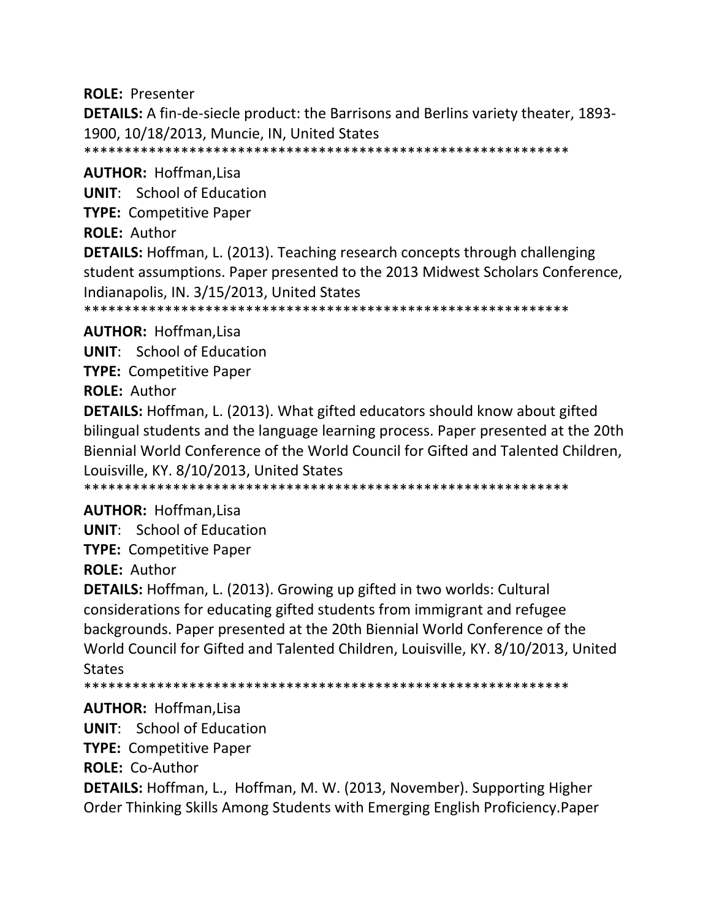**ROLE:** Presenter

**DETAILS:** A fin-de-siecle product: the Barrisons and Berlins variety theater, 1893-1900, 10/18/2013, Muncie, IN, United States

************************************************************

**AUTHOR:** Hoffman,Lisa

**UNIT**: School of Education

**TYPE:** Competitive Paper

**ROLE:** Author

**DETAILS:** Hoffman, L. (2013). Teaching research concepts through challenging student assumptions. Paper presented to the 2013 Midwest Scholars Conference, Indianapolis, IN. 3/15/2013, United States

************************************************************

**AUTHOR:** Hoffman,Lisa

**UNIT**: School of Education

**TYPE:** Competitive Paper

**ROLE:** Author

**DETAILS:** Hoffman, L. (2013). What gifted educators should know about gifted bilingual students and the language learning process. Paper presented at the 20th Biennial World Conference of the World Council for Gifted and Talented Children, Louisville, KY. 8/10/2013, United States

************************************************************

**AUTHOR:** Hoffman,Lisa

**UNIT**: School of Education

**TYPE:** Competitive Paper

**ROLE:** Author

**DETAILS:** Hoffman, L. (2013). Growing up gifted in two worlds: Cultural considerations for educating gifted students from immigrant and refugee backgrounds. Paper presented at the 20th Biennial World Conference of the World Council for Gifted and Talented Children, Louisville, KY. 8/10/2013, United States

************************************************************

**AUTHOR:** Hoffman,Lisa

**UNIT**: School of Education

**TYPE:** Competitive Paper

**ROLE:** Co-Author

**DETAILS:** Hoffman, L., Hoffman, M. W. (2013, November). Supporting Higher Order Thinking Skills Among Students with Emerging English Proficiency.Paper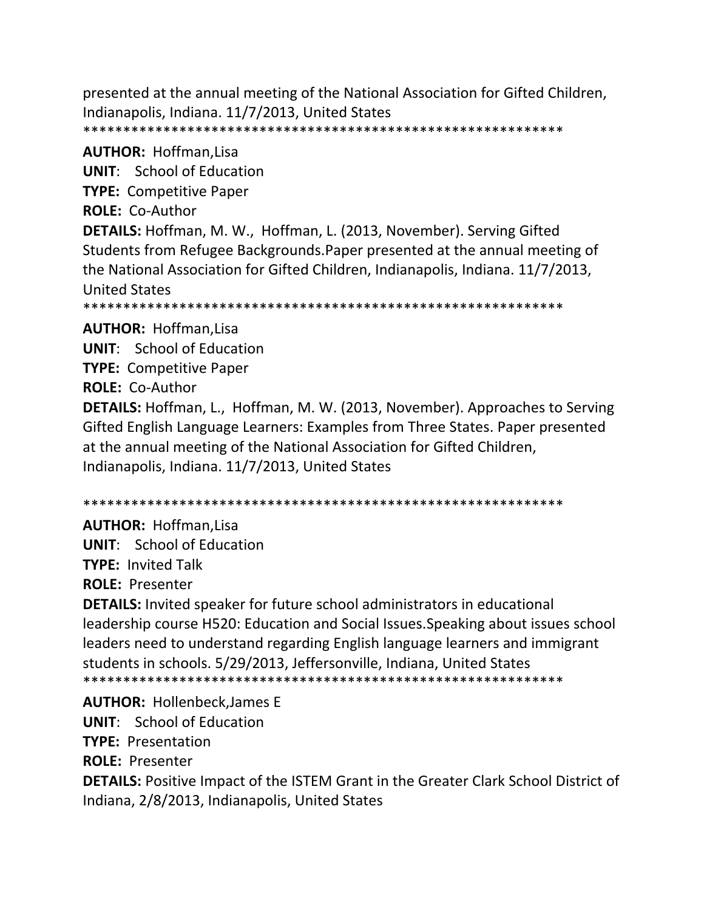presented at the annual meeting of the National Association for Gifted Children, Indianapolis, Indiana. 11/7/2013, United States
************************************************************

**AUTHOR:** Hoffman,Lisa
**UNIT**: School of Education
**TYPE:** Competitive Paper
**ROLE:** Co-Author
**DETAILS:** Hoffman, M. W., Hoffman, L. (2013, November). Serving Gifted Students from Refugee Backgrounds.Paper presented at the annual meeting of the National Association for Gifted Children, Indianapolis, Indiana. 11/7/2013, United States
************************************************************

**AUTHOR:** Hoffman,Lisa
**UNIT**: School of Education
**TYPE:** Competitive Paper
**ROLE:** Co-Author
**DETAILS:** Hoffman, L., Hoffman, M. W. (2013, November). Approaches to Serving Gifted English Language Learners: Examples from Three States. Paper presented at the annual meeting of the National Association for Gifted Children, Indianapolis, Indiana. 11/7/2013, United States

************************************************************

**AUTHOR:** Hoffman,Lisa
**UNIT**: School of Education
**TYPE:** Invited Talk
**ROLE:** Presenter
**DETAILS:** Invited speaker for future school administrators in educational leadership course H520: Education and Social Issues.Speaking about issues school leaders need to understand regarding English language learners and immigrant students in schools. 5/29/2013, Jeffersonville, Indiana, United States
************************************************************

**AUTHOR:** Hollenbeck,James E
**UNIT**: School of Education
**TYPE:** Presentation
**ROLE:** Presenter
**DETAILS:** Positive Impact of the ISTEM Grant in the Greater Clark School District of Indiana, 2/8/2013, Indianapolis, United States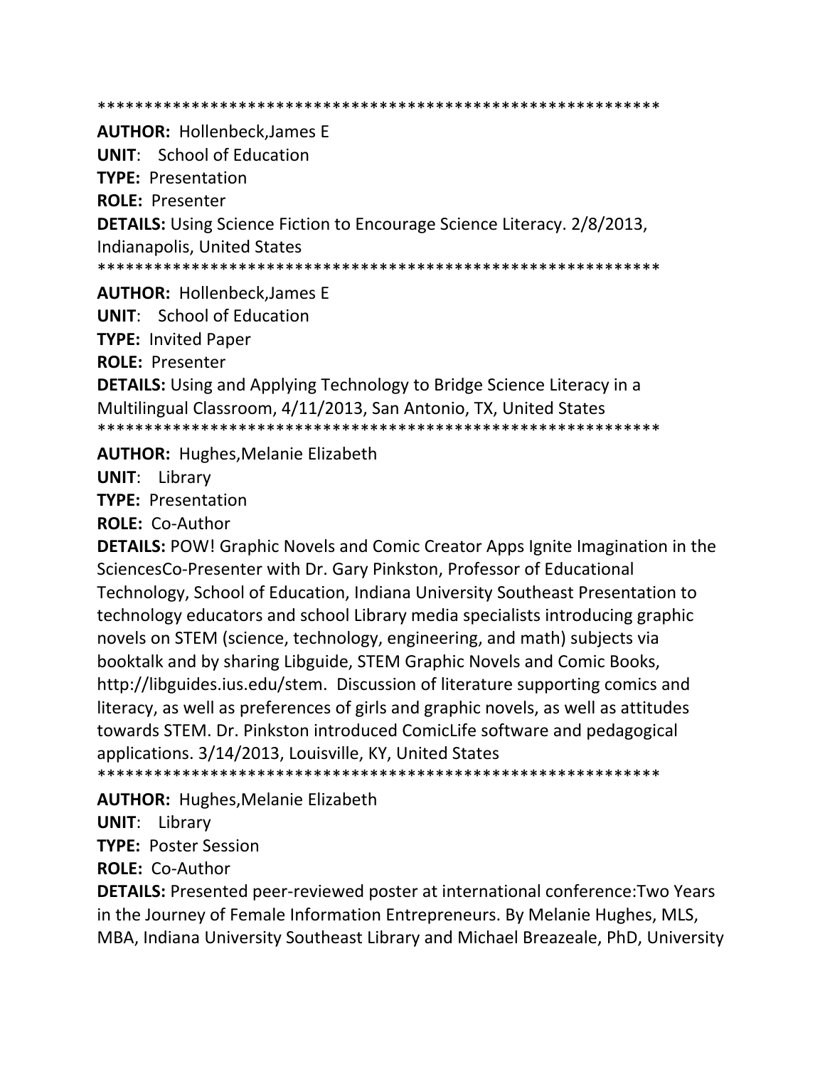************************************************************

**AUTHOR:** Hollenbeck,James E

**UNIT**: School of Education

**TYPE:** Presentation

**ROLE:** Presenter

**DETAILS:** Using Science Fiction to Encourage Science Literacy. 2/8/2013, Indianapolis, United States

************************************************************

**AUTHOR:** Hollenbeck,James E

**UNIT**: School of Education

**TYPE:** Invited Paper

**ROLE:** Presenter

**DETAILS:** Using and Applying Technology to Bridge Science Literacy in a Multilingual Classroom, 4/11/2013, San Antonio, TX, United States

************************************************************

**AUTHOR:** Hughes,Melanie Elizabeth

**UNIT**: Library

**TYPE:** Presentation

**ROLE:** Co-Author

**DETAILS:** POW! Graphic Novels and Comic Creator Apps Ignite Imagination in the SciencesCo-Presenter with Dr. Gary Pinkston, Professor of Educational Technology, School of Education, Indiana University Southeast Presentation to technology educators and school Library media specialists introducing graphic novels on STEM (science, technology, engineering, and math) subjects via booktalk and by sharing Libguide, STEM Graphic Novels and Comic Books, http://libguides.ius.edu/stem. Discussion of literature supporting comics and literacy, as well as preferences of girls and graphic novels, as well as attitudes towards STEM. Dr. Pinkston introduced ComicLife software and pedagogical applications. 3/14/2013, Louisville, KY, United States

************************************************************

**AUTHOR:** Hughes,Melanie Elizabeth

**UNIT**: Library

**TYPE:** Poster Session

**ROLE:** Co-Author

**DETAILS:** Presented peer-reviewed poster at international conference:Two Years in the Journey of Female Information Entrepreneurs. By Melanie Hughes, MLS, MBA, Indiana University Southeast Library and Michael Breazeale, PhD, University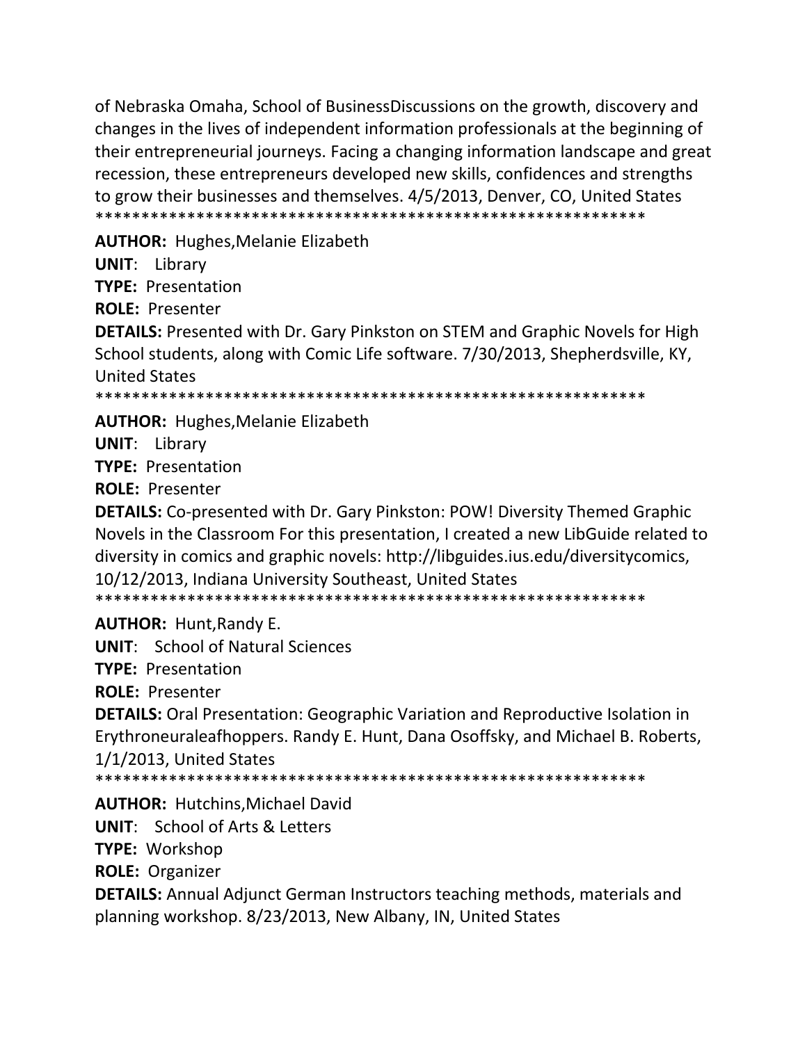of Nebraska Omaha, School of BusinessDiscussions on the growth, discovery and changes in the lives of independent information professionals at the beginning of their entrepreneurial journeys. Facing a changing information landscape and great recession, these entrepreneurs developed new skills, confidences and strengths to grow their businesses and themselves. 4/5/2013, Denver, CO, United States
************************************************************

**AUTHOR:** Hughes,Melanie Elizabeth
**UNIT**: Library
**TYPE:** Presentation
**ROLE:** Presenter
**DETAILS:** Presented with Dr. Gary Pinkston on STEM and Graphic Novels for High School students, along with Comic Life software. 7/30/2013, Shepherdsville, KY, United States
************************************************************

**AUTHOR:** Hughes,Melanie Elizabeth
**UNIT**: Library
**TYPE:** Presentation
**ROLE:** Presenter
**DETAILS:** Co-presented with Dr. Gary Pinkston: POW! Diversity Themed Graphic Novels in the Classroom For this presentation, I created a new LibGuide related to diversity in comics and graphic novels: http://libguides.ius.edu/diversitycomics, 10/12/2013, Indiana University Southeast, United States
************************************************************

**AUTHOR:** Hunt,Randy E.
**UNIT**: School of Natural Sciences
**TYPE:** Presentation
**ROLE:** Presenter
**DETAILS:** Oral Presentation: Geographic Variation and Reproductive Isolation in Erythroneuraleafhoppers. Randy E. Hunt, Dana Osoffsky, and Michael B. Roberts, 1/1/2013, United States
************************************************************

**AUTHOR:** Hutchins,Michael David
**UNIT**: School of Arts & Letters
**TYPE:** Workshop
**ROLE:** Organizer
**DETAILS:** Annual Adjunct German Instructors teaching methods, materials and planning workshop. 8/23/2013, New Albany, IN, United States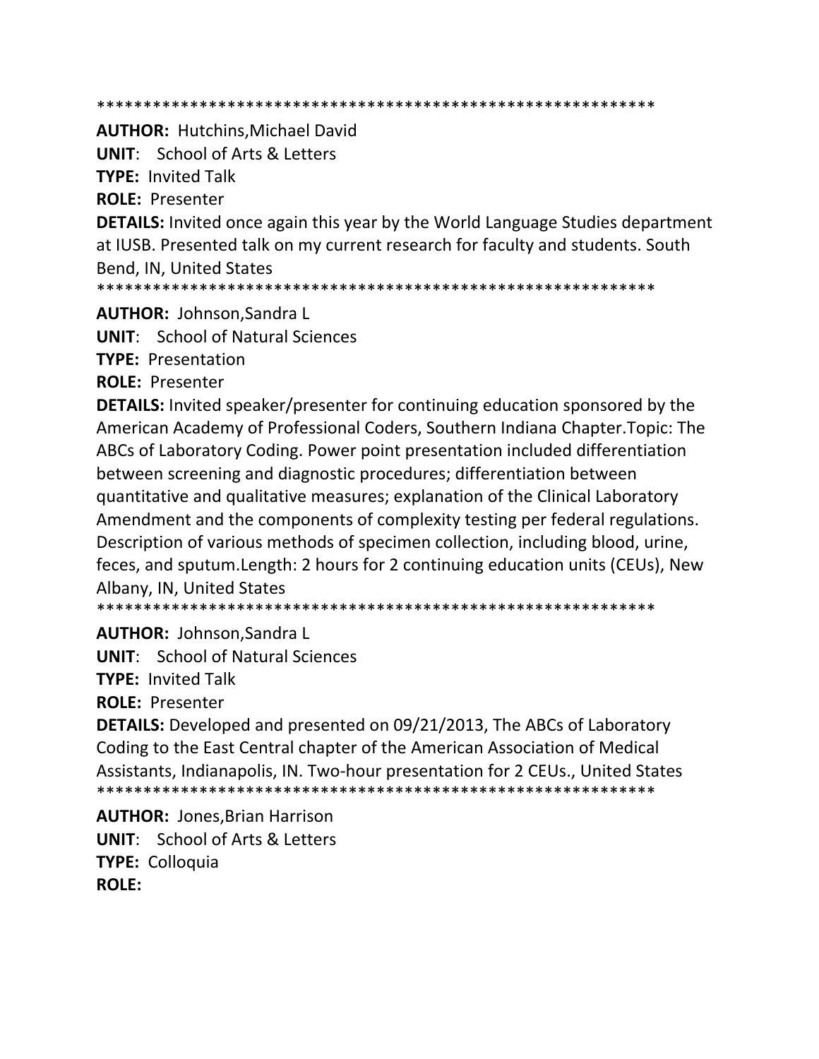************************************************************

**AUTHOR:** Hutchins,Michael David

**UNIT**: School of Arts & Letters

**TYPE:** Invited Talk

**ROLE:** Presenter

**DETAILS:** Invited once again this year by the World Language Studies department at IUSB. Presented talk on my current research for faculty and students. South Bend, IN, United States

************************************************************

**AUTHOR:** Johnson,Sandra L

**UNIT**: School of Natural Sciences

**TYPE:** Presentation

**ROLE:** Presenter

**DETAILS:** Invited speaker/presenter for continuing education sponsored by the American Academy of Professional Coders, Southern Indiana Chapter.Topic: The ABCs of Laboratory Coding. Power point presentation included differentiation between screening and diagnostic procedures; differentiation between quantitative and qualitative measures; explanation of the Clinical Laboratory Amendment and the components of complexity testing per federal regulations. Description of various methods of specimen collection, including blood, urine, feces, and sputum.Length: 2 hours for 2 continuing education units (CEUs), New Albany, IN, United States

************************************************************

**AUTHOR:** Johnson,Sandra L

**UNIT**: School of Natural Sciences

**TYPE:** Invited Talk

**ROLE:** Presenter

**DETAILS:** Developed and presented on 09/21/2013, The ABCs of Laboratory Coding to the East Central chapter of the American Association of Medical Assistants, Indianapolis, IN. Two-hour presentation for 2 CEUs., United States

************************************************************

**AUTHOR:** Jones,Brian Harrison

**UNIT**: School of Arts & Letters

**TYPE:** Colloquia

**ROLE:**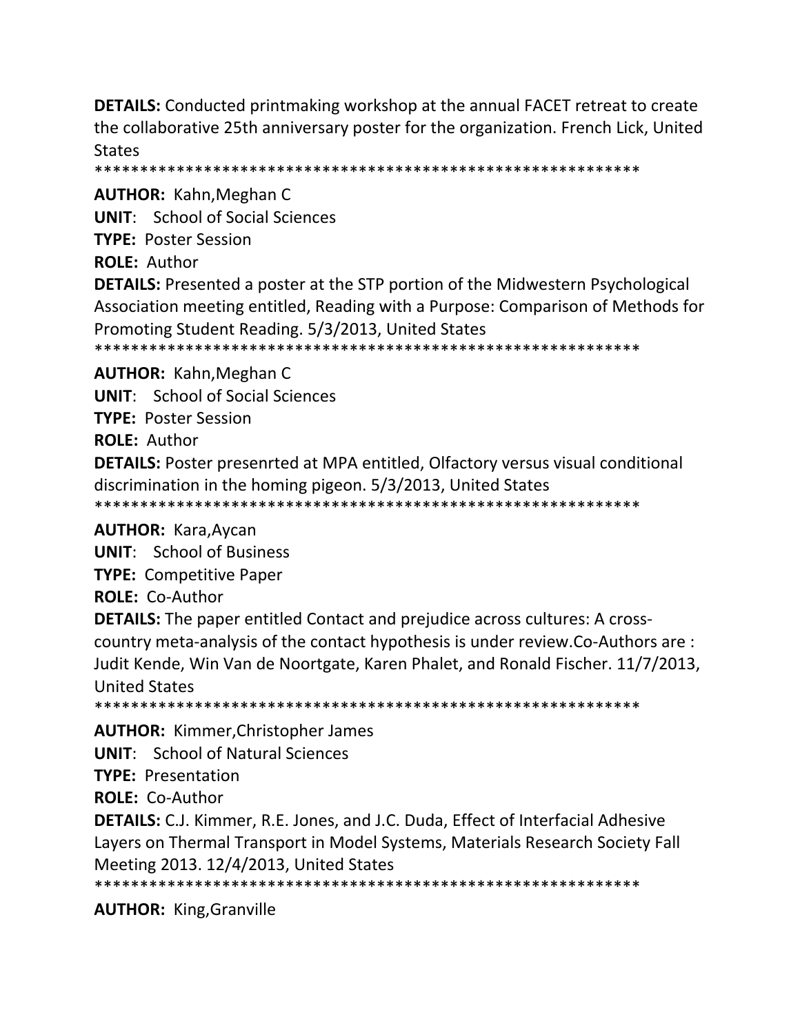**DETAILS:** Conducted printmaking workshop at the annual FACET retreat to create the collaborative 25th anniversary poster for the organization. French Lick, United States

************************************************************

**AUTHOR:** Kahn,Meghan C

**UNIT**: School of Social Sciences

**TYPE:** Poster Session

**ROLE:** Author

**DETAILS:** Presented a poster at the STP portion of the Midwestern Psychological Association meeting entitled, Reading with a Purpose: Comparison of Methods for Promoting Student Reading. 5/3/2013, United States

************************************************************

**AUTHOR:** Kahn,Meghan C

**UNIT**: School of Social Sciences

**TYPE:** Poster Session

**ROLE:** Author

**DETAILS:** Poster presenrted at MPA entitled, Olfactory versus visual conditional discrimination in the homing pigeon. 5/3/2013, United States

************************************************************

**AUTHOR:** Kara,Aycan

**UNIT**: School of Business

**TYPE:** Competitive Paper

**ROLE:** Co-Author

**DETAILS:** The paper entitled Contact and prejudice across cultures: A cross-country meta-analysis of the contact hypothesis is under review.Co-Authors are : Judit Kende, Win Van de Noortgate, Karen Phalet, and Ronald Fischer. 11/7/2013, United States

************************************************************

**AUTHOR:** Kimmer,Christopher James

**UNIT**: School of Natural Sciences

**TYPE:** Presentation

**ROLE:** Co-Author

**DETAILS:** C.J. Kimmer, R.E. Jones, and J.C. Duda, Effect of Interfacial Adhesive Layers on Thermal Transport in Model Systems, Materials Research Society Fall Meeting 2013. 12/4/2013, United States

************************************************************

**AUTHOR:** King,Granville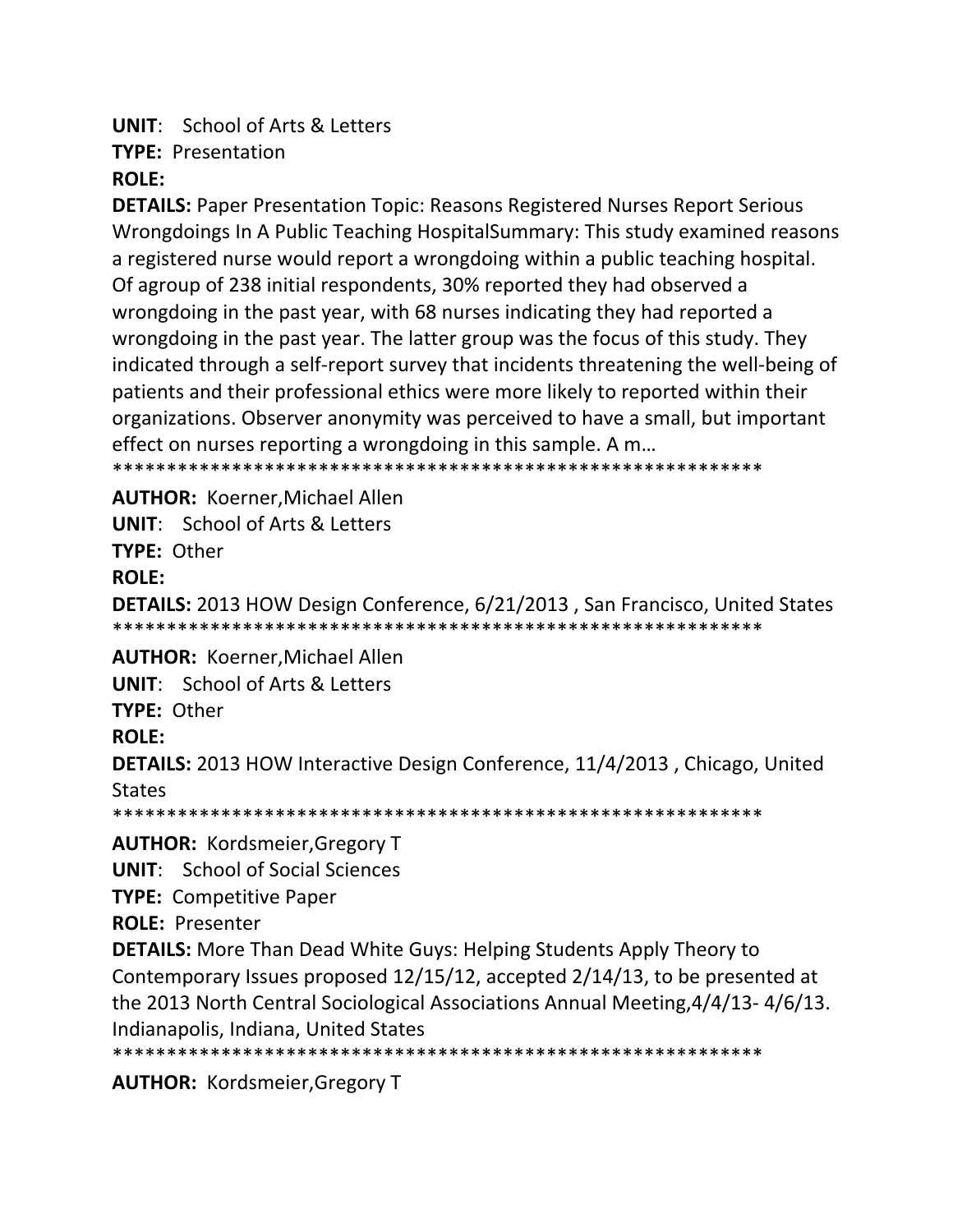**UNIT**: School of Arts & Letters

**TYPE:** Presentation

**ROLE:**

**DETAILS:** Paper Presentation Topic: Reasons Registered Nurses Report Serious Wrongdoings In A Public Teaching HospitalSummary: This study examined reasons a registered nurse would report a wrongdoing within a public teaching hospital. Of agroup of 238 initial respondents, 30% reported they had observed a wrongdoing in the past year, with 68 nurses indicating they had reported a wrongdoing in the past year. The latter group was the focus of this study. They indicated through a self-report survey that incidents threatening the well-being of patients and their professional ethics were more likely to reported within their organizations. Observer anonymity was perceived to have a small, but important effect on nurses reporting a wrongdoing in this sample. A m…

************************************************************

**AUTHOR:** Koerner,Michael Allen

**UNIT**: School of Arts & Letters

**TYPE:** Other

**ROLE:**

**DETAILS:** 2013 HOW Design Conference, 6/21/2013 , San Francisco, United States

************************************************************

**AUTHOR:** Koerner,Michael Allen

**UNIT**: School of Arts & Letters

**TYPE:** Other

**ROLE:**

**DETAILS:** 2013 HOW Interactive Design Conference, 11/4/2013 , Chicago, United States

************************************************************

**AUTHOR:** Kordsmeier,Gregory T

**UNIT**: School of Social Sciences

**TYPE:** Competitive Paper

**ROLE:** Presenter

**DETAILS:** More Than Dead White Guys: Helping Students Apply Theory to Contemporary Issues proposed 12/15/12, accepted 2/14/13, to be presented at the 2013 North Central Sociological Associations Annual Meeting,4/4/13- 4/6/13. Indianapolis, Indiana, United States

************************************************************

**AUTHOR:** Kordsmeier,Gregory T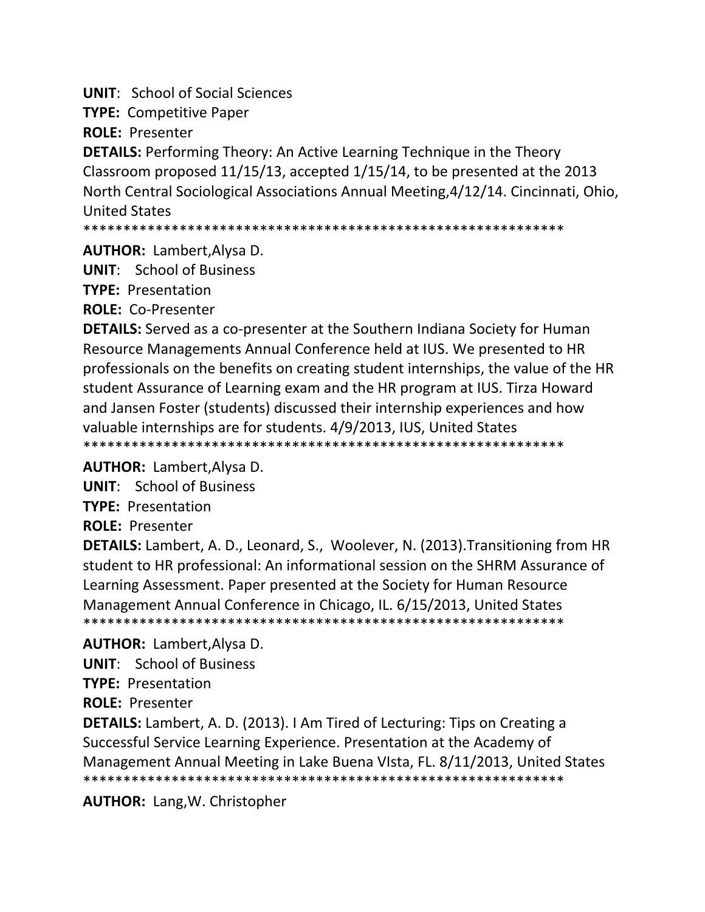**UNIT**: School of Social Sciences

**TYPE:** Competitive Paper

**ROLE:** Presenter

**DETAILS:** Performing Theory: An Active Learning Technique in the Theory Classroom proposed 11/15/13, accepted 1/15/14, to be presented at the 2013 North Central Sociological Associations Annual Meeting,4/12/14. Cincinnati, Ohio, United States

************************************************************

**AUTHOR:** Lambert,Alysa D.

**UNIT**: School of Business

**TYPE:** Presentation

**ROLE:** Co-Presenter

**DETAILS:** Served as a co-presenter at the Southern Indiana Society for Human Resource Managements Annual Conference held at IUS. We presented to HR professionals on the benefits on creating student internships, the value of the HR student Assurance of Learning exam and the HR program at IUS. Tirza Howard and Jansen Foster (students) discussed their internship experiences and how valuable internships are for students. 4/9/2013, IUS, United States

************************************************************

**AUTHOR:** Lambert,Alysa D.

**UNIT**: School of Business

**TYPE:** Presentation

**ROLE:** Presenter

**DETAILS:** Lambert, A. D., Leonard, S., Woolever, N. (2013).Transitioning from HR student to HR professional: An informational session on the SHRM Assurance of Learning Assessment. Paper presented at the Society for Human Resource Management Annual Conference in Chicago, IL. 6/15/2013, United States

************************************************************

**AUTHOR:** Lambert,Alysa D.

**UNIT**: School of Business

**TYPE:** Presentation

**ROLE:** Presenter

**DETAILS:** Lambert, A. D. (2013). I Am Tired of Lecturing: Tips on Creating a Successful Service Learning Experience. Presentation at the Academy of Management Annual Meeting in Lake Buena VIsta, FL. 8/11/2013, United States

************************************************************

**AUTHOR:** Lang,W. Christopher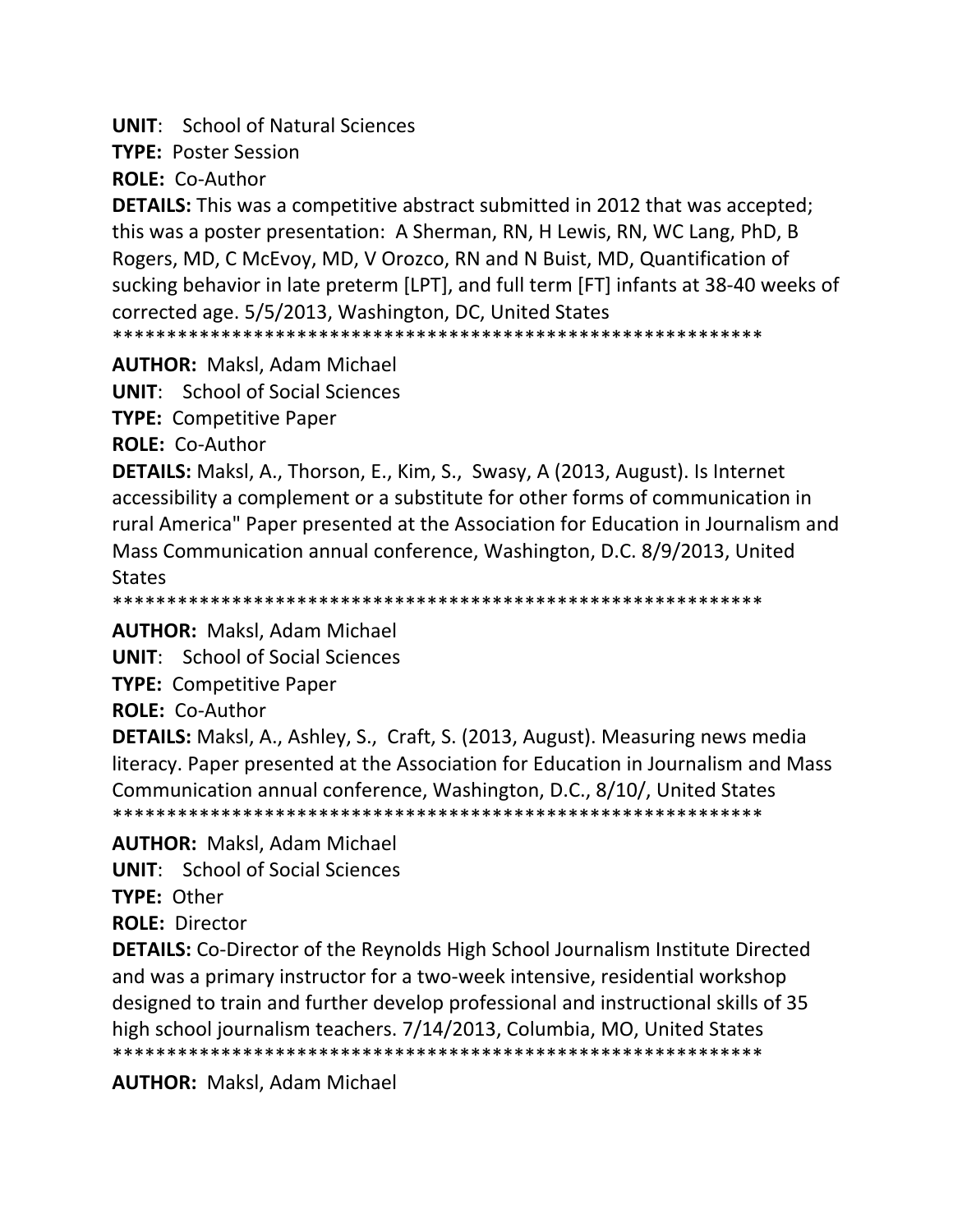**UNIT**: School of Natural Sciences

**TYPE:** Poster Session

**ROLE:** Co-Author

**DETAILS:** This was a competitive abstract submitted in 2012 that was accepted; this was a poster presentation: A Sherman, RN, H Lewis, RN, WC Lang, PhD, B Rogers, MD, C McEvoy, MD, V Orozco, RN and N Buist, MD, Quantification of sucking behavior in late preterm [LPT], and full term [FT] infants at 38-40 weeks of corrected age. 5/5/2013, Washington, DC, United States

************************************************************

**AUTHOR:** Maksl, Adam Michael

**UNIT**: School of Social Sciences

**TYPE:** Competitive Paper

**ROLE:** Co-Author

**DETAILS:** Maksl, A., Thorson, E., Kim, S., Swasy, A (2013, August). Is Internet accessibility a complement or a substitute for other forms of communication in rural America" Paper presented at the Association for Education in Journalism and Mass Communication annual conference, Washington, D.C. 8/9/2013, United States

************************************************************

**AUTHOR:** Maksl, Adam Michael

**UNIT**: School of Social Sciences

**TYPE:** Competitive Paper

**ROLE:** Co-Author

**DETAILS:** Maksl, A., Ashley, S., Craft, S. (2013, August). Measuring news media literacy. Paper presented at the Association for Education in Journalism and Mass Communication annual conference, Washington, D.C., 8/10/, United States

************************************************************

**AUTHOR:** Maksl, Adam Michael

**UNIT**: School of Social Sciences

**TYPE:** Other

**ROLE:** Director

**DETAILS:** Co-Director of the Reynolds High School Journalism Institute Directed and was a primary instructor for a two-week intensive, residential workshop designed to train and further develop professional and instructional skills of 35 high school journalism teachers. 7/14/2013, Columbia, MO, United States

************************************************************

**AUTHOR:** Maksl, Adam Michael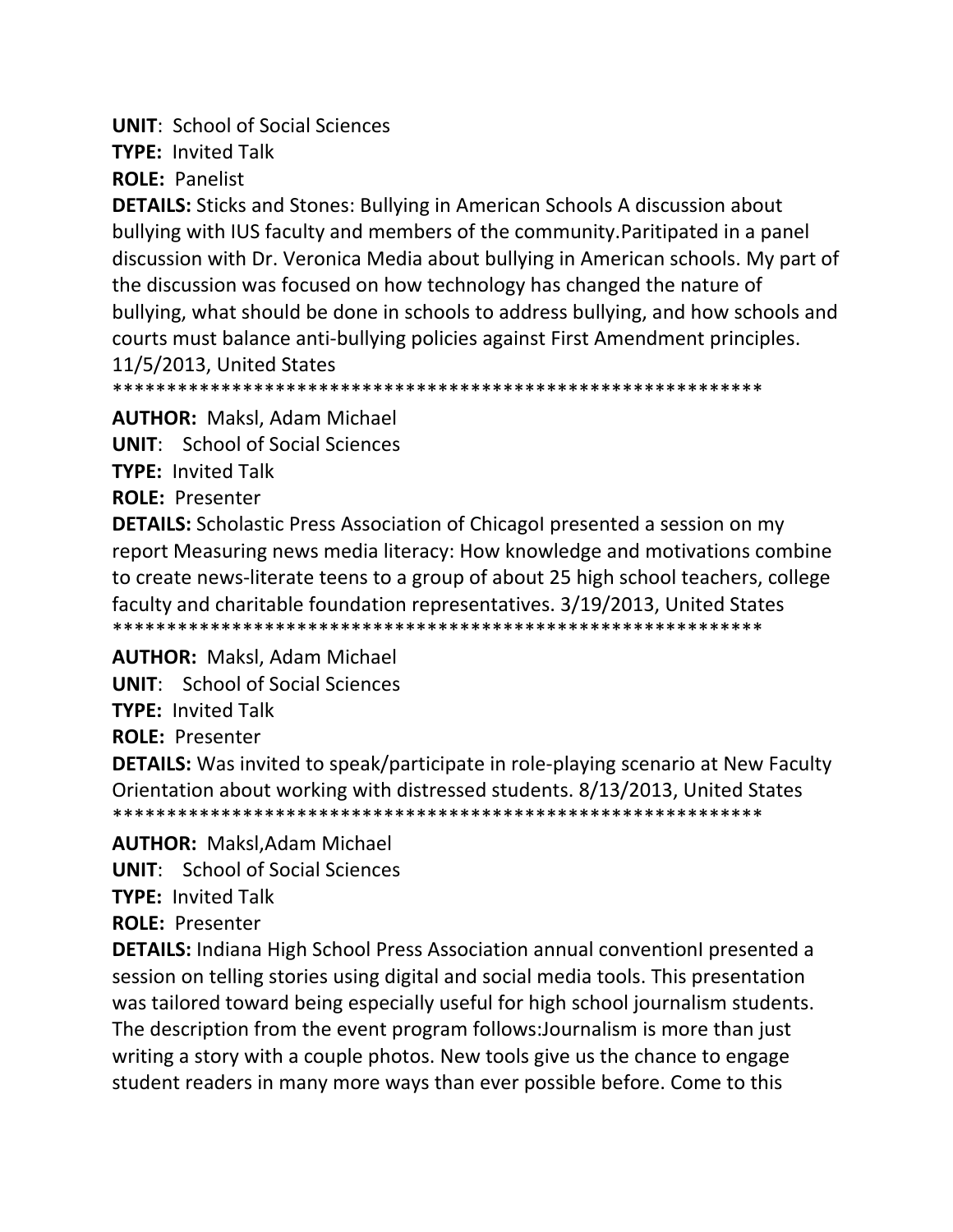**UNIT**: School of Social Sciences
**TYPE:** Invited Talk
**ROLE:** Panelist
**DETAILS:** Sticks and Stones: Bullying in American Schools A discussion about bullying with IUS faculty and members of the community.Paritipated in a panel discussion with Dr. Veronica Media about bullying in American schools. My part of the discussion was focused on how technology has changed the nature of bullying, what should be done in schools to address bullying, and how schools and courts must balance anti-bullying policies against First Amendment principles. 11/5/2013, United States
************************************************************

**AUTHOR:** Maksl, Adam Michael
**UNIT**: School of Social Sciences
**TYPE:** Invited Talk
**ROLE:** Presenter
**DETAILS:** Scholastic Press Association of ChicagoI presented a session on my report Measuring news media literacy: How knowledge and motivations combine to create news-literate teens to a group of about 25 high school teachers, college faculty and charitable foundation representatives. 3/19/2013, United States
************************************************************

**AUTHOR:** Maksl, Adam Michael
**UNIT**: School of Social Sciences
**TYPE:** Invited Talk
**ROLE:** Presenter
**DETAILS:** Was invited to speak/participate in role-playing scenario at New Faculty Orientation about working with distressed students. 8/13/2013, United States
************************************************************

**AUTHOR:** Maksl,Adam Michael
**UNIT**: School of Social Sciences
**TYPE:** Invited Talk
**ROLE:** Presenter
**DETAILS:** Indiana High School Press Association annual conventionI presented a session on telling stories using digital and social media tools. This presentation was tailored toward being especially useful for high school journalism students. The description from the event program follows:Journalism is more than just writing a story with a couple photos. New tools give us the chance to engage student readers in many more ways than ever possible before. Come to this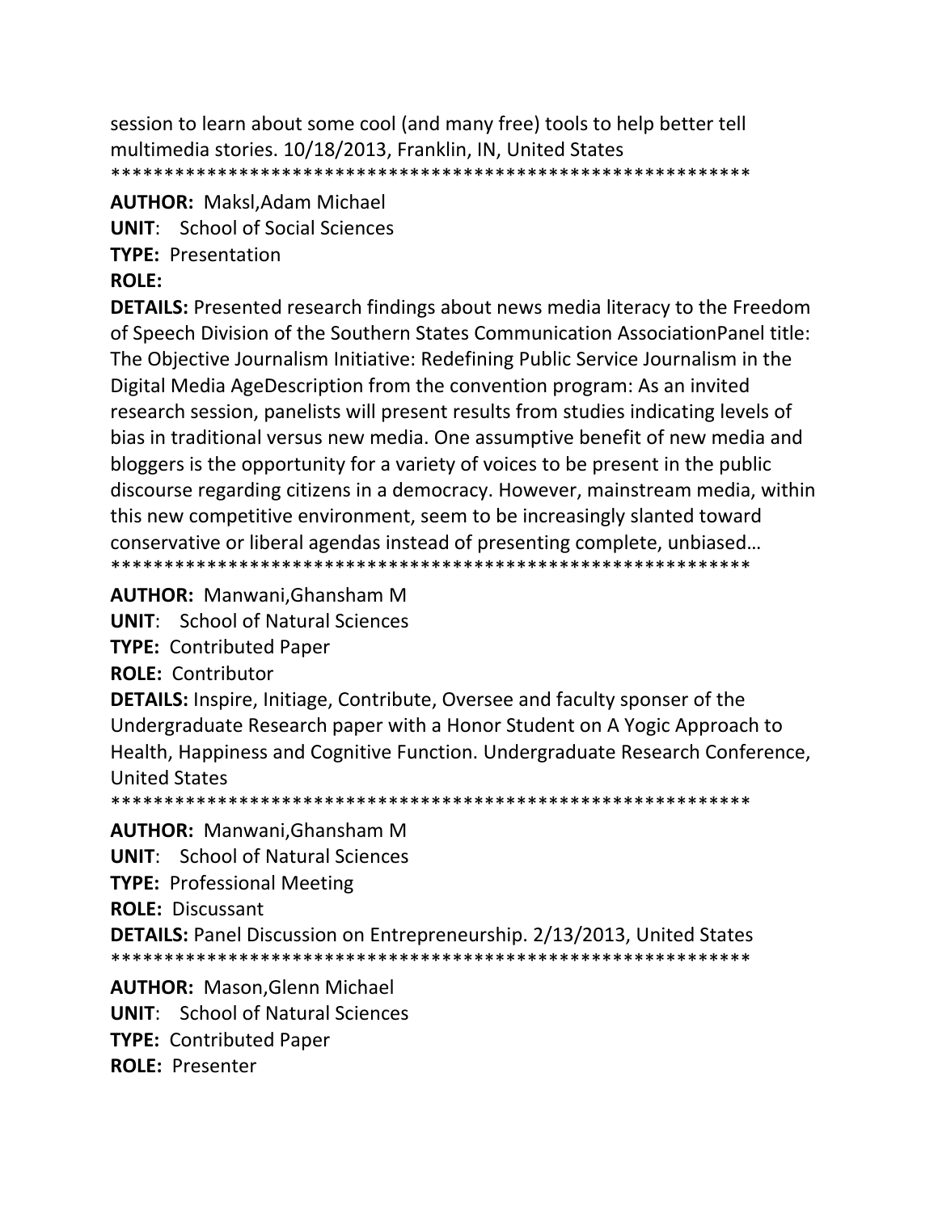session to learn about some cool (and many free) tools to help better tell multimedia stories. 10/18/2013, Franklin, IN, United States
************************************************************

**AUTHOR:** Maksl,Adam Michael
**UNIT**: School of Social Sciences
**TYPE:** Presentation
**ROLE:**
**DETAILS:** Presented research findings about news media literacy to the Freedom of Speech Division of the Southern States Communication AssociationPanel title: The Objective Journalism Initiative: Redefining Public Service Journalism in the Digital Media AgeDescription from the convention program: As an invited research session, panelists will present results from studies indicating levels of bias in traditional versus new media. One assumptive benefit of new media and bloggers is the opportunity for a variety of voices to be present in the public discourse regarding citizens in a democracy. However, mainstream media, within this new competitive environment, seem to be increasingly slanted toward conservative or liberal agendas instead of presenting complete, unbiased…
************************************************************

**AUTHOR:** Manwani,Ghansham M
**UNIT**: School of Natural Sciences
**TYPE:** Contributed Paper
**ROLE:** Contributor
**DETAILS:** Inspire, Initiage, Contribute, Oversee and faculty sponser of the Undergraduate Research paper with a Honor Student on A Yogic Approach to Health, Happiness and Cognitive Function. Undergraduate Research Conference, United States
************************************************************

**AUTHOR:** Manwani,Ghansham M
**UNIT**: School of Natural Sciences
**TYPE:** Professional Meeting
**ROLE:** Discussant
**DETAILS:** Panel Discussion on Entrepreneurship. 2/13/2013, United States
************************************************************

**AUTHOR:** Mason,Glenn Michael
**UNIT**: School of Natural Sciences
**TYPE:** Contributed Paper
**ROLE:** Presenter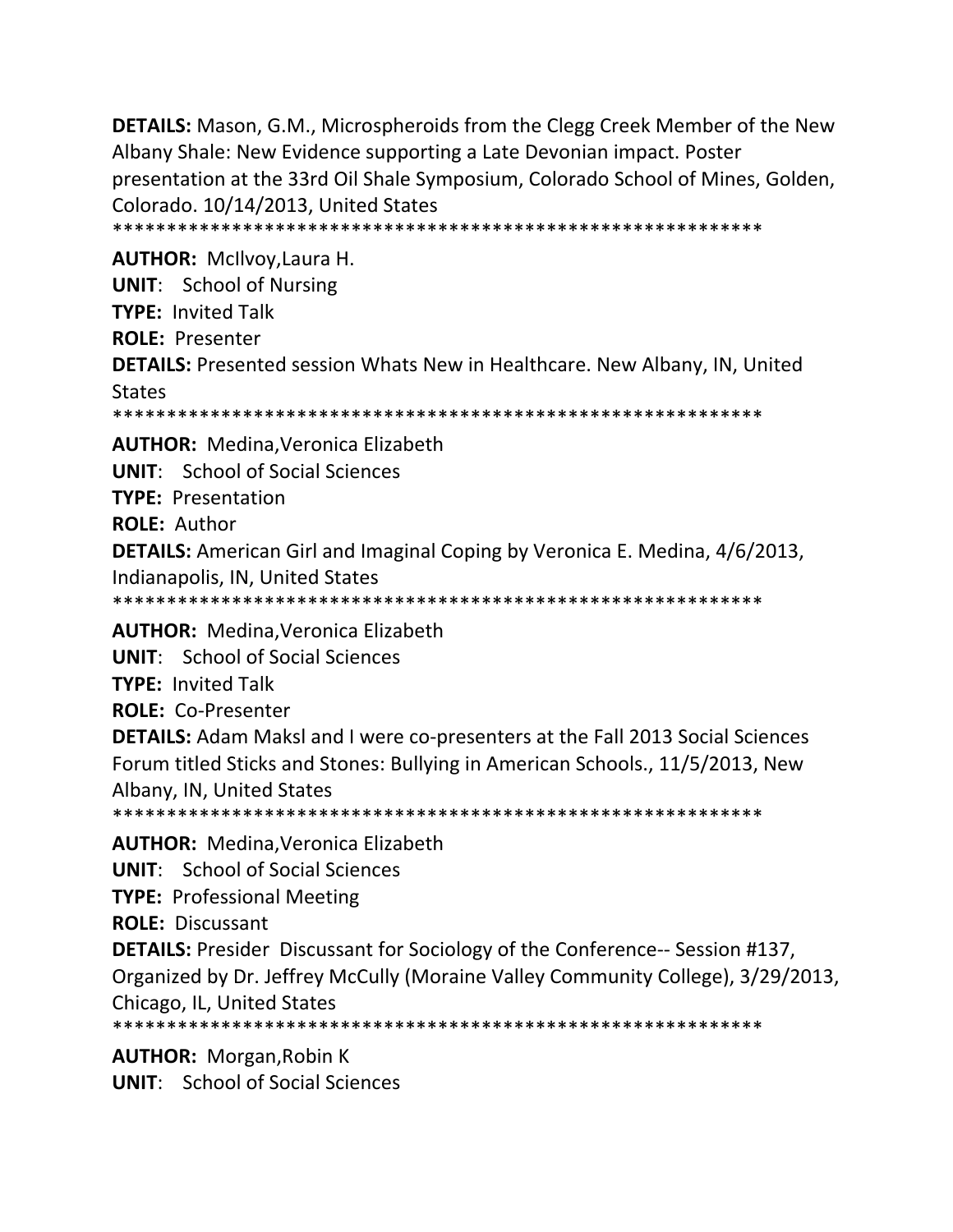**DETAILS:** Mason, G.M., Microspheroids from the Clegg Creek Member of the New Albany Shale: New Evidence supporting a Late Devonian impact. Poster presentation at the 33rd Oil Shale Symposium, Colorado School of Mines, Golden, Colorado. 10/14/2013, United States

************************************************************

**AUTHOR:** McIlvoy,Laura H.

**UNIT**: School of Nursing

**TYPE:** Invited Talk

**ROLE:** Presenter

**DETAILS:** Presented session Whats New in Healthcare. New Albany, IN, United States

************************************************************

**AUTHOR:** Medina,Veronica Elizabeth

**UNIT**: School of Social Sciences

**TYPE:** Presentation

**ROLE:** Author

**DETAILS:** American Girl and Imaginal Coping by Veronica E. Medina, 4/6/2013, Indianapolis, IN, United States

************************************************************

**AUTHOR:** Medina,Veronica Elizabeth

**UNIT**: School of Social Sciences

**TYPE:** Invited Talk

**ROLE:** Co-Presenter

**DETAILS:** Adam Maksl and I were co-presenters at the Fall 2013 Social Sciences Forum titled Sticks and Stones: Bullying in American Schools., 11/5/2013, New Albany, IN, United States

************************************************************

**AUTHOR:** Medina,Veronica Elizabeth

**UNIT**: School of Social Sciences

**TYPE:** Professional Meeting

**ROLE:** Discussant

**DETAILS:** Presider Discussant for Sociology of the Conference-- Session #137, Organized by Dr. Jeffrey McCully (Moraine Valley Community College), 3/29/2013, Chicago, IL, United States

************************************************************

**AUTHOR:** Morgan,Robin K

**UNIT**: School of Social Sciences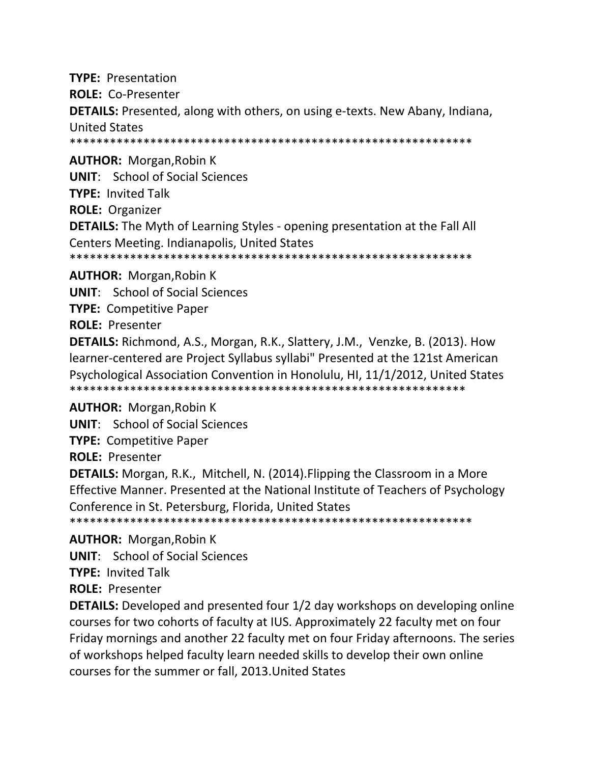**TYPE:** Presentation

**ROLE:** Co-Presenter

**DETAILS:** Presented, along with others, on using e-texts. New Abany, Indiana, United States

************************************************************

**AUTHOR:** Morgan,Robin K

**UNIT**: School of Social Sciences

**TYPE:** Invited Talk

**ROLE:** Organizer

**DETAILS:** The Myth of Learning Styles - opening presentation at the Fall All Centers Meeting. Indianapolis, United States

************************************************************

**AUTHOR:** Morgan,Robin K

**UNIT**: School of Social Sciences

**TYPE:** Competitive Paper

**ROLE:** Presenter

**DETAILS:** Richmond, A.S., Morgan, R.K., Slattery, J.M., Venzke, B. (2013). How learner-centered are Project Syllabus syllabi" Presented at the 121st American Psychological Association Convention in Honolulu, HI, 11/1/2012, United States

************************************************************

**AUTHOR:** Morgan,Robin K

**UNIT**: School of Social Sciences

**TYPE:** Competitive Paper

**ROLE:** Presenter

**DETAILS:** Morgan, R.K., Mitchell, N. (2014).Flipping the Classroom in a More Effective Manner. Presented at the National Institute of Teachers of Psychology Conference in St. Petersburg, Florida, United States

************************************************************

**AUTHOR:** Morgan,Robin K

**UNIT**: School of Social Sciences

**TYPE:** Invited Talk

**ROLE:** Presenter

**DETAILS:** Developed and presented four 1/2 day workshops on developing online courses for two cohorts of faculty at IUS. Approximately 22 faculty met on four Friday mornings and another 22 faculty met on four Friday afternoons. The series of workshops helped faculty learn needed skills to develop their own online courses for the summer or fall, 2013.United States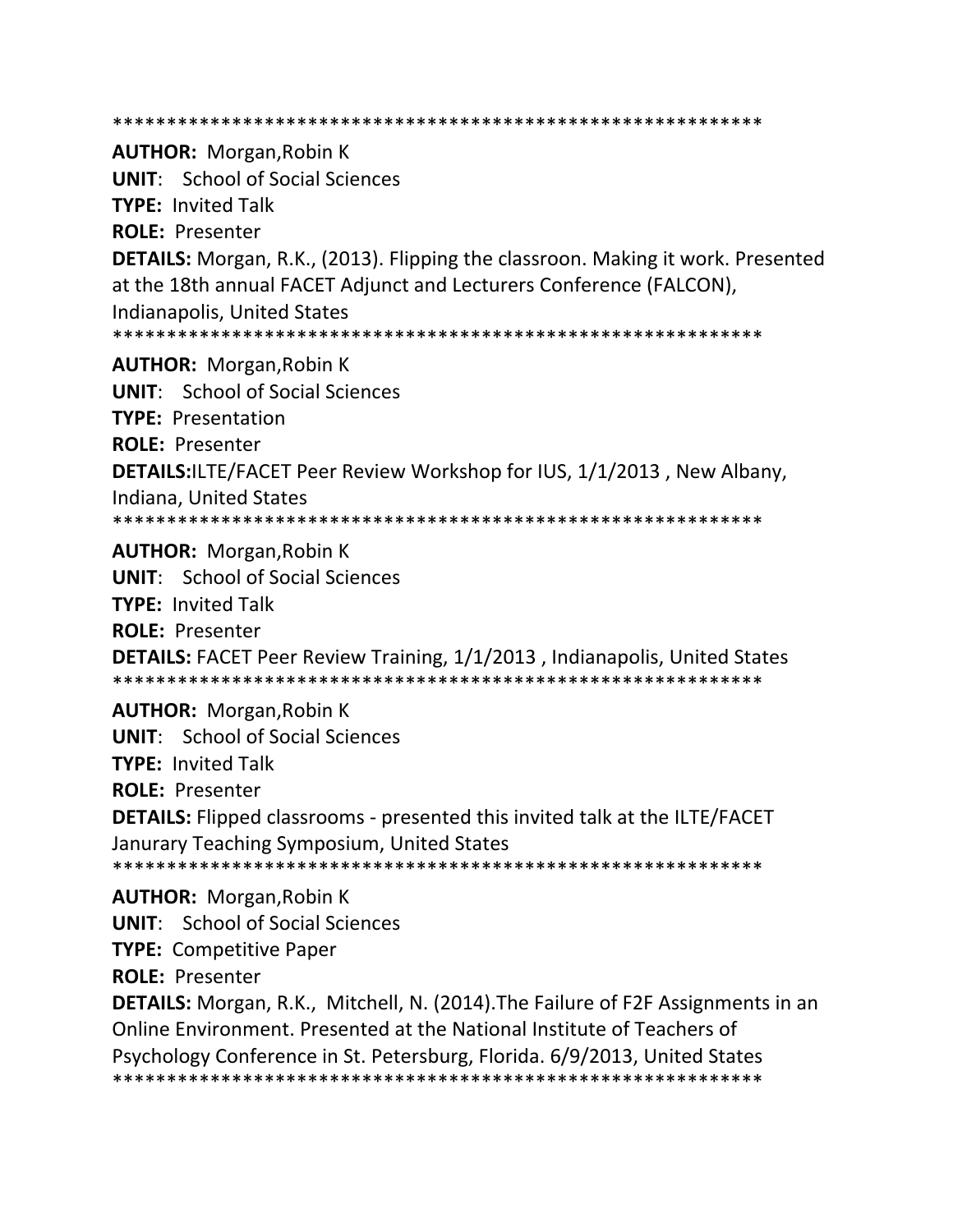************************************************************

**AUTHOR:** Morgan,Robin K

**UNIT**: School of Social Sciences

**TYPE:** Invited Talk

**ROLE:** Presenter

**DETAILS:** Morgan, R.K., (2013). Flipping the classroon. Making it work. Presented at the 18th annual FACET Adjunct and Lecturers Conference (FALCON), Indianapolis, United States

************************************************************

**AUTHOR:** Morgan,Robin K

**UNIT**: School of Social Sciences

**TYPE:** Presentation

**ROLE:** Presenter

**DETAILS:**ILTE/FACET Peer Review Workshop for IUS, 1/1/2013 , New Albany, Indiana, United States

************************************************************

**AUTHOR:** Morgan,Robin K

**UNIT**: School of Social Sciences

**TYPE:** Invited Talk

**ROLE:** Presenter

**DETAILS:** FACET Peer Review Training, 1/1/2013 , Indianapolis, United States

************************************************************

**AUTHOR:** Morgan,Robin K

**UNIT**: School of Social Sciences

**TYPE:** Invited Talk

**ROLE:** Presenter

**DETAILS:** Flipped classrooms - presented this invited talk at the ILTE/FACET Janurary Teaching Symposium, United States

************************************************************

**AUTHOR:** Morgan,Robin K

**UNIT**: School of Social Sciences

**TYPE:** Competitive Paper

**ROLE:** Presenter

**DETAILS:** Morgan, R.K., Mitchell, N. (2014).The Failure of F2F Assignments in an Online Environment. Presented at the National Institute of Teachers of Psychology Conference in St. Petersburg, Florida. 6/9/2013, United States

************************************************************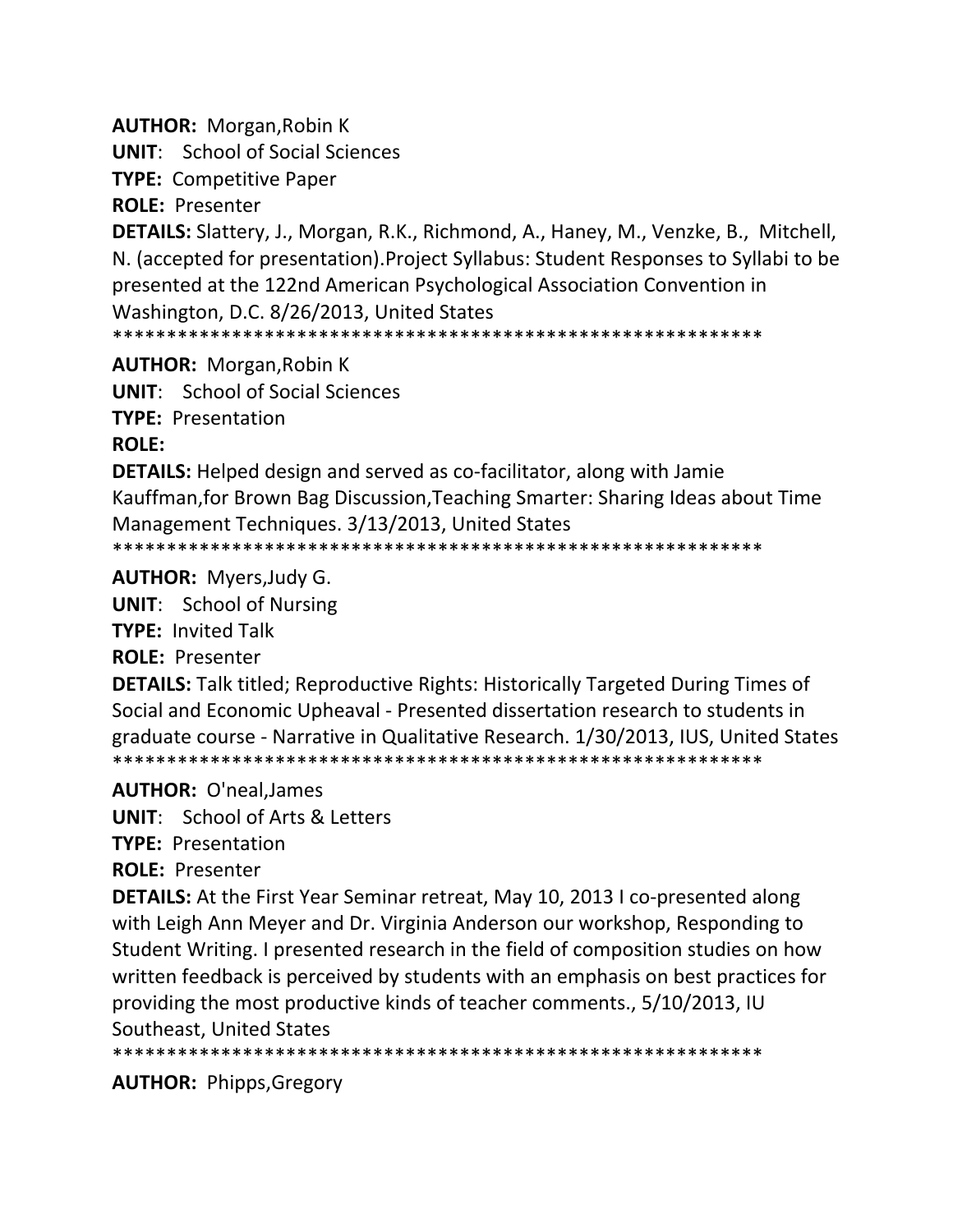**AUTHOR:** Morgan,Robin K

**UNIT**: School of Social Sciences

**TYPE:** Competitive Paper

**ROLE:** Presenter

**DETAILS:** Slattery, J., Morgan, R.K., Richmond, A., Haney, M., Venzke, B., Mitchell, N. (accepted for presentation).Project Syllabus: Student Responses to Syllabi to be presented at the 122nd American Psychological Association Convention in Washington, D.C. 8/26/2013, United States

************************************************************

**AUTHOR:** Morgan,Robin K

**UNIT**: School of Social Sciences

**TYPE:** Presentation

**ROLE:**

**DETAILS:** Helped design and served as co-facilitator, along with Jamie Kauffman,for Brown Bag Discussion,Teaching Smarter: Sharing Ideas about Time Management Techniques. 3/13/2013, United States

************************************************************

**AUTHOR:** Myers,Judy G.

**UNIT**: School of Nursing

**TYPE:** Invited Talk

**ROLE:** Presenter

**DETAILS:** Talk titled; Reproductive Rights: Historically Targeted During Times of Social and Economic Upheaval - Presented dissertation research to students in graduate course - Narrative in Qualitative Research. 1/30/2013, IUS, United States

************************************************************

**AUTHOR:** O'neal,James

**UNIT**: School of Arts & Letters

**TYPE:** Presentation

**ROLE:** Presenter

**DETAILS:** At the First Year Seminar retreat, May 10, 2013 I co-presented along with Leigh Ann Meyer and Dr. Virginia Anderson our workshop, Responding to Student Writing. I presented research in the field of composition studies on how written feedback is perceived by students with an emphasis on best practices for providing the most productive kinds of teacher comments., 5/10/2013, IU Southeast, United States

************************************************************

**AUTHOR:** Phipps,Gregory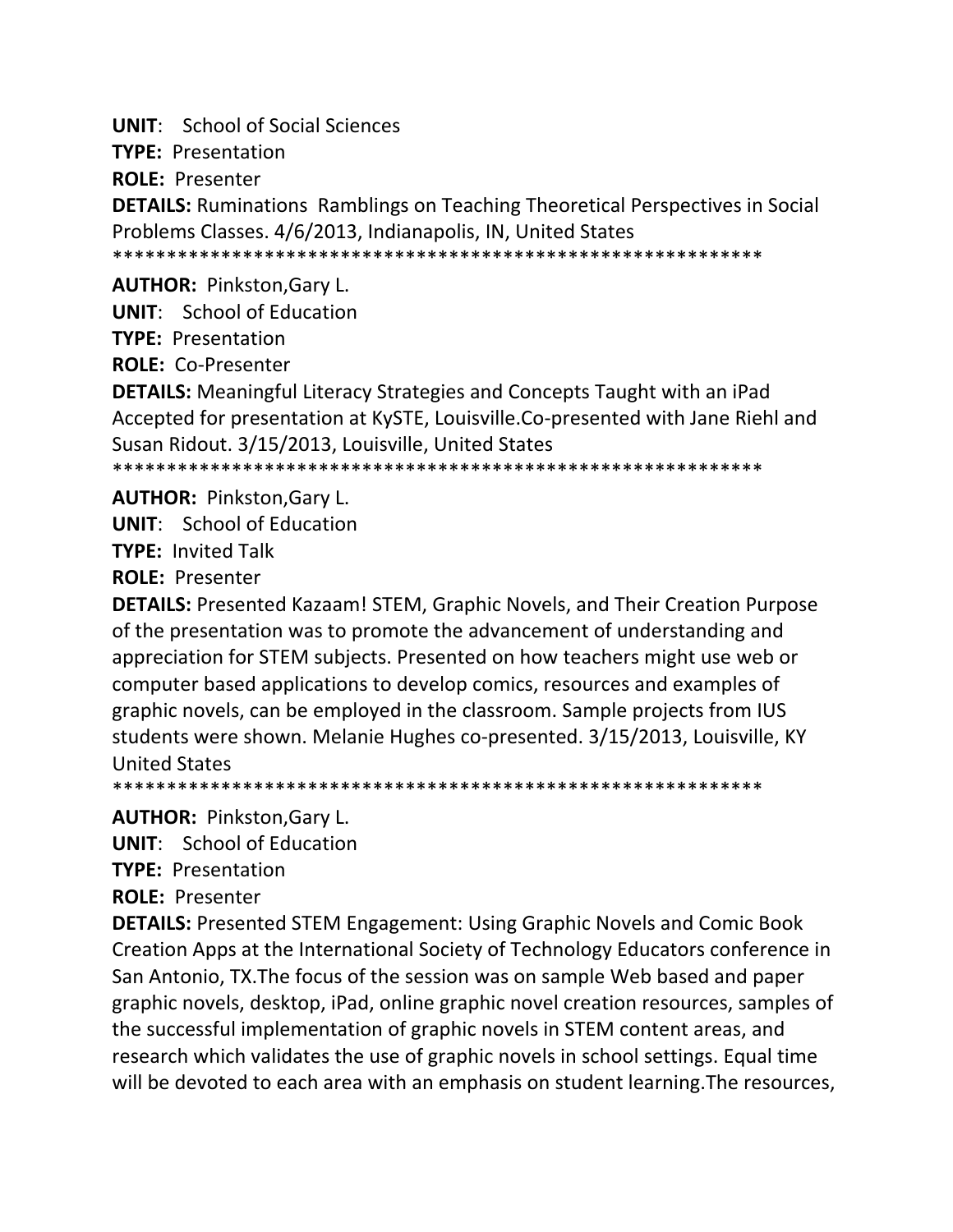**UNIT**: School of Social Sciences

**TYPE:** Presentation

**ROLE:** Presenter

**DETAILS:** Ruminations Ramblings on Teaching Theoretical Perspectives in Social Problems Classes. 4/6/2013, Indianapolis, IN, United States

************************************************************

**AUTHOR:** Pinkston,Gary L.

**UNIT**: School of Education

**TYPE:** Presentation

**ROLE:** Co-Presenter

**DETAILS:** Meaningful Literacy Strategies and Concepts Taught with an iPad Accepted for presentation at KySTE, Louisville.Co-presented with Jane Riehl and Susan Ridout. 3/15/2013, Louisville, United States

************************************************************

**AUTHOR:** Pinkston,Gary L.

**UNIT**: School of Education

**TYPE:** Invited Talk

**ROLE:** Presenter

**DETAILS:** Presented Kazaam! STEM, Graphic Novels, and Their Creation Purpose of the presentation was to promote the advancement of understanding and appreciation for STEM subjects. Presented on how teachers might use web or computer based applications to develop comics, resources and examples of graphic novels, can be employed in the classroom. Sample projects from IUS students were shown. Melanie Hughes co-presented. 3/15/2013, Louisville, KY United States

************************************************************

**AUTHOR:** Pinkston,Gary L.

**UNIT**: School of Education

**TYPE:** Presentation

**ROLE:** Presenter

**DETAILS:** Presented STEM Engagement: Using Graphic Novels and Comic Book Creation Apps at the International Society of Technology Educators conference in San Antonio, TX.The focus of the session was on sample Web based and paper graphic novels, desktop, iPad, online graphic novel creation resources, samples of the successful implementation of graphic novels in STEM content areas, and research which validates the use of graphic novels in school settings. Equal time will be devoted to each area with an emphasis on student learning.The resources,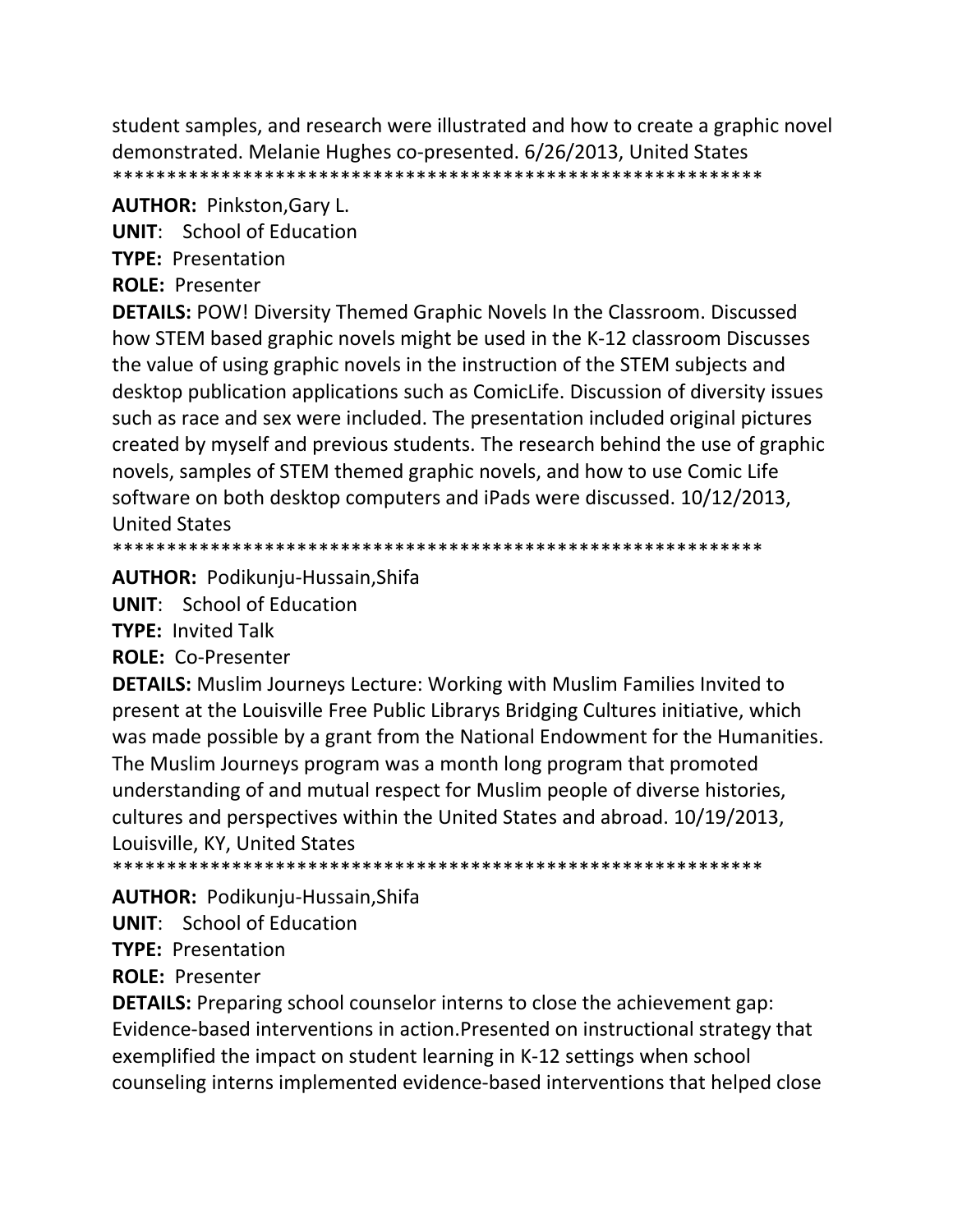student samples, and research were illustrated and how to create a graphic novel demonstrated. Melanie Hughes co-presented. 6/26/2013, United States
*************************************************************

**AUTHOR:** Pinkston,Gary L.

**UNIT**: School of Education

**TYPE:** Presentation

**ROLE:** Presenter

**DETAILS:** POW! Diversity Themed Graphic Novels In the Classroom. Discussed how STEM based graphic novels might be used in the K-12 classroom Discusses the value of using graphic novels in the instruction of the STEM subjects and desktop publication applications such as ComicLife. Discussion of diversity issues such as race and sex were included. The presentation included original pictures created by myself and previous students. The research behind the use of graphic novels, samples of STEM themed graphic novels, and how to use Comic Life software on both desktop computers and iPads were discussed. 10/12/2013, United States
*************************************************************

**AUTHOR:** Podikunju-Hussain,Shifa

**UNIT**: School of Education

**TYPE:** Invited Talk

**ROLE:** Co-Presenter

**DETAILS:** Muslim Journeys Lecture: Working with Muslim Families Invited to present at the Louisville Free Public Librarys Bridging Cultures initiative, which was made possible by a grant from the National Endowment for the Humanities. The Muslim Journeys program was a month long program that promoted understanding of and mutual respect for Muslim people of diverse histories, cultures and perspectives within the United States and abroad. 10/19/2013, Louisville, KY, United States
*************************************************************

**AUTHOR:** Podikunju-Hussain,Shifa

**UNIT**: School of Education

**TYPE:** Presentation

**ROLE:** Presenter

**DETAILS:** Preparing school counselor interns to close the achievement gap: Evidence-based interventions in action.Presented on instructional strategy that exemplified the impact on student learning in K-12 settings when school counseling interns implemented evidence-based interventions that helped close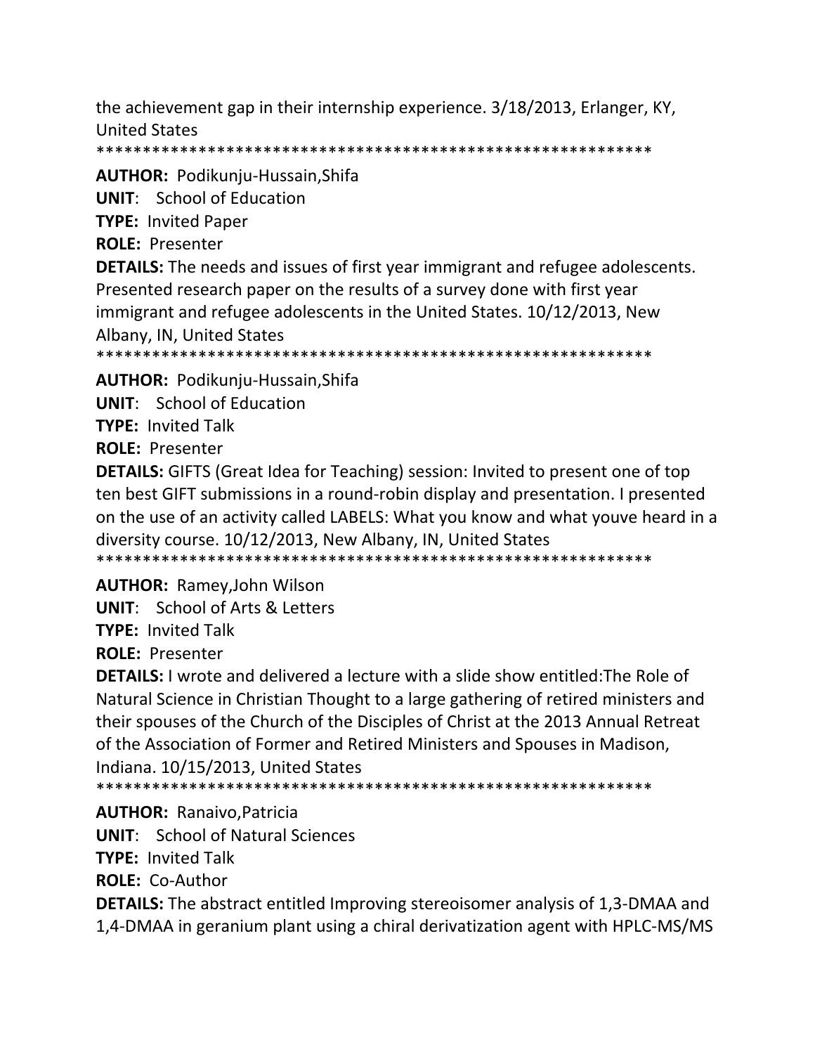the achievement gap in their internship experience. 3/18/2013, Erlanger, KY, United States

*************************************************************

**AUTHOR:** Podikunju-Hussain,Shifa

**UNIT**: School of Education

**TYPE:** Invited Paper

**ROLE:** Presenter

**DETAILS:** The needs and issues of first year immigrant and refugee adolescents. Presented research paper on the results of a survey done with first year immigrant and refugee adolescents in the United States. 10/12/2013, New Albany, IN, United States

*************************************************************

**AUTHOR:** Podikunju-Hussain,Shifa

**UNIT**: School of Education

**TYPE:** Invited Talk

**ROLE:** Presenter

**DETAILS:** GIFTS (Great Idea for Teaching) session: Invited to present one of top ten best GIFT submissions in a round-robin display and presentation. I presented on the use of an activity called LABELS: What you know and what youve heard in a diversity course. 10/12/2013, New Albany, IN, United States

*************************************************************

**AUTHOR:** Ramey,John Wilson

**UNIT**: School of Arts & Letters

**TYPE:** Invited Talk

**ROLE:** Presenter

**DETAILS:** I wrote and delivered a lecture with a slide show entitled:The Role of Natural Science in Christian Thought to a large gathering of retired ministers and their spouses of the Church of the Disciples of Christ at the 2013 Annual Retreat of the Association of Former and Retired Ministers and Spouses in Madison, Indiana. 10/15/2013, United States

*************************************************************

**AUTHOR:** Ranaivo,Patricia

**UNIT**: School of Natural Sciences

**TYPE:** Invited Talk

**ROLE:** Co-Author

**DETAILS:** The abstract entitled Improving stereoisomer analysis of 1,3-DMAA and 1,4-DMAA in geranium plant using a chiral derivatization agent with HPLC-MS/MS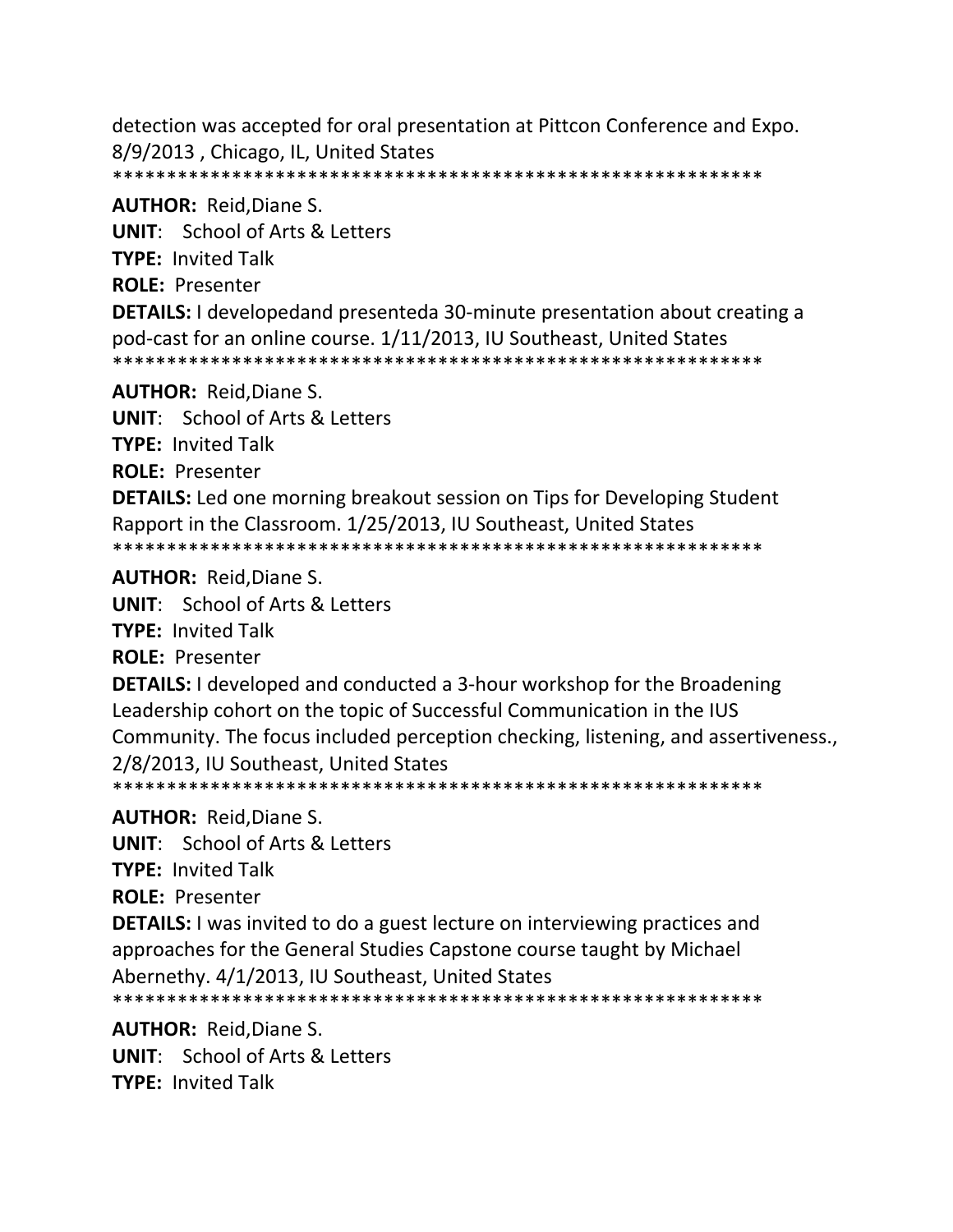detection was accepted for oral presentation at Pittcon Conference and Expo. 8/9/2013 , Chicago, IL, United States

*************************************************************

**AUTHOR:** Reid,Diane S.

**UNIT**: School of Arts & Letters

**TYPE:** Invited Talk

**ROLE:** Presenter

**DETAILS:** I developedand presenteda 30-minute presentation about creating a pod-cast for an online course. 1/11/2013, IU Southeast, United States

*************************************************************

**AUTHOR:** Reid,Diane S.

**UNIT**: School of Arts & Letters

**TYPE:** Invited Talk

**ROLE:** Presenter

**DETAILS:** Led one morning breakout session on Tips for Developing Student Rapport in the Classroom. 1/25/2013, IU Southeast, United States

*************************************************************

**AUTHOR:** Reid,Diane S.

**UNIT**: School of Arts & Letters

**TYPE:** Invited Talk

**ROLE:** Presenter

**DETAILS:** I developed and conducted a 3-hour workshop for the Broadening Leadership cohort on the topic of Successful Communication in the IUS Community. The focus included perception checking, listening, and assertiveness., 2/8/2013, IU Southeast, United States

*************************************************************

**AUTHOR:** Reid,Diane S.

**UNIT**: School of Arts & Letters

**TYPE:** Invited Talk

**ROLE:** Presenter

**DETAILS:** I was invited to do a guest lecture on interviewing practices and approaches for the General Studies Capstone course taught by Michael Abernethy. 4/1/2013, IU Southeast, United States

*************************************************************

**AUTHOR:** Reid,Diane S.

**UNIT**: School of Arts & Letters

**TYPE:** Invited Talk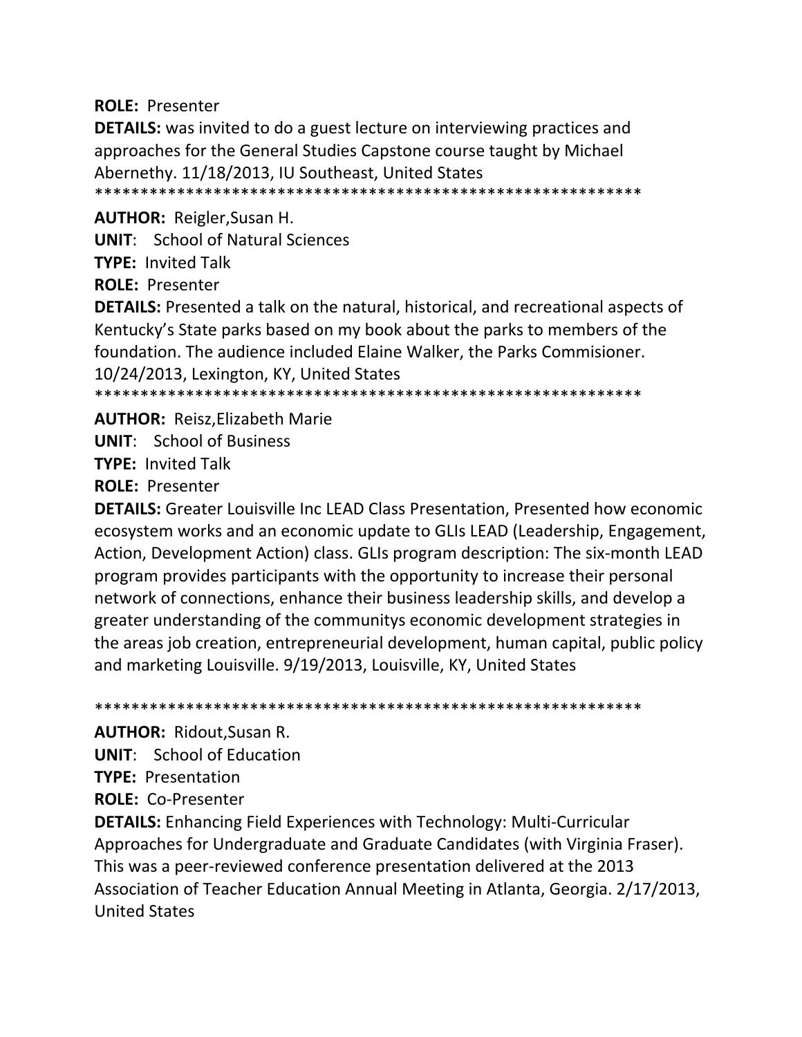**ROLE:** Presenter

**DETAILS:** was invited to do a guest lecture on interviewing practices and approaches for the General Studies Capstone course taught by Michael Abernethy. 11/18/2013, IU Southeast, United States

************************************************************

**AUTHOR:** Reigler,Susan H.

**UNIT**: School of Natural Sciences

**TYPE:** Invited Talk

**ROLE:** Presenter

**DETAILS:** Presented a talk on the natural, historical, and recreational aspects of Kentucky's State parks based on my book about the parks to members of the foundation. The audience included Elaine Walker, the Parks Commisioner. 10/24/2013, Lexington, KY, United States

************************************************************

**AUTHOR:** Reisz,Elizabeth Marie

**UNIT**: School of Business

**TYPE:** Invited Talk

**ROLE:** Presenter

**DETAILS:** Greater Louisville Inc LEAD Class Presentation, Presented how economic ecosystem works and an economic update to GLIs LEAD (Leadership, Engagement, Action, Development Action) class. GLIs program description: The six-month LEAD program provides participants with the opportunity to increase their personal network of connections, enhance their business leadership skills, and develop a greater understanding of the communitys economic development strategies in the areas job creation, entrepreneurial development, human capital, public policy and marketing Louisville. 9/19/2013, Louisville, KY, United States

************************************************************

**AUTHOR:** Ridout,Susan R.

**UNIT**: School of Education

**TYPE:** Presentation

**ROLE:** Co-Presenter

**DETAILS:** Enhancing Field Experiences with Technology: Multi-Curricular Approaches for Undergraduate and Graduate Candidates (with Virginia Fraser). This was a peer-reviewed conference presentation delivered at the 2013 Association of Teacher Education Annual Meeting in Atlanta, Georgia. 2/17/2013, United States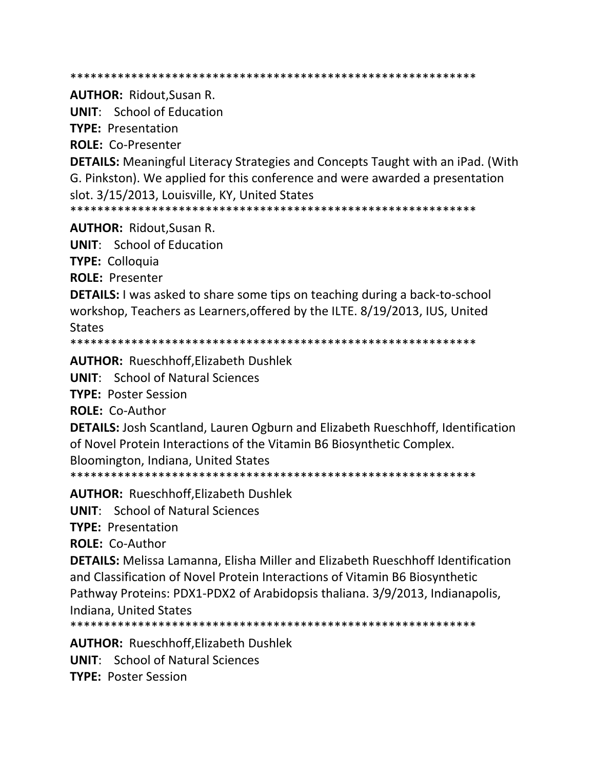************************************************************

**AUTHOR:** Ridout,Susan R.

**UNIT**: School of Education

**TYPE:** Presentation

**ROLE:** Co-Presenter

**DETAILS:** Meaningful Literacy Strategies and Concepts Taught with an iPad. (With G. Pinkston). We applied for this conference and were awarded a presentation slot. 3/15/2013, Louisville, KY, United States

************************************************************

**AUTHOR:** Ridout,Susan R.

**UNIT**: School of Education

**TYPE:** Colloquia

**ROLE:** Presenter

**DETAILS:** I was asked to share some tips on teaching during a back-to-school workshop, Teachers as Learners,offered by the ILTE. 8/19/2013, IUS, United States

************************************************************

**AUTHOR:** Rueschhoff,Elizabeth Dushlek

**UNIT**: School of Natural Sciences

**TYPE:** Poster Session

**ROLE:** Co-Author

**DETAILS:** Josh Scantland, Lauren Ogburn and Elizabeth Rueschhoff, Identification of Novel Protein Interactions of the Vitamin B6 Biosynthetic Complex. Bloomington, Indiana, United States

************************************************************

**AUTHOR:** Rueschhoff,Elizabeth Dushlek

**UNIT**: School of Natural Sciences

**TYPE:** Presentation

**ROLE:** Co-Author

**DETAILS:** Melissa Lamanna, Elisha Miller and Elizabeth Rueschhoff Identification and Classification of Novel Protein Interactions of Vitamin B6 Biosynthetic Pathway Proteins: PDX1-PDX2 of Arabidopsis thaliana. 3/9/2013, Indianapolis, Indiana, United States

************************************************************

**AUTHOR:** Rueschhoff,Elizabeth Dushlek

**UNIT**: School of Natural Sciences

**TYPE:** Poster Session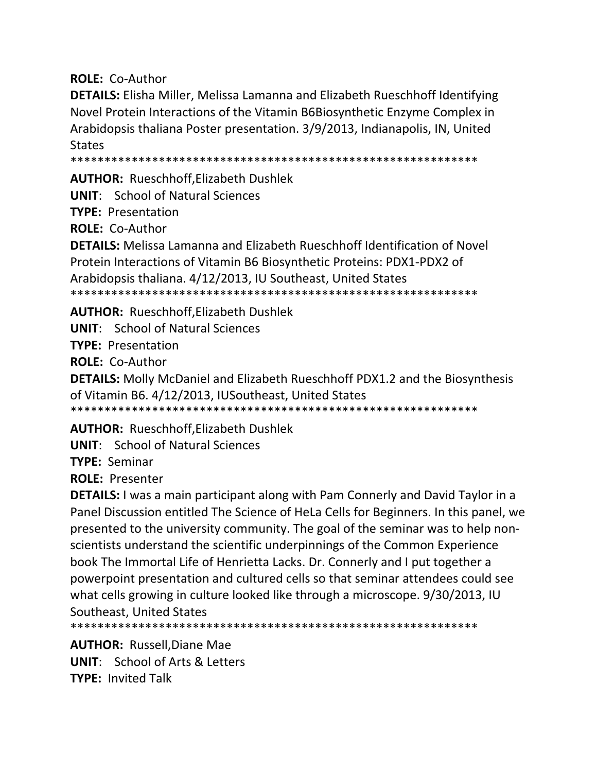**ROLE:** Co-Author

**DETAILS:** Elisha Miller, Melissa Lamanna and Elizabeth Rueschhoff Identifying Novel Protein Interactions of the Vitamin B6Biosynthetic Enzyme Complex in Arabidopsis thaliana Poster presentation. 3/9/2013, Indianapolis, IN, United States

************************************************************

**AUTHOR:** Rueschhoff,Elizabeth Dushlek

**UNIT**: School of Natural Sciences

**TYPE:** Presentation

**ROLE:** Co-Author

**DETAILS:** Melissa Lamanna and Elizabeth Rueschhoff Identification of Novel Protein Interactions of Vitamin B6 Biosynthetic Proteins: PDX1-PDX2 of Arabidopsis thaliana. 4/12/2013, IU Southeast, United States

************************************************************

**AUTHOR:** Rueschhoff,Elizabeth Dushlek

**UNIT**: School of Natural Sciences

**TYPE:** Presentation

**ROLE:** Co-Author

**DETAILS:** Molly McDaniel and Elizabeth Rueschhoff PDX1.2 and the Biosynthesis of Vitamin B6. 4/12/2013, IUSoutheast, United States

************************************************************

**AUTHOR:** Rueschhoff,Elizabeth Dushlek

**UNIT**: School of Natural Sciences

**TYPE:** Seminar

**ROLE:** Presenter

**DETAILS:** I was a main participant along with Pam Connerly and David Taylor in a Panel Discussion entitled The Science of HeLa Cells for Beginners. In this panel, we presented to the university community. The goal of the seminar was to help non-scientists understand the scientific underpinnings of the Common Experience book The Immortal Life of Henrietta Lacks. Dr. Connerly and I put together a powerpoint presentation and cultured cells so that seminar attendees could see what cells growing in culture looked like through a microscope. 9/30/2013, IU Southeast, United States

************************************************************

**AUTHOR:** Russell,Diane Mae

**UNIT**: School of Arts & Letters

**TYPE:** Invited Talk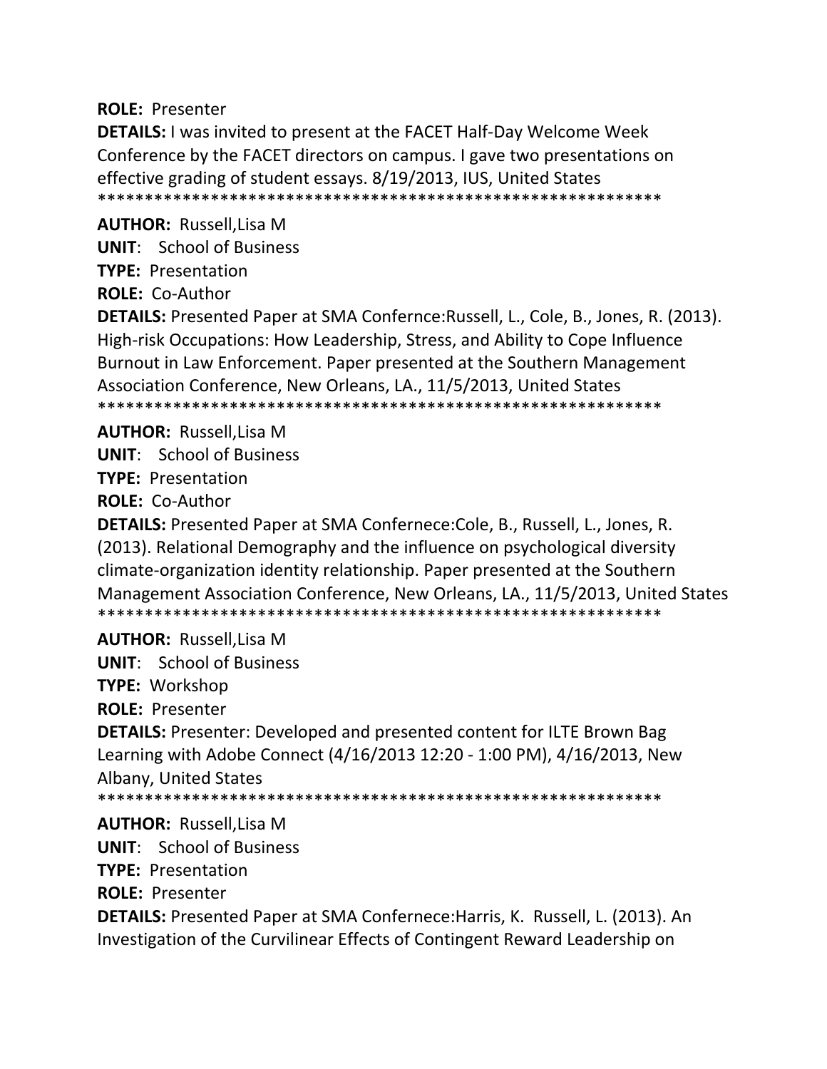**ROLE:** Presenter

**DETAILS:** I was invited to present at the FACET Half-Day Welcome Week Conference by the FACET directors on campus. I gave two presentations on effective grading of student essays. 8/19/2013, IUS, United States

************************************************************

**AUTHOR:** Russell,Lisa M

**UNIT**: School of Business

**TYPE:** Presentation

**ROLE:** Co-Author

**DETAILS:** Presented Paper at SMA Confernce:Russell, L., Cole, B., Jones, R. (2013). High-risk Occupations: How Leadership, Stress, and Ability to Cope Influence Burnout in Law Enforcement. Paper presented at the Southern Management Association Conference, New Orleans, LA., 11/5/2013, United States

************************************************************

**AUTHOR:** Russell,Lisa M

**UNIT**: School of Business

**TYPE:** Presentation

**ROLE:** Co-Author

**DETAILS:** Presented Paper at SMA Confernece:Cole, B., Russell, L., Jones, R. (2013). Relational Demography and the influence on psychological diversity climate-organization identity relationship. Paper presented at the Southern Management Association Conference, New Orleans, LA., 11/5/2013, United States

************************************************************

**AUTHOR:** Russell,Lisa M

**UNIT**: School of Business

**TYPE:** Workshop

**ROLE:** Presenter

**DETAILS:** Presenter: Developed and presented content for ILTE Brown Bag Learning with Adobe Connect (4/16/2013 12:20 - 1:00 PM), 4/16/2013, New Albany, United States

************************************************************

**AUTHOR:** Russell,Lisa M

**UNIT**: School of Business

**TYPE:** Presentation

**ROLE:** Presenter

**DETAILS:** Presented Paper at SMA Confernece:Harris, K. Russell, L. (2013). An Investigation of the Curvilinear Effects of Contingent Reward Leadership on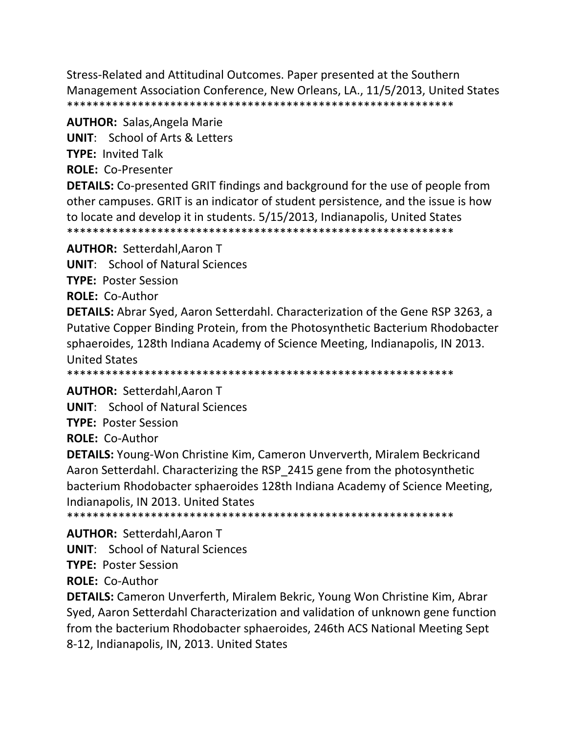Stress-Related and Attitudinal Outcomes. Paper presented at the Southern Management Association Conference, New Orleans, LA., 11/5/2013, United States
************************************************************

**AUTHOR:** Salas,Angela Marie

**UNIT**: School of Arts & Letters

**TYPE:** Invited Talk

**ROLE:** Co-Presenter

**DETAILS:** Co-presented GRIT findings and background for the use of people from other campuses. GRIT is an indicator of student persistence, and the issue is how to locate and develop it in students. 5/15/2013, Indianapolis, United States
************************************************************

**AUTHOR:** Setterdahl,Aaron T

**UNIT**: School of Natural Sciences

**TYPE:** Poster Session

**ROLE:** Co-Author

**DETAILS:** Abrar Syed, Aaron Setterdahl. Characterization of the Gene RSP 3263, a Putative Copper Binding Protein, from the Photosynthetic Bacterium Rhodobacter sphaeroides, 128th Indiana Academy of Science Meeting, Indianapolis, IN 2013. United States
************************************************************

**AUTHOR:** Setterdahl,Aaron T

**UNIT**: School of Natural Sciences

**TYPE:** Poster Session

**ROLE:** Co-Author

**DETAILS:** Young-Won Christine Kim, Cameron Unververth, Miralem Beckricand Aaron Setterdahl. Characterizing the RSP_2415 gene from the photosynthetic bacterium Rhodobacter sphaeroides 128th Indiana Academy of Science Meeting, Indianapolis, IN 2013. United States
************************************************************

**AUTHOR:** Setterdahl,Aaron T

**UNIT**: School of Natural Sciences

**TYPE:** Poster Session

**ROLE:** Co-Author

**DETAILS:** Cameron Unverferth, Miralem Bekric, Young Won Christine Kim, Abrar Syed, Aaron Setterdahl Characterization and validation of unknown gene function from the bacterium Rhodobacter sphaeroides, 246th ACS National Meeting Sept 8-12, Indianapolis, IN, 2013. United States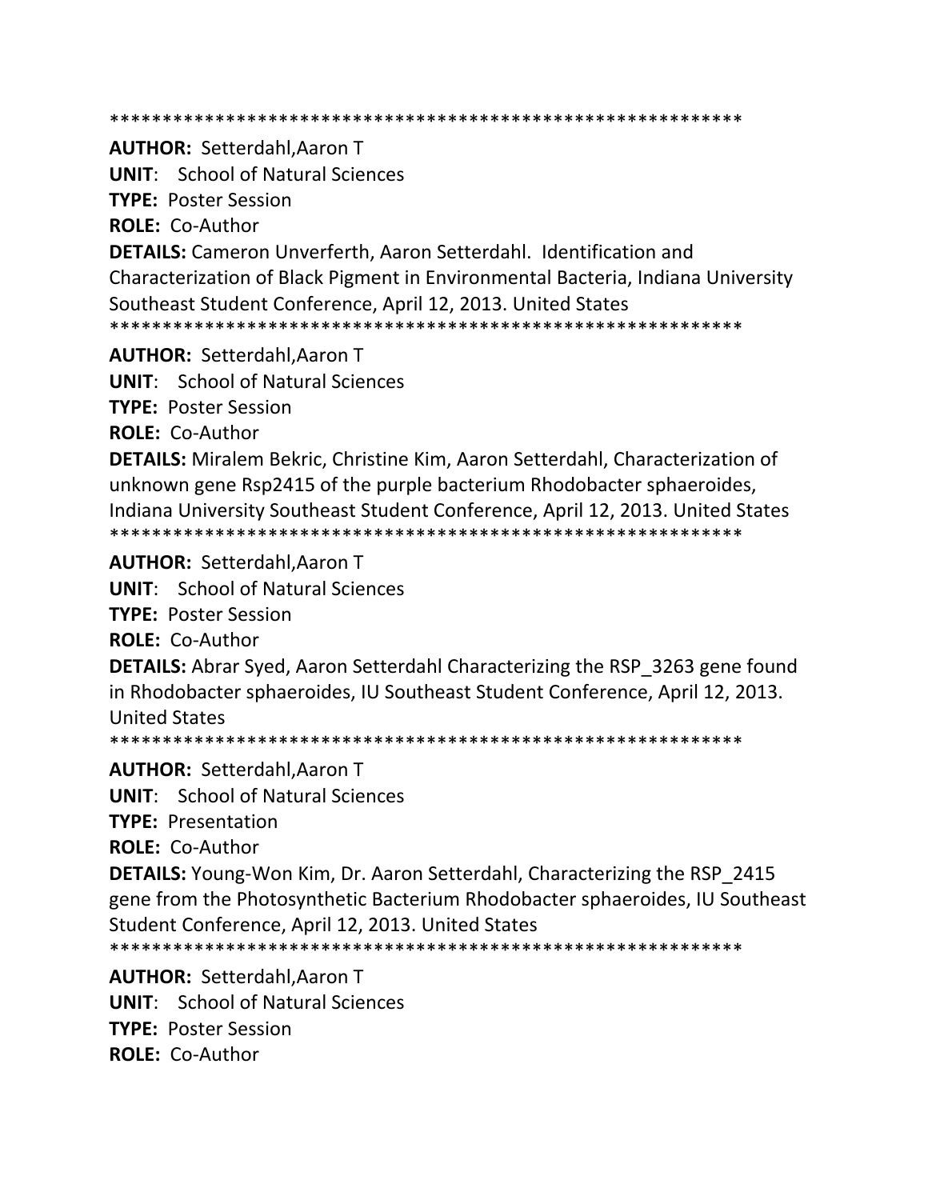************************************************************

**AUTHOR:** Setterdahl,Aaron T

**UNIT**: School of Natural Sciences

**TYPE:** Poster Session

**ROLE:** Co-Author

**DETAILS:** Cameron Unverferth, Aaron Setterdahl. Identification and Characterization of Black Pigment in Environmental Bacteria, Indiana University Southeast Student Conference, April 12, 2013. United States

************************************************************

**AUTHOR:** Setterdahl,Aaron T

**UNIT**: School of Natural Sciences

**TYPE:** Poster Session

**ROLE:** Co-Author

**DETAILS:** Miralem Bekric, Christine Kim, Aaron Setterdahl, Characterization of unknown gene Rsp2415 of the purple bacterium Rhodobacter sphaeroides, Indiana University Southeast Student Conference, April 12, 2013. United States

************************************************************

**AUTHOR:** Setterdahl,Aaron T

**UNIT**: School of Natural Sciences

**TYPE:** Poster Session

**ROLE:** Co-Author

**DETAILS:** Abrar Syed, Aaron Setterdahl Characterizing the RSP_3263 gene found in Rhodobacter sphaeroides, IU Southeast Student Conference, April 12, 2013. United States

************************************************************

**AUTHOR:** Setterdahl,Aaron T

**UNIT**: School of Natural Sciences

**TYPE:** Presentation

**ROLE:** Co-Author

**DETAILS:** Young-Won Kim, Dr. Aaron Setterdahl, Characterizing the RSP_2415 gene from the Photosynthetic Bacterium Rhodobacter sphaeroides, IU Southeast Student Conference, April 12, 2013. United States

************************************************************

**AUTHOR:** Setterdahl,Aaron T

**UNIT**: School of Natural Sciences

**TYPE:** Poster Session

**ROLE:** Co-Author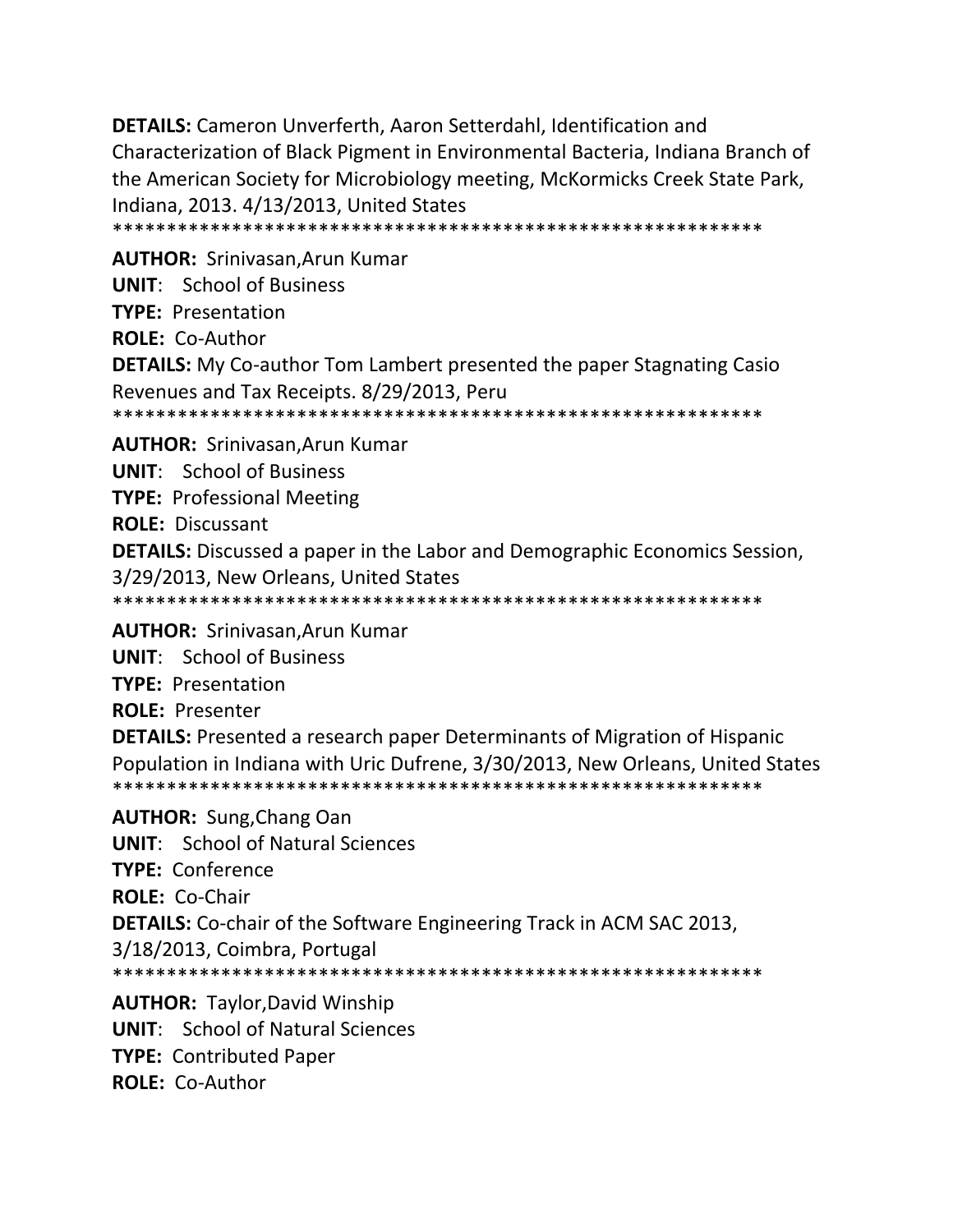**DETAILS:** Cameron Unverferth, Aaron Setterdahl, Identification and Characterization of Black Pigment in Environmental Bacteria, Indiana Branch of the American Society for Microbiology meeting, McKormicks Creek State Park, Indiana, 2013. 4/13/2013, United States
************************************************************

**AUTHOR:** Srinivasan,Arun Kumar
**UNIT**: School of Business
**TYPE:** Presentation
**ROLE:** Co-Author
**DETAILS:** My Co-author Tom Lambert presented the paper Stagnating Casio Revenues and Tax Receipts. 8/29/2013, Peru
************************************************************

**AUTHOR:** Srinivasan,Arun Kumar
**UNIT**: School of Business
**TYPE:** Professional Meeting
**ROLE:** Discussant
**DETAILS:** Discussed a paper in the Labor and Demographic Economics Session, 3/29/2013, New Orleans, United States
************************************************************

**AUTHOR:** Srinivasan,Arun Kumar
**UNIT**: School of Business
**TYPE:** Presentation
**ROLE:** Presenter
**DETAILS:** Presented a research paper Determinants of Migration of Hispanic Population in Indiana with Uric Dufrene, 3/30/2013, New Orleans, United States
************************************************************

**AUTHOR:** Sung,Chang Oan
**UNIT**: School of Natural Sciences
**TYPE:** Conference
**ROLE:** Co-Chair
**DETAILS:** Co-chair of the Software Engineering Track in ACM SAC 2013, 3/18/2013, Coimbra, Portugal
************************************************************

**AUTHOR:** Taylor,David Winship
**UNIT**: School of Natural Sciences
**TYPE:** Contributed Paper
**ROLE:** Co-Author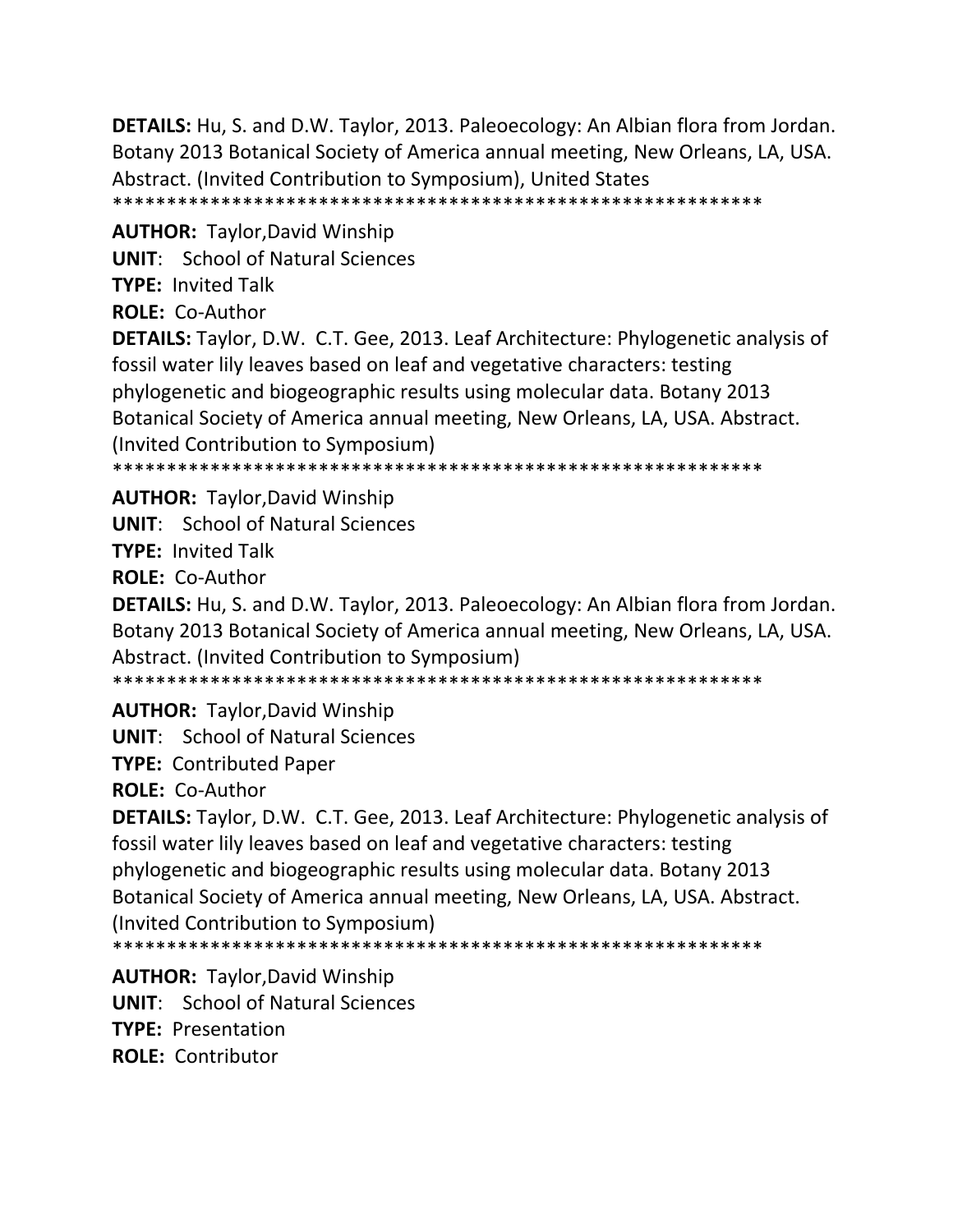**DETAILS:** Hu, S. and D.W. Taylor, 2013. Paleoecology: An Albian flora from Jordan. Botany 2013 Botanical Society of America annual meeting, New Orleans, LA, USA. Abstract. (Invited Contribution to Symposium), United States
************************************************************

**AUTHOR:** Taylor,David Winship

**UNIT**: School of Natural Sciences

**TYPE:** Invited Talk

**ROLE:** Co-Author

**DETAILS:** Taylor, D.W. C.T. Gee, 2013. Leaf Architecture: Phylogenetic analysis of fossil water lily leaves based on leaf and vegetative characters: testing phylogenetic and biogeographic results using molecular data. Botany 2013 Botanical Society of America annual meeting, New Orleans, LA, USA. Abstract. (Invited Contribution to Symposium)
************************************************************

**AUTHOR:** Taylor,David Winship

**UNIT**: School of Natural Sciences

**TYPE:** Invited Talk

**ROLE:** Co-Author

**DETAILS:** Hu, S. and D.W. Taylor, 2013. Paleoecology: An Albian flora from Jordan. Botany 2013 Botanical Society of America annual meeting, New Orleans, LA, USA. Abstract. (Invited Contribution to Symposium)
************************************************************

**AUTHOR:** Taylor,David Winship

**UNIT**: School of Natural Sciences

**TYPE:** Contributed Paper

**ROLE:** Co-Author

**DETAILS:** Taylor, D.W. C.T. Gee, 2013. Leaf Architecture: Phylogenetic analysis of fossil water lily leaves based on leaf and vegetative characters: testing phylogenetic and biogeographic results using molecular data. Botany 2013 Botanical Society of America annual meeting, New Orleans, LA, USA. Abstract. (Invited Contribution to Symposium)
************************************************************

**AUTHOR:** Taylor,David Winship

**UNIT**: School of Natural Sciences

**TYPE:** Presentation

**ROLE:** Contributor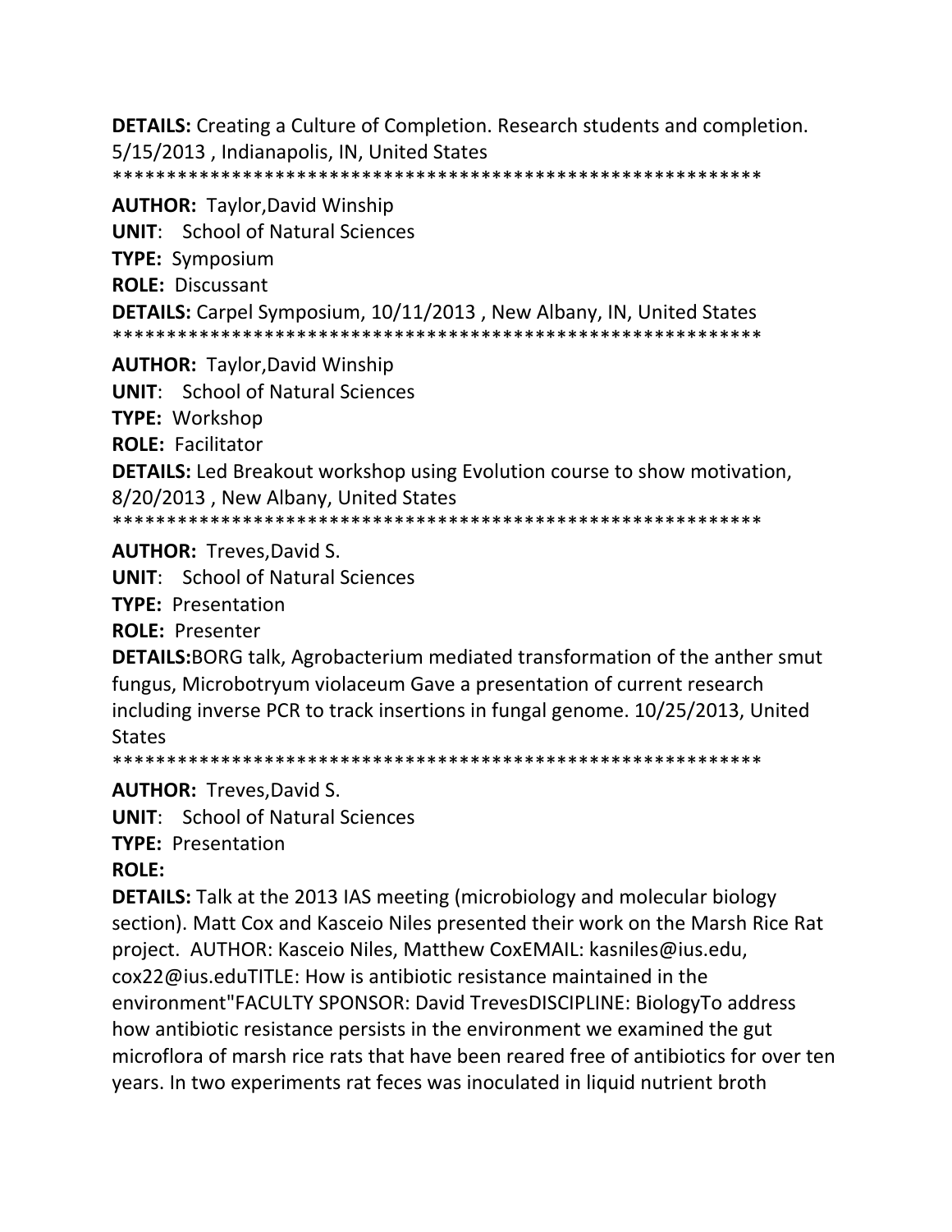**DETAILS:** Creating a Culture of Completion. Research students and completion. 5/15/2013 , Indianapolis, IN, United States
************************************************************

**AUTHOR:** Taylor,David Winship

**UNIT**: School of Natural Sciences

**TYPE:** Symposium

**ROLE:** Discussant

**DETAILS:** Carpel Symposium, 10/11/2013 , New Albany, IN, United States
************************************************************

**AUTHOR:** Taylor,David Winship

**UNIT**: School of Natural Sciences

**TYPE:** Workshop

**ROLE:** Facilitator

**DETAILS:** Led Breakout workshop using Evolution course to show motivation, 8/20/2013 , New Albany, United States
************************************************************

**AUTHOR:** Treves,David S.

**UNIT**: School of Natural Sciences

**TYPE:** Presentation

**ROLE:** Presenter

**DETAILS:**BORG talk, Agrobacterium mediated transformation of the anther smut fungus, Microbotryum violaceum Gave a presentation of current research including inverse PCR to track insertions in fungal genome. 10/25/2013, United States
************************************************************

**AUTHOR:** Treves,David S.

**UNIT**: School of Natural Sciences

**TYPE:** Presentation

**ROLE:**

**DETAILS:** Talk at the 2013 IAS meeting (microbiology and molecular biology section). Matt Cox and Kasceio Niles presented their work on the Marsh Rice Rat project. AUTHOR: Kasceio Niles, Matthew CoxEMAIL: kasniles@ius.edu, cox22@ius.eduTITLE: How is antibiotic resistance maintained in the environment"FACULTY SPONSOR: David TrevesDISCIPLINE: BiologyTo address how antibiotic resistance persists in the environment we examined the gut microflora of marsh rice rats that have been reared free of antibiotics for over ten years. In two experiments rat feces was inoculated in liquid nutrient broth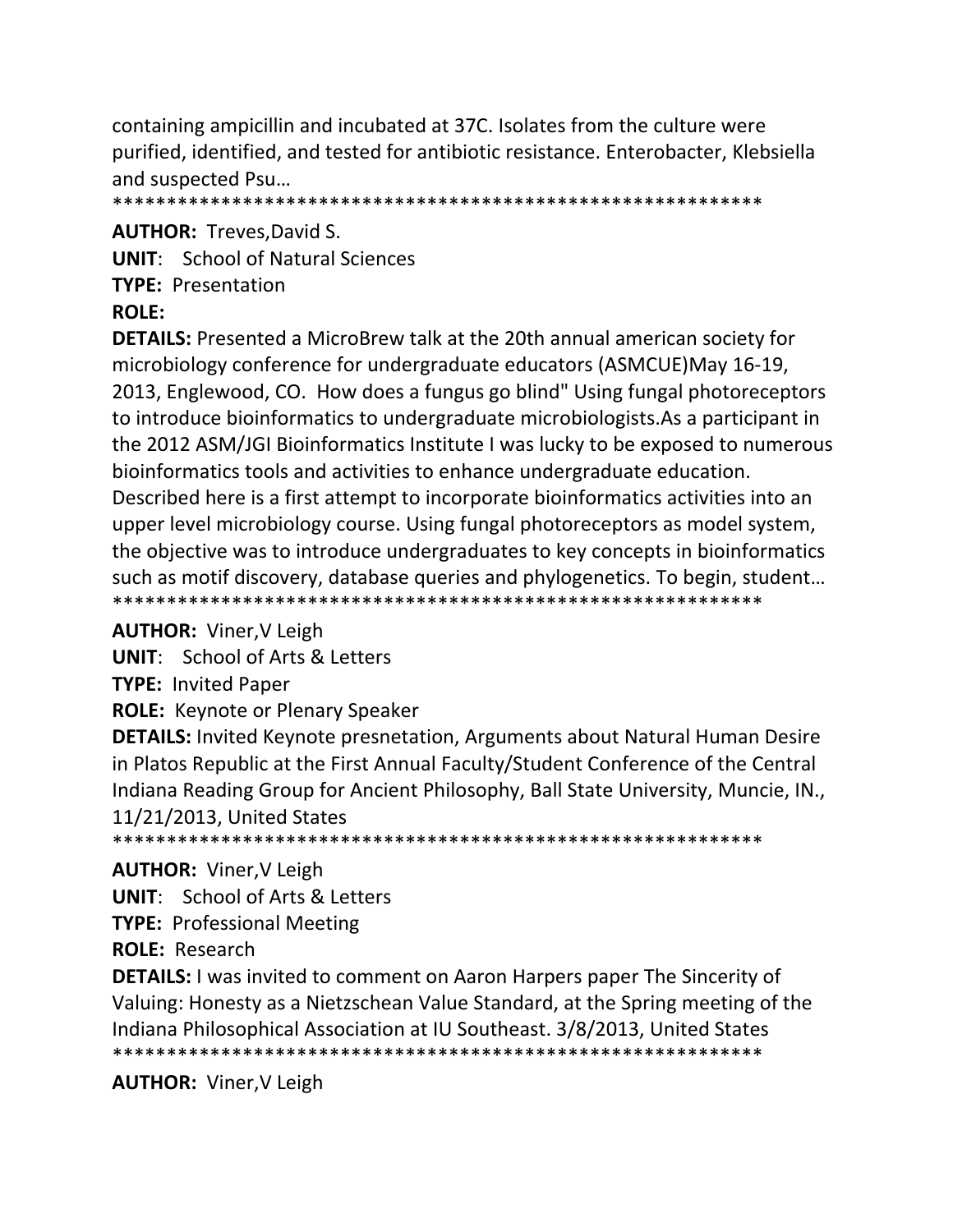containing ampicillin and incubated at 37C. Isolates from the culture were purified, identified, and tested for antibiotic resistance. Enterobacter, Klebsiella and suspected Psu…
************************************************************

**AUTHOR:** Treves,David S.
**UNIT**: School of Natural Sciences
**TYPE:** Presentation
**ROLE:**
**DETAILS:** Presented a MicroBrew talk at the 20th annual american society for microbiology conference for undergraduate educators (ASMCUE)May 16-19, 2013, Englewood, CO. How does a fungus go blind" Using fungal photoreceptors to introduce bioinformatics to undergraduate microbiologists.As a participant in the 2012 ASM/JGI Bioinformatics Institute I was lucky to be exposed to numerous bioinformatics tools and activities to enhance undergraduate education. Described here is a first attempt to incorporate bioinformatics activities into an upper level microbiology course. Using fungal photoreceptors as model system, the objective was to introduce undergraduates to key concepts in bioinformatics such as motif discovery, database queries and phylogenetics. To begin, student…
************************************************************

**AUTHOR:** Viner,V Leigh
**UNIT**: School of Arts & Letters
**TYPE:** Invited Paper
**ROLE:** Keynote or Plenary Speaker
**DETAILS:** Invited Keynote presnetation, Arguments about Natural Human Desire in Platos Republic at the First Annual Faculty/Student Conference of the Central Indiana Reading Group for Ancient Philosophy, Ball State University, Muncie, IN., 11/21/2013, United States
************************************************************

**AUTHOR:** Viner,V Leigh
**UNIT**: School of Arts & Letters
**TYPE:** Professional Meeting
**ROLE:** Research
**DETAILS:** I was invited to comment on Aaron Harpers paper The Sincerity of Valuing: Honesty as a Nietzschean Value Standard, at the Spring meeting of the Indiana Philosophical Association at IU Southeast. 3/8/2013, United States
************************************************************

**AUTHOR:** Viner,V Leigh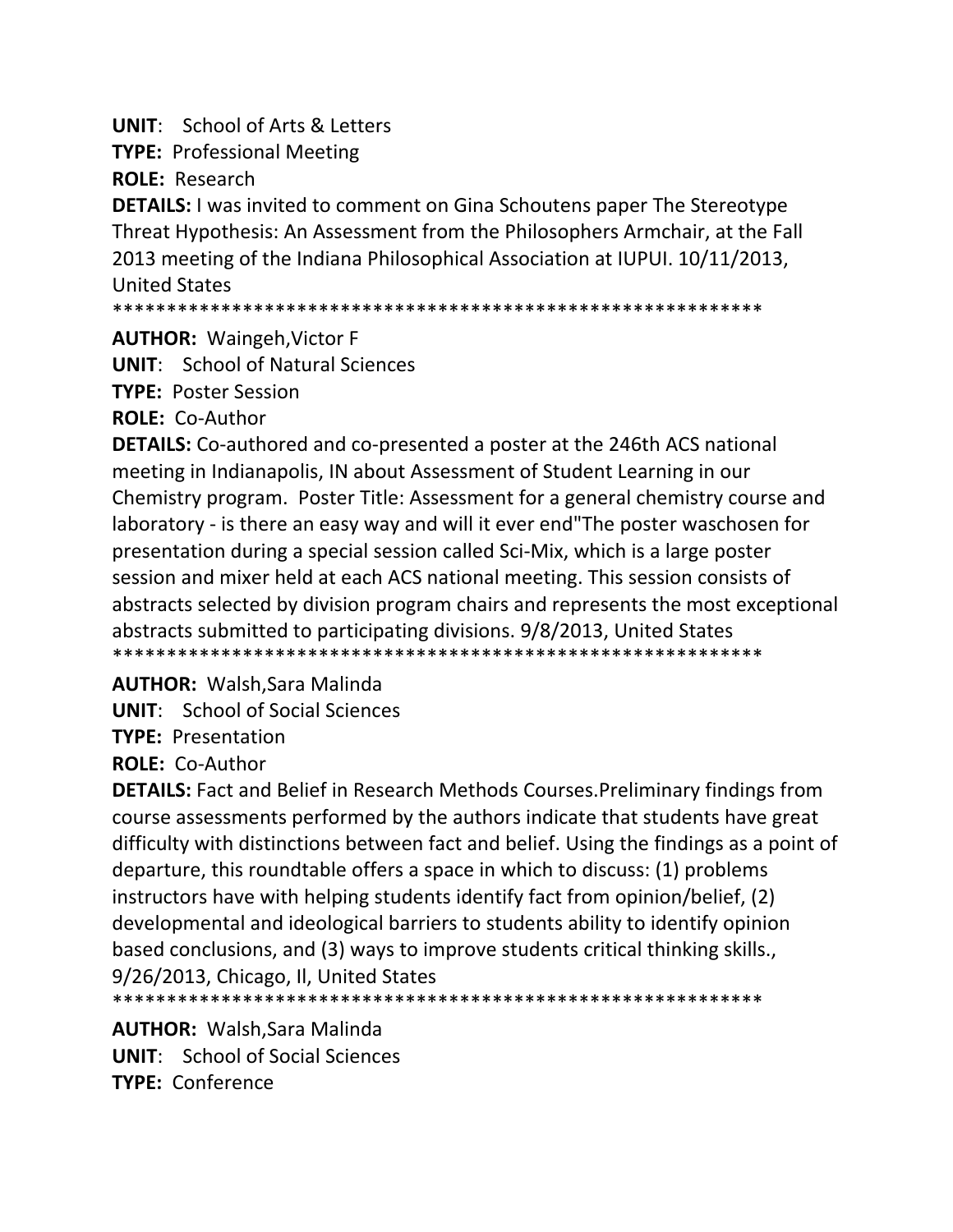**UNIT**: School of Arts & Letters

**TYPE:** Professional Meeting

**ROLE:** Research

**DETAILS:** I was invited to comment on Gina Schoutens paper The Stereotype Threat Hypothesis: An Assessment from the Philosophers Armchair, at the Fall 2013 meeting of the Indiana Philosophical Association at IUPUI. 10/11/2013, United States

************************************************************

**AUTHOR:** Waingeh,Victor F

**UNIT**: School of Natural Sciences

**TYPE:** Poster Session

**ROLE:** Co-Author

**DETAILS:** Co-authored and co-presented a poster at the 246th ACS national meeting in Indianapolis, IN about Assessment of Student Learning in our Chemistry program. Poster Title: Assessment for a general chemistry course and laboratory - is there an easy way and will it ever end"The poster waschosen for presentation during a special session called Sci-Mix, which is a large poster session and mixer held at each ACS national meeting. This session consists of abstracts selected by division program chairs and represents the most exceptional abstracts submitted to participating divisions. 9/8/2013, United States

************************************************************

**AUTHOR:** Walsh,Sara Malinda

**UNIT**: School of Social Sciences

**TYPE:** Presentation

**ROLE:** Co-Author

**DETAILS:** Fact and Belief in Research Methods Courses.Preliminary findings from course assessments performed by the authors indicate that students have great difficulty with distinctions between fact and belief. Using the findings as a point of departure, this roundtable offers a space in which to discuss: (1) problems instructors have with helping students identify fact from opinion/belief, (2) developmental and ideological barriers to students ability to identify opinion based conclusions, and (3) ways to improve students critical thinking skills., 9/26/2013, Chicago, Il, United States

************************************************************

**AUTHOR:** Walsh,Sara Malinda

**UNIT**: School of Social Sciences

**TYPE:** Conference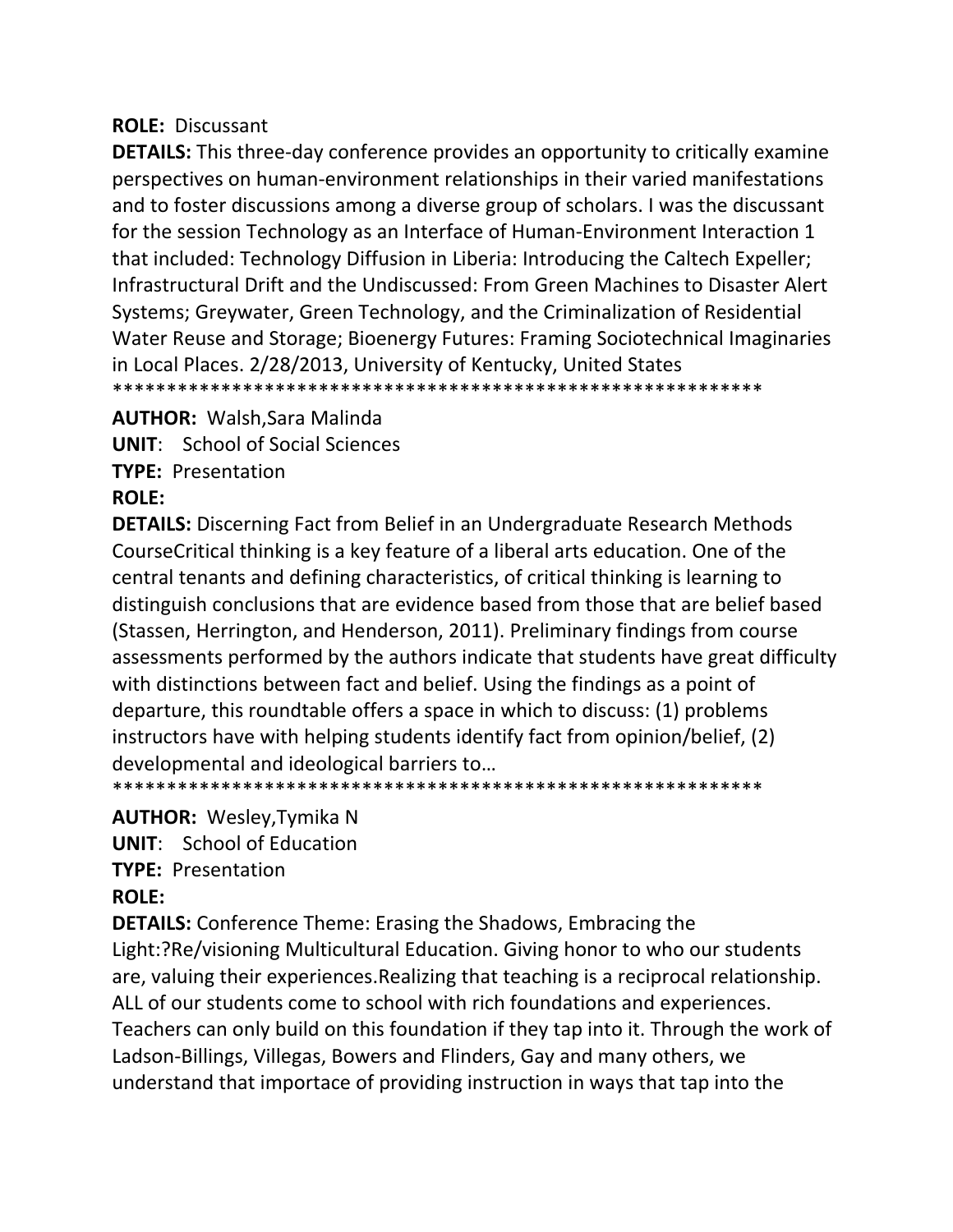**ROLE:** Discussant

**DETAILS:** This three-day conference provides an opportunity to critically examine perspectives on human-environment relationships in their varied manifestations and to foster discussions among a diverse group of scholars. I was the discussant for the session Technology as an Interface of Human-Environment Interaction 1 that included: Technology Diffusion in Liberia: Introducing the Caltech Expeller; Infrastructural Drift and the Undiscussed: From Green Machines to Disaster Alert Systems; Greywater, Green Technology, and the Criminalization of Residential Water Reuse and Storage; Bioenergy Futures: Framing Sociotechnical Imaginaries in Local Places. 2/28/2013, University of Kentucky, United States

************************************************************

**AUTHOR:** Walsh,Sara Malinda

**UNIT**: School of Social Sciences

**TYPE:** Presentation

**ROLE:**

**DETAILS:** Discerning Fact from Belief in an Undergraduate Research Methods CourseCritical thinking is a key feature of a liberal arts education. One of the central tenants and defining characteristics, of critical thinking is learning to distinguish conclusions that are evidence based from those that are belief based (Stassen, Herrington, and Henderson, 2011). Preliminary findings from course assessments performed by the authors indicate that students have great difficulty with distinctions between fact and belief. Using the findings as a point of departure, this roundtable offers a space in which to discuss: (1) problems instructors have with helping students identify fact from opinion/belief, (2) developmental and ideological barriers to…

************************************************************

**AUTHOR:** Wesley,Tymika N

**UNIT**: School of Education

**TYPE:** Presentation

**ROLE:**

**DETAILS:** Conference Theme: Erasing the Shadows, Embracing the Light:?Re/visioning Multicultural Education. Giving honor to who our students are, valuing their experiences.Realizing that teaching is a reciprocal relationship. ALL of our students come to school with rich foundations and experiences. Teachers can only build on this foundation if they tap into it. Through the work of Ladson-Billings, Villegas, Bowers and Flinders, Gay and many others, we understand that importace of providing instruction in ways that tap into the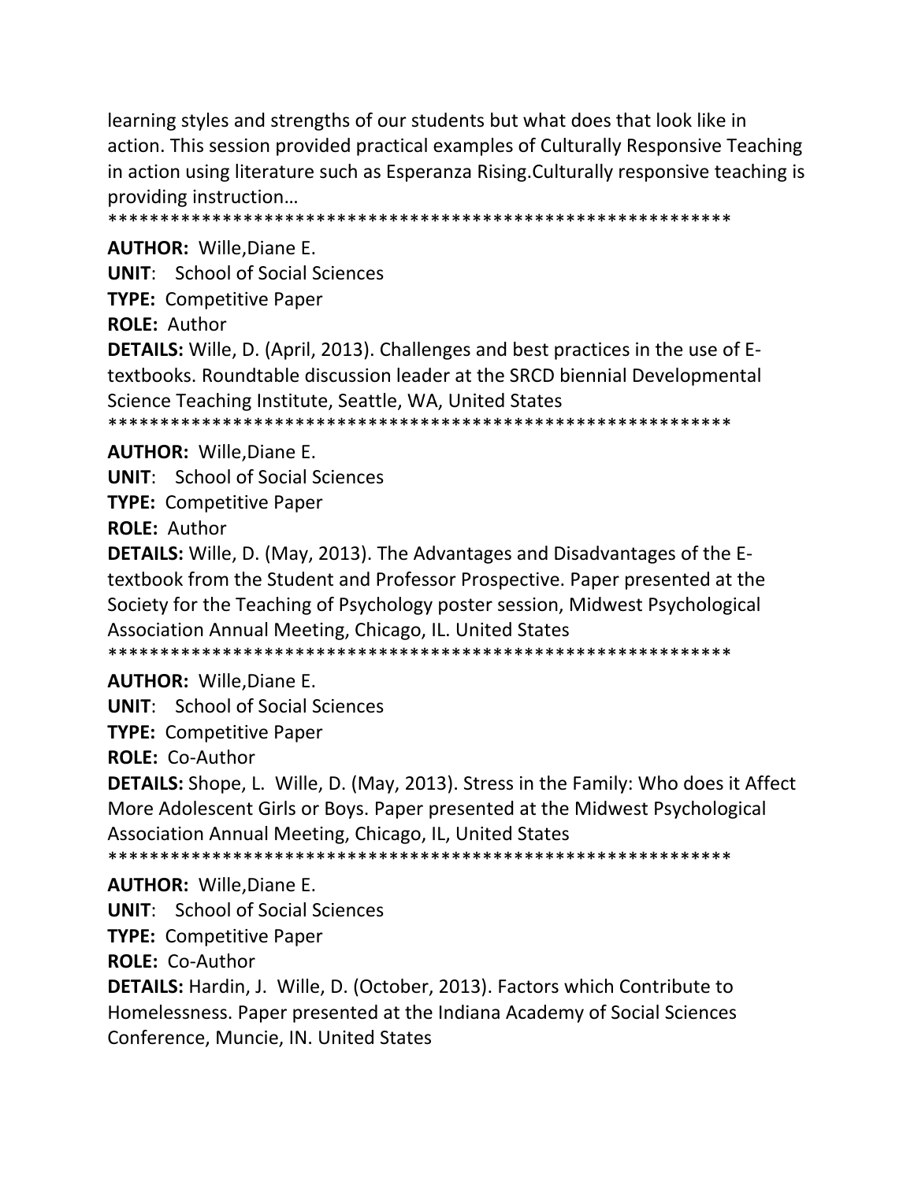learning styles and strengths of our students but what does that look like in action. This session provided practical examples of Culturally Responsive Teaching in action using literature such as Esperanza Rising.Culturally responsive teaching is providing instruction…

************************************************************

**AUTHOR:** Wille,Diane E.

**UNIT**: School of Social Sciences

**TYPE:** Competitive Paper

**ROLE:** Author

**DETAILS:** Wille, D. (April, 2013). Challenges and best practices in the use of E-textbooks. Roundtable discussion leader at the SRCD biennial Developmental Science Teaching Institute, Seattle, WA, United States

************************************************************

**AUTHOR:** Wille,Diane E.

**UNIT**: School of Social Sciences

**TYPE:** Competitive Paper

**ROLE:** Author

**DETAILS:** Wille, D. (May, 2013). The Advantages and Disadvantages of the E-textbook from the Student and Professor Prospective. Paper presented at the Society for the Teaching of Psychology poster session, Midwest Psychological Association Annual Meeting, Chicago, IL. United States

************************************************************

**AUTHOR:** Wille,Diane E.

**UNIT**: School of Social Sciences

**TYPE:** Competitive Paper

**ROLE:** Co-Author

**DETAILS:** Shope, L. Wille, D. (May, 2013). Stress in the Family: Who does it Affect More Adolescent Girls or Boys. Paper presented at the Midwest Psychological Association Annual Meeting, Chicago, IL, United States

************************************************************

**AUTHOR:** Wille,Diane E.

**UNIT**: School of Social Sciences

**TYPE:** Competitive Paper

**ROLE:** Co-Author

**DETAILS:** Hardin, J. Wille, D. (October, 2013). Factors which Contribute to Homelessness. Paper presented at the Indiana Academy of Social Sciences Conference, Muncie, IN. United States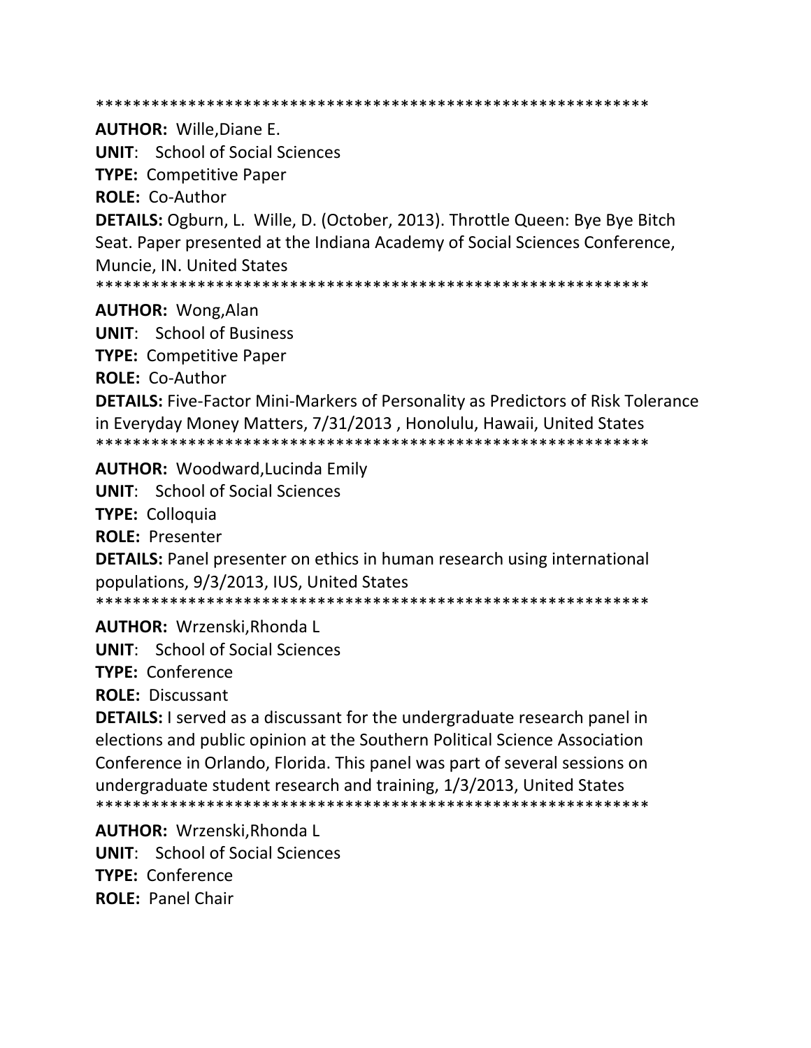************************************************************

**AUTHOR:** Wille,Diane E.

**UNIT**: School of Social Sciences

**TYPE:** Competitive Paper

**ROLE:** Co-Author

**DETAILS:** Ogburn, L. Wille, D. (October, 2013). Throttle Queen: Bye Bye Bitch Seat. Paper presented at the Indiana Academy of Social Sciences Conference, Muncie, IN. United States

************************************************************

**AUTHOR:** Wong,Alan

**UNIT**: School of Business

**TYPE:** Competitive Paper

**ROLE:** Co-Author

**DETAILS:** Five-Factor Mini-Markers of Personality as Predictors of Risk Tolerance in Everyday Money Matters, 7/31/2013 , Honolulu, Hawaii, United States

************************************************************

**AUTHOR:** Woodward,Lucinda Emily

**UNIT**: School of Social Sciences

**TYPE:** Colloquia

**ROLE:** Presenter

**DETAILS:** Panel presenter on ethics in human research using international populations, 9/3/2013, IUS, United States

************************************************************

**AUTHOR:** Wrzenski,Rhonda L

**UNIT**: School of Social Sciences

**TYPE:** Conference

**ROLE:** Discussant

**DETAILS:** I served as a discussant for the undergraduate research panel in elections and public opinion at the Southern Political Science Association Conference in Orlando, Florida. This panel was part of several sessions on undergraduate student research and training, 1/3/2013, United States

************************************************************

**AUTHOR:** Wrzenski,Rhonda L

**UNIT**: School of Social Sciences

**TYPE:** Conference

**ROLE:** Panel Chair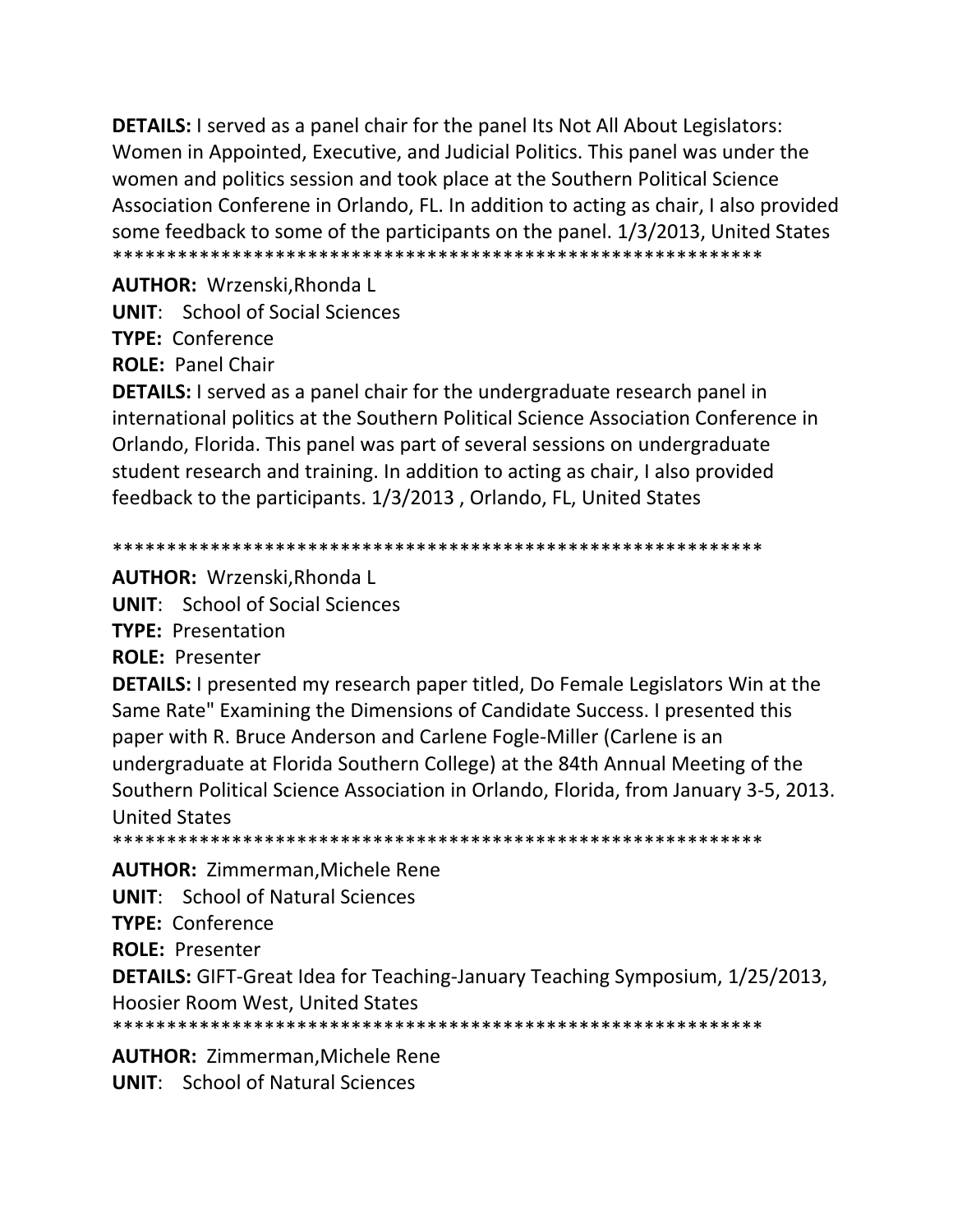**DETAILS:** I served as a panel chair for the panel Its Not All About Legislators: Women in Appointed, Executive, and Judicial Politics. This panel was under the women and politics session and took place at the Southern Political Science Association Conferene in Orlando, FL. In addition to acting as chair, I also provided some feedback to some of the participants on the panel. 1/3/2013, United States
************************************************************

**AUTHOR:** Wrzenski,Rhonda L

**UNIT**: School of Social Sciences

**TYPE:** Conference

**ROLE:** Panel Chair

**DETAILS:** I served as a panel chair for the undergraduate research panel in international politics at the Southern Political Science Association Conference in Orlando, Florida. This panel was part of several sessions on undergraduate student research and training. In addition to acting as chair, I also provided feedback to the participants. 1/3/2013 , Orlando, FL, United States

************************************************************

**AUTHOR:** Wrzenski,Rhonda L

**UNIT**: School of Social Sciences

**TYPE:** Presentation

**ROLE:** Presenter

**DETAILS:** I presented my research paper titled, Do Female Legislators Win at the Same Rate" Examining the Dimensions of Candidate Success. I presented this paper with R. Bruce Anderson and Carlene Fogle-Miller (Carlene is an undergraduate at Florida Southern College) at the 84th Annual Meeting of the Southern Political Science Association in Orlando, Florida, from January 3-5, 2013. United States
************************************************************

**AUTHOR:** Zimmerman,Michele Rene

**UNIT**: School of Natural Sciences

**TYPE:** Conference

**ROLE:** Presenter

**DETAILS:** GIFT-Great Idea for Teaching-January Teaching Symposium, 1/25/2013, Hoosier Room West, United States
************************************************************

**AUTHOR:** Zimmerman,Michele Rene

**UNIT**: School of Natural Sciences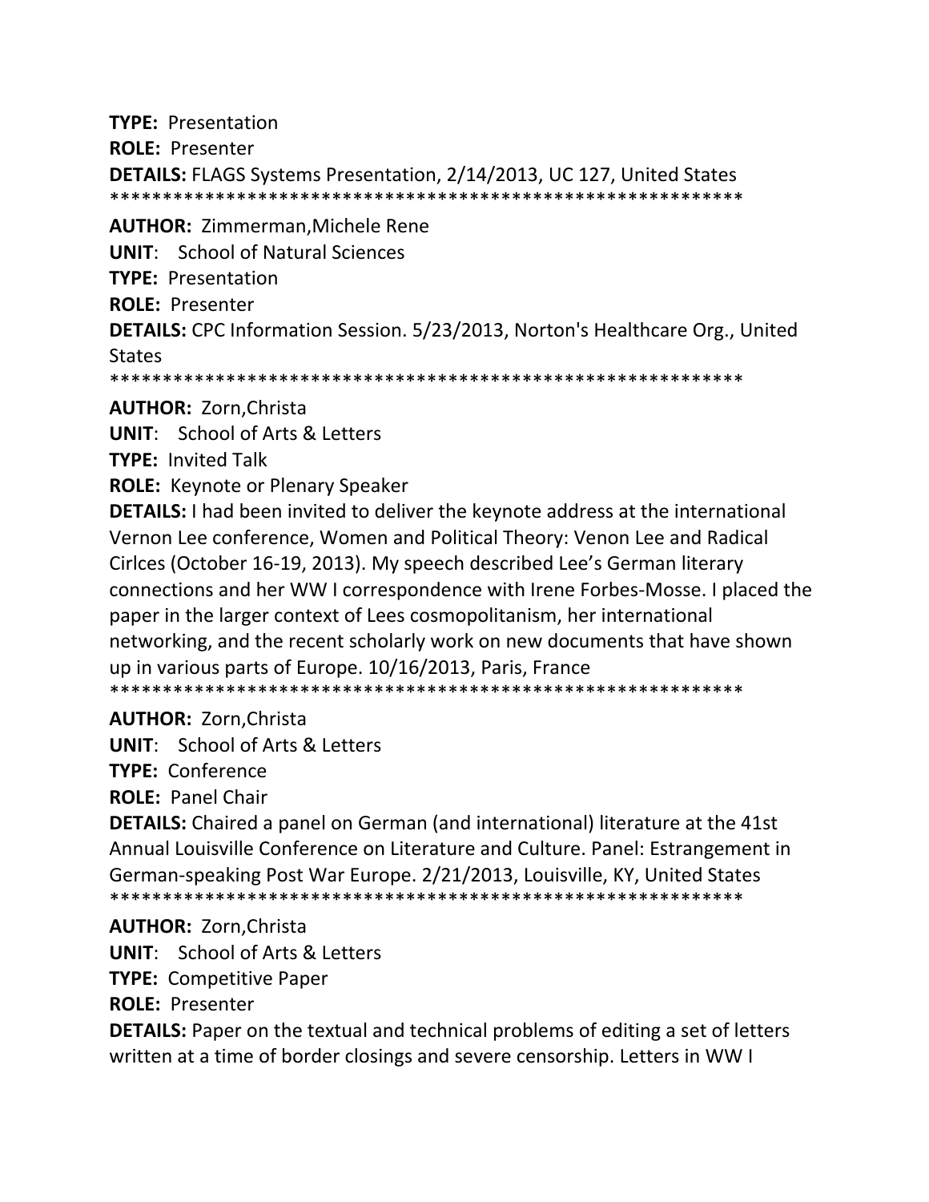**TYPE:** Presentation

**ROLE:** Presenter

**DETAILS:** FLAGS Systems Presentation, 2/14/2013, UC 127, United States

************************************************************

**AUTHOR:** Zimmerman,Michele Rene

**UNIT**: School of Natural Sciences

**TYPE:** Presentation

**ROLE:** Presenter

**DETAILS:** CPC Information Session. 5/23/2013, Norton's Healthcare Org., United States

************************************************************

**AUTHOR:** Zorn,Christa

**UNIT**: School of Arts & Letters

**TYPE:** Invited Talk

**ROLE:** Keynote or Plenary Speaker

**DETAILS:** I had been invited to deliver the keynote address at the international Vernon Lee conference, Women and Political Theory: Venon Lee and Radical Cirlces (October 16-19, 2013). My speech described Lee's German literary connections and her WW I correspondence with Irene Forbes-Mosse. I placed the paper in the larger context of Lees cosmopolitanism, her international networking, and the recent scholarly work on new documents that have shown up in various parts of Europe. 10/16/2013, Paris, France

************************************************************

**AUTHOR:** Zorn,Christa

**UNIT**: School of Arts & Letters

**TYPE:** Conference

**ROLE:** Panel Chair

**DETAILS:** Chaired a panel on German (and international) literature at the 41st Annual Louisville Conference on Literature and Culture. Panel: Estrangement in German-speaking Post War Europe. 2/21/2013, Louisville, KY, United States

************************************************************

**AUTHOR:** Zorn,Christa

**UNIT**: School of Arts & Letters

**TYPE:** Competitive Paper

**ROLE:** Presenter

**DETAILS:** Paper on the textual and technical problems of editing a set of letters written at a time of border closings and severe censorship. Letters in WW I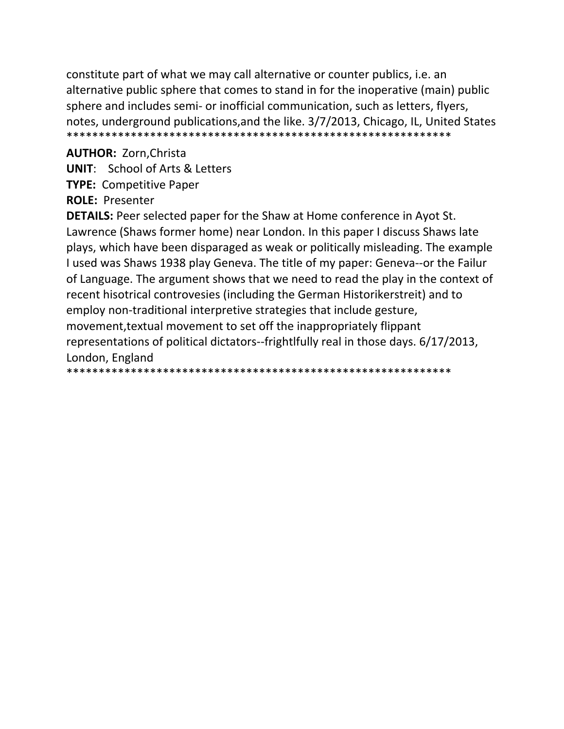constitute part of what we may call alternative or counter publics, i.e. an alternative public sphere that comes to stand in for the inoperative (main) public sphere and includes semi- or inofficial communication, such as letters, flyers, notes, underground publications,and the like. 3/7/2013, Chicago, IL, United States
************************************************************

**AUTHOR:** Zorn,Christa

**UNIT**: School of Arts & Letters

**TYPE:** Competitive Paper

**ROLE:** Presenter

**DETAILS:** Peer selected paper for the Shaw at Home conference in Ayot St. Lawrence (Shaws former home) near London. In this paper I discuss Shaws late plays, which have been disparaged as weak or politically misleading. The example I used was Shaws 1938 play Geneva. The title of my paper: Geneva--or the Failur of Language. The argument shows that we need to read the play in the context of recent hisotrical controvesies (including the German Historikerstreit) and to employ non-traditional interpretive strategies that include gesture, movement,textual movement to set off the inappropriately flippant representations of political dictators--frightlfully real in those days. 6/17/2013, London, England
************************************************************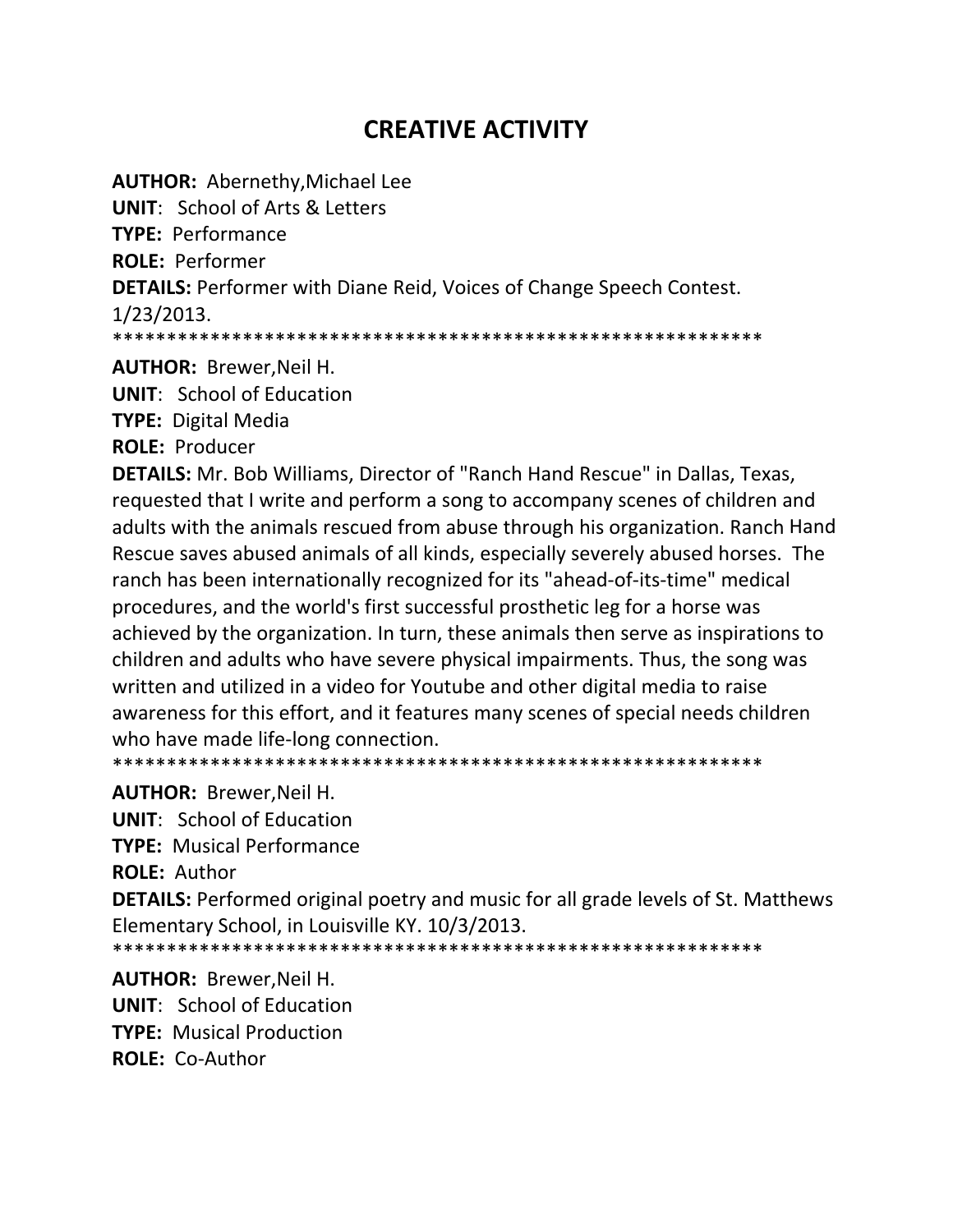# CREATIVE ACTIVITY

**AUTHOR:** Abernethy,Michael Lee
**UNIT**: School of Arts & Letters
**TYPE:** Performance
**ROLE:** Performer
**DETAILS:** Performer with Diane Reid, Voices of Change Speech Contest. 1/23/2013.

**************************************************************

**AUTHOR:** Brewer,Neil H.
**UNIT**: School of Education
**TYPE:** Digital Media
**ROLE:** Producer
**DETAILS:** Mr. Bob Williams, Director of "Ranch Hand Rescue" in Dallas, Texas, requested that I write and perform a song to accompany scenes of children and adults with the animals rescued from abuse through his organization. Ranch Hand Rescue saves abused animals of all kinds, especially severely abused horses. The ranch has been internationally recognized for its "ahead-of-its-time" medical procedures, and the world's first successful prosthetic leg for a horse was achieved by the organization. In turn, these animals then serve as inspirations to children and adults who have severe physical impairments. Thus, the song was written and utilized in a video for Youtube and other digital media to raise awareness for this effort, and it features many scenes of special needs children who have made life-long connection.

**************************************************************

**AUTHOR:** Brewer,Neil H.
**UNIT**: School of Education
**TYPE:** Musical Performance
**ROLE:** Author
**DETAILS:** Performed original poetry and music for all grade levels of St. Matthews Elementary School, in Louisville KY. 10/3/2013.

**************************************************************

**AUTHOR:** Brewer,Neil H.
**UNIT**: School of Education
**TYPE:** Musical Production
**ROLE:** Co-Author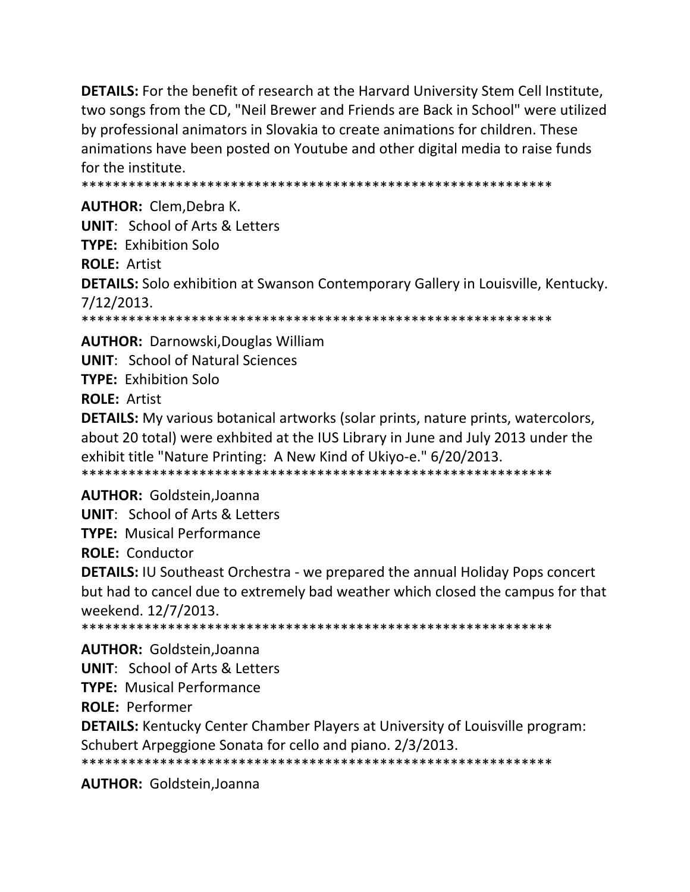**DETAILS:** For the benefit of research at the Harvard University Stem Cell Institute, two songs from the CD, "Neil Brewer and Friends are Back in School" were utilized by professional animators in Slovakia to create animations for children. These animations have been posted on Youtube and other digital media to raise funds for the institute.

************************************************************

**AUTHOR:** Clem,Debra K.

**UNIT**: School of Arts & Letters

**TYPE:** Exhibition Solo

**ROLE:** Artist

**DETAILS:** Solo exhibition at Swanson Contemporary Gallery in Louisville, Kentucky. 7/12/2013.

************************************************************

**AUTHOR:** Darnowski,Douglas William

**UNIT**: School of Natural Sciences

**TYPE:** Exhibition Solo

**ROLE:** Artist

**DETAILS:** My various botanical artworks (solar prints, nature prints, watercolors, about 20 total) were exhbited at the IUS Library in June and July 2013 under the exhibit title "Nature Printing: A New Kind of Ukiyo-e." 6/20/2013.

************************************************************

**AUTHOR:** Goldstein,Joanna

**UNIT**: School of Arts & Letters

**TYPE:** Musical Performance

**ROLE:** Conductor

**DETAILS:** IU Southeast Orchestra - we prepared the annual Holiday Pops concert but had to cancel due to extremely bad weather which closed the campus for that weekend. 12/7/2013.

************************************************************

**AUTHOR:** Goldstein,Joanna

**UNIT**: School of Arts & Letters

**TYPE:** Musical Performance

**ROLE:** Performer

**DETAILS:** Kentucky Center Chamber Players at University of Louisville program: Schubert Arpeggione Sonata for cello and piano. 2/3/2013.

************************************************************

**AUTHOR:** Goldstein,Joanna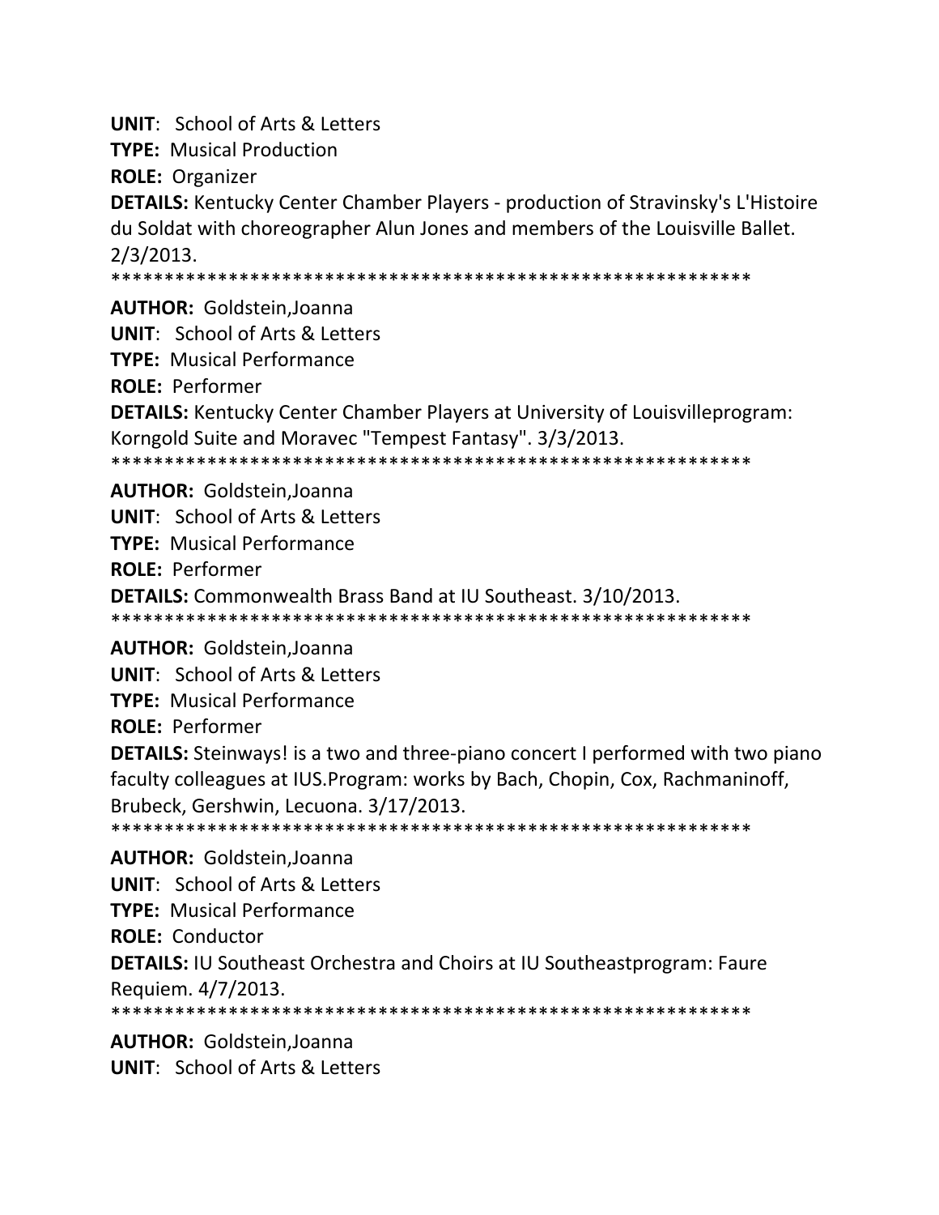**UNIT**: School of Arts & Letters

**TYPE:** Musical Production

**ROLE:** Organizer

**DETAILS:** Kentucky Center Chamber Players - production of Stravinsky's L'Histoire du Soldat with choreographer Alun Jones and members of the Louisville Ballet. 2/3/2013.

************************************************************

**AUTHOR:** Goldstein,Joanna

**UNIT**: School of Arts & Letters

**TYPE:** Musical Performance

**ROLE:** Performer

**DETAILS:** Kentucky Center Chamber Players at University of Louisvilleprogram: Korngold Suite and Moravec "Tempest Fantasy". 3/3/2013.

************************************************************

**AUTHOR:** Goldstein,Joanna

**UNIT**: School of Arts & Letters

**TYPE:** Musical Performance

**ROLE:** Performer

**DETAILS:** Commonwealth Brass Band at IU Southeast. 3/10/2013.

************************************************************

**AUTHOR:** Goldstein,Joanna

**UNIT**: School of Arts & Letters

**TYPE:** Musical Performance

**ROLE:** Performer

**DETAILS:** Steinways! is a two and three-piano concert I performed with two piano faculty colleagues at IUS.Program: works by Bach, Chopin, Cox, Rachmaninoff, Brubeck, Gershwin, Lecuona. 3/17/2013.

************************************************************

**AUTHOR:** Goldstein,Joanna

**UNIT**: School of Arts & Letters

**TYPE:** Musical Performance

**ROLE:** Conductor

**DETAILS:** IU Southeast Orchestra and Choirs at IU Southeastprogram: Faure Requiem. 4/7/2013.

************************************************************

**AUTHOR:** Goldstein,Joanna

**UNIT**: School of Arts & Letters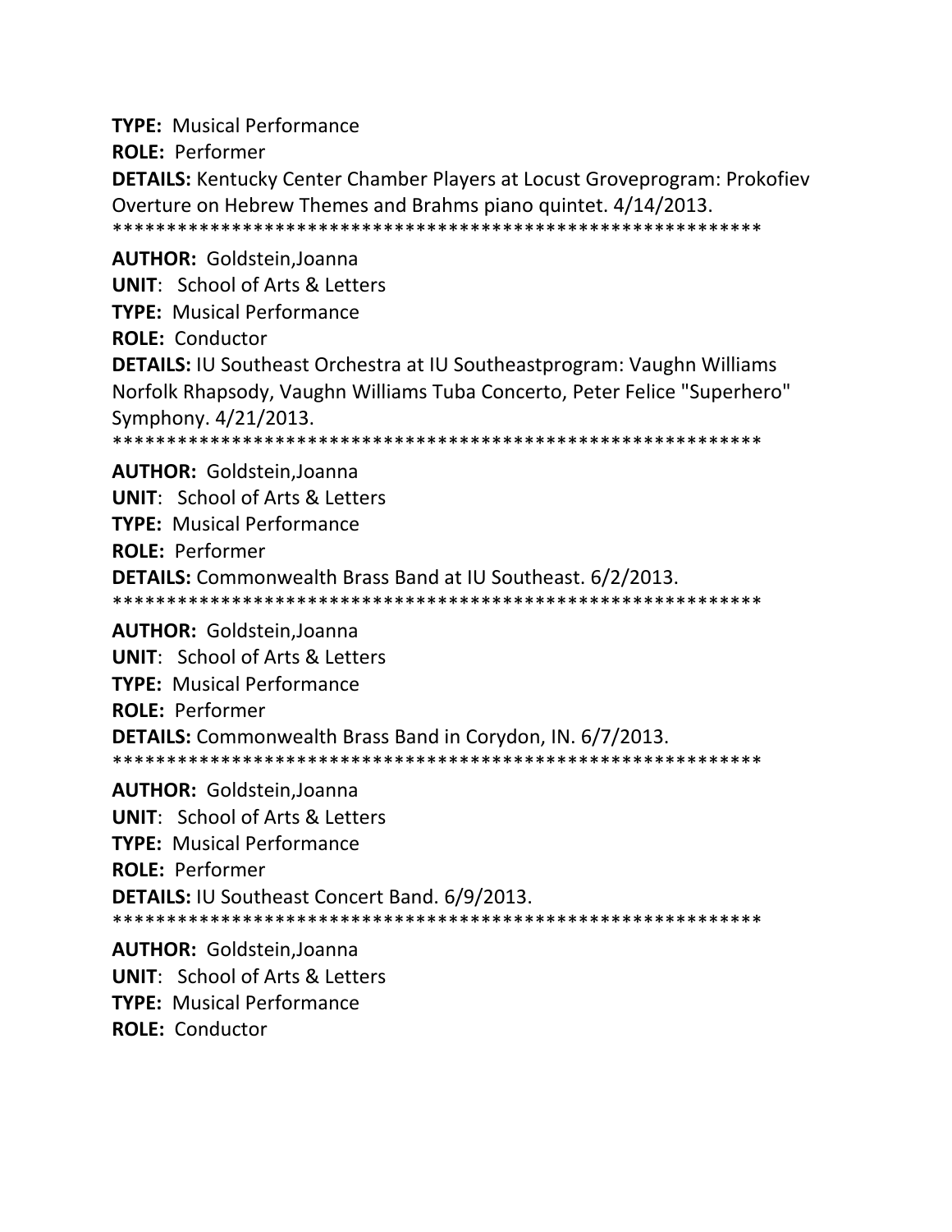**TYPE:** Musical Performance

**ROLE:** Performer

**DETAILS:** Kentucky Center Chamber Players at Locust Groveprogram: Prokofiev Overture on Hebrew Themes and Brahms piano quintet. 4/14/2013.

************************************************************

**AUTHOR:** Goldstein,Joanna

**UNIT**: School of Arts & Letters

**TYPE:** Musical Performance

**ROLE:** Conductor

**DETAILS:** IU Southeast Orchestra at IU Southeastprogram: Vaughn Williams Norfolk Rhapsody, Vaughn Williams Tuba Concerto, Peter Felice "Superhero" Symphony. 4/21/2013.

************************************************************

**AUTHOR:** Goldstein,Joanna

**UNIT**: School of Arts & Letters

**TYPE:** Musical Performance

**ROLE:** Performer

**DETAILS:** Commonwealth Brass Band at IU Southeast. 6/2/2013.

************************************************************

**AUTHOR:** Goldstein,Joanna

**UNIT**: School of Arts & Letters

**TYPE:** Musical Performance

**ROLE:** Performer

**DETAILS:** Commonwealth Brass Band in Corydon, IN. 6/7/2013.

************************************************************

**AUTHOR:** Goldstein,Joanna

**UNIT**: School of Arts & Letters

**TYPE:** Musical Performance

**ROLE:** Performer

**DETAILS:** IU Southeast Concert Band. 6/9/2013.

************************************************************

**AUTHOR:** Goldstein,Joanna

**UNIT**: School of Arts & Letters

**TYPE:** Musical Performance

**ROLE:** Conductor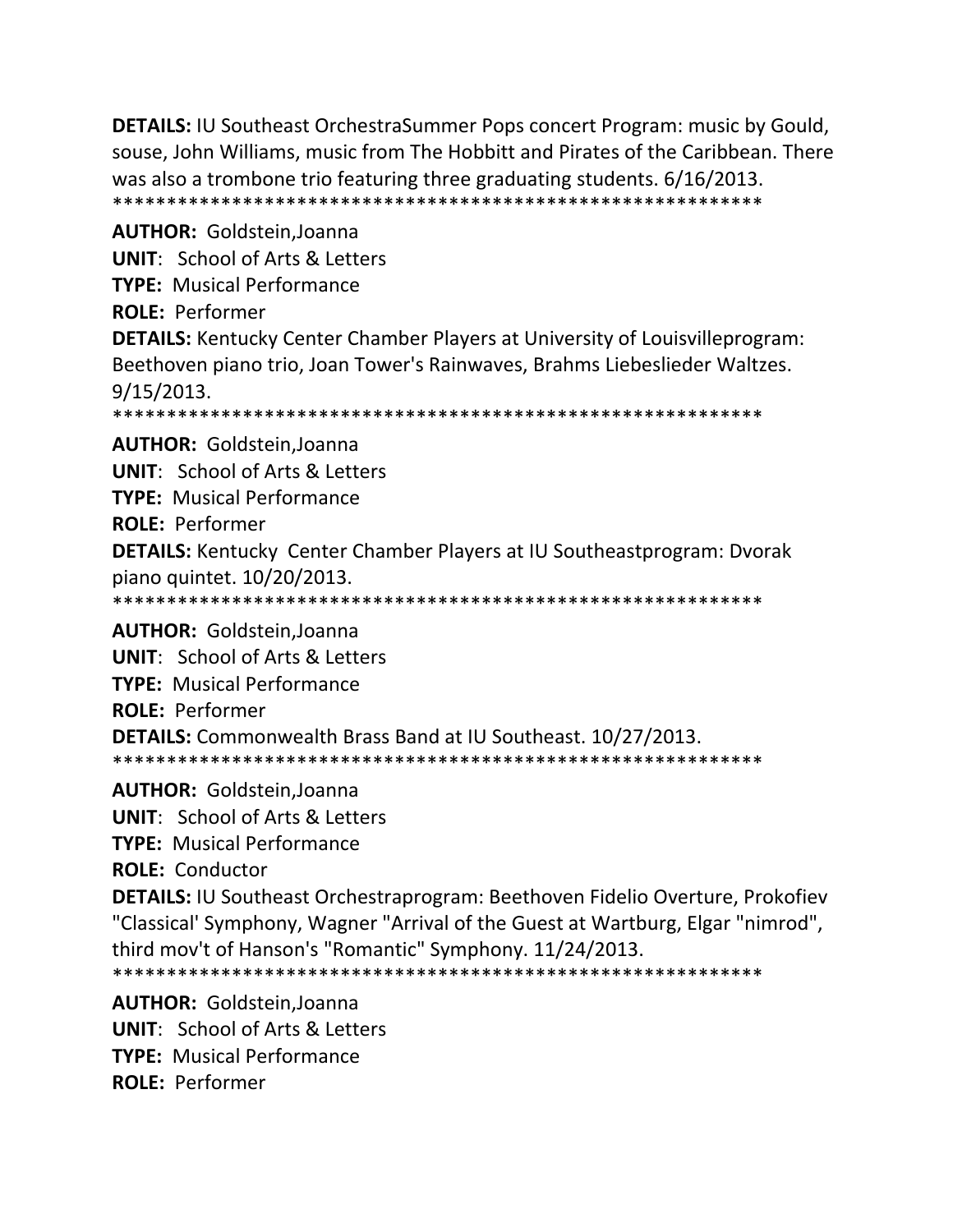**DETAILS:** IU Southeast OrchestraSummer Pops concert Program: music by Gould, souse, John Williams, music from The Hobbitt and Pirates of the Caribbean. There was also a trombone trio featuring three graduating students. 6/16/2013.
************************************************************

**AUTHOR:** Goldstein,Joanna

**UNIT**: School of Arts & Letters

**TYPE:** Musical Performance

**ROLE:** Performer

**DETAILS:** Kentucky Center Chamber Players at University of Louisvilleprogram: Beethoven piano trio, Joan Tower's Rainwaves, Brahms Liebeslieder Waltzes. 9/15/2013.
************************************************************

**AUTHOR:** Goldstein,Joanna

**UNIT**: School of Arts & Letters

**TYPE:** Musical Performance

**ROLE:** Performer

**DETAILS:** Kentucky Center Chamber Players at IU Southeastprogram: Dvorak piano quintet. 10/20/2013.
************************************************************

**AUTHOR:** Goldstein,Joanna

**UNIT**: School of Arts & Letters

**TYPE:** Musical Performance

**ROLE:** Performer

**DETAILS:** Commonwealth Brass Band at IU Southeast. 10/27/2013.
************************************************************

**AUTHOR:** Goldstein,Joanna

**UNIT**: School of Arts & Letters

**TYPE:** Musical Performance

**ROLE:** Conductor

**DETAILS:** IU Southeast Orchestraprogram: Beethoven Fidelio Overture, Prokofiev "Classical' Symphony, Wagner "Arrival of the Guest at Wartburg, Elgar "nimrod", third mov't of Hanson's "Romantic" Symphony. 11/24/2013.
************************************************************

**AUTHOR:** Goldstein,Joanna

**UNIT**: School of Arts & Letters

**TYPE:** Musical Performance

**ROLE:** Performer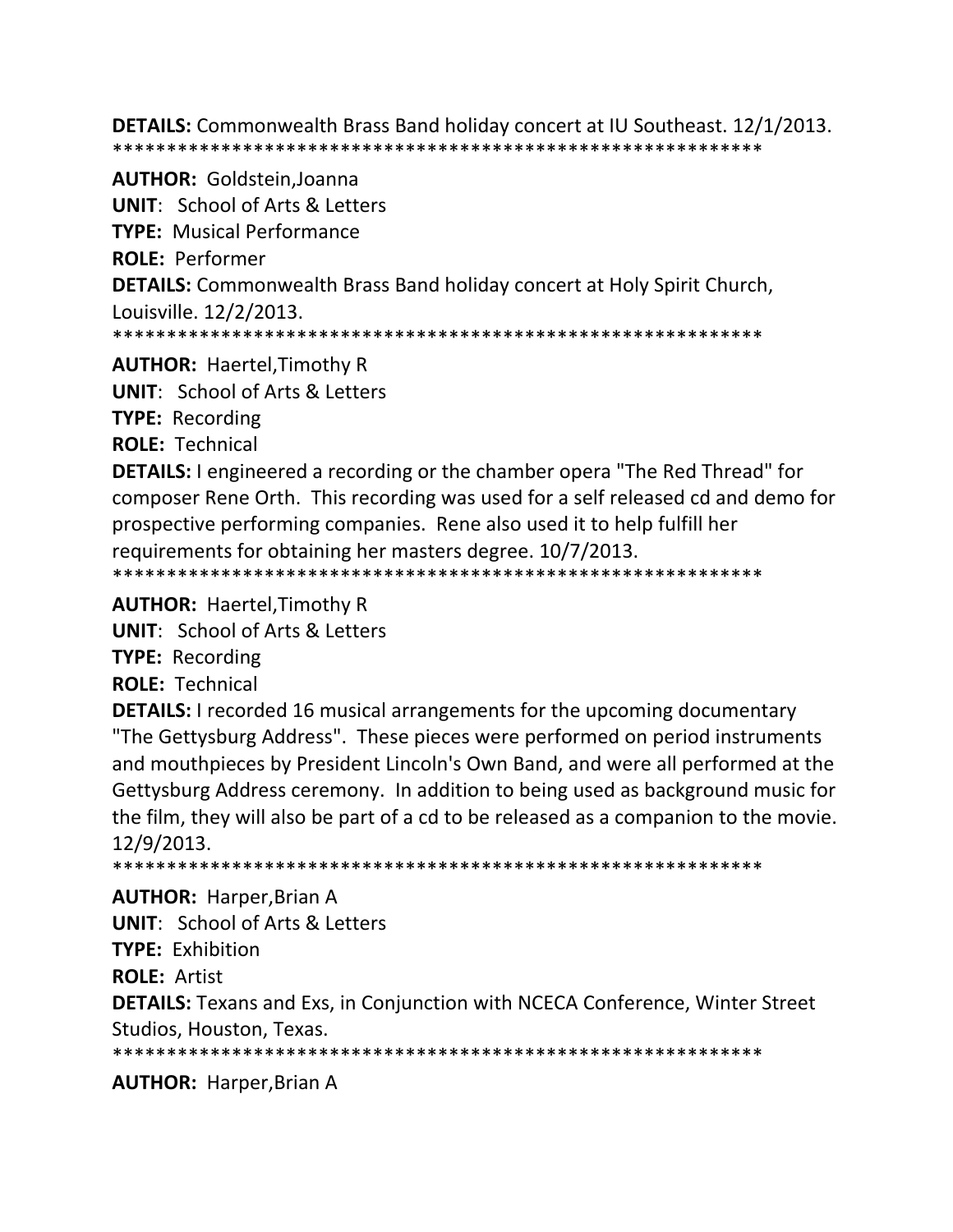**DETAILS:** Commonwealth Brass Band holiday concert at IU Southeast. 12/1/2013.
************************************************************

**AUTHOR:** Goldstein,Joanna
**UNIT**: School of Arts & Letters
**TYPE:** Musical Performance
**ROLE:** Performer
**DETAILS:** Commonwealth Brass Band holiday concert at Holy Spirit Church, Louisville. 12/2/2013.
************************************************************

**AUTHOR:** Haertel,Timothy R
**UNIT**: School of Arts & Letters
**TYPE:** Recording
**ROLE:** Technical
**DETAILS:** I engineered a recording or the chamber opera "The Red Thread" for composer Rene Orth. This recording was used for a self released cd and demo for prospective performing companies. Rene also used it to help fulfill her requirements for obtaining her masters degree. 10/7/2013.
************************************************************

**AUTHOR:** Haertel,Timothy R
**UNIT**: School of Arts & Letters
**TYPE:** Recording
**ROLE:** Technical
**DETAILS:** I recorded 16 musical arrangements for the upcoming documentary "The Gettysburg Address". These pieces were performed on period instruments and mouthpieces by President Lincoln's Own Band, and were all performed at the Gettysburg Address ceremony. In addition to being used as background music for the film, they will also be part of a cd to be released as a companion to the movie. 12/9/2013.
************************************************************

**AUTHOR:** Harper,Brian A
**UNIT**: School of Arts & Letters
**TYPE:** Exhibition
**ROLE:** Artist
**DETAILS:** Texans and Exs, in Conjunction with NCECA Conference, Winter Street Studios, Houston, Texas.
************************************************************

**AUTHOR:** Harper,Brian A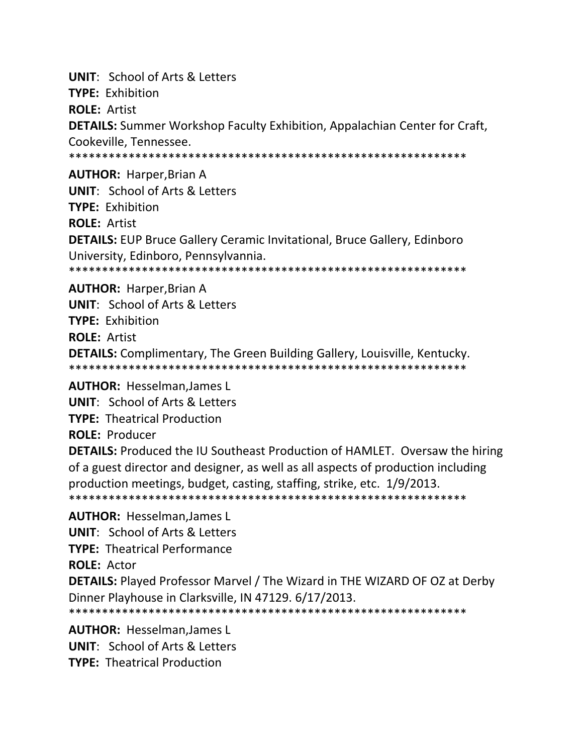**UNIT**: School of Arts & Letters

**TYPE:** Exhibition

**ROLE:** Artist

**DETAILS:** Summer Workshop Faculty Exhibition, Appalachian Center for Craft, Cookeville, Tennessee.

************************************************************

**AUTHOR:** Harper,Brian A

**UNIT**: School of Arts & Letters

**TYPE:** Exhibition

**ROLE:** Artist

**DETAILS:** EUP Bruce Gallery Ceramic Invitational, Bruce Gallery, Edinboro University, Edinboro, Pennsylvannia.

************************************************************

**AUTHOR:** Harper,Brian A

**UNIT**: School of Arts & Letters

**TYPE:** Exhibition

**ROLE:** Artist

**DETAILS:** Complimentary, The Green Building Gallery, Louisville, Kentucky.

************************************************************

**AUTHOR:** Hesselman,James L

**UNIT**: School of Arts & Letters

**TYPE:** Theatrical Production

**ROLE:** Producer

**DETAILS:** Produced the IU Southeast Production of HAMLET. Oversaw the hiring of a guest director and designer, as well as all aspects of production including production meetings, budget, casting, staffing, strike, etc. 1/9/2013.

************************************************************

**AUTHOR:** Hesselman,James L

**UNIT**: School of Arts & Letters

**TYPE:** Theatrical Performance

**ROLE:** Actor

**DETAILS:** Played Professor Marvel / The Wizard in THE WIZARD OF OZ at Derby Dinner Playhouse in Clarksville, IN 47129. 6/17/2013.

************************************************************

**AUTHOR:** Hesselman,James L

**UNIT**: School of Arts & Letters

**TYPE:** Theatrical Production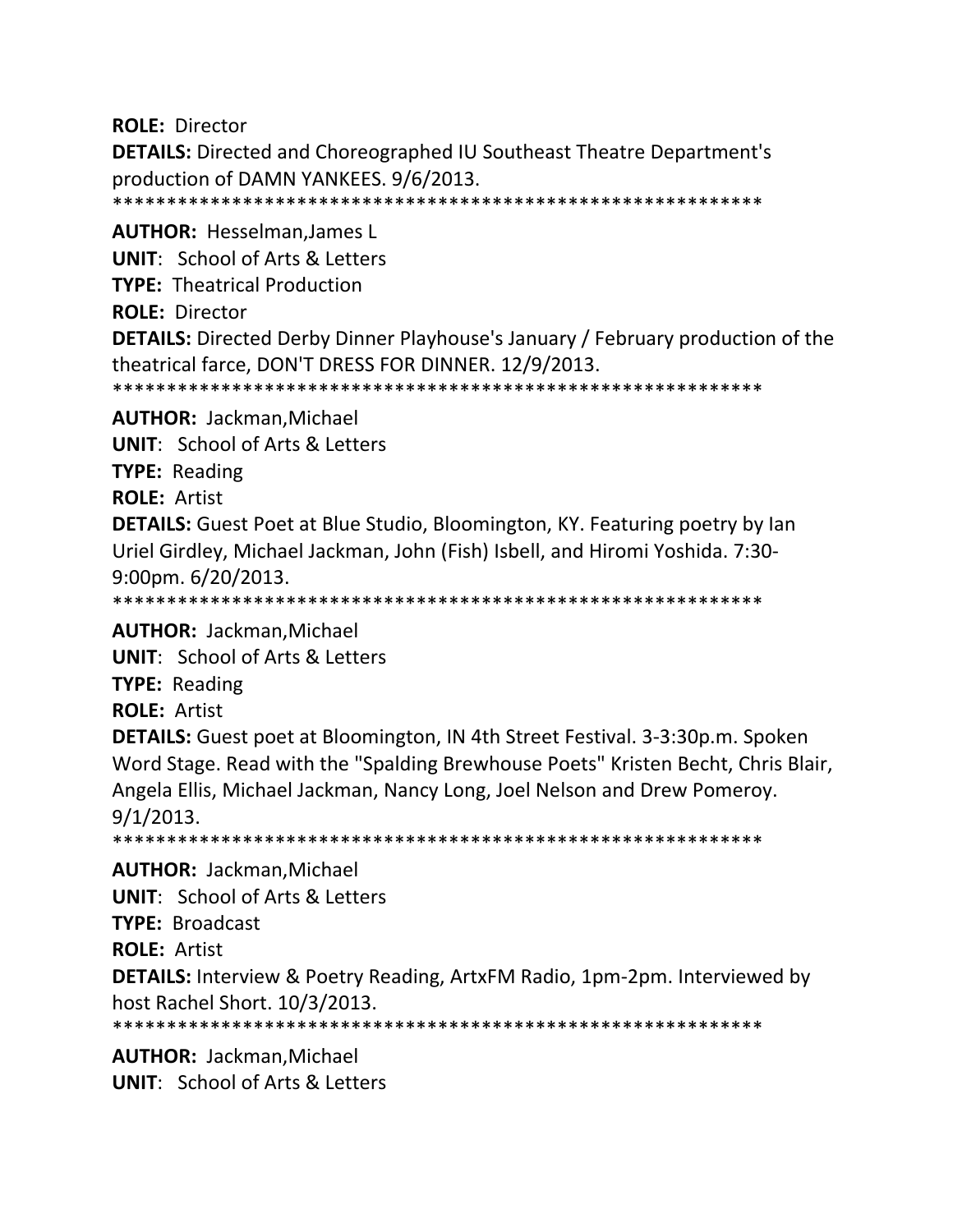**ROLE:** Director

**DETAILS:** Directed and Choreographed IU Southeast Theatre Department's production of DAMN YANKEES. 9/6/2013.

************************************************************

**AUTHOR:** Hesselman,James L

**UNIT**: School of Arts & Letters

**TYPE:** Theatrical Production

**ROLE:** Director

**DETAILS:** Directed Derby Dinner Playhouse's January / February production of the theatrical farce, DON'T DRESS FOR DINNER. 12/9/2013.

************************************************************

**AUTHOR:** Jackman,Michael

**UNIT**: School of Arts & Letters

**TYPE:** Reading

**ROLE:** Artist

**DETAILS:** Guest Poet at Blue Studio, Bloomington, KY. Featuring poetry by Ian Uriel Girdley, Michael Jackman, John (Fish) Isbell, and Hiromi Yoshida. 7:30-9:00pm. 6/20/2013.

************************************************************

**AUTHOR:** Jackman,Michael

**UNIT**: School of Arts & Letters

**TYPE:** Reading

**ROLE:** Artist

**DETAILS:** Guest poet at Bloomington, IN 4th Street Festival. 3-3:30p.m. Spoken Word Stage. Read with the "Spalding Brewhouse Poets" Kristen Becht, Chris Blair, Angela Ellis, Michael Jackman, Nancy Long, Joel Nelson and Drew Pomeroy. 9/1/2013.

************************************************************

**AUTHOR:** Jackman,Michael

**UNIT**: School of Arts & Letters

**TYPE:** Broadcast

**ROLE:** Artist

**DETAILS:** Interview & Poetry Reading, ArtxFM Radio, 1pm-2pm. Interviewed by host Rachel Short. 10/3/2013.

************************************************************

**AUTHOR:** Jackman,Michael

**UNIT**: School of Arts & Letters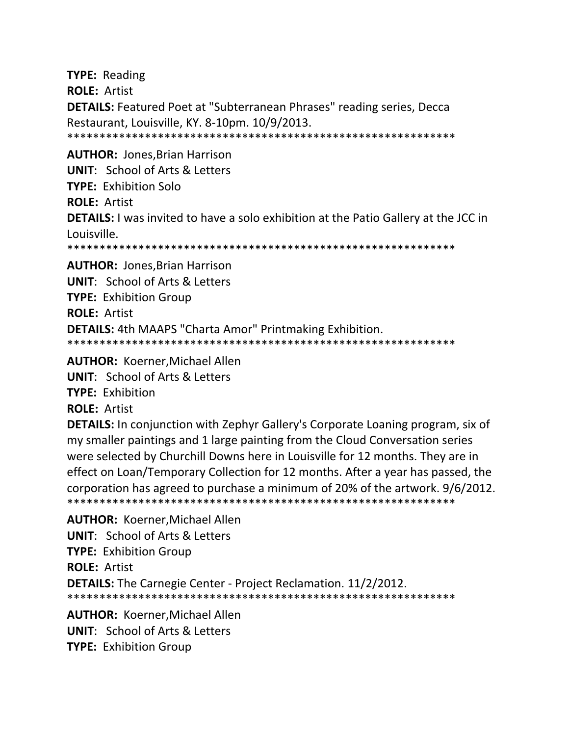**TYPE:** Reading

**ROLE:** Artist

**DETAILS:** Featured Poet at "Subterranean Phrases" reading series, Decca Restaurant, Louisville, KY. 8-10pm. 10/9/2013.

************************************************************

**AUTHOR:** Jones,Brian Harrison

**UNIT**: School of Arts & Letters

**TYPE:** Exhibition Solo

**ROLE:** Artist

**DETAILS:** I was invited to have a solo exhibition at the Patio Gallery at the JCC in Louisville.

************************************************************

**AUTHOR:** Jones,Brian Harrison

**UNIT**: School of Arts & Letters

**TYPE:** Exhibition Group

**ROLE:** Artist

**DETAILS:** 4th MAAPS "Charta Amor" Printmaking Exhibition.

************************************************************

**AUTHOR:** Koerner,Michael Allen

**UNIT**: School of Arts & Letters

**TYPE:** Exhibition

**ROLE:** Artist

**DETAILS:** In conjunction with Zephyr Gallery's Corporate Loaning program, six of my smaller paintings and 1 large painting from the Cloud Conversation series were selected by Churchill Downs here in Louisville for 12 months. They are in effect on Loan/Temporary Collection for 12 months. After a year has passed, the corporation has agreed to purchase a minimum of 20% of the artwork. 9/6/2012.

************************************************************

**AUTHOR:** Koerner,Michael Allen

**UNIT**: School of Arts & Letters

**TYPE:** Exhibition Group

**ROLE:** Artist

**DETAILS:** The Carnegie Center - Project Reclamation. 11/2/2012.

************************************************************

**AUTHOR:** Koerner,Michael Allen

**UNIT**: School of Arts & Letters

**TYPE:** Exhibition Group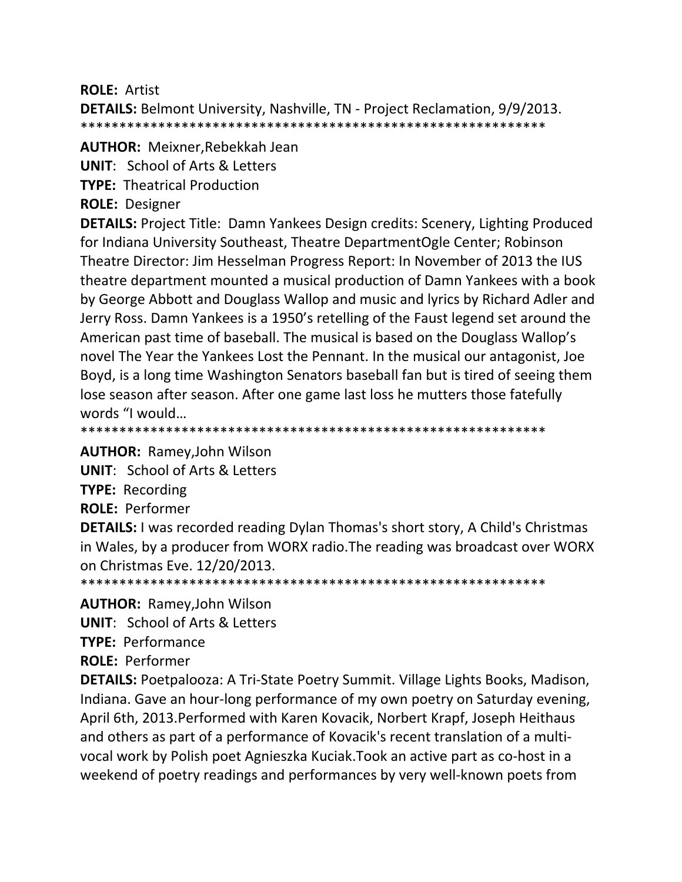**ROLE:** Artist

**DETAILS:** Belmont University, Nashville, TN - Project Reclamation, 9/9/2013.

*************************************************************

**AUTHOR:** Meixner,Rebekkah Jean

**UNIT**: School of Arts & Letters

**TYPE:** Theatrical Production

**ROLE:** Designer

**DETAILS:** Project Title: Damn Yankees Design credits: Scenery, Lighting Produced for Indiana University Southeast, Theatre DepartmentOgle Center; Robinson Theatre Director: Jim Hesselman Progress Report: In November of 2013 the IUS theatre department mounted a musical production of Damn Yankees with a book by George Abbott and Douglass Wallop and music and lyrics by Richard Adler and Jerry Ross. Damn Yankees is a 1950's retelling of the Faust legend set around the American past time of baseball. The musical is based on the Douglass Wallop's novel The Year the Yankees Lost the Pennant. In the musical our antagonist, Joe Boyd, is a long time Washington Senators baseball fan but is tired of seeing them lose season after season. After one game last loss he mutters those fatefully words "I would…

*************************************************************

**AUTHOR:** Ramey,John Wilson

**UNIT**: School of Arts & Letters

**TYPE:** Recording

**ROLE:** Performer

**DETAILS:** I was recorded reading Dylan Thomas's short story, A Child's Christmas in Wales, by a producer from WORX radio.The reading was broadcast over WORX on Christmas Eve. 12/20/2013.

*************************************************************

**AUTHOR:** Ramey,John Wilson

**UNIT**: School of Arts & Letters

**TYPE:** Performance

**ROLE:** Performer

**DETAILS:** Poetpalooza: A Tri-State Poetry Summit. Village Lights Books, Madison, Indiana. Gave an hour-long performance of my own poetry on Saturday evening, April 6th, 2013.Performed with Karen Kovacik, Norbert Krapf, Joseph Heithaus and others as part of a performance of Kovacik's recent translation of a multi-vocal work by Polish poet Agnieszka Kuciak.Took an active part as co-host in a weekend of poetry readings and performances by very well-known poets from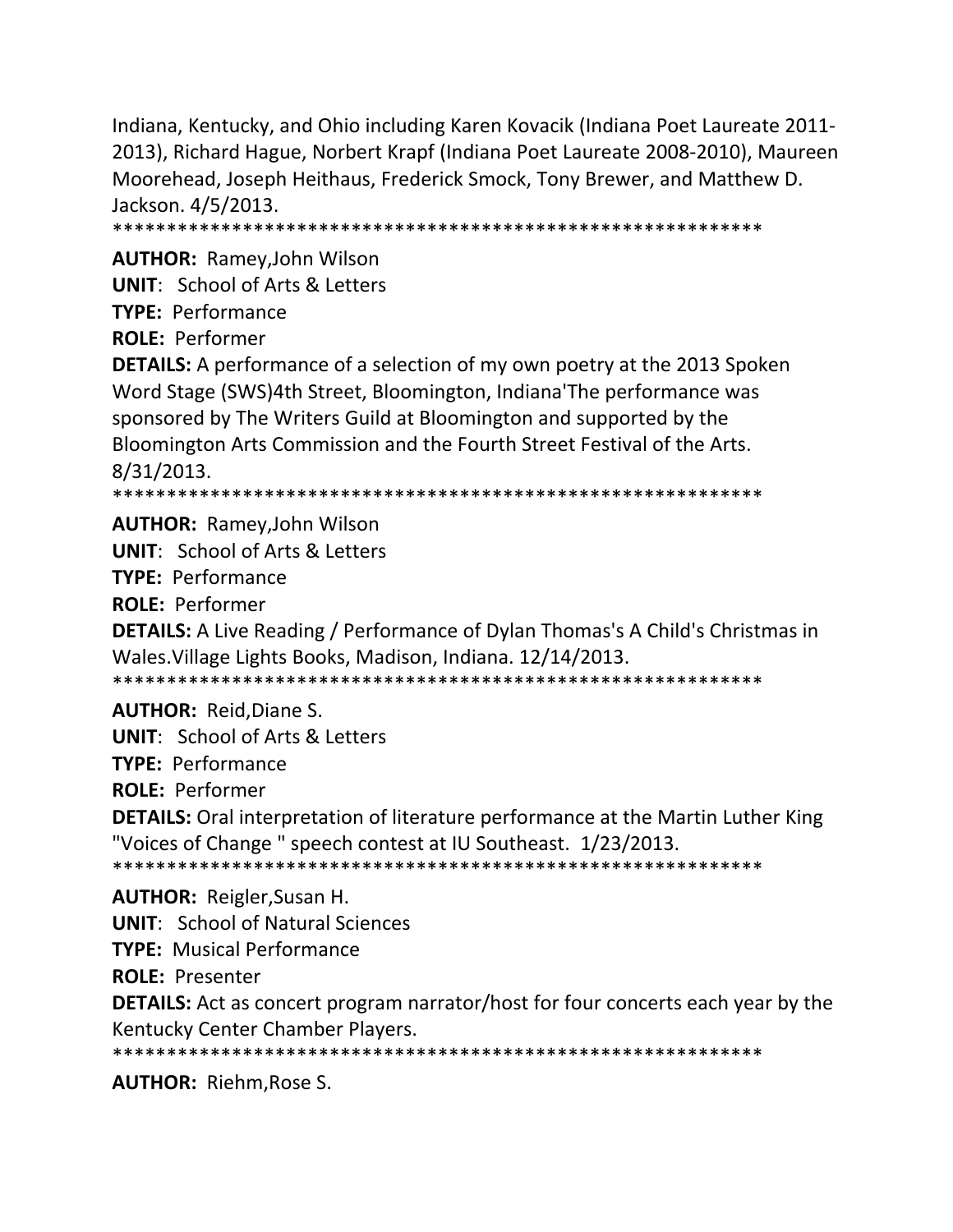Indiana, Kentucky, and Ohio including Karen Kovacik (Indiana Poet Laureate 2011-2013), Richard Hague, Norbert Krapf (Indiana Poet Laureate 2008-2010), Maureen Moorehead, Joseph Heithaus, Frederick Smock, Tony Brewer, and Matthew D. Jackson. 4/5/2013.

************************************************************

**AUTHOR:** Ramey,John Wilson

**UNIT**: School of Arts & Letters

**TYPE:** Performance

**ROLE:** Performer

**DETAILS:** A performance of a selection of my own poetry at the 2013 Spoken Word Stage (SWS)4th Street, Bloomington, Indiana'The performance was sponsored by The Writers Guild at Bloomington and supported by the Bloomington Arts Commission and the Fourth Street Festival of the Arts. 8/31/2013.

************************************************************

**AUTHOR:** Ramey,John Wilson

**UNIT**: School of Arts & Letters

**TYPE:** Performance

**ROLE:** Performer

**DETAILS:** A Live Reading / Performance of Dylan Thomas's A Child's Christmas in Wales.Village Lights Books, Madison, Indiana. 12/14/2013.

************************************************************

**AUTHOR:** Reid,Diane S.

**UNIT**: School of Arts & Letters

**TYPE:** Performance

**ROLE:** Performer

**DETAILS:** Oral interpretation of literature performance at the Martin Luther King "Voices of Change " speech contest at IU Southeast. 1/23/2013.

************************************************************

**AUTHOR:** Reigler,Susan H.

**UNIT**: School of Natural Sciences

**TYPE:** Musical Performance

**ROLE:** Presenter

**DETAILS:** Act as concert program narrator/host for four concerts each year by the Kentucky Center Chamber Players.

************************************************************

**AUTHOR:** Riehm,Rose S.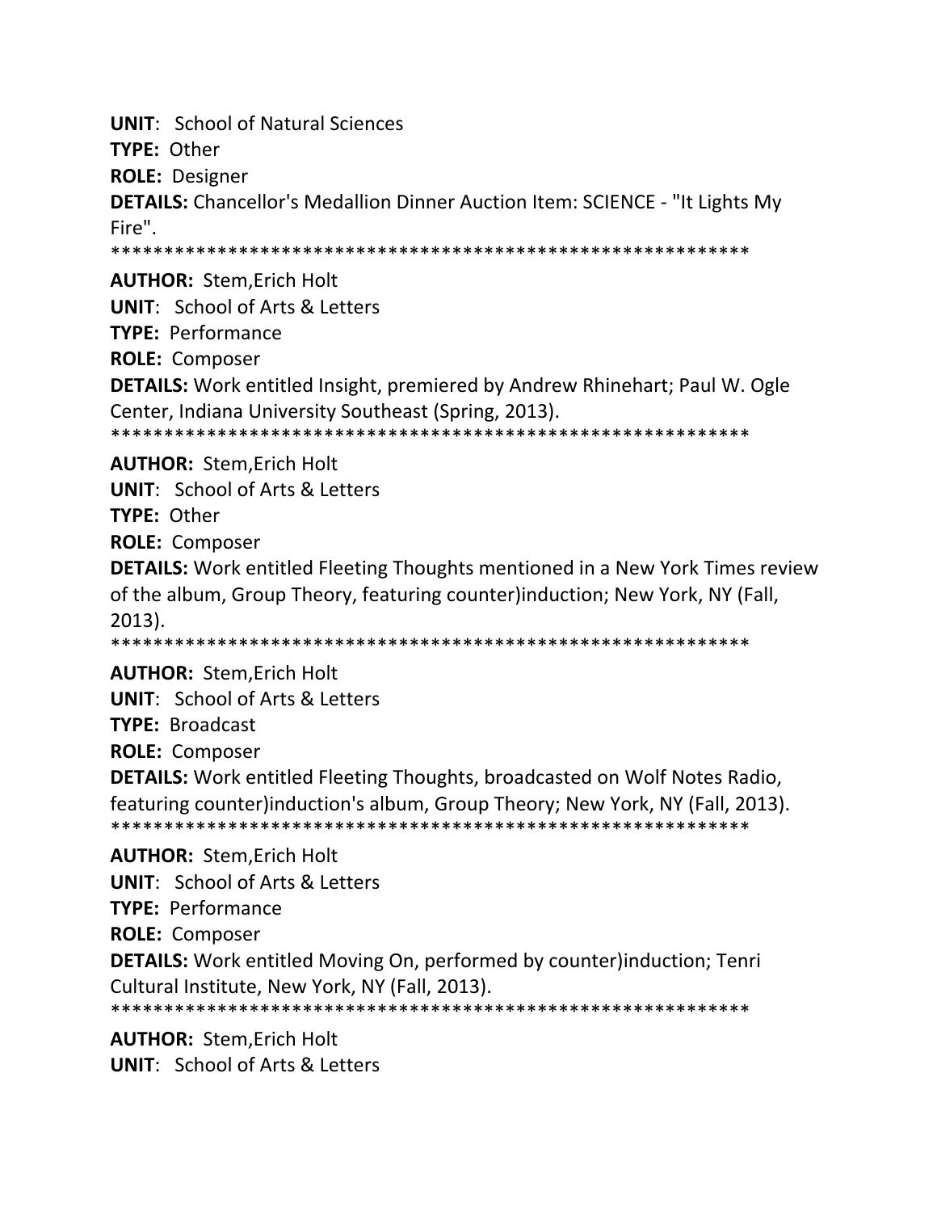**UNIT**: School of Natural Sciences

**TYPE:** Other

**ROLE:** Designer

**DETAILS:** Chancellor's Medallion Dinner Auction Item: SCIENCE - "It Lights My Fire".

************************************************************

**AUTHOR:** Stem,Erich Holt

**UNIT**: School of Arts & Letters

**TYPE:** Performance

**ROLE:** Composer

**DETAILS:** Work entitled Insight, premiered by Andrew Rhinehart; Paul W. Ogle Center, Indiana University Southeast (Spring, 2013).

************************************************************

**AUTHOR:** Stem,Erich Holt

**UNIT**: School of Arts & Letters

**TYPE:** Other

**ROLE:** Composer

**DETAILS:** Work entitled Fleeting Thoughts mentioned in a New York Times review of the album, Group Theory, featuring counter)induction; New York, NY (Fall, 2013).

************************************************************

**AUTHOR:** Stem,Erich Holt

**UNIT**: School of Arts & Letters

**TYPE:** Broadcast

**ROLE:** Composer

**DETAILS:** Work entitled Fleeting Thoughts, broadcasted on Wolf Notes Radio, featuring counter)induction's album, Group Theory; New York, NY (Fall, 2013).

************************************************************

**AUTHOR:** Stem,Erich Holt

**UNIT**: School of Arts & Letters

**TYPE:** Performance

**ROLE:** Composer

**DETAILS:** Work entitled Moving On, performed by counter)induction; Tenri Cultural Institute, New York, NY (Fall, 2013).

************************************************************

**AUTHOR:** Stem,Erich Holt

**UNIT**: School of Arts & Letters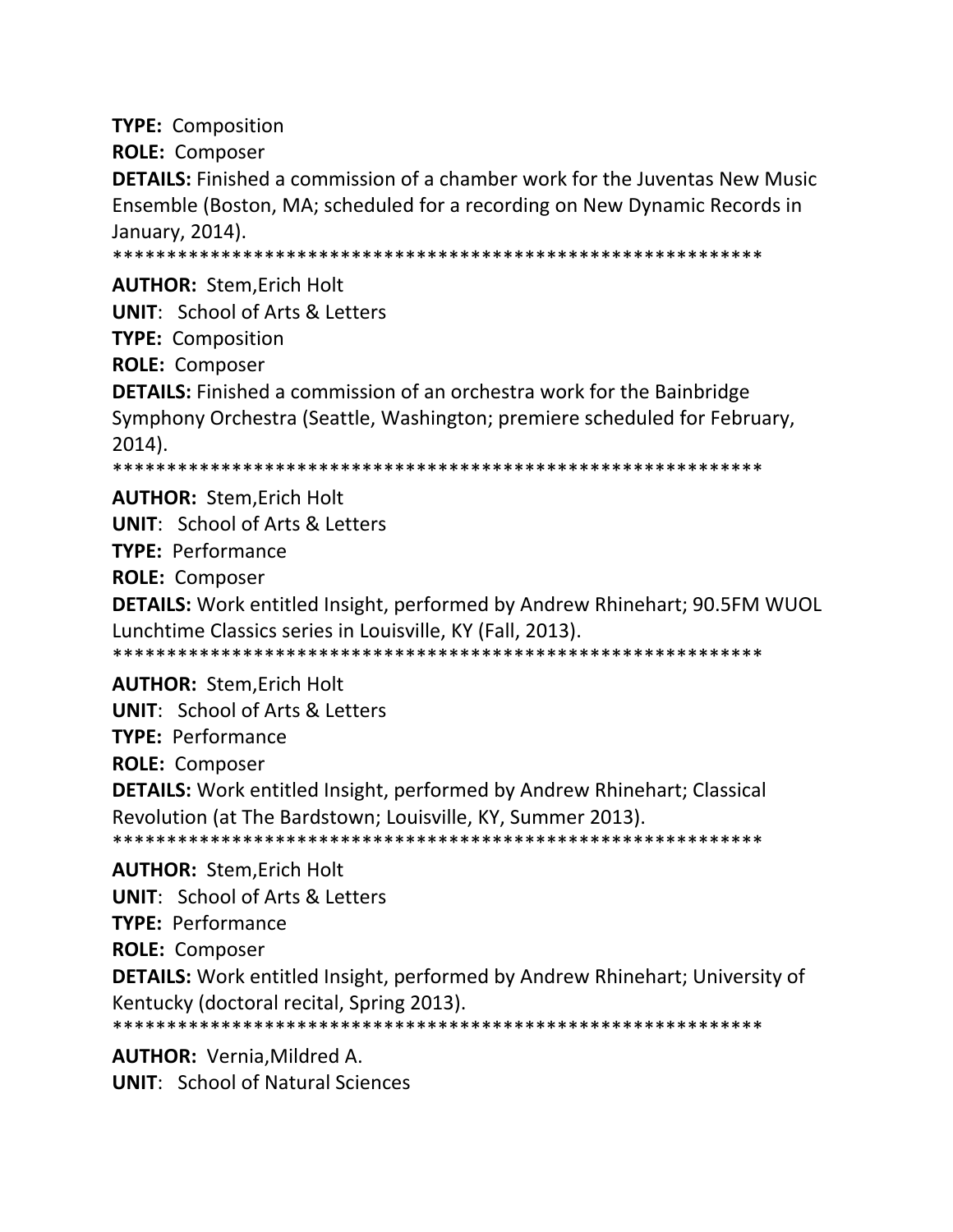**TYPE:** Composition

**ROLE:** Composer

**DETAILS:** Finished a commission of a chamber work for the Juventas New Music Ensemble (Boston, MA; scheduled for a recording on New Dynamic Records in January, 2014).

************************************************************

**AUTHOR:** Stem,Erich Holt

**UNIT**: School of Arts & Letters

**TYPE:** Composition

**ROLE:** Composer

**DETAILS:** Finished a commission of an orchestra work for the Bainbridge Symphony Orchestra (Seattle, Washington; premiere scheduled for February, 2014).

************************************************************

**AUTHOR:** Stem,Erich Holt

**UNIT**: School of Arts & Letters

**TYPE:** Performance

**ROLE:** Composer

**DETAILS:** Work entitled Insight, performed by Andrew Rhinehart; 90.5FM WUOL Lunchtime Classics series in Louisville, KY (Fall, 2013).

************************************************************

**AUTHOR:** Stem,Erich Holt

**UNIT**: School of Arts & Letters

**TYPE:** Performance

**ROLE:** Composer

**DETAILS:** Work entitled Insight, performed by Andrew Rhinehart; Classical Revolution (at The Bardstown; Louisville, KY, Summer 2013).

************************************************************

**AUTHOR:** Stem,Erich Holt

**UNIT**: School of Arts & Letters

**TYPE:** Performance

**ROLE:** Composer

**DETAILS:** Work entitled Insight, performed by Andrew Rhinehart; University of Kentucky (doctoral recital, Spring 2013).

************************************************************

**AUTHOR:** Vernia,Mildred A.

**UNIT**: School of Natural Sciences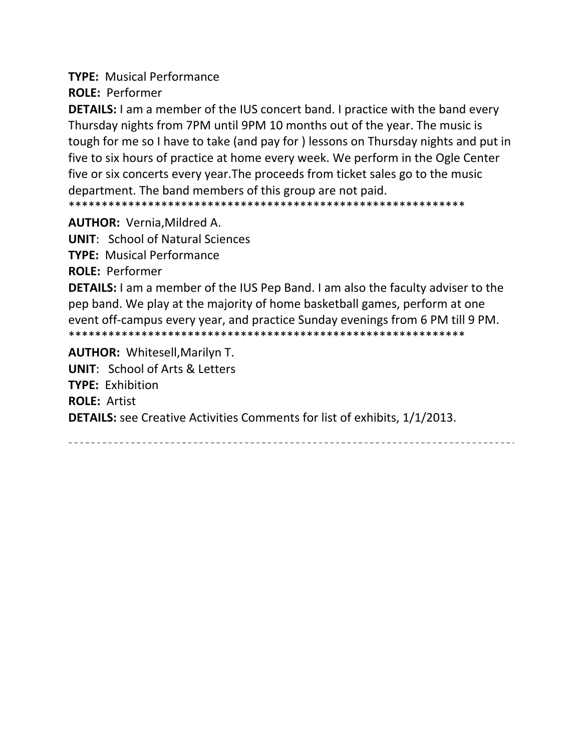**TYPE:** Musical Performance

**ROLE:** Performer

**DETAILS:** I am a member of the IUS concert band. I practice with the band every Thursday nights from 7PM until 9PM 10 months out of the year. The music is tough for me so I have to take (and pay for ) lessons on Thursday nights and put in five to six hours of practice at home every week. We perform in the Ogle Center five or six concerts every year.The proceeds from ticket sales go to the music department. The band members of this group are not paid.

************************************************************

**AUTHOR:** Vernia,Mildred A.

**UNIT**: School of Natural Sciences

**TYPE:** Musical Performance

**ROLE:** Performer

**DETAILS:** I am a member of the IUS Pep Band. I am also the faculty adviser to the pep band. We play at the majority of home basketball games, perform at one event off-campus every year, and practice Sunday evenings from 6 PM till 9 PM.

************************************************************

**AUTHOR:** Whitesell,Marilyn T.

**UNIT**: School of Arts & Letters

**TYPE:** Exhibition

**ROLE:** Artist

**DETAILS:** see Creative Activities Comments for list of exhibits, 1/1/2013.

---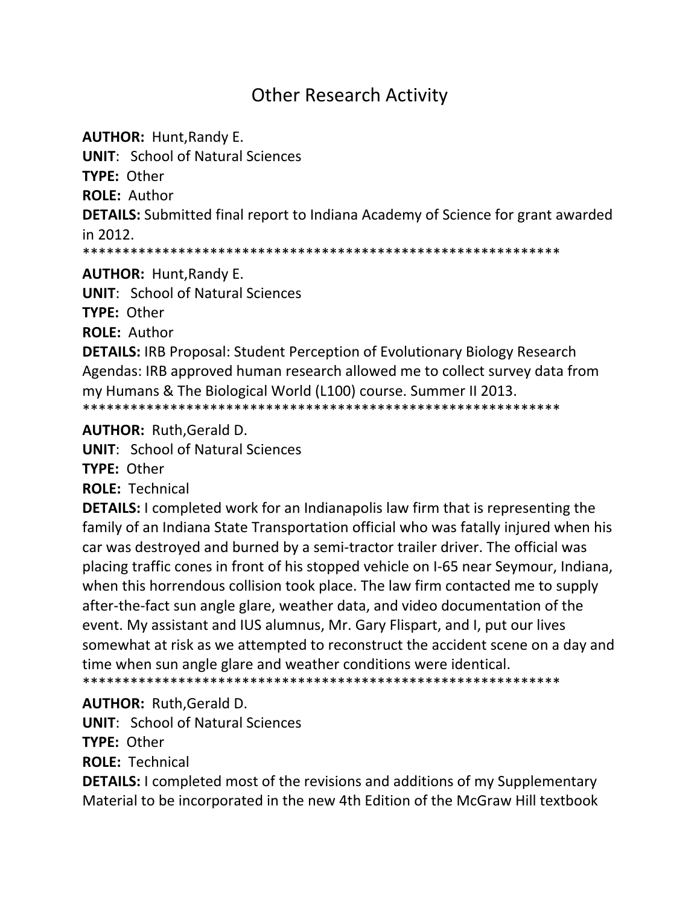# Other Research Activity

**AUTHOR:** Hunt,Randy E.
**UNIT**: School of Natural Sciences
**TYPE:** Other
**ROLE:** Author
**DETAILS:** Submitted final report to Indiana Academy of Science for grant awarded in 2012.
************************************************************

**AUTHOR:** Hunt,Randy E.
**UNIT**: School of Natural Sciences
**TYPE:** Other
**ROLE:** Author
**DETAILS:** IRB Proposal: Student Perception of Evolutionary Biology Research Agendas: IRB approved human research allowed me to collect survey data from my Humans & The Biological World (L100) course. Summer II 2013.
************************************************************

**AUTHOR:** Ruth,Gerald D.
**UNIT**: School of Natural Sciences
**TYPE:** Other
**ROLE:** Technical
**DETAILS:** I completed work for an Indianapolis law firm that is representing the family of an Indiana State Transportation official who was fatally injured when his car was destroyed and burned by a semi-tractor trailer driver. The official was placing traffic cones in front of his stopped vehicle on I-65 near Seymour, Indiana, when this horrendous collision took place. The law firm contacted me to supply after-the-fact sun angle glare, weather data, and video documentation of the event. My assistant and IUS alumnus, Mr. Gary Flispart, and I, put our lives somewhat at risk as we attempted to reconstruct the accident scene on a day and time when sun angle glare and weather conditions were identical.
************************************************************

**AUTHOR:** Ruth,Gerald D.
**UNIT**: School of Natural Sciences
**TYPE:** Other
**ROLE:** Technical
**DETAILS:** I completed most of the revisions and additions of my Supplementary Material to be incorporated in the new 4th Edition of the McGraw Hill textbook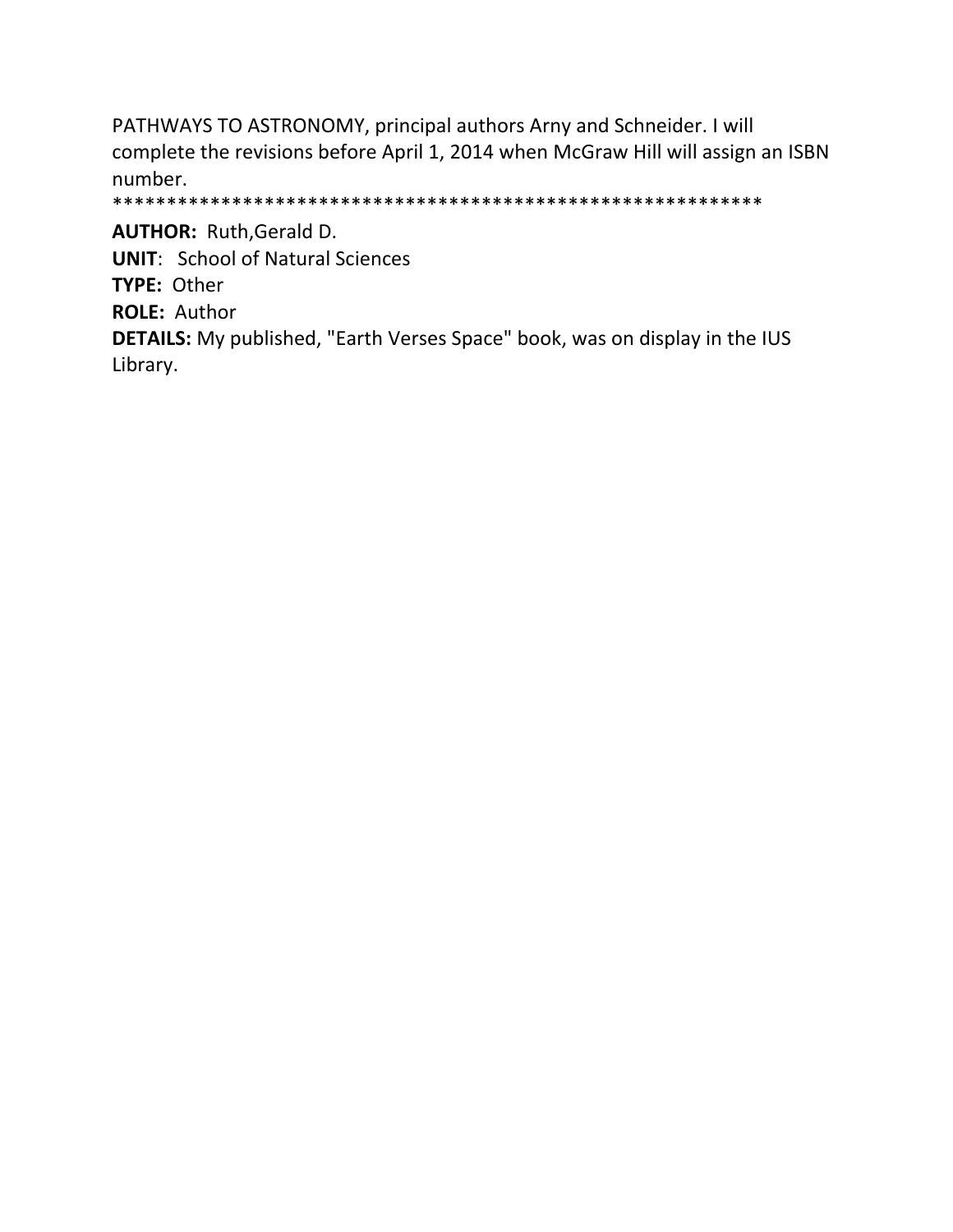PATHWAYS TO ASTRONOMY, principal authors Arny and Schneider. I will complete the revisions before April 1, 2014 when McGraw Hill will assign an ISBN number.

************************************************************

**AUTHOR:** Ruth,Gerald D.

**UNIT**: School of Natural Sciences

**TYPE:** Other

**ROLE:** Author

**DETAILS:** My published, "Earth Verses Space" book, was on display in the IUS Library.